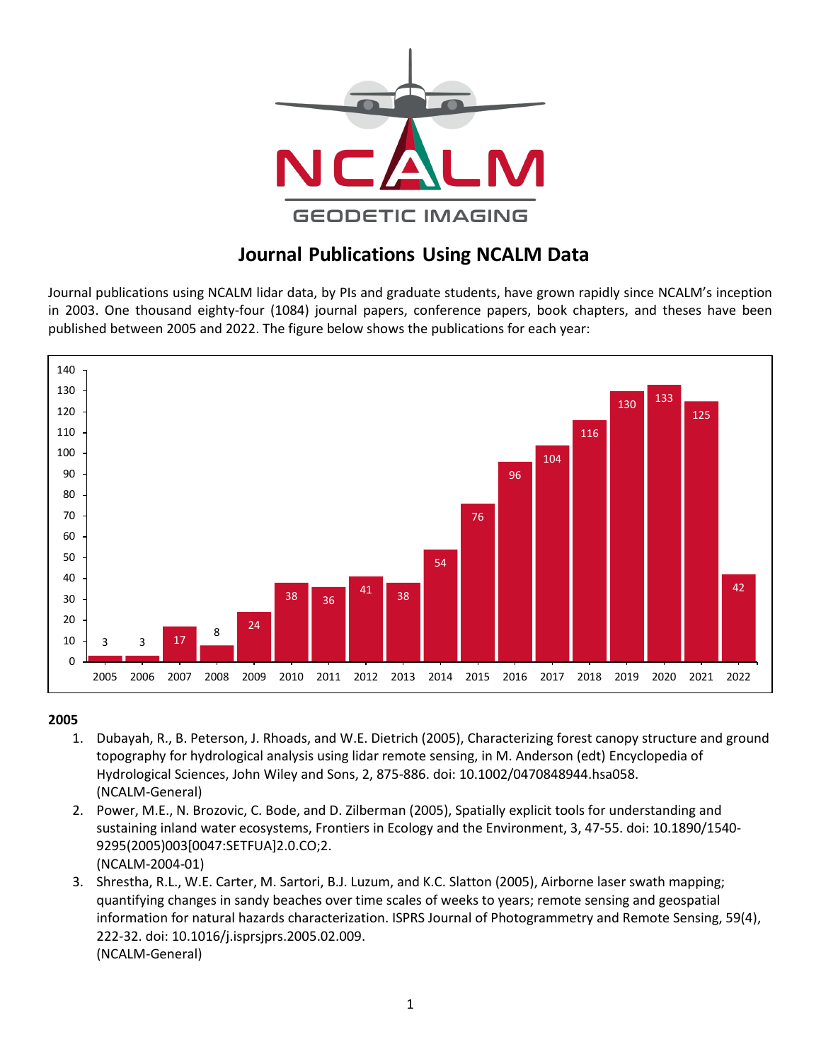# Journal Publications Using NCALM Data

Journal publications using NCALM lidar data, by PIs and graduate students, have grown rapidly since NCALM's inception in 2003. One thousand eighty-four (1084) journal papers, conference papers, book chapters, and theses have been published between 2005 and 2022. The figure below shows the publications for each year:

| Year | Publications |
|---|---|
| 2005 | 3 |
| 2006 | 3 |
| 2007 | 17 |
| 2008 | 8 |
| 2009 | 24 |
| 2010 | 38 |
| 2011 | 36 |
| 2012 | 41 |
| 2013 | 38 |
| 2014 | 54 |
| 2015 | 76 |
| 2016 | 96 |
| 2017 | 104 |
| 2018 | 116 |
| 2019 | 130 |
| 2020 | 133 |
| 2021 | 125 |
| 2022 | 42 |

**2005**

1. Dubayah, R., B. Peterson, J. Rhoads, and W.E. Dietrich (2005), Characterizing forest canopy structure and ground topography for hydrological analysis using lidar remote sensing, in M. Anderson (edt) Encyclopedia of Hydrological Sciences, John Wiley and Sons, 2, 875-886. doi: 10.1002/0470848944.hsa058.
   (NCALM-General)
2. Power, M.E., N. Brozovic, C. Bode, and D. Zilberman (2005), Spatially explicit tools for understanding and sustaining inland water ecosystems, Frontiers in Ecology and the Environment, 3, 47-55. doi: 10.1890/1540-9295(2005)003[0047:SETFUA]2.0.CO;2.
   (NCALM-2004-01)
3. Shrestha, R.L., W.E. Carter, M. Sartori, B.J. Luzum, and K.C. Slatton (2005), Airborne laser swath mapping; quantifying changes in sandy beaches over time scales of weeks to years; remote sensing and geospatial information for natural hazards characterization. ISPRS Journal of Photogrammetry and Remote Sensing, 59(4), 222-32. doi: 10.1016/j.isprsjprs.2005.02.009.
   (NCALM-General)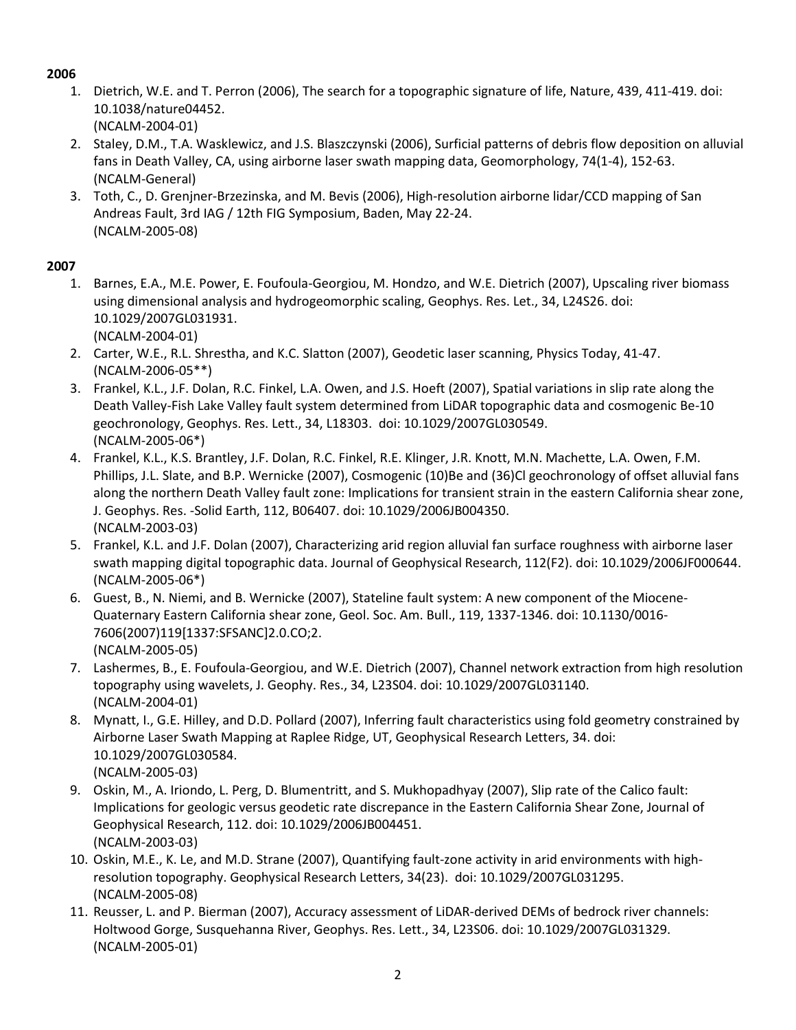**2006**

1. Dietrich, W.E. and T. Perron (2006), The search for a topographic signature of life, Nature, 439, 411-419. doi: 10.1038/nature04452.
   (NCALM-2004-01)
2. Staley, D.M., T.A. Wasklewicz, and J.S. Blaszczynski (2006), Surficial patterns of debris flow deposition on alluvial fans in Death Valley, CA, using airborne laser swath mapping data, Geomorphology, 74(1-4), 152-63.
   (NCALM-General)
3. Toth, C., D. Grenjner-Brzezinska, and M. Bevis (2006), High-resolution airborne lidar/CCD mapping of San Andreas Fault, 3rd IAG / 12th FIG Symposium, Baden, May 22-24.
   (NCALM-2005-08)

**2007**

1. Barnes, E.A., M.E. Power, E. Foufoula-Georgiou, M. Hondzo, and W.E. Dietrich (2007), Upscaling river biomass using dimensional analysis and hydrogeomorphic scaling, Geophys. Res. Let., 34, L24S26. doi: 10.1029/2007GL031931.
   (NCALM-2004-01)
2. Carter, W.E., R.L. Shrestha, and K.C. Slatton (2007), Geodetic laser scanning, Physics Today, 41-47.
   (NCALM-2006-05**)
3. Frankel, K.L., J.F. Dolan, R.C. Finkel, L.A. Owen, and J.S. Hoeft (2007), Spatial variations in slip rate along the Death Valley-Fish Lake Valley fault system determined from LiDAR topographic data and cosmogenic Be-10 geochronology, Geophys. Res. Lett., 34, L18303. doi: 10.1029/2007GL030549.
   (NCALM-2005-06*)
4. Frankel, K.L., K.S. Brantley, J.F. Dolan, R.C. Finkel, R.E. Klinger, J.R. Knott, M.N. Machette, L.A. Owen, F.M. Phillips, J.L. Slate, and B.P. Wernicke (2007), Cosmogenic (10)Be and (36)Cl geochronology of offset alluvial fans along the northern Death Valley fault zone: Implications for transient strain in the eastern California shear zone, J. Geophys. Res. -Solid Earth, 112, B06407. doi: 10.1029/2006JB004350.
   (NCALM-2003-03)
5. Frankel, K.L. and J.F. Dolan (2007), Characterizing arid region alluvial fan surface roughness with airborne laser swath mapping digital topographic data. Journal of Geophysical Research, 112(F2). doi: 10.1029/2006JF000644.
   (NCALM-2005-06*)
6. Guest, B., N. Niemi, and B. Wernicke (2007), Stateline fault system: A new component of the Miocene-Quaternary Eastern California shear zone, Geol. Soc. Am. Bull., 119, 1337-1346. doi: 10.1130/0016-7606(2007)119[1337:SFSANC]2.0.CO;2.
   (NCALM-2005-05)
7. Lashermes, B., E. Foufoula-Georgiou, and W.E. Dietrich (2007), Channel network extraction from high resolution topography using wavelets, J. Geophy. Res., 34, L23S04. doi: 10.1029/2007GL031140.
   (NCALM-2004-01)
8. Mynatt, I., G.E. Hilley, and D.D. Pollard (2007), Inferring fault characteristics using fold geometry constrained by Airborne Laser Swath Mapping at Raplee Ridge, UT, Geophysical Research Letters, 34. doi: 10.1029/2007GL030584.
   (NCALM-2005-03)
9. Oskin, M., A. Iriondo, L. Perg, D. Blumentritt, and S. Mukhopadhyay (2007), Slip rate of the Calico fault: Implications for geologic versus geodetic rate discrepance in the Eastern California Shear Zone, Journal of Geophysical Research, 112. doi: 10.1029/2006JB004451.
   (NCALM-2003-03)
10. Oskin, M.E., K. Le, and M.D. Strane (2007), Quantifying fault-zone activity in arid environments with high-resolution topography. Geophysical Research Letters, 34(23). doi: 10.1029/2007GL031295.
    (NCALM-2005-08)
11. Reusser, L. and P. Bierman (2007), Accuracy assessment of LiDAR-derived DEMs of bedrock river channels: Holtwood Gorge, Susquehanna River, Geophys. Res. Lett., 34, L23S06. doi: 10.1029/2007GL031329.
    (NCALM-2005-01)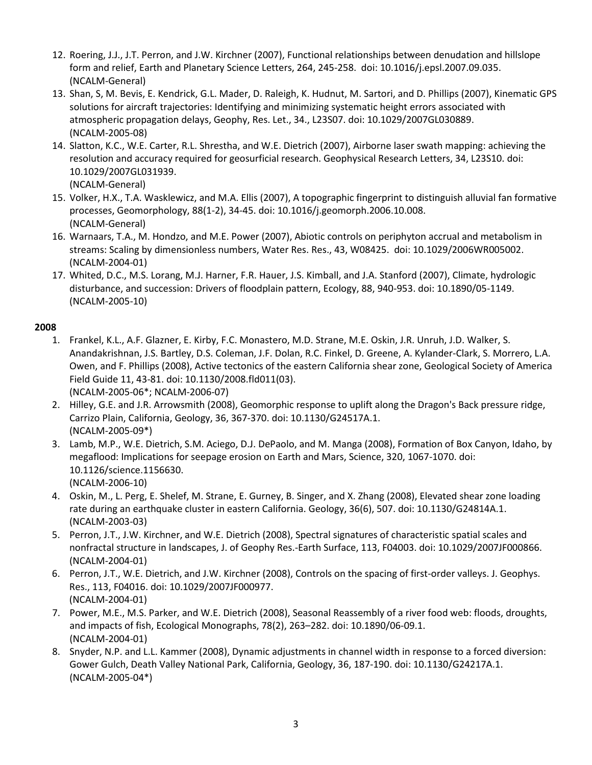12. Roering, J.J., J.T. Perron, and J.W. Kirchner (2007), Functional relationships between denudation and hillslope form and relief, Earth and Planetary Science Letters, 264, 245-258. doi: 10.1016/j.epsl.2007.09.035. (NCALM-General)
13. Shan, S, M. Bevis, E. Kendrick, G.L. Mader, D. Raleigh, K. Hudnut, M. Sartori, and D. Phillips (2007), Kinematic GPS solutions for aircraft trajectories: Identifying and minimizing systematic height errors associated with atmospheric propagation delays, Geophy, Res. Let., 34., L23S07. doi: 10.1029/2007GL030889. (NCALM-2005-08)
14. Slatton, K.C., W.E. Carter, R.L. Shrestha, and W.E. Dietrich (2007), Airborne laser swath mapping: achieving the resolution and accuracy required for geosurficial research. Geophysical Research Letters, 34, L23S10. doi: 10.1029/2007GL031939. (NCALM-General)
15. Volker, H.X., T.A. Wasklewicz, and M.A. Ellis (2007), A topographic fingerprint to distinguish alluvial fan formative processes, Geomorphology, 88(1-2), 34-45. doi: 10.1016/j.geomorph.2006.10.008. (NCALM-General)
16. Warnaars, T.A., M. Hondzo, and M.E. Power (2007), Abiotic controls on periphyton accrual and metabolism in streams: Scaling by dimensionless numbers, Water Res. Res., 43, W08425. doi: 10.1029/2006WR005002. (NCALM-2004-01)
17. Whited, D.C., M.S. Lorang, M.J. Harner, F.R. Hauer, J.S. Kimball, and J.A. Stanford (2007), Climate, hydrologic disturbance, and succession: Drivers of floodplain pattern, Ecology, 88, 940-953. doi: 10.1890/05-1149. (NCALM-2005-10)

**2008**

1. Frankel, K.L., A.F. Glazner, E. Kirby, F.C. Monastero, M.D. Strane, M.E. Oskin, J.R. Unruh, J.D. Walker, S. Anandakrishnan, J.S. Bartley, D.S. Coleman, J.F. Dolan, R.C. Finkel, D. Greene, A. Kylander-Clark, S. Morrero, L.A. Owen, and F. Phillips (2008), Active tectonics of the eastern California shear zone, Geological Society of America Field Guide 11, 43-81. doi: 10.1130/2008.fld011(03). (NCALM-2005-06*; NCALM-2006-07)
2. Hilley, G.E. and J.R. Arrowsmith (2008), Geomorphic response to uplift along the Dragon's Back pressure ridge, Carrizo Plain, California, Geology, 36, 367-370. doi: 10.1130/G24517A.1. (NCALM-2005-09*)
3. Lamb, M.P., W.E. Dietrich, S.M. Aciego, D.J. DePaolo, and M. Manga (2008), Formation of Box Canyon, Idaho, by megaflood: Implications for seepage erosion on Earth and Mars, Science, 320, 1067-1070. doi: 10.1126/science.1156630. (NCALM-2006-10)
4. Oskin, M., L. Perg, E. Shelef, M. Strane, E. Gurney, B. Singer, and X. Zhang (2008), Elevated shear zone loading rate during an earthquake cluster in eastern California. Geology, 36(6), 507. doi: 10.1130/G24814A.1. (NCALM-2003-03)
5. Perron, J.T., J.W. Kirchner, and W.E. Dietrich (2008), Spectral signatures of characteristic spatial scales and nonfractal structure in landscapes, J. of Geophy Res.-Earth Surface, 113, F04003. doi: 10.1029/2007JF000866. (NCALM-2004-01)
6. Perron, J.T., W.E. Dietrich, and J.W. Kirchner (2008), Controls on the spacing of first-order valleys. J. Geophys. Res., 113, F04016. doi: 10.1029/2007JF000977. (NCALM-2004-01)
7. Power, M.E., M.S. Parker, and W.E. Dietrich (2008), Seasonal Reassembly of a river food web: floods, droughts, and impacts of fish, Ecological Monographs, 78(2), 263–282. doi: 10.1890/06-09.1. (NCALM-2004-01)
8. Snyder, N.P. and L.L. Kammer (2008), Dynamic adjustments in channel width in response to a forced diversion: Gower Gulch, Death Valley National Park, California, Geology, 36, 187-190. doi: 10.1130/G24217A.1. (NCALM-2005-04*)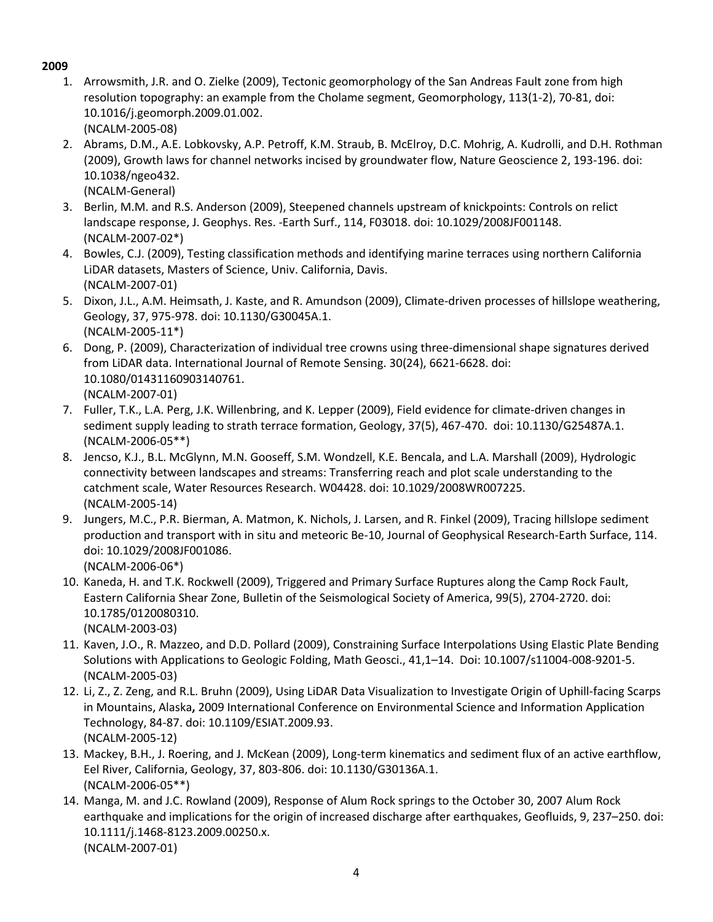**2009**

1. Arrowsmith, J.R. and O. Zielke (2009), Tectonic geomorphology of the San Andreas Fault zone from high resolution topography: an example from the Cholame segment, Geomorphology, 113(1-2), 70-81, doi: 10.1016/j.geomorph.2009.01.002.
   (NCALM-2005-08)
2. Abrams, D.M., A.E. Lobkovsky, A.P. Petroff, K.M. Straub, B. McElroy, D.C. Mohrig, A. Kudrolli, and D.H. Rothman (2009), Growth laws for channel networks incised by groundwater flow, Nature Geoscience 2, 193-196. doi: 10.1038/ngeo432.
   (NCALM-General)
3. Berlin, M.M. and R.S. Anderson (2009), Steepened channels upstream of knickpoints: Controls on relict landscape response, J. Geophys. Res. -Earth Surf., 114, F03018. doi: 10.1029/2008JF001148.
   (NCALM-2007-02*)
4. Bowles, C.J. (2009), Testing classification methods and identifying marine terraces using northern California LiDAR datasets, Masters of Science, Univ. California, Davis.
   (NCALM-2007-01)
5. Dixon, J.L., A.M. Heimsath, J. Kaste, and R. Amundson (2009), Climate-driven processes of hillslope weathering, Geology, 37, 975-978. doi: 10.1130/G30045A.1.
   (NCALM-2005-11*)
6. Dong, P. (2009), Characterization of individual tree crowns using three-dimensional shape signatures derived from LiDAR data. International Journal of Remote Sensing. 30(24), 6621-6628. doi: 10.1080/01431160903140761.
   (NCALM-2007-01)
7. Fuller, T.K., L.A. Perg, J.K. Willenbring, and K. Lepper (2009), Field evidence for climate-driven changes in sediment supply leading to strath terrace formation, Geology, 37(5), 467-470. doi: 10.1130/G25487A.1.
   (NCALM-2006-05**)
8. Jencso, K.J., B.L. McGlynn, M.N. Gooseff, S.M. Wondzell, K.E. Bencala, and L.A. Marshall (2009), Hydrologic connectivity between landscapes and streams: Transferring reach and plot scale understanding to the catchment scale, Water Resources Research. W04428. doi: 10.1029/2008WR007225.
   (NCALM-2005-14)
9. Jungers, M.C., P.R. Bierman, A. Matmon, K. Nichols, J. Larsen, and R. Finkel (2009), Tracing hillslope sediment production and transport with in situ and meteoric Be-10, Journal of Geophysical Research-Earth Surface, 114. doi: 10.1029/2008JF001086.
   (NCALM-2006-06*)
10. Kaneda, H. and T.K. Rockwell (2009), Triggered and Primary Surface Ruptures along the Camp Rock Fault, Eastern California Shear Zone, Bulletin of the Seismological Society of America, 99(5), 2704-2720. doi: 10.1785/0120080310.
    (NCALM-2003-03)
11. Kaven, J.O., R. Mazzeo, and D.D. Pollard (2009), Constraining Surface Interpolations Using Elastic Plate Bending Solutions with Applications to Geologic Folding, Math Geosci., 41,1–14. Doi: 10.1007/s11004-008-9201-5.
    (NCALM-2005-03)
12. Li, Z., Z. Zeng, and R.L. Bruhn (2009), Using LiDAR Data Visualization to Investigate Origin of Uphill-facing Scarps in Mountains, Alaska**,** 2009 International Conference on Environmental Science and Information Application Technology, 84-87. doi: 10.1109/ESIAT.2009.93.
    (NCALM-2005-12)
13. Mackey, B.H., J. Roering, and J. McKean (2009), Long-term kinematics and sediment flux of an active earthflow, Eel River, California, Geology, 37, 803-806. doi: 10.1130/G30136A.1.
    (NCALM-2006-05**)
14. Manga, M. and J.C. Rowland (2009), Response of Alum Rock springs to the October 30, 2007 Alum Rock earthquake and implications for the origin of increased discharge after earthquakes, Geofluids, 9, 237–250. doi: 10.1111/j.1468-8123.2009.00250.x.
    (NCALM-2007-01)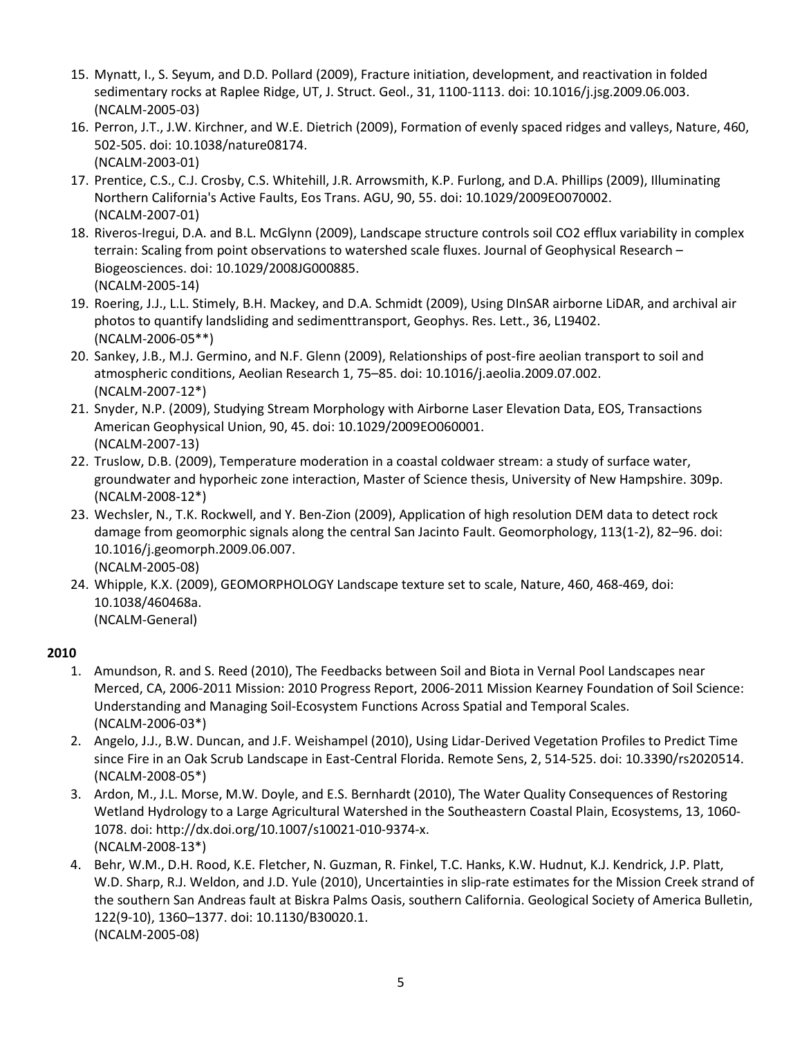15. Mynatt, I., S. Seyum, and D.D. Pollard (2009), Fracture initiation, development, and reactivation in folded sedimentary rocks at Raplee Ridge, UT, J. Struct. Geol., 31, 1100-1113. doi: 10.1016/j.jsg.2009.06.003. (NCALM-2005-03)
16. Perron, J.T., J.W. Kirchner, and W.E. Dietrich (2009), Formation of evenly spaced ridges and valleys, Nature, 460, 502-505. doi: 10.1038/nature08174. (NCALM-2003-01)
17. Prentice, C.S., C.J. Crosby, C.S. Whitehill, J.R. Arrowsmith, K.P. Furlong, and D.A. Phillips (2009), Illuminating Northern California's Active Faults, Eos Trans. AGU, 90, 55. doi: 10.1029/2009EO070002. (NCALM-2007-01)
18. Riveros-Iregui, D.A. and B.L. McGlynn (2009), Landscape structure controls soil CO2 efflux variability in complex terrain: Scaling from point observations to watershed scale fluxes. Journal of Geophysical Research – Biogeosciences. doi: 10.1029/2008JG000885. (NCALM-2005-14)
19. Roering, J.J., L.L. Stimely, B.H. Mackey, and D.A. Schmidt (2009), Using DInSAR airborne LiDAR, and archival air photos to quantify landsliding and sedimenttransport, Geophys. Res. Lett., 36, L19402. (NCALM-2006-05**)
20. Sankey, J.B., M.J. Germino, and N.F. Glenn (2009), Relationships of post-fire aeolian transport to soil and atmospheric conditions, Aeolian Research 1, 75–85. doi: 10.1016/j.aeolia.2009.07.002. (NCALM-2007-12*)
21. Snyder, N.P. (2009), Studying Stream Morphology with Airborne Laser Elevation Data, EOS, Transactions American Geophysical Union, 90, 45. doi: 10.1029/2009EO060001. (NCALM-2007-13)
22. Truslow, D.B. (2009), Temperature moderation in a coastal coldwaer stream: a study of surface water, groundwater and hyporheic zone interaction, Master of Science thesis, University of New Hampshire. 309p. (NCALM-2008-12*)
23. Wechsler, N., T.K. Rockwell, and Y. Ben-Zion (2009), Application of high resolution DEM data to detect rock damage from geomorphic signals along the central San Jacinto Fault. Geomorphology, 113(1-2), 82–96. doi: 10.1016/j.geomorph.2009.06.007. (NCALM-2005-08)
24. Whipple, K.X. (2009), GEOMORPHOLOGY Landscape texture set to scale, Nature, 460, 468-469, doi: 10.1038/460468a. (NCALM-General)

**2010**

1. Amundson, R. and S. Reed (2010), The Feedbacks between Soil and Biota in Vernal Pool Landscapes near Merced, CA, 2006-2011 Mission: 2010 Progress Report, 2006-2011 Mission Kearney Foundation of Soil Science: Understanding and Managing Soil-Ecosystem Functions Across Spatial and Temporal Scales. (NCALM-2006-03*)
2. Angelo, J.J., B.W. Duncan, and J.F. Weishampel (2010), Using Lidar-Derived Vegetation Profiles to Predict Time since Fire in an Oak Scrub Landscape in East-Central Florida. Remote Sens, 2, 514-525. doi: 10.3390/rs2020514. (NCALM-2008-05*)
3. Ardon, M., J.L. Morse, M.W. Doyle, and E.S. Bernhardt (2010), The Water Quality Consequences of Restoring Wetland Hydrology to a Large Agricultural Watershed in the Southeastern Coastal Plain, Ecosystems, 13, 1060-1078. doi: http://dx.doi.org/10.1007/s10021-010-9374-x. (NCALM-2008-13*)
4. Behr, W.M., D.H. Rood, K.E. Fletcher, N. Guzman, R. Finkel, T.C. Hanks, K.W. Hudnut, K.J. Kendrick, J.P. Platt, W.D. Sharp, R.J. Weldon, and J.D. Yule (2010), Uncertainties in slip-rate estimates for the Mission Creek strand of the southern San Andreas fault at Biskra Palms Oasis, southern California. Geological Society of America Bulletin, 122(9-10), 1360–1377. doi: 10.1130/B30020.1. (NCALM-2005-08)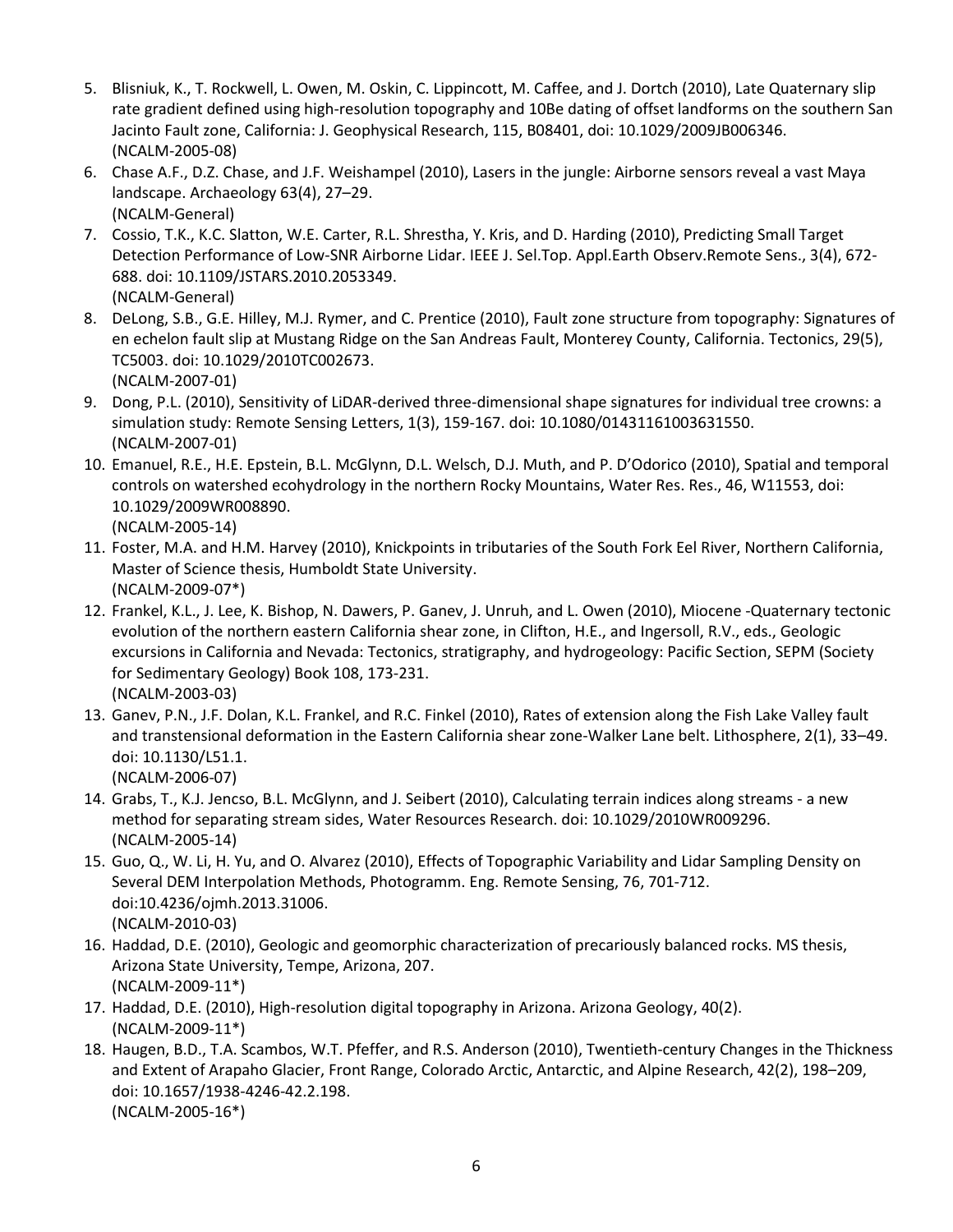5. Blisniuk, K., T. Rockwell, L. Owen, M. Oskin, C. Lippincott, M. Caffee, and J. Dortch (2010), Late Quaternary slip rate gradient defined using high-resolution topography and 10Be dating of offset landforms on the southern San Jacinto Fault zone, California: J. Geophysical Research, 115, B08401, doi: 10.1029/2009JB006346.
   (NCALM-2005-08)
6. Chase A.F., D.Z. Chase, and J.F. Weishampel (2010), Lasers in the jungle: Airborne sensors reveal a vast Maya landscape. Archaeology 63(4), 27–29.
   (NCALM-General)
7. Cossio, T.K., K.C. Slatton, W.E. Carter, R.L. Shrestha, Y. Kris, and D. Harding (2010), Predicting Small Target Detection Performance of Low-SNR Airborne Lidar. IEEE J. Sel.Top. Appl.Earth Observ.Remote Sens., 3(4), 672-688. doi: 10.1109/JSTARS.2010.2053349.
   (NCALM-General)
8. DeLong, S.B., G.E. Hilley, M.J. Rymer, and C. Prentice (2010), Fault zone structure from topography: Signatures of en echelon fault slip at Mustang Ridge on the San Andreas Fault, Monterey County, California. Tectonics, 29(5), TC5003. doi: 10.1029/2010TC002673.
   (NCALM-2007-01)
9. Dong, P.L. (2010), Sensitivity of LiDAR-derived three-dimensional shape signatures for individual tree crowns: a simulation study: Remote Sensing Letters, 1(3), 159-167. doi: 10.1080/01431161003631550.
   (NCALM-2007-01)
10. Emanuel, R.E., H.E. Epstein, B.L. McGlynn, D.L. Welsch, D.J. Muth, and P. D'Odorico (2010), Spatial and temporal controls on watershed ecohydrology in the northern Rocky Mountains, Water Res. Res., 46, W11553, doi: 10.1029/2009WR008890.
    (NCALM-2005-14)
11. Foster, M.A. and H.M. Harvey (2010), Knickpoints in tributaries of the South Fork Eel River, Northern California, Master of Science thesis, Humboldt State University.
    (NCALM-2009-07*)
12. Frankel, K.L., J. Lee, K. Bishop, N. Dawers, P. Ganev, J. Unruh, and L. Owen (2010), Miocene -Quaternary tectonic evolution of the northern eastern California shear zone, in Clifton, H.E., and Ingersoll, R.V., eds., Geologic excursions in California and Nevada: Tectonics, stratigraphy, and hydrogeology: Pacific Section, SEPM (Society for Sedimentary Geology) Book 108, 173-231.
    (NCALM-2003-03)
13. Ganev, P.N., J.F. Dolan, K.L. Frankel, and R.C. Finkel (2010), Rates of extension along the Fish Lake Valley fault and transtensional deformation in the Eastern California shear zone-Walker Lane belt. Lithosphere, 2(1), 33–49. doi: 10.1130/L51.1.
    (NCALM-2006-07)
14. Grabs, T., K.J. Jencso, B.L. McGlynn, and J. Seibert (2010), Calculating terrain indices along streams - a new method for separating stream sides, Water Resources Research. doi: 10.1029/2010WR009296.
    (NCALM-2005-14)
15. Guo, Q., W. Li, H. Yu, and O. Alvarez (2010), Effects of Topographic Variability and Lidar Sampling Density on Several DEM Interpolation Methods, Photogramm. Eng. Remote Sensing, 76, 701-712. doi:10.4236/ojmh.2013.31006.
    (NCALM-2010-03)
16. Haddad, D.E. (2010), Geologic and geomorphic characterization of precariously balanced rocks. MS thesis, Arizona State University, Tempe, Arizona, 207.
    (NCALM-2009-11*)
17. Haddad, D.E. (2010), High-resolution digital topography in Arizona. Arizona Geology, 40(2).
    (NCALM-2009-11*)
18. Haugen, B.D., T.A. Scambos, W.T. Pfeffer, and R.S. Anderson (2010), Twentieth-century Changes in the Thickness and Extent of Arapaho Glacier, Front Range, Colorado Arctic, Antarctic, and Alpine Research, 42(2), 198–209, doi: 10.1657/1938-4246-42.2.198.
    (NCALM-2005-16*)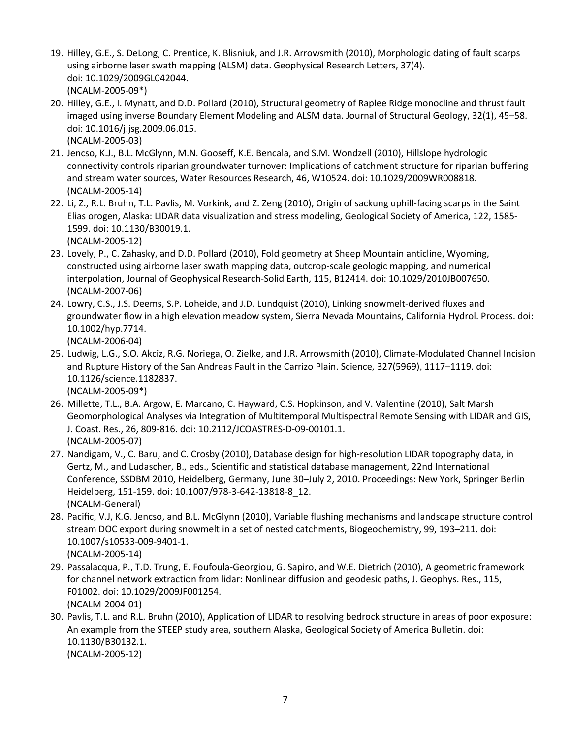19. Hilley, G.E., S. DeLong, C. Prentice, K. Blisniuk, and J.R. Arrowsmith (2010), Morphologic dating of fault scarps using airborne laser swath mapping (ALSM) data. Geophysical Research Letters, 37(4). doi: 10.1029/2009GL042044.
    (NCALM-2005-09*)
20. Hilley, G.E., I. Mynatt, and D.D. Pollard (2010), Structural geometry of Raplee Ridge monocline and thrust fault imaged using inverse Boundary Element Modeling and ALSM data. Journal of Structural Geology, 32(1), 45–58. doi: 10.1016/j.jsg.2009.06.015.
    (NCALM-2005-03)
21. Jencso, K.J., B.L. McGlynn, M.N. Gooseff, K.E. Bencala, and S.M. Wondzell (2010), Hillslope hydrologic connectivity controls riparian groundwater turnover: Implications of catchment structure for riparian buffering and stream water sources, Water Resources Research, 46, W10524. doi: 10.1029/2009WR008818.
    (NCALM-2005-14)
22. Li, Z., R.L. Bruhn, T.L. Pavlis, M. Vorkink, and Z. Zeng (2010), Origin of sackung uphill-facing scarps in the Saint Elias orogen, Alaska: LIDAR data visualization and stress modeling, Geological Society of America, 122, 1585-1599. doi: 10.1130/B30019.1.
    (NCALM-2005-12)
23. Lovely, P., C. Zahasky, and D.D. Pollard (2010), Fold geometry at Sheep Mountain anticline, Wyoming, constructed using airborne laser swath mapping data, outcrop-scale geologic mapping, and numerical interpolation, Journal of Geophysical Research-Solid Earth, 115, B12414. doi: 10.1029/2010JB007650.
    (NCALM-2007-06)
24. Lowry, C.S., J.S. Deems, S.P. Loheide, and J.D. Lundquist (2010), Linking snowmelt-derived fluxes and groundwater flow in a high elevation meadow system, Sierra Nevada Mountains, California Hydrol. Process. doi: 10.1002/hyp.7714.
    (NCALM-2006-04)
25. Ludwig, L.G., S.O. Akciz, R.G. Noriega, O. Zielke, and J.R. Arrowsmith (2010), Climate-Modulated Channel Incision and Rupture History of the San Andreas Fault in the Carrizo Plain. Science, 327(5969), 1117–1119. doi: 10.1126/science.1182837.
    (NCALM-2005-09*)
26. Millette, T.L., B.A. Argow, E. Marcano, C. Hayward, C.S. Hopkinson, and V. Valentine (2010), Salt Marsh Geomorphological Analyses via Integration of Multitemporal Multispectral Remote Sensing with LIDAR and GIS, J. Coast. Res., 26, 809-816. doi: 10.2112/JCOASTRES-D-09-00101.1.
    (NCALM-2005-07)
27. Nandigam, V., C. Baru, and C. Crosby (2010), Database design for high-resolution LIDAR topography data, in Gertz, M., and Ludascher, B., eds., Scientific and statistical database management, 22nd International Conference, SSDBM 2010, Heidelberg, Germany, June 30–July 2, 2010. Proceedings: New York, Springer Berlin Heidelberg, 151-159. doi: 10.1007/978-3-642-13818-8_12.
    (NCALM-General)
28. Pacific, V.J, K.G. Jencso, and B.L. McGlynn (2010), Variable flushing mechanisms and landscape structure control stream DOC export during snowmelt in a set of nested catchments, Biogeochemistry, 99, 193–211. doi: 10.1007/s10533-009-9401-1.
    (NCALM-2005-14)
29. Passalacqua, P., T.D. Trung, E. Foufoula-Georgiou, G. Sapiro, and W.E. Dietrich (2010), A geometric framework for channel network extraction from lidar: Nonlinear diffusion and geodesic paths, J. Geophys. Res., 115, F01002. doi: 10.1029/2009JF001254.
    (NCALM-2004-01)
30. Pavlis, T.L. and R.L. Bruhn (2010), Application of LIDAR to resolving bedrock structure in areas of poor exposure: An example from the STEEP study area, southern Alaska, Geological Society of America Bulletin. doi: 10.1130/B30132.1.
    (NCALM-2005-12)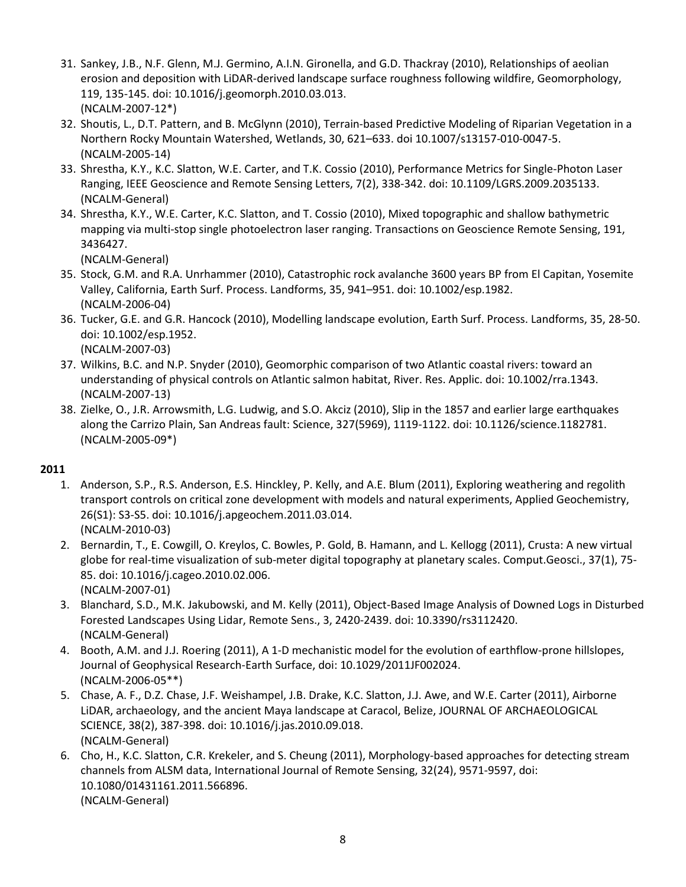31. Sankey, J.B., N.F. Glenn, M.J. Germino, A.I.N. Gironella, and G.D. Thackray (2010), Relationships of aeolian erosion and deposition with LiDAR-derived landscape surface roughness following wildfire, Geomorphology, 119, 135-145. doi: 10.1016/j.geomorph.2010.03.013.
    (NCALM-2007-12*)
32. Shoutis, L., D.T. Pattern, and B. McGlynn (2010), Terrain-based Predictive Modeling of Riparian Vegetation in a Northern Rocky Mountain Watershed, Wetlands, 30, 621–633. doi 10.1007/s13157-010-0047-5.
    (NCALM-2005-14)
33. Shrestha, K.Y., K.C. Slatton, W.E. Carter, and T.K. Cossio (2010), Performance Metrics for Single-Photon Laser Ranging, IEEE Geoscience and Remote Sensing Letters, 7(2), 338-342. doi: 10.1109/LGRS.2009.2035133.
    (NCALM-General)
34. Shrestha, K.Y., W.E. Carter, K.C. Slatton, and T. Cossio (2010), Mixed topographic and shallow bathymetric mapping via multi-stop single photoelectron laser ranging. Transactions on Geoscience Remote Sensing, 191, 3436427.
    (NCALM-General)
35. Stock, G.M. and R.A. Unrhammer (2010), Catastrophic rock avalanche 3600 years BP from El Capitan, Yosemite Valley, California, Earth Surf. Process. Landforms, 35, 941–951. doi: 10.1002/esp.1982.
    (NCALM-2006-04)
36. Tucker, G.E. and G.R. Hancock (2010), Modelling landscape evolution, Earth Surf. Process. Landforms, 35, 28-50. doi: 10.1002/esp.1952.
    (NCALM-2007-03)
37. Wilkins, B.C. and N.P. Snyder (2010), Geomorphic comparison of two Atlantic coastal rivers: toward an understanding of physical controls on Atlantic salmon habitat, River. Res. Applic. doi: 10.1002/rra.1343.
    (NCALM-2007-13)
38. Zielke, O., J.R. Arrowsmith, L.G. Ludwig, and S.O. Akciz (2010), Slip in the 1857 and earlier large earthquakes along the Carrizo Plain, San Andreas fault: Science, 327(5969), 1119-1122. doi: 10.1126/science.1182781.
    (NCALM-2005-09*)

**2011**

1. Anderson, S.P., R.S. Anderson, E.S. Hinckley, P. Kelly, and A.E. Blum (2011), Exploring weathering and regolith transport controls on critical zone development with models and natural experiments, Applied Geochemistry, 26(S1): S3-S5. doi: 10.1016/j.apgeochem.2011.03.014.
   (NCALM-2010-03)
2. Bernardin, T., E. Cowgill, O. Kreylos, C. Bowles, P. Gold, B. Hamann, and L. Kellogg (2011), Crusta: A new virtual globe for real-time visualization of sub-meter digital topography at planetary scales. Comput.Geosci., 37(1), 75-85. doi: 10.1016/j.cageo.2010.02.006.
   (NCALM-2007-01)
3. Blanchard, S.D., M.K. Jakubowski, and M. Kelly (2011), Object-Based Image Analysis of Downed Logs in Disturbed Forested Landscapes Using Lidar, Remote Sens., 3, 2420-2439. doi: 10.3390/rs3112420.
   (NCALM-General)
4. Booth, A.M. and J.J. Roering (2011), A 1-D mechanistic model for the evolution of earthflow-prone hillslopes, Journal of Geophysical Research-Earth Surface, doi: 10.1029/2011JF002024.
   (NCALM-2006-05**)
5. Chase, A. F., D.Z. Chase, J.F. Weishampel, J.B. Drake, K.C. Slatton, J.J. Awe, and W.E. Carter (2011), Airborne LiDAR, archaeology, and the ancient Maya landscape at Caracol, Belize, JOURNAL OF ARCHAEOLOGICAL SCIENCE, 38(2), 387-398. doi: 10.1016/j.jas.2010.09.018.
   (NCALM-General)
6. Cho, H., K.C. Slatton, C.R. Krekeler, and S. Cheung (2011), Morphology-based approaches for detecting stream channels from ALSM data, International Journal of Remote Sensing, 32(24), 9571-9597, doi: 10.1080/01431161.2011.566896.
   (NCALM-General)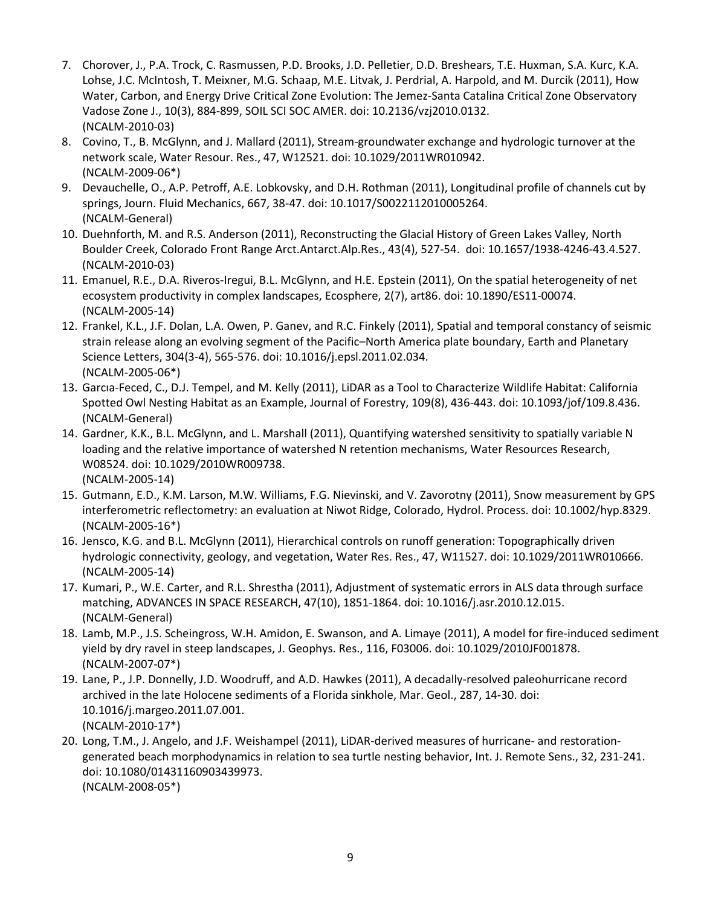7. Chorover, J., P.A. Trock, C. Rasmussen, P.D. Brooks, J.D. Pelletier, D.D. Breshears, T.E. Huxman, S.A. Kurc, K.A. Lohse, J.C. McIntosh, T. Meixner, M.G. Schaap, M.E. Litvak, J. Perdrial, A. Harpold, and M. Durcik (2011), How Water, Carbon, and Energy Drive Critical Zone Evolution: The Jemez-Santa Catalina Critical Zone Observatory Vadose Zone J., 10(3), 884-899, SOIL SCI SOC AMER. doi: 10.2136/vzj2010.0132.
(NCALM-2010-03)
8. Covino, T., B. McGlynn, and J. Mallard (2011), Stream-groundwater exchange and hydrologic turnover at the network scale, Water Resour. Res., 47, W12521. doi: 10.1029/2011WR010942.
(NCALM-2009-06*)
9. Devauchelle, O., A.P. Petroff, A.E. Lobkovsky, and D.H. Rothman (2011), Longitudinal profile of channels cut by springs, Journ. Fluid Mechanics, 667, 38-47. doi: 10.1017/S0022112010005264.
(NCALM-General)
10. Duehnforth, M. and R.S. Anderson (2011), Reconstructing the Glacial History of Green Lakes Valley, North Boulder Creek, Colorado Front Range Arct.Antarct.Alp.Res., 43(4), 527-54. doi: 10.1657/1938-4246-43.4.527.
(NCALM-2010-03)
11. Emanuel, R.E., D.A. Riveros-Iregui, B.L. McGlynn, and H.E. Epstein (2011), On the spatial heterogeneity of net ecosystem productivity in complex landscapes, Ecosphere, 2(7), art86. doi: 10.1890/ES11-00074.
(NCALM-2005-14)
12. Frankel, K.L., J.F. Dolan, L.A. Owen, P. Ganev, and R.C. Finkely (2011), Spatial and temporal constancy of seismic strain release along an evolving segment of the Pacific–North America plate boundary, Earth and Planetary Science Letters, 304(3-4), 565-576. doi: 10.1016/j.epsl.2011.02.034.
(NCALM-2005-06*)
13. Garcıa-Feced, C., D.J. Tempel, and M. Kelly (2011), LiDAR as a Tool to Characterize Wildlife Habitat: California Spotted Owl Nesting Habitat as an Example, Journal of Forestry, 109(8), 436-443. doi: 10.1093/jof/109.8.436.
(NCALM-General)
14. Gardner, K.K., B.L. McGlynn, and L. Marshall (2011), Quantifying watershed sensitivity to spatially variable N loading and the relative importance of watershed N retention mechanisms, Water Resources Research, W08524. doi: 10.1029/2010WR009738.
(NCALM-2005-14)
15. Gutmann, E.D., K.M. Larson, M.W. Williams, F.G. Nievinski, and V. Zavorotny (2011), Snow measurement by GPS interferometric reflectometry: an evaluation at Niwot Ridge, Colorado, Hydrol. Process. doi: 10.1002/hyp.8329.
(NCALM-2005-16*)
16. Jensco, K.G. and B.L. McGlynn (2011), Hierarchical controls on runoff generation: Topographically driven hydrologic connectivity, geology, and vegetation, Water Res. Res., 47, W11527. doi: 10.1029/2011WR010666.
(NCALM-2005-14)
17. Kumari, P., W.E. Carter, and R.L. Shrestha (2011), Adjustment of systematic errors in ALS data through surface matching, ADVANCES IN SPACE RESEARCH, 47(10), 1851-1864. doi: 10.1016/j.asr.2010.12.015.
(NCALM-General)
18. Lamb, M.P., J.S. Scheingross, W.H. Amidon, E. Swanson, and A. Limaye (2011), A model for fire-induced sediment yield by dry ravel in steep landscapes, J. Geophys. Res., 116, F03006. doi: 10.1029/2010JF001878.
(NCALM-2007-07*)
19. Lane, P., J.P. Donnelly, J.D. Woodruff, and A.D. Hawkes (2011), A decadally-resolved paleohurricane record archived in the late Holocene sediments of a Florida sinkhole, Mar. Geol., 287, 14-30. doi: 10.1016/j.margeo.2011.07.001.
(NCALM-2010-17*)
20. Long, T.M., J. Angelo, and J.F. Weishampel (2011), LiDAR-derived measures of hurricane- and restoration-generated beach morphodynamics in relation to sea turtle nesting behavior, Int. J. Remote Sens., 32, 231-241. doi: 10.1080/01431160903439973.
(NCALM-2008-05*)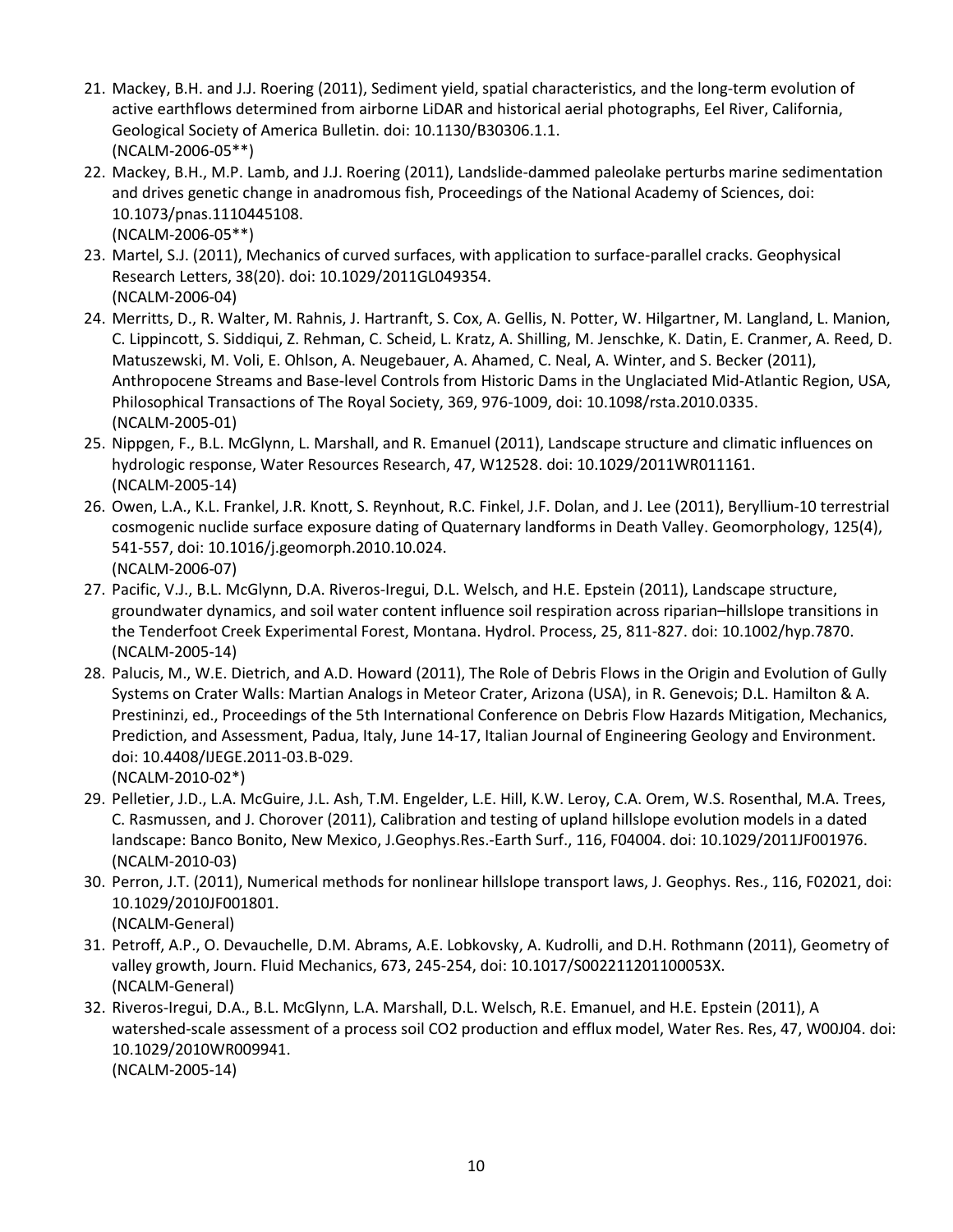21. Mackey, B.H. and J.J. Roering (2011), Sediment yield, spatial characteristics, and the long-term evolution of active earthflows determined from airborne LiDAR and historical aerial photographs, Eel River, California, Geological Society of America Bulletin. doi: 10.1130/B30306.1.1.
    (NCALM-2006-05**)
22. Mackey, B.H., M.P. Lamb, and J.J. Roering (2011), Landslide-dammed paleolake perturbs marine sedimentation and drives genetic change in anadromous fish, Proceedings of the National Academy of Sciences, doi: 10.1073/pnas.1110445108.
    (NCALM-2006-05**)
23. Martel, S.J. (2011), Mechanics of curved surfaces, with application to surface-parallel cracks. Geophysical Research Letters, 38(20). doi: 10.1029/2011GL049354.
    (NCALM-2006-04)
24. Merritts, D., R. Walter, M. Rahnis, J. Hartranft, S. Cox, A. Gellis, N. Potter, W. Hilgartner, M. Langland, L. Manion, C. Lippincott, S. Siddiqui, Z. Rehman, C. Scheid, L. Kratz, A. Shilling, M. Jenschke, K. Datin, E. Cranmer, A. Reed, D. Matuszewski, M. Voli, E. Ohlson, A. Neugebauer, A. Ahamed, C. Neal, A. Winter, and S. Becker (2011), Anthropocene Streams and Base-level Controls from Historic Dams in the Unglaciated Mid-Atlantic Region, USA, Philosophical Transactions of The Royal Society, 369, 976-1009, doi: 10.1098/rsta.2010.0335.
    (NCALM-2005-01)
25. Nippgen, F., B.L. McGlynn, L. Marshall, and R. Emanuel (2011), Landscape structure and climatic influences on hydrologic response, Water Resources Research, 47, W12528. doi: 10.1029/2011WR011161.
    (NCALM-2005-14)
26. Owen, L.A., K.L. Frankel, J.R. Knott, S. Reynhout, R.C. Finkel, J.F. Dolan, and J. Lee (2011), Beryllium-10 terrestrial cosmogenic nuclide surface exposure dating of Quaternary landforms in Death Valley. Geomorphology, 125(4), 541-557, doi: 10.1016/j.geomorph.2010.10.024.
    (NCALM-2006-07)
27. Pacific, V.J., B.L. McGlynn, D.A. Riveros-Iregui, D.L. Welsch, and H.E. Epstein (2011), Landscape structure, groundwater dynamics, and soil water content influence soil respiration across riparian–hillslope transitions in the Tenderfoot Creek Experimental Forest, Montana. Hydrol. Process, 25, 811-827. doi: 10.1002/hyp.7870.
    (NCALM-2005-14)
28. Palucis, M., W.E. Dietrich, and A.D. Howard (2011), The Role of Debris Flows in the Origin and Evolution of Gully Systems on Crater Walls: Martian Analogs in Meteor Crater, Arizona (USA), in R. Genevois; D.L. Hamilton & A. Prestininzi, ed., Proceedings of the 5th International Conference on Debris Flow Hazards Mitigation, Mechanics, Prediction, and Assessment, Padua, Italy, June 14-17, Italian Journal of Engineering Geology and Environment. doi: 10.4408/IJEGE.2011-03.B-029.
    (NCALM-2010-02*)
29. Pelletier, J.D., L.A. McGuire, J.L. Ash, T.M. Engelder, L.E. Hill, K.W. Leroy, C.A. Orem, W.S. Rosenthal, M.A. Trees, C. Rasmussen, and J. Chorover (2011), Calibration and testing of upland hillslope evolution models in a dated landscape: Banco Bonito, New Mexico, J.Geophys.Res.-Earth Surf., 116, F04004. doi: 10.1029/2011JF001976.
    (NCALM-2010-03)
30. Perron, J.T. (2011), Numerical methods for nonlinear hillslope transport laws, J. Geophys. Res., 116, F02021, doi: 10.1029/2010JF001801.
    (NCALM-General)
31. Petroff, A.P., O. Devauchelle, D.M. Abrams, A.E. Lobkovsky, A. Kudrolli, and D.H. Rothmann (2011), Geometry of valley growth, Journ. Fluid Mechanics, 673, 245-254, doi: 10.1017/S002211201100053X.
    (NCALM-General)
32. Riveros-Iregui, D.A., B.L. McGlynn, L.A. Marshall, D.L. Welsch, R.E. Emanuel, and H.E. Epstein (2011), A watershed-scale assessment of a process soil CO2 production and efflux model, Water Res. Res, 47, W00J04. doi: 10.1029/2010WR009941.
    (NCALM-2005-14)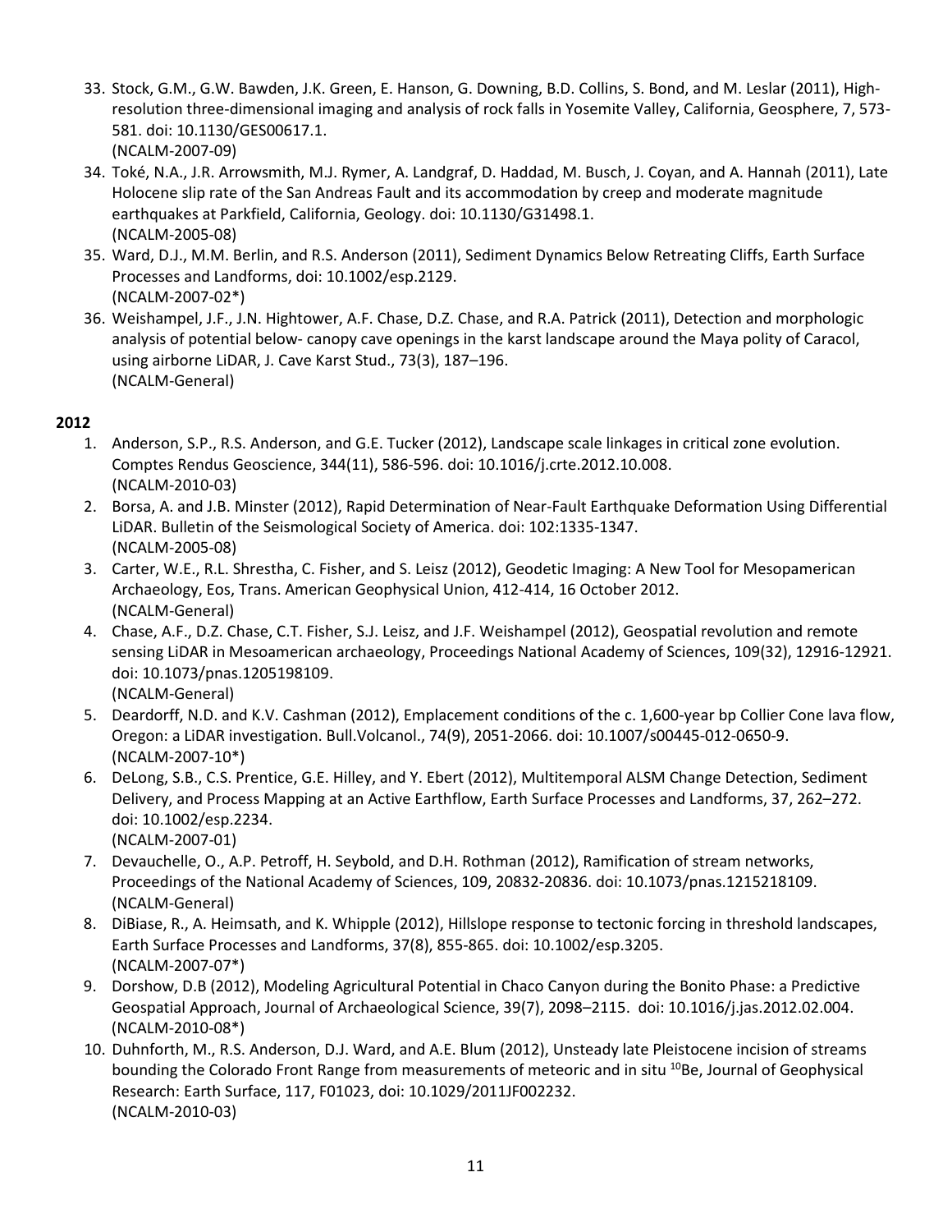33. Stock, G.M., G.W. Bawden, J.K. Green, E. Hanson, G. Downing, B.D. Collins, S. Bond, and M. Leslar (2011), High-resolution three-dimensional imaging and analysis of rock falls in Yosemite Valley, California, Geosphere, 7, 573-581. doi: 10.1130/GES00617.1.
(NCALM-2007-09)
34. Toké, N.A., J.R. Arrowsmith, M.J. Rymer, A. Landgraf, D. Haddad, M. Busch, J. Coyan, and A. Hannah (2011), Late Holocene slip rate of the San Andreas Fault and its accommodation by creep and moderate magnitude earthquakes at Parkfield, California, Geology. doi: 10.1130/G31498.1.
(NCALM-2005-08)
35. Ward, D.J., M.M. Berlin, and R.S. Anderson (2011), Sediment Dynamics Below Retreating Cliffs, Earth Surface Processes and Landforms, doi: 10.1002/esp.2129.
(NCALM-2007-02*)
36. Weishampel, J.F., J.N. Hightower, A.F. Chase, D.Z. Chase, and R.A. Patrick (2011), Detection and morphologic analysis of potential below- canopy cave openings in the karst landscape around the Maya polity of Caracol, using airborne LiDAR, J. Cave Karst Stud., 73(3), 187–196.
(NCALM-General)

**2012**

1. Anderson, S.P., R.S. Anderson, and G.E. Tucker (2012), Landscape scale linkages in critical zone evolution. Comptes Rendus Geoscience, 344(11), 586-596. doi: 10.1016/j.crte.2012.10.008.
(NCALM-2010-03)
2. Borsa, A. and J.B. Minster (2012), Rapid Determination of Near-Fault Earthquake Deformation Using Differential LiDAR. Bulletin of the Seismological Society of America. doi: 102:1335-1347.
(NCALM-2005-08)
3. Carter, W.E., R.L. Shrestha, C. Fisher, and S. Leisz (2012), Geodetic Imaging: A New Tool for Mesopamerican Archaeology, Eos, Trans. American Geophysical Union, 412-414, 16 October 2012.
(NCALM-General)
4. Chase, A.F., D.Z. Chase, C.T. Fisher, S.J. Leisz, and J.F. Weishampel (2012), Geospatial revolution and remote sensing LiDAR in Mesoamerican archaeology, Proceedings National Academy of Sciences, 109(32), 12916-12921. doi: 10.1073/pnas.1205198109.
(NCALM-General)
5. Deardorff, N.D. and K.V. Cashman (2012), Emplacement conditions of the c. 1,600-year bp Collier Cone lava flow, Oregon: a LiDAR investigation. Bull.Volcanol., 74(9), 2051-2066. doi: 10.1007/s00445-012-0650-9.
(NCALM-2007-10*)
6. DeLong, S.B., C.S. Prentice, G.E. Hilley, and Y. Ebert (2012), Multitemporal ALSM Change Detection, Sediment Delivery, and Process Mapping at an Active Earthflow, Earth Surface Processes and Landforms, 37, 262–272. doi: 10.1002/esp.2234.
(NCALM-2007-01)
7. Devauchelle, O., A.P. Petroff, H. Seybold, and D.H. Rothman (2012), Ramification of stream networks, Proceedings of the National Academy of Sciences, 109, 20832-20836. doi: 10.1073/pnas.1215218109.
(NCALM-General)
8. DiBiase, R., A. Heimsath, and K. Whipple (2012), Hillslope response to tectonic forcing in threshold landscapes, Earth Surface Processes and Landforms, 37(8), 855-865. doi: 10.1002/esp.3205.
(NCALM-2007-07*)
9. Dorshow, D.B (2012), Modeling Agricultural Potential in Chaco Canyon during the Bonito Phase: a Predictive Geospatial Approach, Journal of Archaeological Science, 39(7), 2098–2115. doi: 10.1016/j.jas.2012.02.004.
(NCALM-2010-08*)
10. Duhnforth, M., R.S. Anderson, D.J. Ward, and A.E. Blum (2012), Unsteady late Pleistocene incision of streams bounding the Colorado Front Range from measurements of meteoric and in situ $^{10}$Be, Journal of Geophysical Research: Earth Surface, 117, F01023, doi: 10.1029/2011JF002232.
(NCALM-2010-03)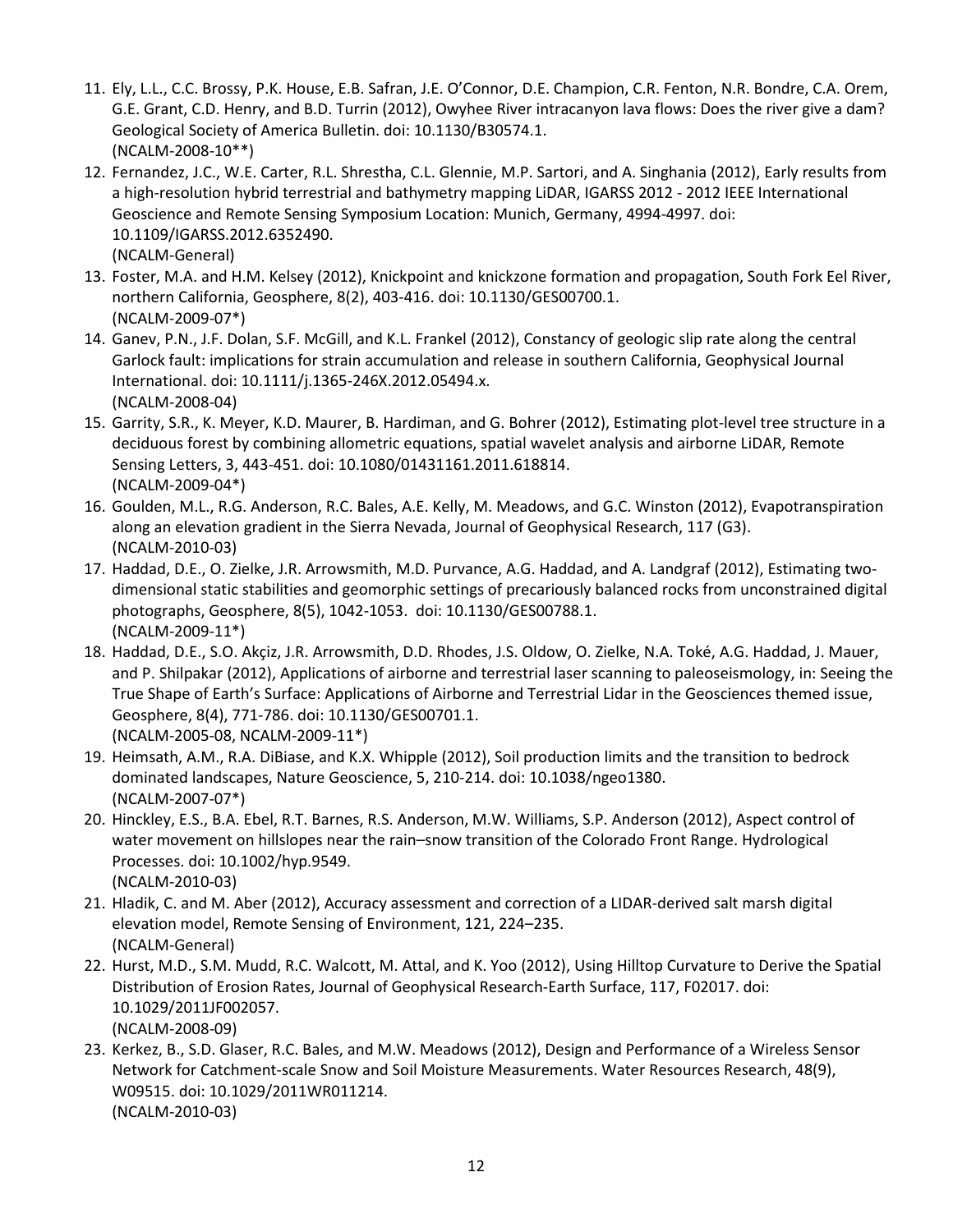11. Ely, L.L., C.C. Brossy, P.K. House, E.B. Safran, J.E. O'Connor, D.E. Champion, C.R. Fenton, N.R. Bondre, C.A. Orem, G.E. Grant, C.D. Henry, and B.D. Turrin (2012), Owyhee River intracanyon lava flows: Does the river give a dam? Geological Society of America Bulletin. doi: 10.1130/B30574.1.
    (NCALM-2008-10**)
12. Fernandez, J.C., W.E. Carter, R.L. Shrestha, C.L. Glennie, M.P. Sartori, and A. Singhania (2012), Early results from a high-resolution hybrid terrestrial and bathymetry mapping LiDAR, IGARSS 2012 - 2012 IEEE International Geoscience and Remote Sensing Symposium Location: Munich, Germany, 4994-4997. doi: 10.1109/IGARSS.2012.6352490.
    (NCALM-General)
13. Foster, M.A. and H.M. Kelsey (2012), Knickpoint and knickzone formation and propagation, South Fork Eel River, northern California, Geosphere, 8(2), 403-416. doi: 10.1130/GES00700.1.
    (NCALM-2009-07*)
14. Ganev, P.N., J.F. Dolan, S.F. McGill, and K.L. Frankel (2012), Constancy of geologic slip rate along the central Garlock fault: implications for strain accumulation and release in southern California, Geophysical Journal International. doi: 10.1111/j.1365-246X.2012.05494.x.
    (NCALM-2008-04)
15. Garrity, S.R., K. Meyer, K.D. Maurer, B. Hardiman, and G. Bohrer (2012), Estimating plot-level tree structure in a deciduous forest by combining allometric equations, spatial wavelet analysis and airborne LiDAR, Remote Sensing Letters, 3, 443-451. doi: 10.1080/01431161.2011.618814.
    (NCALM-2009-04*)
16. Goulden, M.L., R.G. Anderson, R.C. Bales, A.E. Kelly, M. Meadows, and G.C. Winston (2012), Evapotranspiration along an elevation gradient in the Sierra Nevada, Journal of Geophysical Research, 117 (G3).
    (NCALM-2010-03)
17. Haddad, D.E., O. Zielke, J.R. Arrowsmith, M.D. Purvance, A.G. Haddad, and A. Landgraf (2012), Estimating two-dimensional static stabilities and geomorphic settings of precariously balanced rocks from unconstrained digital photographs, Geosphere, 8(5), 1042-1053. doi: 10.1130/GES00788.1.
    (NCALM-2009-11*)
18. Haddad, D.E., S.O. Akçiz, J.R. Arrowsmith, D.D. Rhodes, J.S. Oldow, O. Zielke, N.A. Toké, A.G. Haddad, J. Mauer, and P. Shilpakar (2012), Applications of airborne and terrestrial laser scanning to paleoseismology, in: Seeing the True Shape of Earth's Surface: Applications of Airborne and Terrestrial Lidar in the Geosciences themed issue, Geosphere, 8(4), 771-786. doi: 10.1130/GES00701.1.
    (NCALM-2005-08, NCALM-2009-11*)
19. Heimsath, A.M., R.A. DiBiase, and K.X. Whipple (2012), Soil production limits and the transition to bedrock dominated landscapes, Nature Geoscience, 5, 210-214. doi: 10.1038/ngeo1380.
    (NCALM-2007-07*)
20. Hinckley, E.S., B.A. Ebel, R.T. Barnes, R.S. Anderson, M.W. Williams, S.P. Anderson (2012), Aspect control of water movement on hillslopes near the rain–snow transition of the Colorado Front Range. Hydrological Processes. doi: 10.1002/hyp.9549.
    (NCALM-2010-03)
21. Hladik, C. and M. Aber (2012), Accuracy assessment and correction of a LIDAR-derived salt marsh digital elevation model, Remote Sensing of Environment, 121, 224–235.
    (NCALM-General)
22. Hurst, M.D., S.M. Mudd, R.C. Walcott, M. Attal, and K. Yoo (2012), Using Hilltop Curvature to Derive the Spatial Distribution of Erosion Rates, Journal of Geophysical Research-Earth Surface, 117, F02017. doi: 10.1029/2011JF002057.
    (NCALM-2008-09)
23. Kerkez, B., S.D. Glaser, R.C. Bales, and M.W. Meadows (2012), Design and Performance of a Wireless Sensor Network for Catchment-scale Snow and Soil Moisture Measurements. Water Resources Research, 48(9), W09515. doi: 10.1029/2011WR011214.
    (NCALM-2010-03)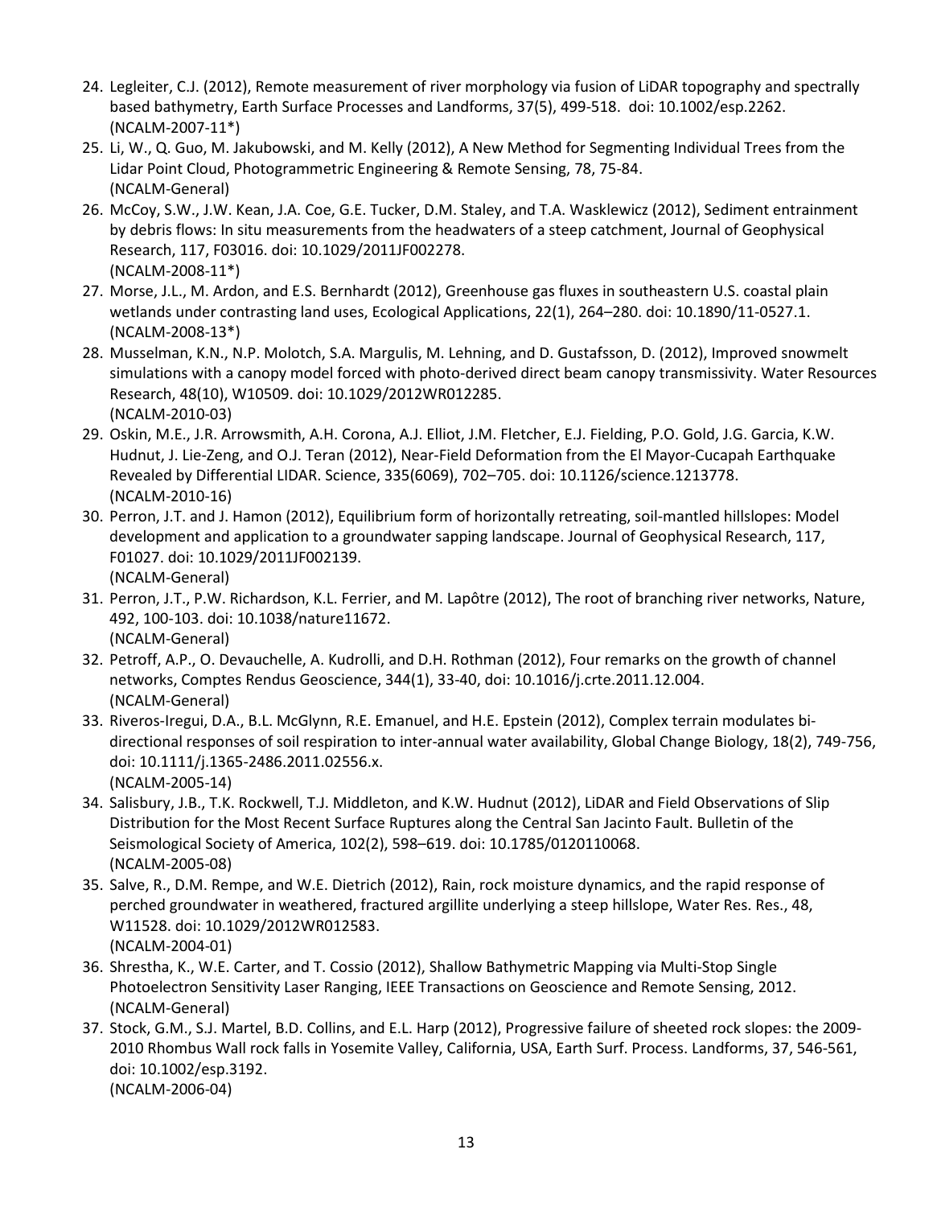24. Legleiter, C.J. (2012), Remote measurement of river morphology via fusion of LiDAR topography and spectrally based bathymetry, Earth Surface Processes and Landforms, 37(5), 499-518. doi: 10.1002/esp.2262. (NCALM-2007-11*)
25. Li, W., Q. Guo, M. Jakubowski, and M. Kelly (2012), A New Method for Segmenting Individual Trees from the Lidar Point Cloud, Photogrammetric Engineering & Remote Sensing, 78, 75-84. (NCALM-General)
26. McCoy, S.W., J.W. Kean, J.A. Coe, G.E. Tucker, D.M. Staley, and T.A. Wasklewicz (2012), Sediment entrainment by debris flows: In situ measurements from the headwaters of a steep catchment, Journal of Geophysical Research, 117, F03016. doi: 10.1029/2011JF002278. (NCALM-2008-11*)
27. Morse, J.L., M. Ardon, and E.S. Bernhardt (2012), Greenhouse gas fluxes in southeastern U.S. coastal plain wetlands under contrasting land uses, Ecological Applications, 22(1), 264–280. doi: 10.1890/11-0527.1. (NCALM-2008-13*)
28. Musselman, K.N., N.P. Molotch, S.A. Margulis, M. Lehning, and D. Gustafsson, D. (2012), Improved snowmelt simulations with a canopy model forced with photo-derived direct beam canopy transmissivity. Water Resources Research, 48(10), W10509. doi: 10.1029/2012WR012285. (NCALM-2010-03)
29. Oskin, M.E., J.R. Arrowsmith, A.H. Corona, A.J. Elliot, J.M. Fletcher, E.J. Fielding, P.O. Gold, J.G. Garcia, K.W. Hudnut, J. Lie-Zeng, and O.J. Teran (2012), Near-Field Deformation from the El Mayor-Cucapah Earthquake Revealed by Differential LIDAR. Science, 335(6069), 702–705. doi: 10.1126/science.1213778. (NCALM-2010-16)
30. Perron, J.T. and J. Hamon (2012), Equilibrium form of horizontally retreating, soil-mantled hillslopes: Model development and application to a groundwater sapping landscape. Journal of Geophysical Research, 117, F01027. doi: 10.1029/2011JF002139. (NCALM-General)
31. Perron, J.T., P.W. Richardson, K.L. Ferrier, and M. Lapôtre (2012), The root of branching river networks, Nature, 492, 100-103. doi: 10.1038/nature11672. (NCALM-General)
32. Petroff, A.P., O. Devauchelle, A. Kudrolli, and D.H. Rothman (2012), Four remarks on the growth of channel networks, Comptes Rendus Geoscience, 344(1), 33-40, doi: 10.1016/j.crte.2011.12.004. (NCALM-General)
33. Riveros-Iregui, D.A., B.L. McGlynn, R.E. Emanuel, and H.E. Epstein (2012), Complex terrain modulates bi-directional responses of soil respiration to inter-annual water availability, Global Change Biology, 18(2), 749-756, doi: 10.1111/j.1365-2486.2011.02556.x. (NCALM-2005-14)
34. Salisbury, J.B., T.K. Rockwell, T.J. Middleton, and K.W. Hudnut (2012), LiDAR and Field Observations of Slip Distribution for the Most Recent Surface Ruptures along the Central San Jacinto Fault. Bulletin of the Seismological Society of America, 102(2), 598–619. doi: 10.1785/0120110068. (NCALM-2005-08)
35. Salve, R., D.M. Rempe, and W.E. Dietrich (2012), Rain, rock moisture dynamics, and the rapid response of perched groundwater in weathered, fractured argillite underlying a steep hillslope, Water Res. Res., 48, W11528. doi: 10.1029/2012WR012583. (NCALM-2004-01)
36. Shrestha, K., W.E. Carter, and T. Cossio (2012), Shallow Bathymetric Mapping via Multi-Stop Single Photoelectron Sensitivity Laser Ranging, IEEE Transactions on Geoscience and Remote Sensing, 2012. (NCALM-General)
37. Stock, G.M., S.J. Martel, B.D. Collins, and E.L. Harp (2012), Progressive failure of sheeted rock slopes: the 2009-2010 Rhombus Wall rock falls in Yosemite Valley, California, USA, Earth Surf. Process. Landforms, 37, 546-561, doi: 10.1002/esp.3192. (NCALM-2006-04)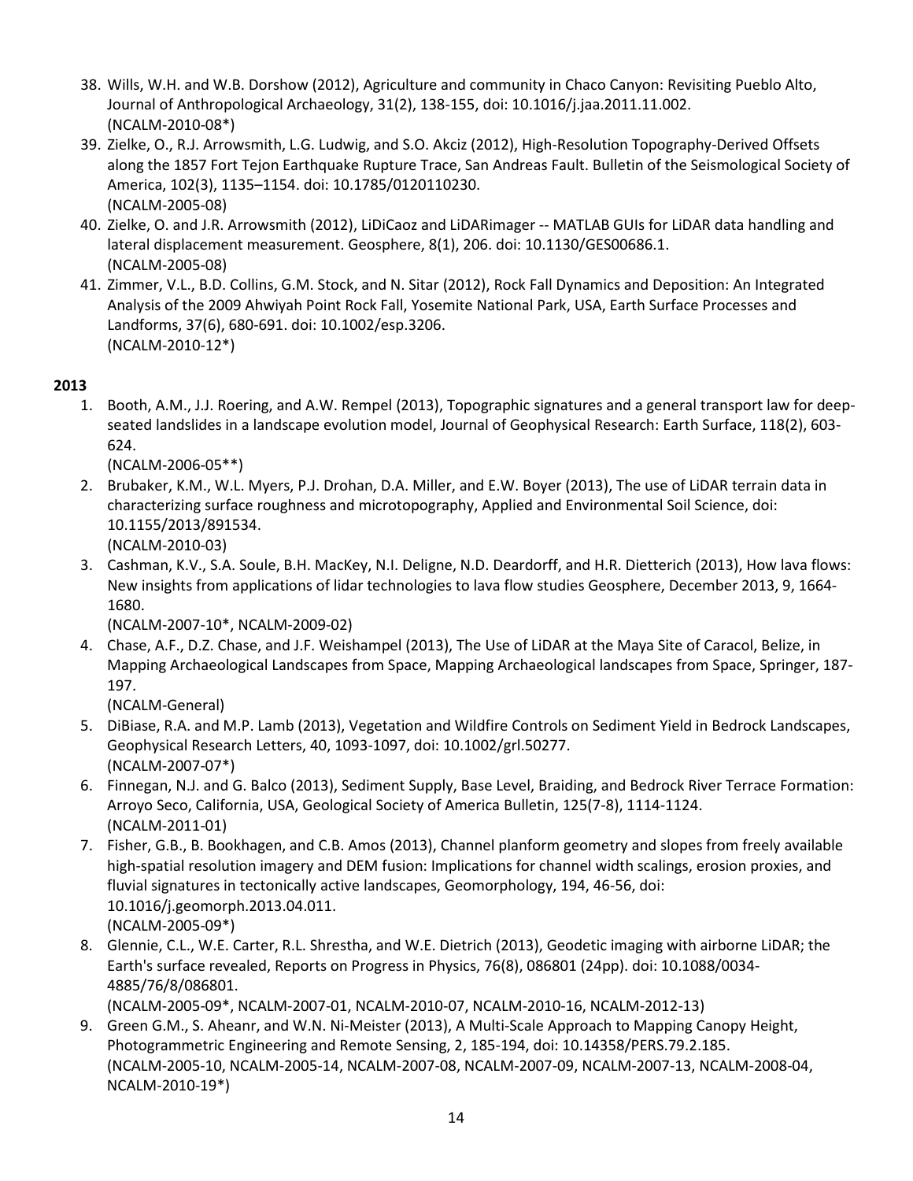38. Wills, W.H. and W.B. Dorshow (2012), Agriculture and community in Chaco Canyon: Revisiting Pueblo Alto, Journal of Anthropological Archaeology, 31(2), 138-155, doi: 10.1016/j.jaa.2011.11.002.
(NCALM-2010-08*)
39. Zielke, O., R.J. Arrowsmith, L.G. Ludwig, and S.O. Akciz (2012), High-Resolution Topography-Derived Offsets along the 1857 Fort Tejon Earthquake Rupture Trace, San Andreas Fault. Bulletin of the Seismological Society of America, 102(3), 1135–1154. doi: 10.1785/0120110230.
(NCALM-2005-08)
40. Zielke, O. and J.R. Arrowsmith (2012), LiDiCaoz and LiDARimager -- MATLAB GUIs for LiDAR data handling and lateral displacement measurement. Geosphere, 8(1), 206. doi: 10.1130/GES00686.1.
(NCALM-2005-08)
41. Zimmer, V.L., B.D. Collins, G.M. Stock, and N. Sitar (2012), Rock Fall Dynamics and Deposition: An Integrated Analysis of the 2009 Ahwiyah Point Rock Fall, Yosemite National Park, USA, Earth Surface Processes and Landforms, 37(6), 680-691. doi: 10.1002/esp.3206.
(NCALM-2010-12*)

**2013**

1. Booth, A.M., J.J. Roering, and A.W. Rempel (2013), Topographic signatures and a general transport law for deep-seated landslides in a landscape evolution model, Journal of Geophysical Research: Earth Surface, 118(2), 603-624.
(NCALM-2006-05**)
2. Brubaker, K.M., W.L. Myers, P.J. Drohan, D.A. Miller, and E.W. Boyer (2013), The use of LiDAR terrain data in characterizing surface roughness and microtopography, Applied and Environmental Soil Science, doi: 10.1155/2013/891534.
(NCALM-2010-03)
3. Cashman, K.V., S.A. Soule, B.H. MacKey, N.I. Deligne, N.D. Deardorff, and H.R. Dietterich (2013), How lava flows: New insights from applications of lidar technologies to lava flow studies Geosphere, December 2013, 9, 1664-1680.
(NCALM-2007-10*, NCALM-2009-02)
4. Chase, A.F., D.Z. Chase, and J.F. Weishampel (2013), The Use of LiDAR at the Maya Site of Caracol, Belize, in Mapping Archaeological Landscapes from Space, Mapping Archaeological landscapes from Space, Springer, 187-197.
(NCALM-General)
5. DiBiase, R.A. and M.P. Lamb (2013), Vegetation and Wildfire Controls on Sediment Yield in Bedrock Landscapes, Geophysical Research Letters, 40, 1093-1097, doi: 10.1002/grl.50277.
(NCALM-2007-07*)
6. Finnegan, N.J. and G. Balco (2013), Sediment Supply, Base Level, Braiding, and Bedrock River Terrace Formation: Arroyo Seco, California, USA, Geological Society of America Bulletin, 125(7-8), 1114-1124.
(NCALM-2011-01)
7. Fisher, G.B., B. Bookhagen, and C.B. Amos (2013), Channel planform geometry and slopes from freely available high-spatial resolution imagery and DEM fusion: Implications for channel width scalings, erosion proxies, and fluvial signatures in tectonically active landscapes, Geomorphology, 194, 46-56, doi: 10.1016/j.geomorph.2013.04.011.
(NCALM-2005-09*)
8. Glennie, C.L., W.E. Carter, R.L. Shrestha, and W.E. Dietrich (2013), Geodetic imaging with airborne LiDAR; the Earth's surface revealed, Reports on Progress in Physics, 76(8), 086801 (24pp). doi: 10.1088/0034-4885/76/8/086801.
(NCALM-2005-09*, NCALM-2007-01, NCALM-2010-07, NCALM-2010-16, NCALM-2012-13)
9. Green G.M., S. Aheanr, and W.N. Ni-Meister (2013), A Multi-Scale Approach to Mapping Canopy Height, Photogrammetric Engineering and Remote Sensing, 2, 185-194, doi: 10.14358/PERS.79.2.185.
(NCALM-2005-10, NCALM-2005-14, NCALM-2007-08, NCALM-2007-09, NCALM-2007-13, NCALM-2008-04, NCALM-2010-19*)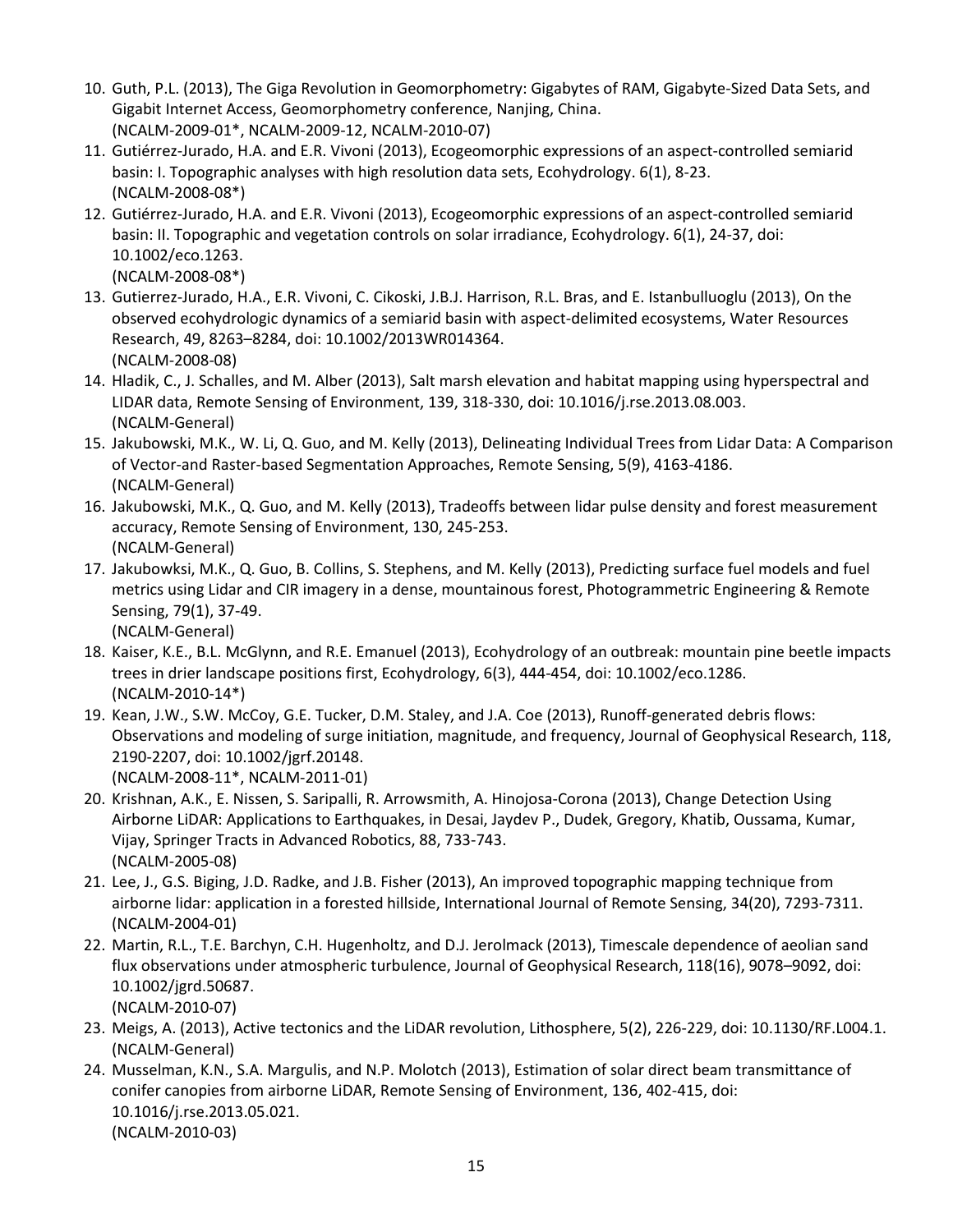10. Guth, P.L. (2013), The Giga Revolution in Geomorphometry: Gigabytes of RAM, Gigabyte-Sized Data Sets, and Gigabit Internet Access, Geomorphometry conference, Nanjing, China.
(NCALM-2009-01*, NCALM-2009-12, NCALM-2010-07)
11. Gutiérrez-Jurado, H.A. and E.R. Vivoni (2013), Ecogeomorphic expressions of an aspect-controlled semiarid basin: I. Topographic analyses with high resolution data sets, Ecohydrology. 6(1), 8-23.
(NCALM-2008-08*)
12. Gutiérrez-Jurado, H.A. and E.R. Vivoni (2013), Ecogeomorphic expressions of an aspect-controlled semiarid basin: II. Topographic and vegetation controls on solar irradiance, Ecohydrology. 6(1), 24-37, doi: 10.1002/eco.1263.
(NCALM-2008-08*)
13. Gutierrez-Jurado, H.A., E.R. Vivoni, C. Cikoski, J.B.J. Harrison, R.L. Bras, and E. Istanbulluoglu (2013), On the observed ecohydrologic dynamics of a semiarid basin with aspect-delimited ecosystems, Water Resources Research, 49, 8263–8284, doi: 10.1002/2013WR014364.
(NCALM-2008-08)
14. Hladik, C., J. Schalles, and M. Alber (2013), Salt marsh elevation and habitat mapping using hyperspectral and LIDAR data, Remote Sensing of Environment, 139, 318-330, doi: 10.1016/j.rse.2013.08.003.
(NCALM-General)
15. Jakubowski, M.K., W. Li, Q. Guo, and M. Kelly (2013), Delineating Individual Trees from Lidar Data: A Comparison of Vector-and Raster-based Segmentation Approaches, Remote Sensing, 5(9), 4163-4186.
(NCALM-General)
16. Jakubowski, M.K., Q. Guo, and M. Kelly (2013), Tradeoffs between lidar pulse density and forest measurement accuracy, Remote Sensing of Environment, 130, 245-253.
(NCALM-General)
17. Jakubowksi, M.K., Q. Guo, B. Collins, S. Stephens, and M. Kelly (2013), Predicting surface fuel models and fuel metrics using Lidar and CIR imagery in a dense, mountainous forest, Photogrammetric Engineering & Remote Sensing, 79(1), 37-49.
(NCALM-General)
18. Kaiser, K.E., B.L. McGlynn, and R.E. Emanuel (2013), Ecohydrology of an outbreak: mountain pine beetle impacts trees in drier landscape positions first, Ecohydrology, 6(3), 444-454, doi: 10.1002/eco.1286.
(NCALM-2010-14*)
19. Kean, J.W., S.W. McCoy, G.E. Tucker, D.M. Staley, and J.A. Coe (2013), Runoff-generated debris flows: Observations and modeling of surge initiation, magnitude, and frequency, Journal of Geophysical Research, 118, 2190-2207, doi: 10.1002/jgrf.20148.
(NCALM-2008-11*, NCALM-2011-01)
20. Krishnan, A.K., E. Nissen, S. Saripalli, R. Arrowsmith, A. Hinojosa-Corona (2013), Change Detection Using Airborne LiDAR: Applications to Earthquakes, in Desai, Jaydev P., Dudek, Gregory, Khatib, Oussama, Kumar, Vijay, Springer Tracts in Advanced Robotics, 88, 733-743.
(NCALM-2005-08)
21. Lee, J., G.S. Biging, J.D. Radke, and J.B. Fisher (2013), An improved topographic mapping technique from airborne lidar: application in a forested hillside, International Journal of Remote Sensing, 34(20), 7293-7311.
(NCALM-2004-01)
22. Martin, R.L., T.E. Barchyn, C.H. Hugenholtz, and D.J. Jerolmack (2013), Timescale dependence of aeolian sand flux observations under atmospheric turbulence, Journal of Geophysical Research, 118(16), 9078–9092, doi: 10.1002/jgrd.50687.
(NCALM-2010-07)
23. Meigs, A. (2013), Active tectonics and the LiDAR revolution, Lithosphere, 5(2), 226-229, doi: 10.1130/RF.L004.1.
(NCALM-General)
24. Musselman, K.N., S.A. Margulis, and N.P. Molotch (2013), Estimation of solar direct beam transmittance of conifer canopies from airborne LiDAR, Remote Sensing of Environment, 136, 402-415, doi: 10.1016/j.rse.2013.05.021.
(NCALM-2010-03)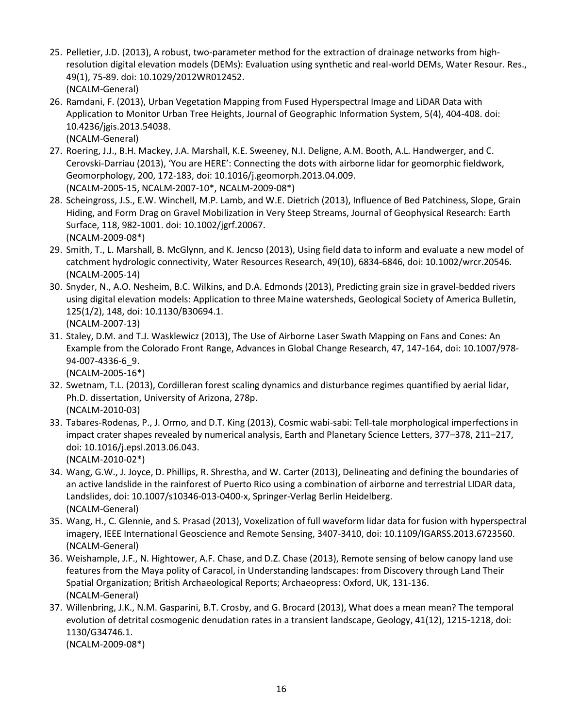25. Pelletier, J.D. (2013), A robust, two-parameter method for the extraction of drainage networks from high-resolution digital elevation models (DEMs): Evaluation using synthetic and real-world DEMs, Water Resour. Res., 49(1), 75-89. doi: 10.1029/2012WR012452.
(NCALM-General)
26. Ramdani, F. (2013), Urban Vegetation Mapping from Fused Hyperspectral Image and LiDAR Data with Application to Monitor Urban Tree Heights, Journal of Geographic Information System, 5(4), 404-408. doi: 10.4236/jgis.2013.54038.
(NCALM-General)
27. Roering, J.J., B.H. Mackey, J.A. Marshall, K.E. Sweeney, N.I. Deligne, A.M. Booth, A.L. Handwerger, and C. Cerovski-Darriau (2013), 'You are HERE': Connecting the dots with airborne lidar for geomorphic fieldwork, Geomorphology, 200, 172-183, doi: 10.1016/j.geomorph.2013.04.009.
(NCALM-2005-15, NCALM-2007-10*, NCALM-2009-08*)
28. Scheingross, J.S., E.W. Winchell, M.P. Lamb, and W.E. Dietrich (2013), Influence of Bed Patchiness, Slope, Grain Hiding, and Form Drag on Gravel Mobilization in Very Steep Streams, Journal of Geophysical Research: Earth Surface, 118, 982-1001. doi: 10.1002/jgrf.20067.
(NCALM-2009-08*)
29. Smith, T., L. Marshall, B. McGlynn, and K. Jencso (2013), Using field data to inform and evaluate a new model of catchment hydrologic connectivity, Water Resources Research, 49(10), 6834-6846, doi: 10.1002/wrcr.20546.
(NCALM-2005-14)
30. Snyder, N., A.O. Nesheim, B.C. Wilkins, and D.A. Edmonds (2013), Predicting grain size in gravel-bedded rivers using digital elevation models: Application to three Maine watersheds, Geological Society of America Bulletin, 125(1/2), 148, doi: 10.1130/B30694.1.
(NCALM-2007-13)
31. Staley, D.M. and T.J. Wasklewicz (2013), The Use of Airborne Laser Swath Mapping on Fans and Cones: An Example from the Colorado Front Range, Advances in Global Change Research, 47, 147-164, doi: 10.1007/978-94-007-4336-6_9.
(NCALM-2005-16*)
32. Swetnam, T.L. (2013), Cordilleran forest scaling dynamics and disturbance regimes quantified by aerial lidar, Ph.D. dissertation, University of Arizona, 278p.
(NCALM-2010-03)
33. Tabares-Rodenas, P., J. Ormo, and D.T. King (2013), Cosmic wabi-sabi: Tell-tale morphological imperfections in impact crater shapes revealed by numerical analysis, Earth and Planetary Science Letters, 377–378, 211–217, doi: 10.1016/j.epsl.2013.06.043.
(NCALM-2010-02*)
34. Wang, G.W., J. Joyce, D. Phillips, R. Shrestha, and W. Carter (2013), Delineating and defining the boundaries of an active landslide in the rainforest of Puerto Rico using a combination of airborne and terrestrial LIDAR data, Landslides, doi: 10.1007/s10346-013-0400-x, Springer-Verlag Berlin Heidelberg.
(NCALM-General)
35. Wang, H., C. Glennie, and S. Prasad (2013), Voxelization of full waveform lidar data for fusion with hyperspectral imagery, IEEE International Geoscience and Remote Sensing, 3407-3410, doi: 10.1109/IGARSS.2013.6723560.
(NCALM-General)
36. Weishample, J.F., N. Hightower, A.F. Chase, and D.Z. Chase (2013), Remote sensing of below canopy land use features from the Maya polity of Caracol, in Understanding landscapes: from Discovery through Land Their Spatial Organization; British Archaeological Reports; Archaeopress: Oxford, UK, 131-136.
(NCALM-General)
37. Willenbring, J.K., N.M. Gasparini, B.T. Crosby, and G. Brocard (2013), What does a mean mean? The temporal evolution of detrital cosmogenic denudation rates in a transient landscape, Geology, 41(12), 1215-1218, doi: 1130/G34746.1.
(NCALM-2009-08*)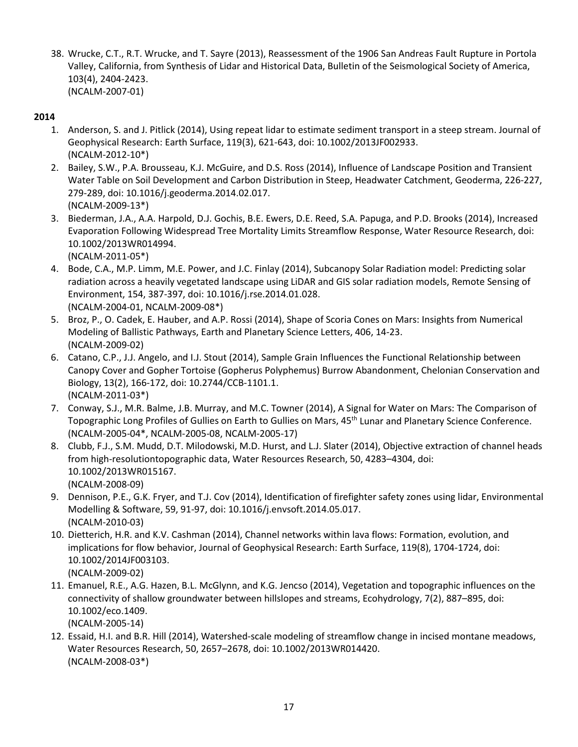38. Wrucke, C.T., R.T. Wrucke, and T. Sayre (2013), Reassessment of the 1906 San Andreas Fault Rupture in Portola Valley, California, from Synthesis of Lidar and Historical Data, Bulletin of the Seismological Society of America, 103(4), 2404-2423.
(NCALM-2007-01)

**2014**

1. Anderson, S. and J. Pitlick (2014), Using repeat lidar to estimate sediment transport in a steep stream. Journal of Geophysical Research: Earth Surface, 119(3), 621-643, doi: 10.1002/2013JF002933.
(NCALM-2012-10*)
2. Bailey, S.W., P.A. Brousseau, K.J. McGuire, and D.S. Ross (2014), Influence of Landscape Position and Transient Water Table on Soil Development and Carbon Distribution in Steep, Headwater Catchment, Geoderma, 226-227, 279-289, doi: 10.1016/j.geoderma.2014.02.017.
(NCALM-2009-13*)
3. Biederman, J.A., A.A. Harpold, D.J. Gochis, B.E. Ewers, D.E. Reed, S.A. Papuga, and P.D. Brooks (2014), Increased Evaporation Following Widespread Tree Mortality Limits Streamflow Response, Water Resource Research, doi: 10.1002/2013WR014994.
(NCALM-2011-05*)
4. Bode, C.A., M.P. Limm, M.E. Power, and J.C. Finlay (2014), Subcanopy Solar Radiation model: Predicting solar radiation across a heavily vegetated landscape using LiDAR and GIS solar radiation models, Remote Sensing of Environment, 154, 387-397, doi: 10.1016/j.rse.2014.01.028.
(NCALM-2004-01, NCALM-2009-08*)
5. Broz, P., O. Cadek, E. Hauber, and A.P. Rossi (2014), Shape of Scoria Cones on Mars: Insights from Numerical Modeling of Ballistic Pathways, Earth and Planetary Science Letters, 406, 14-23.
(NCALM-2009-02)
6. Catano, C.P., J.J. Angelo, and I.J. Stout (2014), Sample Grain Influences the Functional Relationship between Canopy Cover and Gopher Tortoise (Gopherus Polyphemus) Burrow Abandonment, Chelonian Conservation and Biology, 13(2), 166-172, doi: 10.2744/CCB-1101.1.
(NCALM-2011-03*)
7. Conway, S.J., M.R. Balme, J.B. Murray, and M.C. Towner (2014), A Signal for Water on Mars: The Comparison of Topographic Long Profiles of Gullies on Earth to Gullies on Mars, 45th Lunar and Planetary Science Conference.
(NCALM-2005-04*, NCALM-2005-08, NCALM-2005-17)
8. Clubb, F.J., S.M. Mudd, D.T. Milodowski, M.D. Hurst, and L.J. Slater (2014), Objective extraction of channel heads from high-resolutiontopographic data, Water Resources Research, 50, 4283–4304, doi: 10.1002/2013WR015167.
(NCALM-2008-09)
9. Dennison, P.E., G.K. Fryer, and T.J. Cov (2014), Identification of firefighter safety zones using lidar, Environmental Modelling & Software, 59, 91-97, doi: 10.1016/j.envsoft.2014.05.017.
(NCALM-2010-03)
10. Dietterich, H.R. and K.V. Cashman (2014), Channel networks within lava flows: Formation, evolution, and implications for flow behavior, Journal of Geophysical Research: Earth Surface, 119(8), 1704-1724, doi: 10.1002/2014JF003103.
(NCALM-2009-02)
11. Emanuel, R.E., A.G. Hazen, B.L. McGlynn, and K.G. Jencso (2014), Vegetation and topographic influences on the connectivity of shallow groundwater between hillslopes and streams, Ecohydrology, 7(2), 887–895, doi: 10.1002/eco.1409.
(NCALM-2005-14)
12. Essaid, H.I. and B.R. Hill (2014), Watershed-scale modeling of streamflow change in incised montane meadows, Water Resources Research, 50, 2657–2678, doi: 10.1002/2013WR014420.
(NCALM-2008-03*)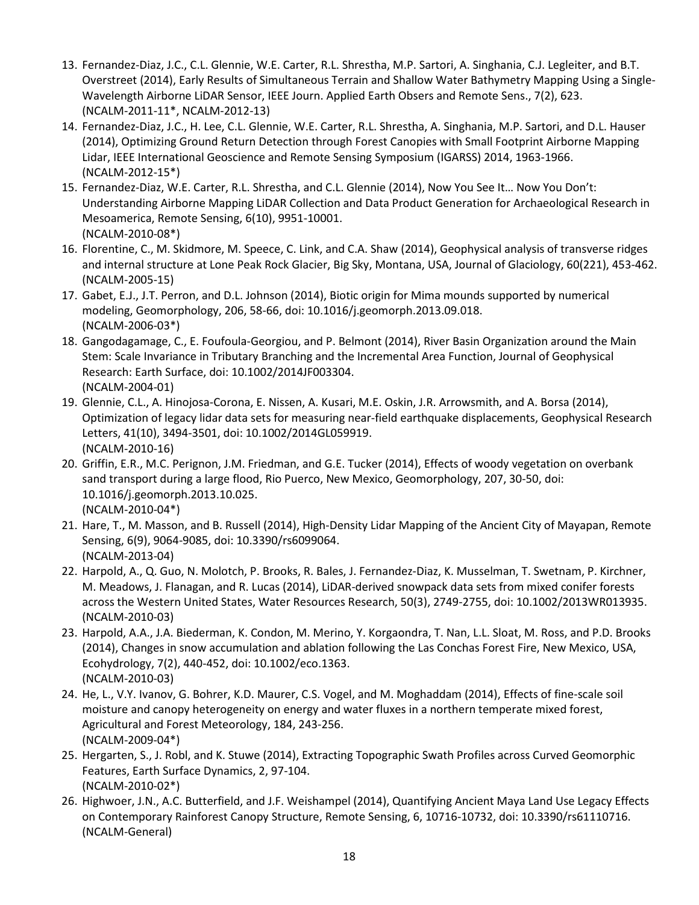13. Fernandez-Diaz, J.C., C.L. Glennie, W.E. Carter, R.L. Shrestha, M.P. Sartori, A. Singhania, C.J. Legleiter, and B.T. Overstreet (2014), Early Results of Simultaneous Terrain and Shallow Water Bathymetry Mapping Using a Single-Wavelength Airborne LiDAR Sensor, IEEE Journ. Applied Earth Obsers and Remote Sens., 7(2), 623. (NCALM-2011-11*, NCALM-2012-13)
14. Fernandez-Diaz, J.C., H. Lee, C.L. Glennie, W.E. Carter, R.L. Shrestha, A. Singhania, M.P. Sartori, and D.L. Hauser (2014), Optimizing Ground Return Detection through Forest Canopies with Small Footprint Airborne Mapping Lidar, IEEE International Geoscience and Remote Sensing Symposium (IGARSS) 2014, 1963-1966. (NCALM-2012-15*)
15. Fernandez-Diaz, W.E. Carter, R.L. Shrestha, and C.L. Glennie (2014), Now You See It… Now You Don't: Understanding Airborne Mapping LiDAR Collection and Data Product Generation for Archaeological Research in Mesoamerica, Remote Sensing, 6(10), 9951-10001. (NCALM-2010-08*)
16. Florentine, C., M. Skidmore, M. Speece, C. Link, and C.A. Shaw (2014), Geophysical analysis of transverse ridges and internal structure at Lone Peak Rock Glacier, Big Sky, Montana, USA, Journal of Glaciology, 60(221), 453-462. (NCALM-2005-15)
17. Gabet, E.J., J.T. Perron, and D.L. Johnson (2014), Biotic origin for Mima mounds supported by numerical modeling, Geomorphology, 206, 58-66, doi: 10.1016/j.geomorph.2013.09.018. (NCALM-2006-03*)
18. Gangodagamage, C., E. Foufoula-Georgiou, and P. Belmont (2014), River Basin Organization around the Main Stem: Scale Invariance in Tributary Branching and the Incremental Area Function, Journal of Geophysical Research: Earth Surface, doi: 10.1002/2014JF003304. (NCALM-2004-01)
19. Glennie, C.L., A. Hinojosa-Corona, E. Nissen, A. Kusari, M.E. Oskin, J.R. Arrowsmith, and A. Borsa (2014), Optimization of legacy lidar data sets for measuring near-field earthquake displacements, Geophysical Research Letters, 41(10), 3494-3501, doi: 10.1002/2014GL059919. (NCALM-2010-16)
20. Griffin, E.R., M.C. Perignon, J.M. Friedman, and G.E. Tucker (2014), Effects of woody vegetation on overbank sand transport during a large flood, Rio Puerco, New Mexico, Geomorphology, 207, 30-50, doi: 10.1016/j.geomorph.2013.10.025. (NCALM-2010-04*)
21. Hare, T., M. Masson, and B. Russell (2014), High-Density Lidar Mapping of the Ancient City of Mayapan, Remote Sensing, 6(9), 9064-9085, doi: 10.3390/rs6099064. (NCALM-2013-04)
22. Harpold, A., Q. Guo, N. Molotch, P. Brooks, R. Bales, J. Fernandez-Diaz, K. Musselman, T. Swetnam, P. Kirchner, M. Meadows, J. Flanagan, and R. Lucas (2014), LiDAR-derived snowpack data sets from mixed conifer forests across the Western United States, Water Resources Research, 50(3), 2749-2755, doi: 10.1002/2013WR013935. (NCALM-2010-03)
23. Harpold, A.A., J.A. Biederman, K. Condon, M. Merino, Y. Korgaondra, T. Nan, L.L. Sloat, M. Ross, and P.D. Brooks (2014), Changes in snow accumulation and ablation following the Las Conchas Forest Fire, New Mexico, USA, Ecohydrology, 7(2), 440-452, doi: 10.1002/eco.1363. (NCALM-2010-03)
24. He, L., V.Y. Ivanov, G. Bohrer, K.D. Maurer, C.S. Vogel, and M. Moghaddam (2014), Effects of fine-scale soil moisture and canopy heterogeneity on energy and water fluxes in a northern temperate mixed forest, Agricultural and Forest Meteorology, 184, 243-256. (NCALM-2009-04*)
25. Hergarten, S., J. Robl, and K. Stuwe (2014), Extracting Topographic Swath Profiles across Curved Geomorphic Features, Earth Surface Dynamics, 2, 97-104. (NCALM-2010-02*)
26. Highwoer, J.N., A.C. Butterfield, and J.F. Weishampel (2014), Quantifying Ancient Maya Land Use Legacy Effects on Contemporary Rainforest Canopy Structure, Remote Sensing, 6, 10716-10732, doi: 10.3390/rs61110716. (NCALM-General)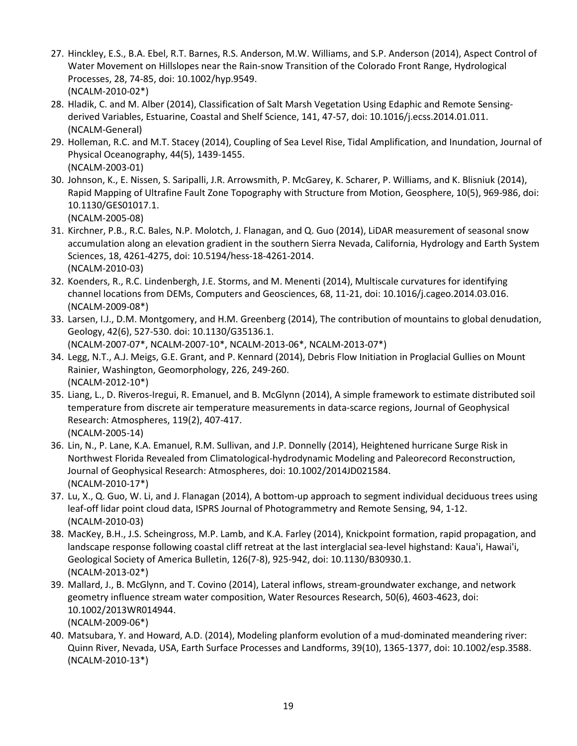27. Hinckley, E.S., B.A. Ebel, R.T. Barnes, R.S. Anderson, M.W. Williams, and S.P. Anderson (2014), Aspect Control of Water Movement on Hillslopes near the Rain-snow Transition of the Colorado Front Range, Hydrological Processes, 28, 74-85, doi: 10.1002/hyp.9549.
    (NCALM-2010-02*)
28. Hladik, C. and M. Alber (2014), Classification of Salt Marsh Vegetation Using Edaphic and Remote Sensing-derived Variables, Estuarine, Coastal and Shelf Science, 141, 47-57, doi: 10.1016/j.ecss.2014.01.011.
    (NCALM-General)
29. Holleman, R.C. and M.T. Stacey (2014), Coupling of Sea Level Rise, Tidal Amplification, and Inundation, Journal of Physical Oceanography, 44(5), 1439-1455.
    (NCALM-2003-01)
30. Johnson, K., E. Nissen, S. Saripalli, J.R. Arrowsmith, P. McGarey, K. Scharer, P. Williams, and K. Blisniuk (2014), Rapid Mapping of Ultrafine Fault Zone Topography with Structure from Motion, Geosphere, 10(5), 969-986, doi: 10.1130/GES01017.1.
    (NCALM-2005-08)
31. Kirchner, P.B., R.C. Bales, N.P. Molotch, J. Flanagan, and Q. Guo (2014), LiDAR measurement of seasonal snow accumulation along an elevation gradient in the southern Sierra Nevada, California, Hydrology and Earth System Sciences, 18, 4261-4275, doi: 10.5194/hess-18-4261-2014.
    (NCALM-2010-03)
32. Koenders, R., R.C. Lindenbergh, J.E. Storms, and M. Menenti (2014), Multiscale curvatures for identifying channel locations from DEMs, Computers and Geosciences, 68, 11-21, doi: 10.1016/j.cageo.2014.03.016.
    (NCALM-2009-08*)
33. Larsen, I.J., D.M. Montgomery, and H.M. Greenberg (2014), The contribution of mountains to global denudation, Geology, 42(6), 527-530. doi: 10.1130/G35136.1.
    (NCALM-2007-07*, NCALM-2007-10*, NCALM-2013-06*, NCALM-2013-07*)
34. Legg, N.T., A.J. Meigs, G.E. Grant, and P. Kennard (2014), Debris Flow Initiation in Proglacial Gullies on Mount Rainier, Washington, Geomorphology, 226, 249-260.
    (NCALM-2012-10*)
35. Liang, L., D. Riveros-Iregui, R. Emanuel, and B. McGlynn (2014), A simple framework to estimate distributed soil temperature from discrete air temperature measurements in data-scarce regions, Journal of Geophysical Research: Atmospheres, 119(2), 407-417.
    (NCALM-2005-14)
36. Lin, N., P. Lane, K.A. Emanuel, R.M. Sullivan, and J.P. Donnelly (2014), Heightened hurricane Surge Risk in Northwest Florida Revealed from Climatological-hydrodynamic Modeling and Paleorecord Reconstruction, Journal of Geophysical Research: Atmospheres, doi: 10.1002/2014JD021584.
    (NCALM-2010-17*)
37. Lu, X., Q. Guo, W. Li, and J. Flanagan (2014), A bottom-up approach to segment individual deciduous trees using leaf-off lidar point cloud data, ISPRS Journal of Photogrammetry and Remote Sensing, 94, 1-12.
    (NCALM-2010-03)
38. MacKey, B.H., J.S. Scheingross, M.P. Lamb, and K.A. Farley (2014), Knickpoint formation, rapid propagation, and landscape response following coastal cliff retreat at the last interglacial sea-level highstand: Kaua'i, Hawai'i, Geological Society of America Bulletin, 126(7-8), 925-942, doi: 10.1130/B30930.1.
    (NCALM-2013-02*)
39. Mallard, J., B. McGlynn, and T. Covino (2014), Lateral inflows, stream-groundwater exchange, and network geometry influence stream water composition, Water Resources Research, 50(6), 4603-4623, doi: 10.1002/2013WR014944.
    (NCALM-2009-06*)
40. Matsubara, Y. and Howard, A.D. (2014), Modeling planform evolution of a mud-dominated meandering river: Quinn River, Nevada, USA, Earth Surface Processes and Landforms, 39(10), 1365-1377, doi: 10.1002/esp.3588.
    (NCALM-2010-13*)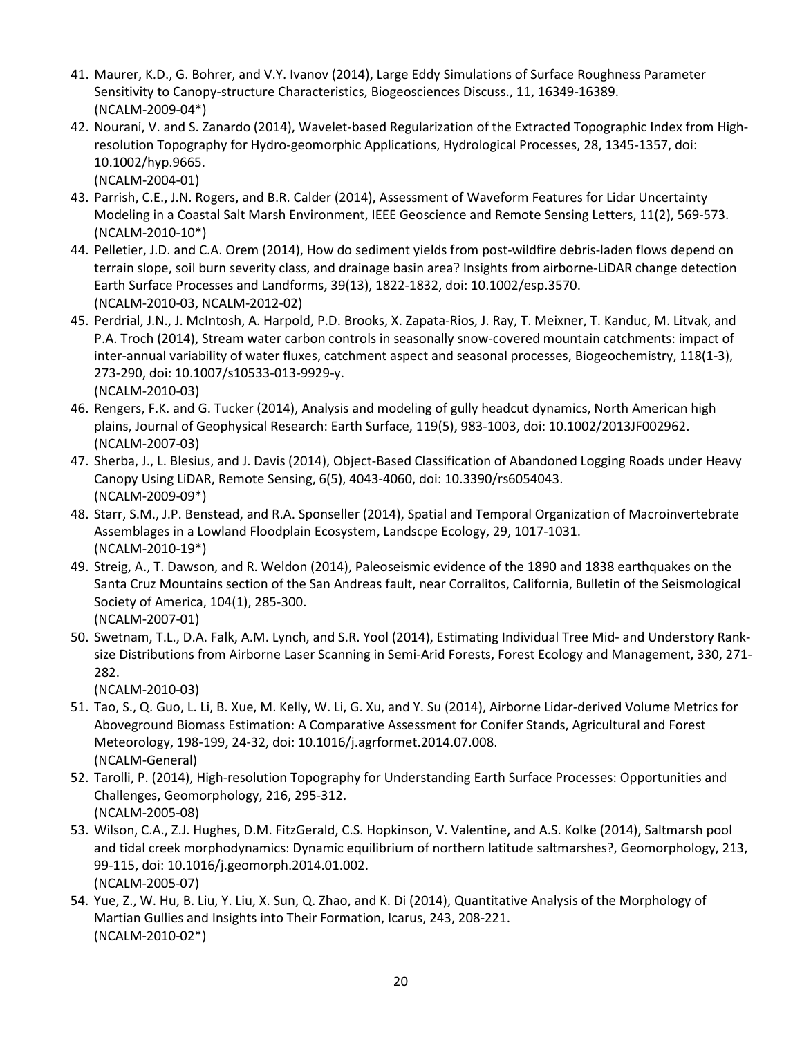41. Maurer, K.D., G. Bohrer, and V.Y. Ivanov (2014), Large Eddy Simulations of Surface Roughness Parameter Sensitivity to Canopy-structure Characteristics, Biogeosciences Discuss., 11, 16349-16389. (NCALM-2009-04*)
42. Nourani, V. and S. Zanardo (2014), Wavelet-based Regularization of the Extracted Topographic Index from High-resolution Topography for Hydro-geomorphic Applications, Hydrological Processes, 28, 1345-1357, doi: 10.1002/hyp.9665.
(NCALM-2004-01)
43. Parrish, C.E., J.N. Rogers, and B.R. Calder (2014), Assessment of Waveform Features for Lidar Uncertainty Modeling in a Coastal Salt Marsh Environment, IEEE Geoscience and Remote Sensing Letters, 11(2), 569-573. (NCALM-2010-10*)
44. Pelletier, J.D. and C.A. Orem (2014), How do sediment yields from post-wildfire debris-laden flows depend on terrain slope, soil burn severity class, and drainage basin area? Insights from airborne-LiDAR change detection Earth Surface Processes and Landforms, 39(13), 1822-1832, doi: 10.1002/esp.3570.
(NCALM-2010-03, NCALM-2012-02)
45. Perdrial, J.N., J. McIntosh, A. Harpold, P.D. Brooks, X. Zapata-Rios, J. Ray, T. Meixner, T. Kanduc, M. Litvak, and P.A. Troch (2014), Stream water carbon controls in seasonally snow-covered mountain catchments: impact of inter-annual variability of water fluxes, catchment aspect and seasonal processes, Biogeochemistry, 118(1-3), 273-290, doi: 10.1007/s10533-013-9929-y.
(NCALM-2010-03)
46. Rengers, F.K. and G. Tucker (2014), Analysis and modeling of gully headcut dynamics, North American high plains, Journal of Geophysical Research: Earth Surface, 119(5), 983-1003, doi: 10.1002/2013JF002962. (NCALM-2007-03)
47. Sherba, J., L. Blesius, and J. Davis (2014), Object-Based Classification of Abandoned Logging Roads under Heavy Canopy Using LiDAR, Remote Sensing, 6(5), 4043-4060, doi: 10.3390/rs6054043.
(NCALM-2009-09*)
48. Starr, S.M., J.P. Benstead, and R.A. Sponseller (2014), Spatial and Temporal Organization of Macroinvertebrate Assemblages in a Lowland Floodplain Ecosystem, Landscpe Ecology, 29, 1017-1031.
(NCALM-2010-19*)
49. Streig, A., T. Dawson, and R. Weldon (2014), Paleoseismic evidence of the 1890 and 1838 earthquakes on the Santa Cruz Mountains section of the San Andreas fault, near Corralitos, California, Bulletin of the Seismological Society of America, 104(1), 285-300.
(NCALM-2007-01)
50. Swetnam, T.L., D.A. Falk, A.M. Lynch, and S.R. Yool (2014), Estimating Individual Tree Mid- and Understory Rank-size Distributions from Airborne Laser Scanning in Semi-Arid Forests, Forest Ecology and Management, 330, 271-282.
(NCALM-2010-03)
51. Tao, S., Q. Guo, L. Li, B. Xue, M. Kelly, W. Li, G. Xu, and Y. Su (2014), Airborne Lidar-derived Volume Metrics for Aboveground Biomass Estimation: A Comparative Assessment for Conifer Stands, Agricultural and Forest Meteorology, 198-199, 24-32, doi: 10.1016/j.agrformet.2014.07.008.
(NCALM-General)
52. Tarolli, P. (2014), High-resolution Topography for Understanding Earth Surface Processes: Opportunities and Challenges, Geomorphology, 216, 295-312.
(NCALM-2005-08)
53. Wilson, C.A., Z.J. Hughes, D.M. FitzGerald, C.S. Hopkinson, V. Valentine, and A.S. Kolke (2014), Saltmarsh pool and tidal creek morphodynamics: Dynamic equilibrium of northern latitude saltmarshes?, Geomorphology, 213, 99-115, doi: 10.1016/j.geomorph.2014.01.002.
(NCALM-2005-07)
54. Yue, Z., W. Hu, B. Liu, Y. Liu, X. Sun, Q. Zhao, and K. Di (2014), Quantitative Analysis of the Morphology of Martian Gullies and Insights into Their Formation, Icarus, 243, 208-221.
(NCALM-2010-02*)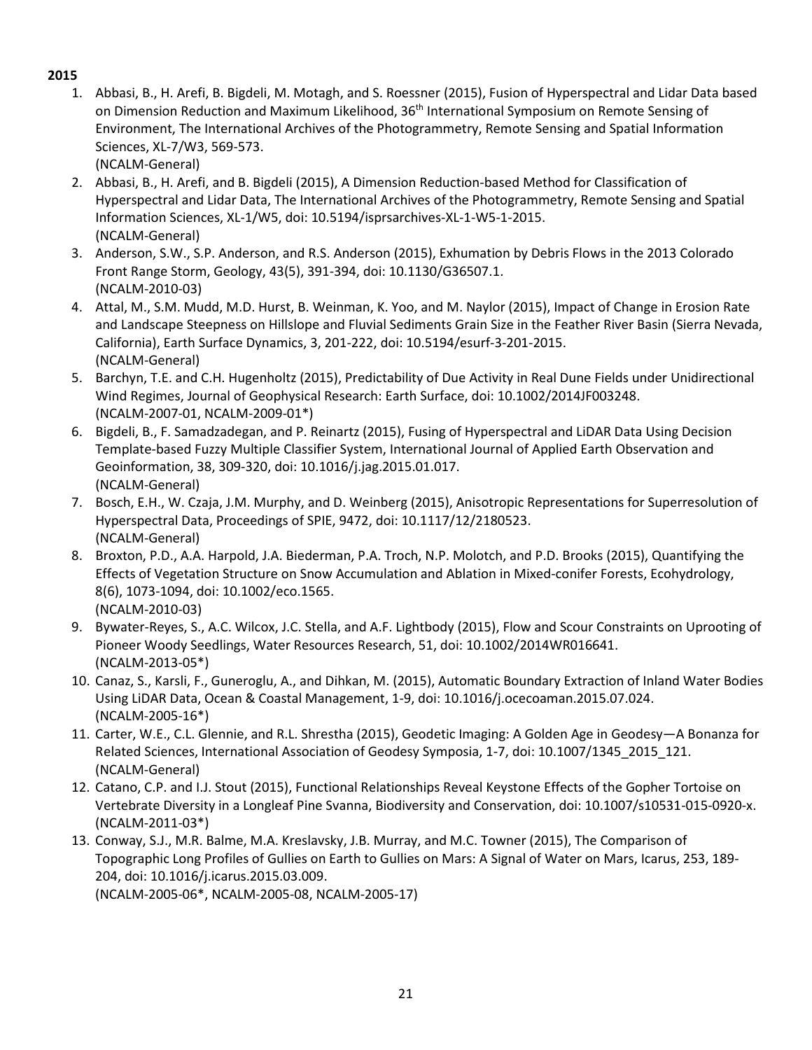**2015**

1. Abbasi, B., H. Arefi, B. Bigdeli, M. Motagh, and S. Roessner (2015), Fusion of Hyperspectral and Lidar Data based on Dimension Reduction and Maximum Likelihood, 36th International Symposium on Remote Sensing of Environment, The International Archives of the Photogrammetry, Remote Sensing and Spatial Information Sciences, XL-7/W3, 569-573.
(NCALM-General)
2. Abbasi, B., H. Arefi, and B. Bigdeli (2015), A Dimension Reduction-based Method for Classification of Hyperspectral and Lidar Data, The International Archives of the Photogrammetry, Remote Sensing and Spatial Information Sciences, XL-1/W5, doi: 10.5194/isprsarchives-XL-1-W5-1-2015.
(NCALM-General)
3. Anderson, S.W., S.P. Anderson, and R.S. Anderson (2015), Exhumation by Debris Flows in the 2013 Colorado Front Range Storm, Geology, 43(5), 391-394, doi: 10.1130/G36507.1.
(NCALM-2010-03)
4. Attal, M., S.M. Mudd, M.D. Hurst, B. Weinman, K. Yoo, and M. Naylor (2015), Impact of Change in Erosion Rate and Landscape Steepness on Hillslope and Fluvial Sediments Grain Size in the Feather River Basin (Sierra Nevada, California), Earth Surface Dynamics, 3, 201-222, doi: 10.5194/esurf-3-201-2015.
(NCALM-General)
5. Barchyn, T.E. and C.H. Hugenholtz (2015), Predictability of Due Activity in Real Dune Fields under Unidirectional Wind Regimes, Journal of Geophysical Research: Earth Surface, doi: 10.1002/2014JF003248.
(NCALM-2007-01, NCALM-2009-01*)
6. Bigdeli, B., F. Samadzadegan, and P. Reinartz (2015), Fusing of Hyperspectral and LiDAR Data Using Decision Template-based Fuzzy Multiple Classifier System, International Journal of Applied Earth Observation and Geoinformation, 38, 309-320, doi: 10.1016/j.jag.2015.01.017.
(NCALM-General)
7. Bosch, E.H., W. Czaja, J.M. Murphy, and D. Weinberg (2015), Anisotropic Representations for Superresolution of Hyperspectral Data, Proceedings of SPIE, 9472, doi: 10.1117/12/2180523.
(NCALM-General)
8. Broxton, P.D., A.A. Harpold, J.A. Biederman, P.A. Troch, N.P. Molotch, and P.D. Brooks (2015), Quantifying the Effects of Vegetation Structure on Snow Accumulation and Ablation in Mixed-conifer Forests, Ecohydrology, 8(6), 1073-1094, doi: 10.1002/eco.1565.
(NCALM-2010-03)
9. Bywater-Reyes, S., A.C. Wilcox, J.C. Stella, and A.F. Lightbody (2015), Flow and Scour Constraints on Uprooting of Pioneer Woody Seedlings, Water Resources Research, 51, doi: 10.1002/2014WR016641.
(NCALM-2013-05*)
10. Canaz, S., Karsli, F., Guneroglu, A., and Dihkan, M. (2015), Automatic Boundary Extraction of Inland Water Bodies Using LiDAR Data, Ocean & Coastal Management, 1-9, doi: 10.1016/j.ocecoaman.2015.07.024.
(NCALM-2005-16*)
11. Carter, W.E., C.L. Glennie, and R.L. Shrestha (2015), Geodetic Imaging: A Golden Age in Geodesy—A Bonanza for Related Sciences, International Association of Geodesy Symposia, 1-7, doi: 10.1007/1345_2015_121.
(NCALM-General)
12. Catano, C.P. and I.J. Stout (2015), Functional Relationships Reveal Keystone Effects of the Gopher Tortoise on Vertebrate Diversity in a Longleaf Pine Svanna, Biodiversity and Conservation, doi: 10.1007/s10531-015-0920-x.
(NCALM-2011-03*)
13. Conway, S.J., M.R. Balme, M.A. Kreslavsky, J.B. Murray, and M.C. Towner (2015), The Comparison of Topographic Long Profiles of Gullies on Earth to Gullies on Mars: A Signal of Water on Mars, Icarus, 253, 189-204, doi: 10.1016/j.icarus.2015.03.009.
(NCALM-2005-06*, NCALM-2005-08, NCALM-2005-17)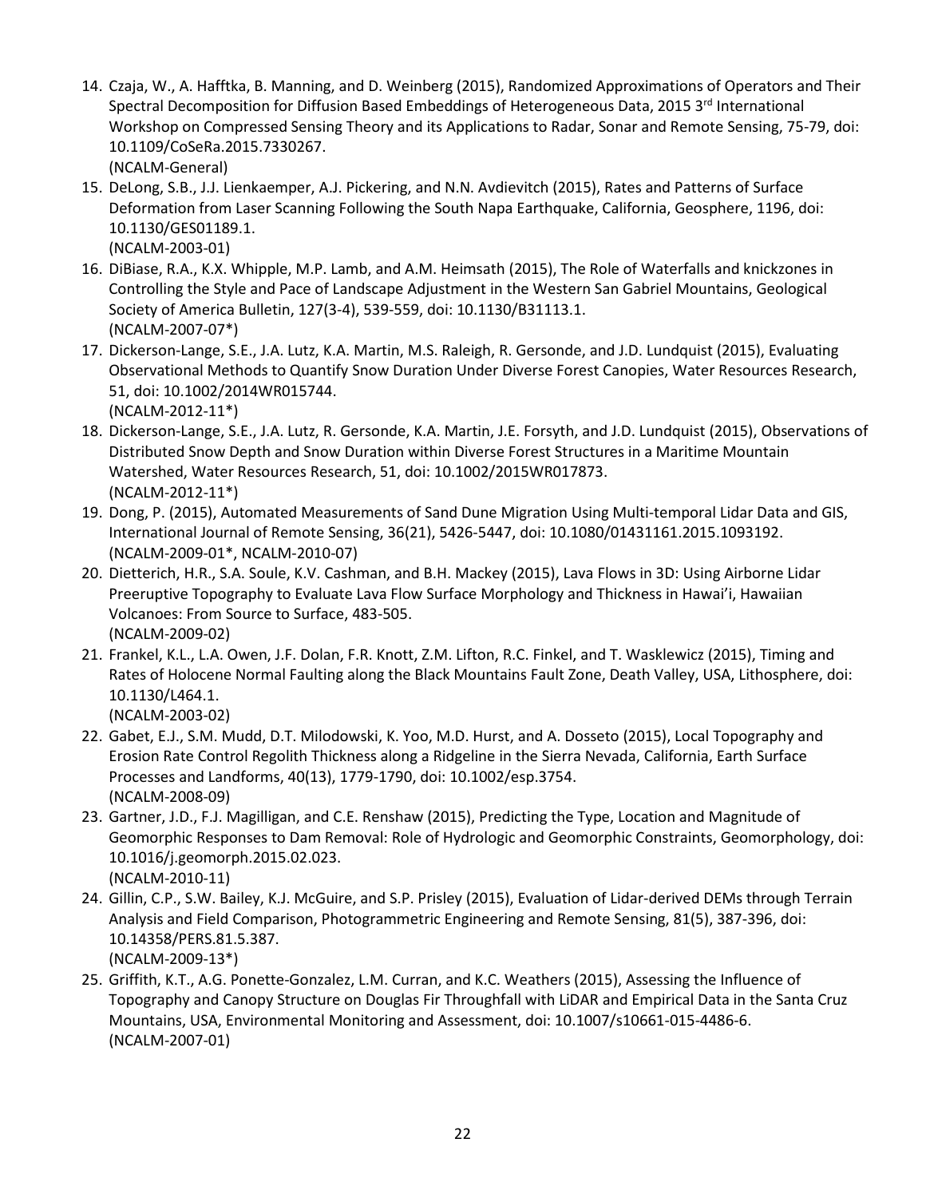14. Czaja, W., A. Hafftka, B. Manning, and D. Weinberg (2015), Randomized Approximations of Operators and Their Spectral Decomposition for Diffusion Based Embeddings of Heterogeneous Data, 2015 3rd International Workshop on Compressed Sensing Theory and its Applications to Radar, Sonar and Remote Sensing, 75-79, doi: 10.1109/CoSeRa.2015.7330267.
(NCALM-General)
15. DeLong, S.B., J.J. Lienkaemper, A.J. Pickering, and N.N. Avdievitch (2015), Rates and Patterns of Surface Deformation from Laser Scanning Following the South Napa Earthquake, California, Geosphere, 1196, doi: 10.1130/GES01189.1.
(NCALM-2003-01)
16. DiBiase, R.A., K.X. Whipple, M.P. Lamb, and A.M. Heimsath (2015), The Role of Waterfalls and knickzones in Controlling the Style and Pace of Landscape Adjustment in the Western San Gabriel Mountains, Geological Society of America Bulletin, 127(3-4), 539-559, doi: 10.1130/B31113.1.
(NCALM-2007-07*)
17. Dickerson-Lange, S.E., J.A. Lutz, K.A. Martin, M.S. Raleigh, R. Gersonde, and J.D. Lundquist (2015), Evaluating Observational Methods to Quantify Snow Duration Under Diverse Forest Canopies, Water Resources Research, 51, doi: 10.1002/2014WR015744.
(NCALM-2012-11*)
18. Dickerson-Lange, S.E., J.A. Lutz, R. Gersonde, K.A. Martin, J.E. Forsyth, and J.D. Lundquist (2015), Observations of Distributed Snow Depth and Snow Duration within Diverse Forest Structures in a Maritime Mountain Watershed, Water Resources Research, 51, doi: 10.1002/2015WR017873.
(NCALM-2012-11*)
19. Dong, P. (2015), Automated Measurements of Sand Dune Migration Using Multi-temporal Lidar Data and GIS, International Journal of Remote Sensing, 36(21), 5426-5447, doi: 10.1080/01431161.2015.1093192.
(NCALM-2009-01*, NCALM-2010-07)
20. Dietterich, H.R., S.A. Soule, K.V. Cashman, and B.H. Mackey (2015), Lava Flows in 3D: Using Airborne Lidar Preeruptive Topography to Evaluate Lava Flow Surface Morphology and Thickness in Hawai'i, Hawaiian Volcanoes: From Source to Surface, 483-505.
(NCALM-2009-02)
21. Frankel, K.L., L.A. Owen, J.F. Dolan, F.R. Knott, Z.M. Lifton, R.C. Finkel, and T. Wasklewicz (2015), Timing and Rates of Holocene Normal Faulting along the Black Mountains Fault Zone, Death Valley, USA, Lithosphere, doi: 10.1130/L464.1.
(NCALM-2003-02)
22. Gabet, E.J., S.M. Mudd, D.T. Milodowski, K. Yoo, M.D. Hurst, and A. Dosseto (2015), Local Topography and Erosion Rate Control Regolith Thickness along a Ridgeline in the Sierra Nevada, California, Earth Surface Processes and Landforms, 40(13), 1779-1790, doi: 10.1002/esp.3754.
(NCALM-2008-09)
23. Gartner, J.D., F.J. Magilligan, and C.E. Renshaw (2015), Predicting the Type, Location and Magnitude of Geomorphic Responses to Dam Removal: Role of Hydrologic and Geomorphic Constraints, Geomorphology, doi: 10.1016/j.geomorph.2015.02.023.
(NCALM-2010-11)
24. Gillin, C.P., S.W. Bailey, K.J. McGuire, and S.P. Prisley (2015), Evaluation of Lidar-derived DEMs through Terrain Analysis and Field Comparison, Photogrammetric Engineering and Remote Sensing, 81(5), 387-396, doi: 10.14358/PERS.81.5.387.
(NCALM-2009-13*)
25. Griffith, K.T., A.G. Ponette-Gonzalez, L.M. Curran, and K.C. Weathers (2015), Assessing the Influence of Topography and Canopy Structure on Douglas Fir Throughfall with LiDAR and Empirical Data in the Santa Cruz Mountains, USA, Environmental Monitoring and Assessment, doi: 10.1007/s10661-015-4486-6.
(NCALM-2007-01)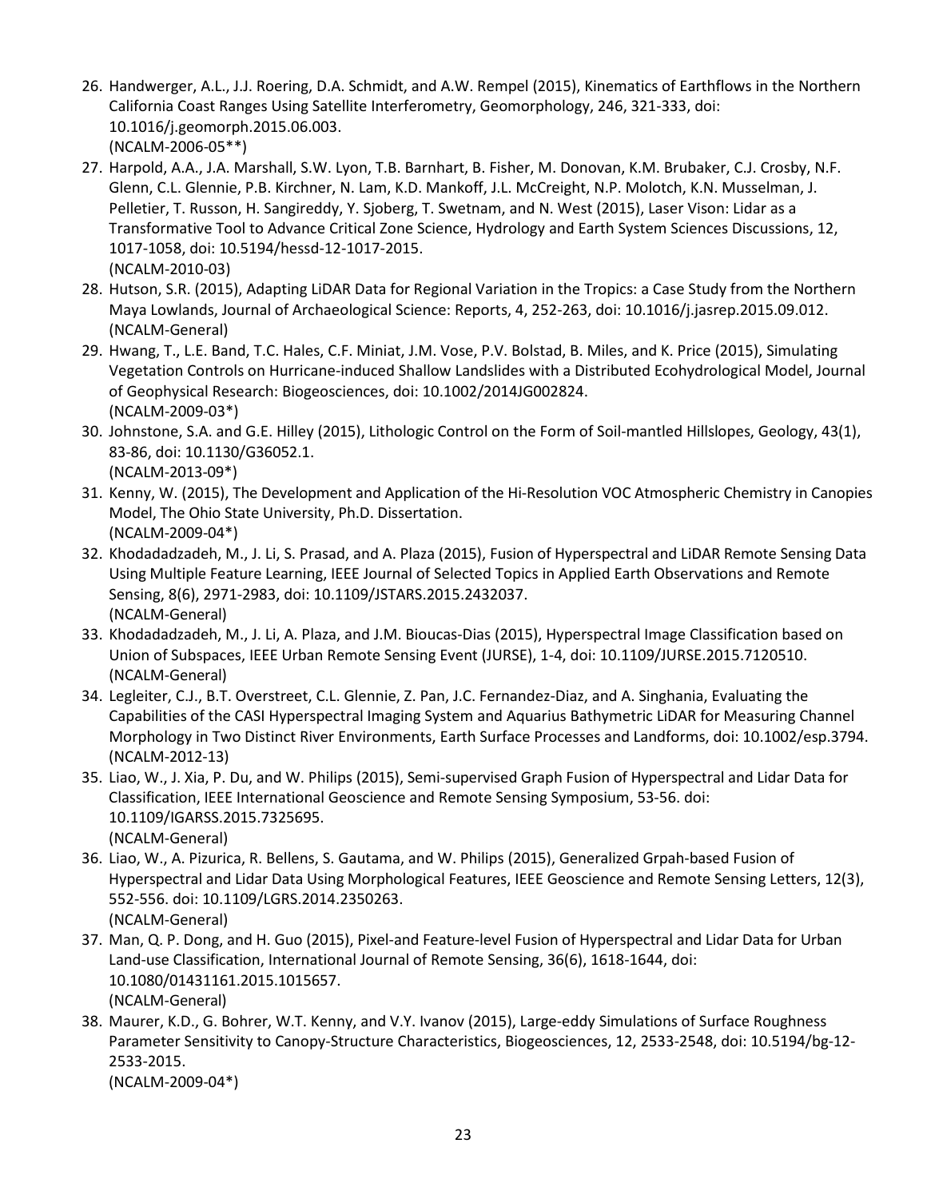26. Handwerger, A.L., J.J. Roering, D.A. Schmidt, and A.W. Rempel (2015), Kinematics of Earthflows in the Northern California Coast Ranges Using Satellite Interferometry, Geomorphology, 246, 321-333, doi: 10.1016/j.geomorph.2015.06.003.
    (NCALM-2006-05**)
27. Harpold, A.A., J.A. Marshall, S.W. Lyon, T.B. Barnhart, B. Fisher, M. Donovan, K.M. Brubaker, C.J. Crosby, N.F. Glenn, C.L. Glennie, P.B. Kirchner, N. Lam, K.D. Mankoff, J.L. McCreight, N.P. Molotch, K.N. Musselman, J. Pelletier, T. Russon, H. Sangireddy, Y. Sjoberg, T. Swetnam, and N. West (2015), Laser Vison: Lidar as a Transformative Tool to Advance Critical Zone Science, Hydrology and Earth System Sciences Discussions, 12, 1017-1058, doi: 10.5194/hessd-12-1017-2015.
    (NCALM-2010-03)
28. Hutson, S.R. (2015), Adapting LiDAR Data for Regional Variation in the Tropics: a Case Study from the Northern Maya Lowlands, Journal of Archaeological Science: Reports, 4, 252-263, doi: 10.1016/j.jasrep.2015.09.012.
    (NCALM-General)
29. Hwang, T., L.E. Band, T.C. Hales, C.F. Miniat, J.M. Vose, P.V. Bolstad, B. Miles, and K. Price (2015), Simulating Vegetation Controls on Hurricane-induced Shallow Landslides with a Distributed Ecohydrological Model, Journal of Geophysical Research: Biogeosciences, doi: 10.1002/2014JG002824.
    (NCALM-2009-03*)
30. Johnstone, S.A. and G.E. Hilley (2015), Lithologic Control on the Form of Soil-mantled Hillslopes, Geology, 43(1), 83-86, doi: 10.1130/G36052.1.
    (NCALM-2013-09*)
31. Kenny, W. (2015), The Development and Application of the Hi-Resolution VOC Atmospheric Chemistry in Canopies Model, The Ohio State University, Ph.D. Dissertation.
    (NCALM-2009-04*)
32. Khodadadzadeh, M., J. Li, S. Prasad, and A. Plaza (2015), Fusion of Hyperspectral and LiDAR Remote Sensing Data Using Multiple Feature Learning, IEEE Journal of Selected Topics in Applied Earth Observations and Remote Sensing, 8(6), 2971-2983, doi: 10.1109/JSTARS.2015.2432037.
    (NCALM-General)
33. Khodadadzadeh, M., J. Li, A. Plaza, and J.M. Bioucas-Dias (2015), Hyperspectral Image Classification based on Union of Subspaces, IEEE Urban Remote Sensing Event (JURSE), 1-4, doi: 10.1109/JURSE.2015.7120510.
    (NCALM-General)
34. Legleiter, C.J., B.T. Overstreet, C.L. Glennie, Z. Pan, J.C. Fernandez-Diaz, and A. Singhania, Evaluating the Capabilities of the CASI Hyperspectral Imaging System and Aquarius Bathymetric LiDAR for Measuring Channel Morphology in Two Distinct River Environments, Earth Surface Processes and Landforms, doi: 10.1002/esp.3794.
    (NCALM-2012-13)
35. Liao, W., J. Xia, P. Du, and W. Philips (2015), Semi-supervised Graph Fusion of Hyperspectral and Lidar Data for Classification, IEEE International Geoscience and Remote Sensing Symposium, 53-56. doi: 10.1109/IGARSS.2015.7325695.
    (NCALM-General)
36. Liao, W., A. Pizurica, R. Bellens, S. Gautama, and W. Philips (2015), Generalized Grpah-based Fusion of Hyperspectral and Lidar Data Using Morphological Features, IEEE Geoscience and Remote Sensing Letters, 12(3), 552-556. doi: 10.1109/LGRS.2014.2350263.
    (NCALM-General)
37. Man, Q. P. Dong, and H. Guo (2015), Pixel-and Feature-level Fusion of Hyperspectral and Lidar Data for Urban Land-use Classification, International Journal of Remote Sensing, 36(6), 1618-1644, doi: 10.1080/01431161.2015.1015657.
    (NCALM-General)
38. Maurer, K.D., G. Bohrer, W.T. Kenny, and V.Y. Ivanov (2015), Large-eddy Simulations of Surface Roughness Parameter Sensitivity to Canopy-Structure Characteristics, Biogeosciences, 12, 2533-2548, doi: 10.5194/bg-12-2533-2015.
    (NCALM-2009-04*)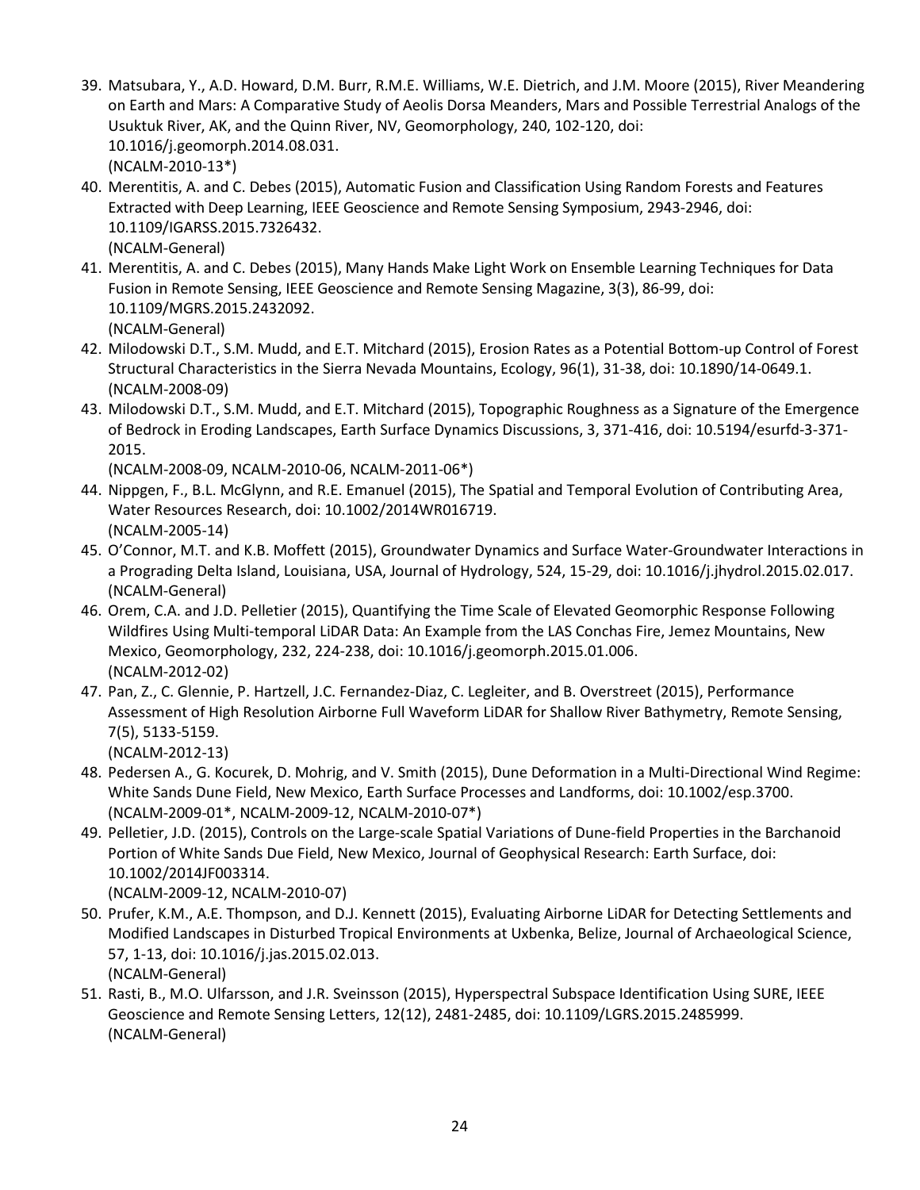39. Matsubara, Y., A.D. Howard, D.M. Burr, R.M.E. Williams, W.E. Dietrich, and J.M. Moore (2015), River Meandering on Earth and Mars: A Comparative Study of Aeolis Dorsa Meanders, Mars and Possible Terrestrial Analogs of the Usuktuk River, AK, and the Quinn River, NV, Geomorphology, 240, 102-120, doi: 10.1016/j.geomorph.2014.08.031.
(NCALM-2010-13*)
40. Merentitis, A. and C. Debes (2015), Automatic Fusion and Classification Using Random Forests and Features Extracted with Deep Learning, IEEE Geoscience and Remote Sensing Symposium, 2943-2946, doi: 10.1109/IGARSS.2015.7326432.
(NCALM-General)
41. Merentitis, A. and C. Debes (2015), Many Hands Make Light Work on Ensemble Learning Techniques for Data Fusion in Remote Sensing, IEEE Geoscience and Remote Sensing Magazine, 3(3), 86-99, doi: 10.1109/MGRS.2015.2432092.
(NCALM-General)
42. Milodowski D.T., S.M. Mudd, and E.T. Mitchard (2015), Erosion Rates as a Potential Bottom-up Control of Forest Structural Characteristics in the Sierra Nevada Mountains, Ecology, 96(1), 31-38, doi: 10.1890/14-0649.1.
(NCALM-2008-09)
43. Milodowski D.T., S.M. Mudd, and E.T. Mitchard (2015), Topographic Roughness as a Signature of the Emergence of Bedrock in Eroding Landscapes, Earth Surface Dynamics Discussions, 3, 371-416, doi: 10.5194/esurfd-3-371-2015.
(NCALM-2008-09, NCALM-2010-06, NCALM-2011-06*)
44. Nippgen, F., B.L. McGlynn, and R.E. Emanuel (2015), The Spatial and Temporal Evolution of Contributing Area, Water Resources Research, doi: 10.1002/2014WR016719.
(NCALM-2005-14)
45. O'Connor, M.T. and K.B. Moffett (2015), Groundwater Dynamics and Surface Water-Groundwater Interactions in a Prograding Delta Island, Louisiana, USA, Journal of Hydrology, 524, 15-29, doi: 10.1016/j.jhydrol.2015.02.017.
(NCALM-General)
46. Orem, C.A. and J.D. Pelletier (2015), Quantifying the Time Scale of Elevated Geomorphic Response Following Wildfires Using Multi-temporal LiDAR Data: An Example from the LAS Conchas Fire, Jemez Mountains, New Mexico, Geomorphology, 232, 224-238, doi: 10.1016/j.geomorph.2015.01.006.
(NCALM-2012-02)
47. Pan, Z., C. Glennie, P. Hartzell, J.C. Fernandez-Diaz, C. Legleiter, and B. Overstreet (2015), Performance Assessment of High Resolution Airborne Full Waveform LiDAR for Shallow River Bathymetry, Remote Sensing, 7(5), 5133-5159.
(NCALM-2012-13)
48. Pedersen A., G. Kocurek, D. Mohrig, and V. Smith (2015), Dune Deformation in a Multi-Directional Wind Regime: White Sands Dune Field, New Mexico, Earth Surface Processes and Landforms, doi: 10.1002/esp.3700.
(NCALM-2009-01*, NCALM-2009-12, NCALM-2010-07*)
49. Pelletier, J.D. (2015), Controls on the Large-scale Spatial Variations of Dune-field Properties in the Barchanoid Portion of White Sands Due Field, New Mexico, Journal of Geophysical Research: Earth Surface, doi: 10.1002/2014JF003314.
(NCALM-2009-12, NCALM-2010-07)
50. Prufer, K.M., A.E. Thompson, and D.J. Kennett (2015), Evaluating Airborne LiDAR for Detecting Settlements and Modified Landscapes in Disturbed Tropical Environments at Uxbenka, Belize, Journal of Archaeological Science, 57, 1-13, doi: 10.1016/j.jas.2015.02.013.
(NCALM-General)
51. Rasti, B., M.O. Ulfarsson, and J.R. Sveinsson (2015), Hyperspectral Subspace Identification Using SURE, IEEE Geoscience and Remote Sensing Letters, 12(12), 2481-2485, doi: 10.1109/LGRS.2015.2485999.
(NCALM-General)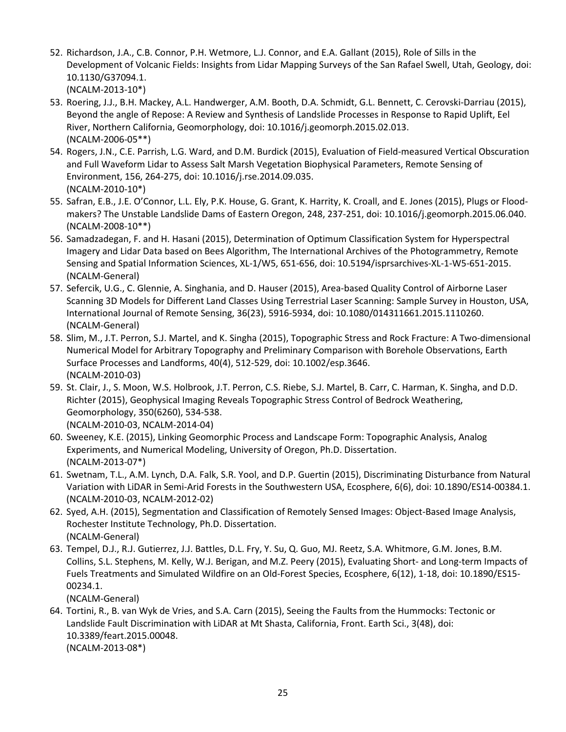52. Richardson, J.A., C.B. Connor, P.H. Wetmore, L.J. Connor, and E.A. Gallant (2015), Role of Sills in the Development of Volcanic Fields: Insights from Lidar Mapping Surveys of the San Rafael Swell, Utah, Geology, doi: 10.1130/G37094.1.
(NCALM-2013-10*)
53. Roering, J.J., B.H. Mackey, A.L. Handwerger, A.M. Booth, D.A. Schmidt, G.L. Bennett, C. Cerovski-Darriau (2015), Beyond the angle of Repose: A Review and Synthesis of Landslide Processes in Response to Rapid Uplift, Eel River, Northern California, Geomorphology, doi: 10.1016/j.geomorph.2015.02.013.
(NCALM-2006-05**)
54. Rogers, J.N., C.E. Parrish, L.G. Ward, and D.M. Burdick (2015), Evaluation of Field-measured Vertical Obscuration and Full Waveform Lidar to Assess Salt Marsh Vegetation Biophysical Parameters, Remote Sensing of Environment, 156, 264-275, doi: 10.1016/j.rse.2014.09.035.
(NCALM-2010-10*)
55. Safran, E.B., J.E. O'Connor, L.L. Ely, P.K. House, G. Grant, K. Harrity, K. Croall, and E. Jones (2015), Plugs or Flood-makers? The Unstable Landslide Dams of Eastern Oregon, 248, 237-251, doi: 10.1016/j.geomorph.2015.06.040.
(NCALM-2008-10**)
56. Samadzadegan, F. and H. Hasani (2015), Determination of Optimum Classification System for Hyperspectral Imagery and Lidar Data based on Bees Algorithm, The International Archives of the Photogrammetry, Remote Sensing and Spatial Information Sciences, XL-1/W5, 651-656, doi: 10.5194/isprsarchives-XL-1-W5-651-2015.
(NCALM-General)
57. Sefercik, U.G., C. Glennie, A. Singhania, and D. Hauser (2015), Area-based Quality Control of Airborne Laser Scanning 3D Models for Different Land Classes Using Terrestrial Laser Scanning: Sample Survey in Houston, USA, International Journal of Remote Sensing, 36(23), 5916-5934, doi: 10.1080/014311661.2015.1110260.
(NCALM-General)
58. Slim, M., J.T. Perron, S.J. Martel, and K. Singha (2015), Topographic Stress and Rock Fracture: A Two-dimensional Numerical Model for Arbitrary Topography and Preliminary Comparison with Borehole Observations, Earth Surface Processes and Landforms, 40(4), 512-529, doi: 10.1002/esp.3646.
(NCALM-2010-03)
59. St. Clair, J., S. Moon, W.S. Holbrook, J.T. Perron, C.S. Riebe, S.J. Martel, B. Carr, C. Harman, K. Singha, and D.D. Richter (2015), Geophysical Imaging Reveals Topographic Stress Control of Bedrock Weathering, Geomorphology, 350(6260), 534-538.
(NCALM-2010-03, NCALM-2014-04)
60. Sweeney, K.E. (2015), Linking Geomorphic Process and Landscape Form: Topographic Analysis, Analog Experiments, and Numerical Modeling, University of Oregon, Ph.D. Dissertation.
(NCALM-2013-07*)
61. Swetnam, T.L., A.M. Lynch, D.A. Falk, S.R. Yool, and D.P. Guertin (2015), Discriminating Disturbance from Natural Variation with LiDAR in Semi-Arid Forests in the Southwestern USA, Ecosphere, 6(6), doi: 10.1890/ES14-00384.1.
(NCALM-2010-03, NCALM-2012-02)
62. Syed, A.H. (2015), Segmentation and Classification of Remotely Sensed Images: Object-Based Image Analysis, Rochester Institute Technology, Ph.D. Dissertation.
(NCALM-General)
63. Tempel, D.J., R.J. Gutierrez, J.J. Battles, D.L. Fry, Y. Su, Q. Guo, MJ. Reetz, S.A. Whitmore, G.M. Jones, B.M. Collins, S.L. Stephens, M. Kelly, W.J. Berigan, and M.Z. Peery (2015), Evaluating Short- and Long-term Impacts of Fuels Treatments and Simulated Wildfire on an Old-Forest Species, Ecosphere, 6(12), 1-18, doi: 10.1890/ES15-00234.1.
(NCALM-General)
64. Tortini, R., B. van Wyk de Vries, and S.A. Carn (2015), Seeing the Faults from the Hummocks: Tectonic or Landslide Fault Discrimination with LiDAR at Mt Shasta, California, Front. Earth Sci., 3(48), doi: 10.3389/feart.2015.00048.
(NCALM-2013-08*)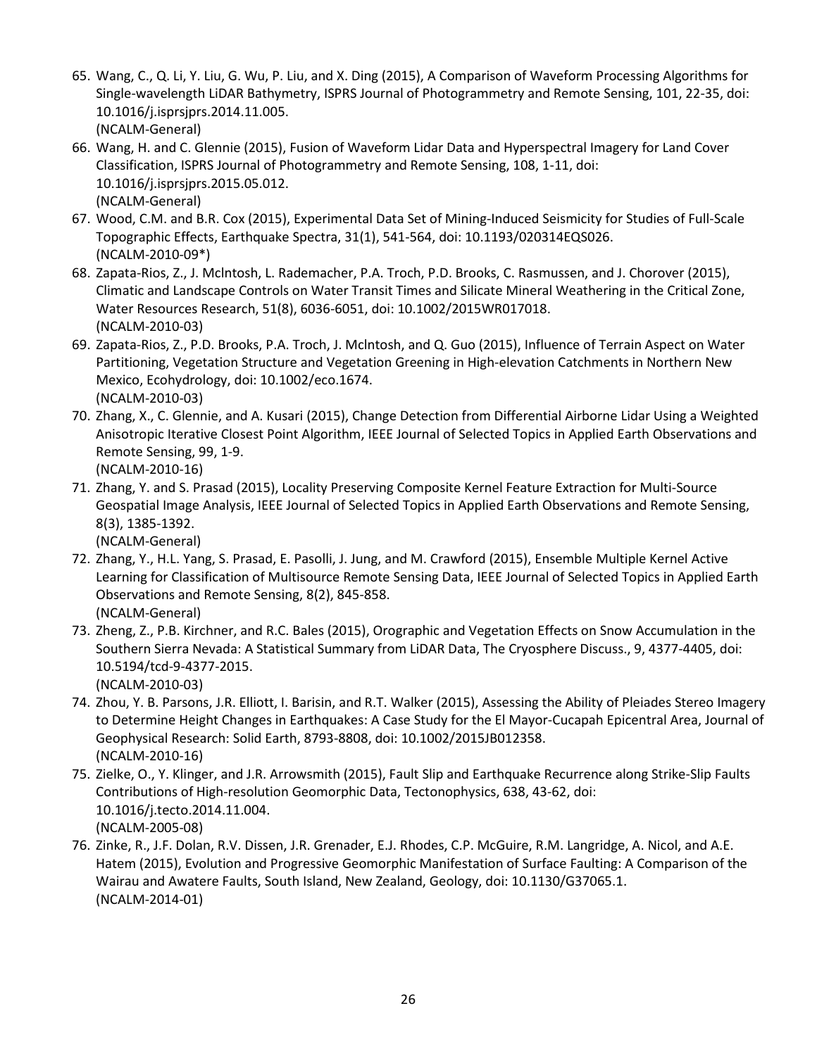65. Wang, C., Q. Li, Y. Liu, G. Wu, P. Liu, and X. Ding (2015), A Comparison of Waveform Processing Algorithms for Single-wavelength LiDAR Bathymetry, ISPRS Journal of Photogrammetry and Remote Sensing, 101, 22-35, doi: 10.1016/j.isprsjprs.2014.11.005.
   (NCALM-General)
66. Wang, H. and C. Glennie (2015), Fusion of Waveform Lidar Data and Hyperspectral Imagery for Land Cover Classification, ISPRS Journal of Photogrammetry and Remote Sensing, 108, 1-11, doi: 10.1016/j.isprsjprs.2015.05.012.
   (NCALM-General)
67. Wood, C.M. and B.R. Cox (2015), Experimental Data Set of Mining-Induced Seismicity for Studies of Full-Scale Topographic Effects, Earthquake Spectra, 31(1), 541-564, doi: 10.1193/020314EQS026.
   (NCALM-2010-09*)
68. Zapata-Rios, Z., J. McIntosh, L. Rademacher, P.A. Troch, P.D. Brooks, C. Rasmussen, and J. Chorover (2015), Climatic and Landscape Controls on Water Transit Times and Silicate Mineral Weathering in the Critical Zone, Water Resources Research, 51(8), 6036-6051, doi: 10.1002/2015WR017018.
   (NCALM-2010-03)
69. Zapata-Rios, Z., P.D. Brooks, P.A. Troch, J. McIntosh, and Q. Guo (2015), Influence of Terrain Aspect on Water Partitioning, Vegetation Structure and Vegetation Greening in High-elevation Catchments in Northern New Mexico, Ecohydrology, doi: 10.1002/eco.1674.
   (NCALM-2010-03)
70. Zhang, X., C. Glennie, and A. Kusari (2015), Change Detection from Differential Airborne Lidar Using a Weighted Anisotropic Iterative Closest Point Algorithm, IEEE Journal of Selected Topics in Applied Earth Observations and Remote Sensing, 99, 1-9.
   (NCALM-2010-16)
71. Zhang, Y. and S. Prasad (2015), Locality Preserving Composite Kernel Feature Extraction for Multi-Source Geospatial Image Analysis, IEEE Journal of Selected Topics in Applied Earth Observations and Remote Sensing, 8(3), 1385-1392.
   (NCALM-General)
72. Zhang, Y., H.L. Yang, S. Prasad, E. Pasolli, J. Jung, and M. Crawford (2015), Ensemble Multiple Kernel Active Learning for Classification of Multisource Remote Sensing Data, IEEE Journal of Selected Topics in Applied Earth Observations and Remote Sensing, 8(2), 845-858.
   (NCALM-General)
73. Zheng, Z., P.B. Kirchner, and R.C. Bales (2015), Orographic and Vegetation Effects on Snow Accumulation in the Southern Sierra Nevada: A Statistical Summary from LiDAR Data, The Cryosphere Discuss., 9, 4377-4405, doi: 10.5194/tcd-9-4377-2015.
   (NCALM-2010-03)
74. Zhou, Y. B. Parsons, J.R. Elliott, I. Barisin, and R.T. Walker (2015), Assessing the Ability of Pleiades Stereo Imagery to Determine Height Changes in Earthquakes: A Case Study for the El Mayor-Cucapah Epicentral Area, Journal of Geophysical Research: Solid Earth, 8793-8808, doi: 10.1002/2015JB012358.
   (NCALM-2010-16)
75. Zielke, O., Y. Klinger, and J.R. Arrowsmith (2015), Fault Slip and Earthquake Recurrence along Strike-Slip Faults Contributions of High-resolution Geomorphic Data, Tectonophysics, 638, 43-62, doi: 10.1016/j.tecto.2014.11.004.
   (NCALM-2005-08)
76. Zinke, R., J.F. Dolan, R.V. Dissen, J.R. Grenader, E.J. Rhodes, C.P. McGuire, R.M. Langridge, A. Nicol, and A.E. Hatem (2015), Evolution and Progressive Geomorphic Manifestation of Surface Faulting: A Comparison of the Wairau and Awatere Faults, South Island, New Zealand, Geology, doi: 10.1130/G37065.1.
   (NCALM-2014-01)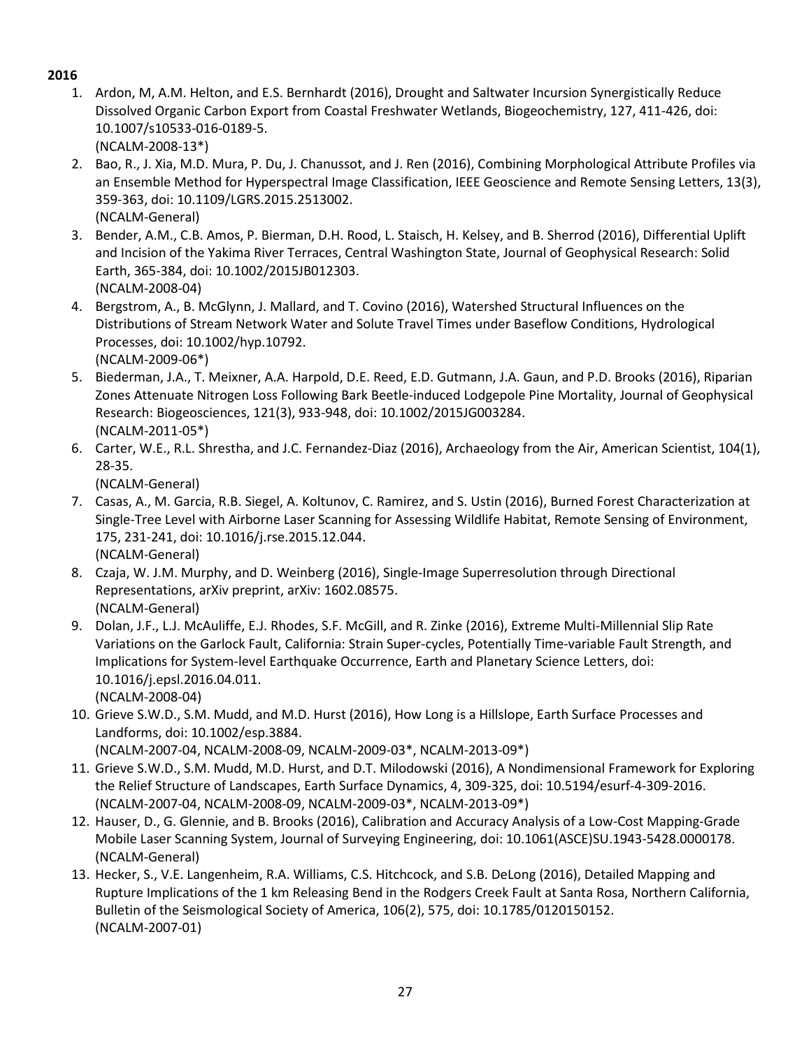**2016**

1. Ardon, M, A.M. Helton, and E.S. Bernhardt (2016), Drought and Saltwater Incursion Synergistically Reduce Dissolved Organic Carbon Export from Coastal Freshwater Wetlands, Biogeochemistry, 127, 411-426, doi: 10.1007/s10533-016-0189-5.
   (NCALM-2008-13*)
2. Bao, R., J. Xia, M.D. Mura, P. Du, J. Chanussot, and J. Ren (2016), Combining Morphological Attribute Profiles via an Ensemble Method for Hyperspectral Image Classification, IEEE Geoscience and Remote Sensing Letters, 13(3), 359-363, doi: 10.1109/LGRS.2015.2513002.
   (NCALM-General)
3. Bender, A.M., C.B. Amos, P. Bierman, D.H. Rood, L. Staisch, H. Kelsey, and B. Sherrod (2016), Differential Uplift and Incision of the Yakima River Terraces, Central Washington State, Journal of Geophysical Research: Solid Earth, 365-384, doi: 10.1002/2015JB012303.
   (NCALM-2008-04)
4. Bergstrom, A., B. McGlynn, J. Mallard, and T. Covino (2016), Watershed Structural Influences on the Distributions of Stream Network Water and Solute Travel Times under Baseflow Conditions, Hydrological Processes, doi: 10.1002/hyp.10792.
   (NCALM-2009-06*)
5. Biederman, J.A., T. Meixner, A.A. Harpold, D.E. Reed, E.D. Gutmann, J.A. Gaun, and P.D. Brooks (2016), Riparian Zones Attenuate Nitrogen Loss Following Bark Beetle-induced Lodgepole Pine Mortality, Journal of Geophysical Research: Biogeosciences, 121(3), 933-948, doi: 10.1002/2015JG003284.
   (NCALM-2011-05*)
6. Carter, W.E., R.L. Shrestha, and J.C. Fernandez-Diaz (2016), Archaeology from the Air, American Scientist, 104(1), 28-35.
   (NCALM-General)
7. Casas, A., M. Garcia, R.B. Siegel, A. Koltunov, C. Ramirez, and S. Ustin (2016), Burned Forest Characterization at Single-Tree Level with Airborne Laser Scanning for Assessing Wildlife Habitat, Remote Sensing of Environment, 175, 231-241, doi: 10.1016/j.rse.2015.12.044.
   (NCALM-General)
8. Czaja, W. J.M. Murphy, and D. Weinberg (2016), Single-Image Superresolution through Directional Representations, arXiv preprint, arXiv: 1602.08575.
   (NCALM-General)
9. Dolan, J.F., L.J. McAuliffe, E.J. Rhodes, S.F. McGill, and R. Zinke (2016), Extreme Multi-Millennial Slip Rate Variations on the Garlock Fault, California: Strain Super-cycles, Potentially Time-variable Fault Strength, and Implications for System-level Earthquake Occurrence, Earth and Planetary Science Letters, doi: 10.1016/j.epsl.2016.04.011.
   (NCALM-2008-04)
10. Grieve S.W.D., S.M. Mudd, and M.D. Hurst (2016), How Long is a Hillslope, Earth Surface Processes and Landforms, doi: 10.1002/esp.3884.
    (NCALM-2007-04, NCALM-2008-09, NCALM-2009-03*, NCALM-2013-09*)
11. Grieve S.W.D., S.M. Mudd, M.D. Hurst, and D.T. Milodowski (2016), A Nondimensional Framework for Exploring the Relief Structure of Landscapes, Earth Surface Dynamics, 4, 309-325, doi: 10.5194/esurf-4-309-2016.
    (NCALM-2007-04, NCALM-2008-09, NCALM-2009-03*, NCALM-2013-09*)
12. Hauser, D., G. Glennie, and B. Brooks (2016), Calibration and Accuracy Analysis of a Low-Cost Mapping-Grade Mobile Laser Scanning System, Journal of Surveying Engineering, doi: 10.1061(ASCE)SU.1943-5428.0000178.
    (NCALM-General)
13. Hecker, S., V.E. Langenheim, R.A. Williams, C.S. Hitchcock, and S.B. DeLong (2016), Detailed Mapping and Rupture Implications of the 1 km Releasing Bend in the Rodgers Creek Fault at Santa Rosa, Northern California, Bulletin of the Seismological Society of America, 106(2), 575, doi: 10.1785/0120150152.
    (NCALM-2007-01)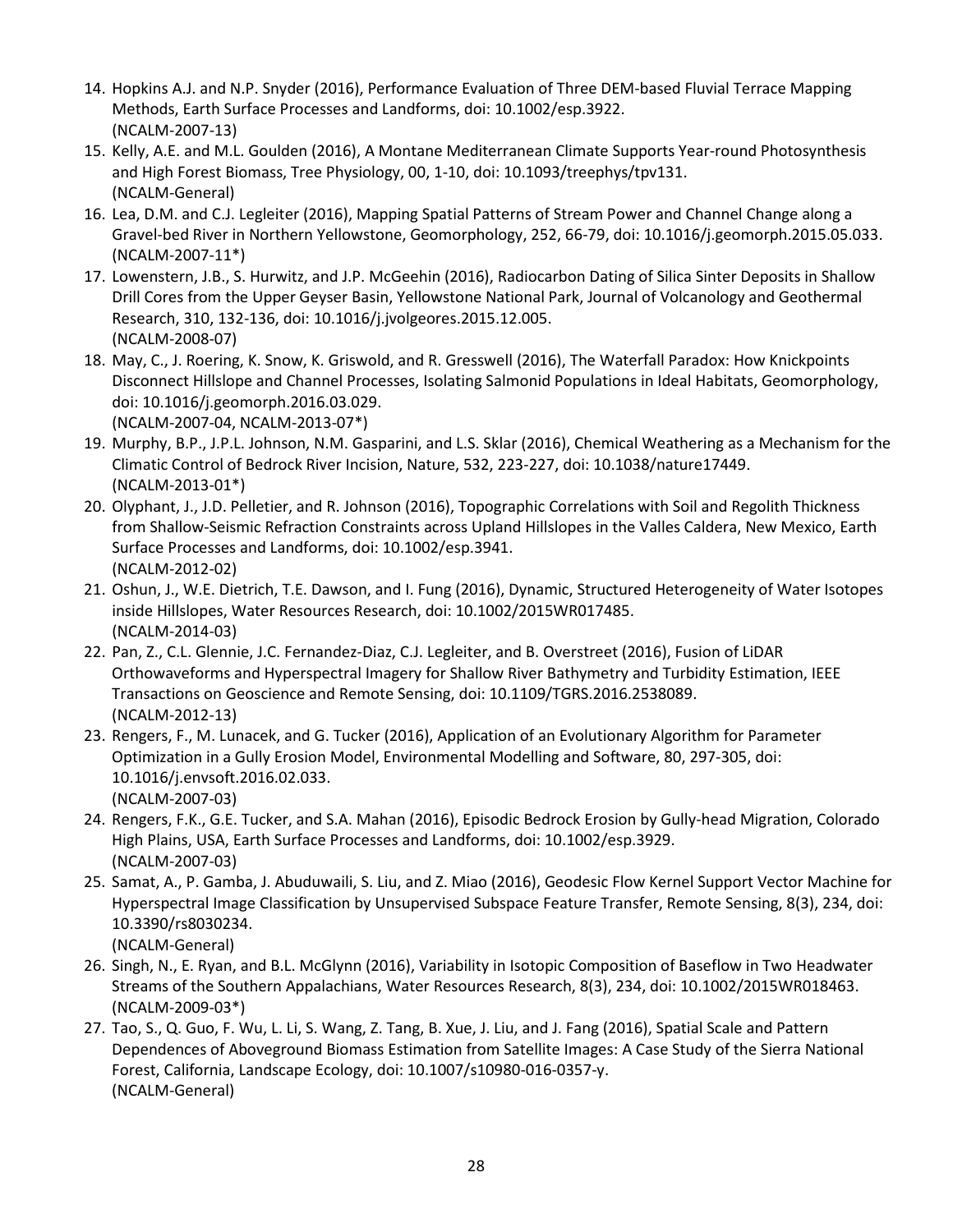14. Hopkins A.J. and N.P. Snyder (2016), Performance Evaluation of Three DEM-based Fluvial Terrace Mapping Methods, Earth Surface Processes and Landforms, doi: 10.1002/esp.3922.
    (NCALM-2007-13)
15. Kelly, A.E. and M.L. Goulden (2016), A Montane Mediterranean Climate Supports Year-round Photosynthesis and High Forest Biomass, Tree Physiology, 00, 1-10, doi: 10.1093/treephys/tpv131.
    (NCALM-General)
16. Lea, D.M. and C.J. Legleiter (2016), Mapping Spatial Patterns of Stream Power and Channel Change along a Gravel-bed River in Northern Yellowstone, Geomorphology, 252, 66-79, doi: 10.1016/j.geomorph.2015.05.033.
    (NCALM-2007-11*)
17. Lowenstern, J.B., S. Hurwitz, and J.P. McGeehin (2016), Radiocarbon Dating of Silica Sinter Deposits in Shallow Drill Cores from the Upper Geyser Basin, Yellowstone National Park, Journal of Volcanology and Geothermal Research, 310, 132-136, doi: 10.1016/j.jvolgeores.2015.12.005.
    (NCALM-2008-07)
18. May, C., J. Roering, K. Snow, K. Griswold, and R. Gresswell (2016), The Waterfall Paradox: How Knickpoints Disconnect Hillslope and Channel Processes, Isolating Salmonid Populations in Ideal Habitats, Geomorphology, doi: 10.1016/j.geomorph.2016.03.029.
    (NCALM-2007-04, NCALM-2013-07*)
19. Murphy, B.P., J.P.L. Johnson, N.M. Gasparini, and L.S. Sklar (2016), Chemical Weathering as a Mechanism for the Climatic Control of Bedrock River Incision, Nature, 532, 223-227, doi: 10.1038/nature17449.
    (NCALM-2013-01*)
20. Olyphant, J., J.D. Pelletier, and R. Johnson (2016), Topographic Correlations with Soil and Regolith Thickness from Shallow-Seismic Refraction Constraints across Upland Hillslopes in the Valles Caldera, New Mexico, Earth Surface Processes and Landforms, doi: 10.1002/esp.3941.
    (NCALM-2012-02)
21. Oshun, J., W.E. Dietrich, T.E. Dawson, and I. Fung (2016), Dynamic, Structured Heterogeneity of Water Isotopes inside Hillslopes, Water Resources Research, doi: 10.1002/2015WR017485.
    (NCALM-2014-03)
22. Pan, Z., C.L. Glennie, J.C. Fernandez-Diaz, C.J. Legleiter, and B. Overstreet (2016), Fusion of LiDAR Orthowaveforms and Hyperspectral Imagery for Shallow River Bathymetry and Turbidity Estimation, IEEE Transactions on Geoscience and Remote Sensing, doi: 10.1109/TGRS.2016.2538089.
    (NCALM-2012-13)
23. Rengers, F., M. Lunacek, and G. Tucker (2016), Application of an Evolutionary Algorithm for Parameter Optimization in a Gully Erosion Model, Environmental Modelling and Software, 80, 297-305, doi: 10.1016/j.envsoft.2016.02.033.
    (NCALM-2007-03)
24. Rengers, F.K., G.E. Tucker, and S.A. Mahan (2016), Episodic Bedrock Erosion by Gully-head Migration, Colorado High Plains, USA, Earth Surface Processes and Landforms, doi: 10.1002/esp.3929.
    (NCALM-2007-03)
25. Samat, A., P. Gamba, J. Abuduwaili, S. Liu, and Z. Miao (2016), Geodesic Flow Kernel Support Vector Machine for Hyperspectral Image Classification by Unsupervised Subspace Feature Transfer, Remote Sensing, 8(3), 234, doi: 10.3390/rs8030234.
    (NCALM-General)
26. Singh, N., E. Ryan, and B.L. McGlynn (2016), Variability in Isotopic Composition of Baseflow in Two Headwater Streams of the Southern Appalachians, Water Resources Research, 8(3), 234, doi: 10.1002/2015WR018463.
    (NCALM-2009-03*)
27. Tao, S., Q. Guo, F. Wu, L. Li, S. Wang, Z. Tang, B. Xue, J. Liu, and J. Fang (2016), Spatial Scale and Pattern Dependences of Aboveground Biomass Estimation from Satellite Images: A Case Study of the Sierra National Forest, California, Landscape Ecology, doi: 10.1007/s10980-016-0357-y.
    (NCALM-General)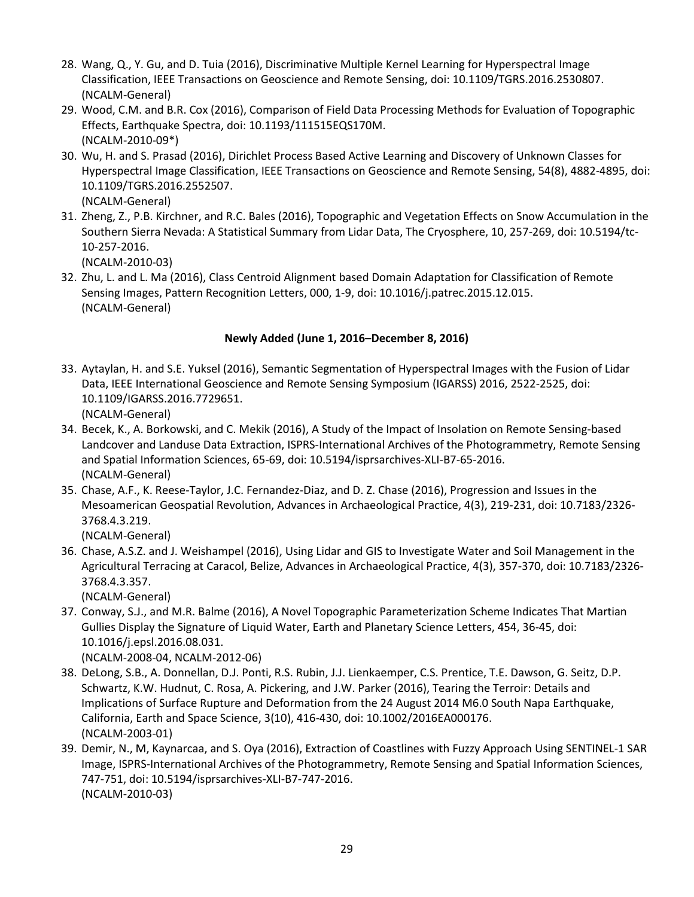28. Wang, Q., Y. Gu, and D. Tuia (2016), Discriminative Multiple Kernel Learning for Hyperspectral Image Classification, IEEE Transactions on Geoscience and Remote Sensing, doi: 10.1109/TGRS.2016.2530807.
(NCALM-General)
29. Wood, C.M. and B.R. Cox (2016), Comparison of Field Data Processing Methods for Evaluation of Topographic Effects, Earthquake Spectra, doi: 10.1193/111515EQS170M.
(NCALM-2010-09*)
30. Wu, H. and S. Prasad (2016), Dirichlet Process Based Active Learning and Discovery of Unknown Classes for Hyperspectral Image Classification, IEEE Transactions on Geoscience and Remote Sensing, 54(8), 4882-4895, doi: 10.1109/TGRS.2016.2552507.
(NCALM-General)
31. Zheng, Z., P.B. Kirchner, and R.C. Bales (2016), Topographic and Vegetation Effects on Snow Accumulation in the Southern Sierra Nevada: A Statistical Summary from Lidar Data, The Cryosphere, 10, 257-269, doi: 10.5194/tc-10-257-2016.
(NCALM-2010-03)
32. Zhu, L. and L. Ma (2016), Class Centroid Alignment based Domain Adaptation for Classification of Remote Sensing Images, Pattern Recognition Letters, 000, 1-9, doi: 10.1016/j.patrec.2015.12.015.
(NCALM-General)

**Newly Added (June 1, 2016–December 8, 2016)**

33. Aytaylan, H. and S.E. Yuksel (2016), Semantic Segmentation of Hyperspectral Images with the Fusion of Lidar Data, IEEE International Geoscience and Remote Sensing Symposium (IGARSS) 2016, 2522-2525, doi: 10.1109/IGARSS.2016.7729651.
(NCALM-General)
34. Becek, K., A. Borkowski, and C. Mekik (2016), A Study of the Impact of Insolation on Remote Sensing-based Landcover and Landuse Data Extraction, ISPRS-International Archives of the Photogrammetry, Remote Sensing and Spatial Information Sciences, 65-69, doi: 10.5194/isprsarchives-XLI-B7-65-2016.
(NCALM-General)
35. Chase, A.F., K. Reese-Taylor, J.C. Fernandez-Diaz, and D. Z. Chase (2016), Progression and Issues in the Mesoamerican Geospatial Revolution, Advances in Archaeological Practice, 4(3), 219-231, doi: 10.7183/2326-3768.4.3.219.
(NCALM-General)
36. Chase, A.S.Z. and J. Weishampel (2016), Using Lidar and GIS to Investigate Water and Soil Management in the Agricultural Terracing at Caracol, Belize, Advances in Archaeological Practice, 4(3), 357-370, doi: 10.7183/2326-3768.4.3.357.
(NCALM-General)
37. Conway, S.J., and M.R. Balme (2016), A Novel Topographic Parameterization Scheme Indicates That Martian Gullies Display the Signature of Liquid Water, Earth and Planetary Science Letters, 454, 36-45, doi: 10.1016/j.epsl.2016.08.031.
(NCALM-2008-04, NCALM-2012-06)
38. DeLong, S.B., A. Donnellan, D.J. Ponti, R.S. Rubin, J.J. Lienkaemper, C.S. Prentice, T.E. Dawson, G. Seitz, D.P. Schwartz, K.W. Hudnut, C. Rosa, A. Pickering, and J.W. Parker (2016), Tearing the Terroir: Details and Implications of Surface Rupture and Deformation from the 24 August 2014 M6.0 South Napa Earthquake, California, Earth and Space Science, 3(10), 416-430, doi: 10.1002/2016EA000176.
(NCALM-2003-01)
39. Demir, N., M, Kaynarcaa, and S. Oya (2016), Extraction of Coastlines with Fuzzy Approach Using SENTINEL-1 SAR Image, ISPRS-International Archives of the Photogrammetry, Remote Sensing and Spatial Information Sciences, 747-751, doi: 10.5194/isprsarchives-XLI-B7-747-2016.
(NCALM-2010-03)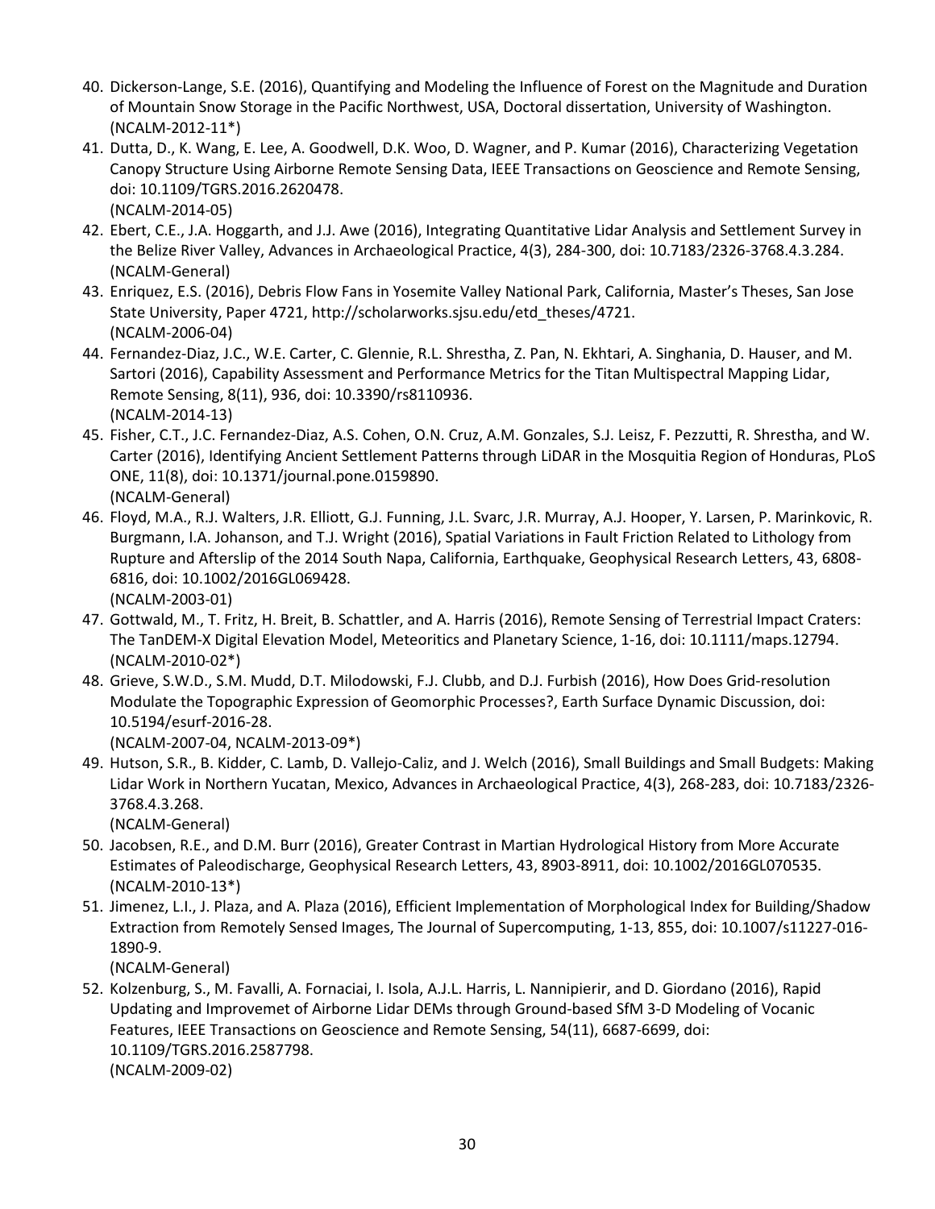40. Dickerson-Lange, S.E. (2016), Quantifying and Modeling the Influence of Forest on the Magnitude and Duration of Mountain Snow Storage in the Pacific Northwest, USA, Doctoral dissertation, University of Washington. (NCALM-2012-11*)
41. Dutta, D., K. Wang, E. Lee, A. Goodwell, D.K. Woo, D. Wagner, and P. Kumar (2016), Characterizing Vegetation Canopy Structure Using Airborne Remote Sensing Data, IEEE Transactions on Geoscience and Remote Sensing, doi: 10.1109/TGRS.2016.2620478.
(NCALM-2014-05)
42. Ebert, C.E., J.A. Hoggarth, and J.J. Awe (2016), Integrating Quantitative Lidar Analysis and Settlement Survey in the Belize River Valley, Advances in Archaeological Practice, 4(3), 284-300, doi: 10.7183/2326-3768.4.3.284. (NCALM-General)
43. Enriquez, E.S. (2016), Debris Flow Fans in Yosemite Valley National Park, California, Master's Theses, San Jose State University, Paper 4721, http://scholarworks.sjsu.edu/etd_theses/4721.
(NCALM-2006-04)
44. Fernandez-Diaz, J.C., W.E. Carter, C. Glennie, R.L. Shrestha, Z. Pan, N. Ekhtari, A. Singhania, D. Hauser, and M. Sartori (2016), Capability Assessment and Performance Metrics for the Titan Multispectral Mapping Lidar, Remote Sensing, 8(11), 936, doi: 10.3390/rs8110936.
(NCALM-2014-13)
45. Fisher, C.T., J.C. Fernandez-Diaz, A.S. Cohen, O.N. Cruz, A.M. Gonzales, S.J. Leisz, F. Pezzutti, R. Shrestha, and W. Carter (2016), Identifying Ancient Settlement Patterns through LiDAR in the Mosquitia Region of Honduras, PLoS ONE, 11(8), doi: 10.1371/journal.pone.0159890.
(NCALM-General)
46. Floyd, M.A., R.J. Walters, J.R. Elliott, G.J. Funning, J.L. Svarc, J.R. Murray, A.J. Hooper, Y. Larsen, P. Marinkovic, R. Burgmann, I.A. Johanson, and T.J. Wright (2016), Spatial Variations in Fault Friction Related to Lithology from Rupture and Afterslip of the 2014 South Napa, California, Earthquake, Geophysical Research Letters, 43, 6808-6816, doi: 10.1002/2016GL069428.
(NCALM-2003-01)
47. Gottwald, M., T. Fritz, H. Breit, B. Schattler, and A. Harris (2016), Remote Sensing of Terrestrial Impact Craters: The TanDEM-X Digital Elevation Model, Meteoritics and Planetary Science, 1-16, doi: 10.1111/maps.12794. (NCALM-2010-02*)
48. Grieve, S.W.D., S.M. Mudd, D.T. Milodowski, F.J. Clubb, and D.J. Furbish (2016), How Does Grid-resolution Modulate the Topographic Expression of Geomorphic Processes?, Earth Surface Dynamic Discussion, doi: 10.5194/esurf-2016-28.
(NCALM-2007-04, NCALM-2013-09*)
49. Hutson, S.R., B. Kidder, C. Lamb, D. Vallejo-Caliz, and J. Welch (2016), Small Buildings and Small Budgets: Making Lidar Work in Northern Yucatan, Mexico, Advances in Archaeological Practice, 4(3), 268-283, doi: 10.7183/2326-3768.4.3.268.
(NCALM-General)
50. Jacobsen, R.E., and D.M. Burr (2016), Greater Contrast in Martian Hydrological History from More Accurate Estimates of Paleodischarge, Geophysical Research Letters, 43, 8903-8911, doi: 10.1002/2016GL070535. (NCALM-2010-13*)
51. Jimenez, L.I., J. Plaza, and A. Plaza (2016), Efficient Implementation of Morphological Index for Building/Shadow Extraction from Remotely Sensed Images, The Journal of Supercomputing, 1-13, 855, doi: 10.1007/s11227-016-1890-9.
(NCALM-General)
52. Kolzenburg, S., M. Favalli, A. Fornaciai, I. Isola, A.J.L. Harris, L. Nannipierir, and D. Giordano (2016), Rapid Updating and Improvemet of Airborne Lidar DEMs through Ground-based SfM 3-D Modeling of Vocanic Features, IEEE Transactions on Geoscience and Remote Sensing, 54(11), 6687-6699, doi: 10.1109/TGRS.2016.2587798.
(NCALM-2009-02)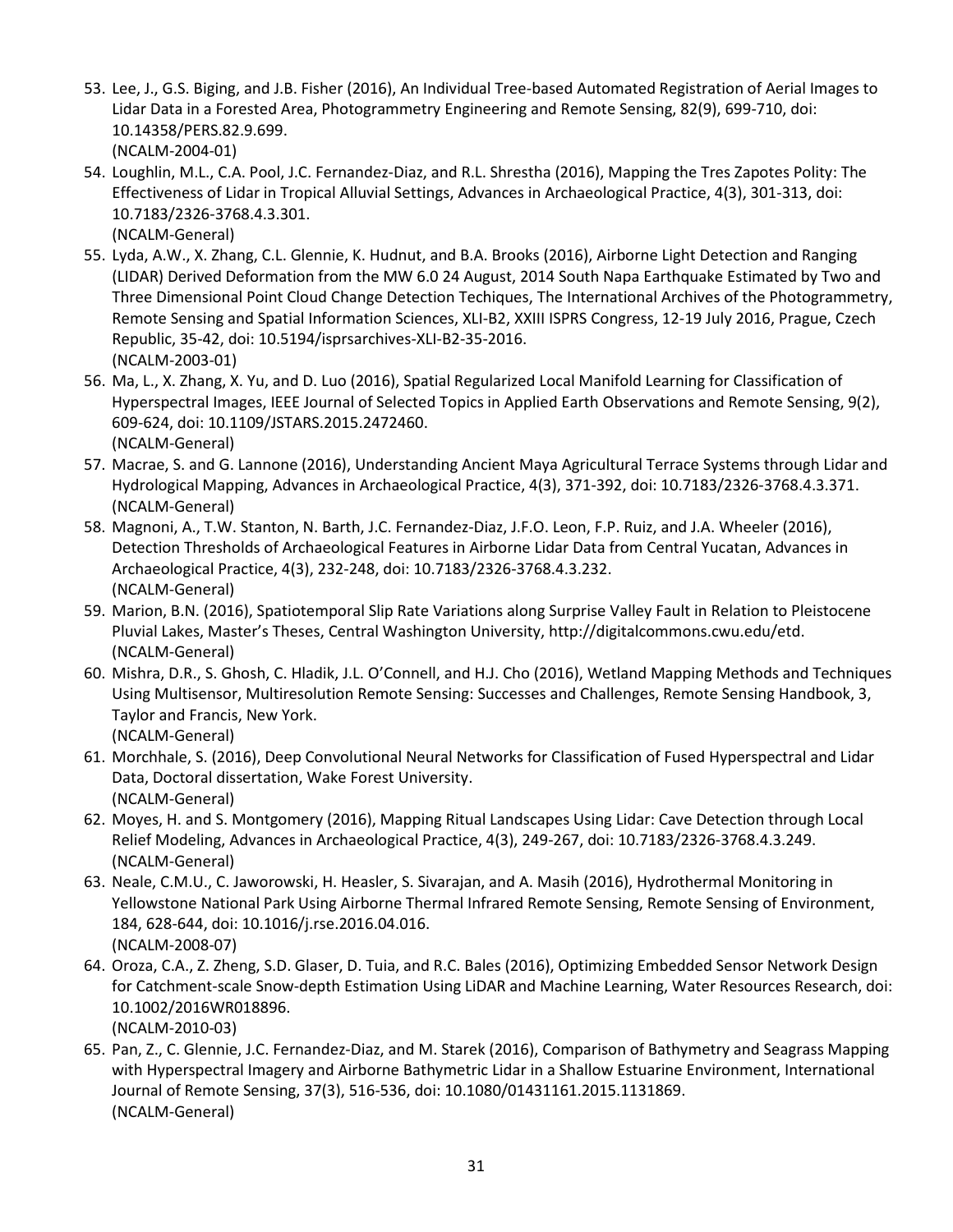53. Lee, J., G.S. Biging, and J.B. Fisher (2016), An Individual Tree-based Automated Registration of Aerial Images to Lidar Data in a Forested Area, Photogrammetry Engineering and Remote Sensing, 82(9), 699-710, doi: 10.14358/PERS.82.9.699.
(NCALM-2004-01)
54. Loughlin, M.L., C.A. Pool, J.C. Fernandez-Diaz, and R.L. Shrestha (2016), Mapping the Tres Zapotes Polity: The Effectiveness of Lidar in Tropical Alluvial Settings, Advances in Archaeological Practice, 4(3), 301-313, doi: 10.7183/2326-3768.4.3.301.
(NCALM-General)
55. Lyda, A.W., X. Zhang, C.L. Glennie, K. Hudnut, and B.A. Brooks (2016), Airborne Light Detection and Ranging (LIDAR) Derived Deformation from the MW 6.0 24 August, 2014 South Napa Earthquake Estimated by Two and Three Dimensional Point Cloud Change Detection Techiques, The International Archives of the Photogrammetry, Remote Sensing and Spatial Information Sciences, XLI-B2, XXIII ISPRS Congress, 12-19 July 2016, Prague, Czech Republic, 35-42, doi: 10.5194/isprsarchives-XLI-B2-35-2016.
(NCALM-2003-01)
56. Ma, L., X. Zhang, X. Yu, and D. Luo (2016), Spatial Regularized Local Manifold Learning for Classification of Hyperspectral Images, IEEE Journal of Selected Topics in Applied Earth Observations and Remote Sensing, 9(2), 609-624, doi: 10.1109/JSTARS.2015.2472460.
(NCALM-General)
57. Macrae, S. and G. Lannone (2016), Understanding Ancient Maya Agricultural Terrace Systems through Lidar and Hydrological Mapping, Advances in Archaeological Practice, 4(3), 371-392, doi: 10.7183/2326-3768.4.3.371.
(NCALM-General)
58. Magnoni, A., T.W. Stanton, N. Barth, J.C. Fernandez-Diaz, J.F.O. Leon, F.P. Ruiz, and J.A. Wheeler (2016), Detection Thresholds of Archaeological Features in Airborne Lidar Data from Central Yucatan, Advances in Archaeological Practice, 4(3), 232-248, doi: 10.7183/2326-3768.4.3.232.
(NCALM-General)
59. Marion, B.N. (2016), Spatiotemporal Slip Rate Variations along Surprise Valley Fault in Relation to Pleistocene Pluvial Lakes, Master's Theses, Central Washington University, http://digitalcommons.cwu.edu/etd.
(NCALM-General)
60. Mishra, D.R., S. Ghosh, C. Hladik, J.L. O'Connell, and H.J. Cho (2016), Wetland Mapping Methods and Techniques Using Multisensor, Multiresolution Remote Sensing: Successes and Challenges, Remote Sensing Handbook, 3, Taylor and Francis, New York.
(NCALM-General)
61. Morchhale, S. (2016), Deep Convolutional Neural Networks for Classification of Fused Hyperspectral and Lidar Data, Doctoral dissertation, Wake Forest University.
(NCALM-General)
62. Moyes, H. and S. Montgomery (2016), Mapping Ritual Landscapes Using Lidar: Cave Detection through Local Relief Modeling, Advances in Archaeological Practice, 4(3), 249-267, doi: 10.7183/2326-3768.4.3.249.
(NCALM-General)
63. Neale, C.M.U., C. Jaworowski, H. Heasler, S. Sivarajan, and A. Masih (2016), Hydrothermal Monitoring in Yellowstone National Park Using Airborne Thermal Infrared Remote Sensing, Remote Sensing of Environment, 184, 628-644, doi: 10.1016/j.rse.2016.04.016.
(NCALM-2008-07)
64. Oroza, C.A., Z. Zheng, S.D. Glaser, D. Tuia, and R.C. Bales (2016), Optimizing Embedded Sensor Network Design for Catchment-scale Snow-depth Estimation Using LiDAR and Machine Learning, Water Resources Research, doi: 10.1002/2016WR018896.
(NCALM-2010-03)
65. Pan, Z., C. Glennie, J.C. Fernandez-Diaz, and M. Starek (2016), Comparison of Bathymetry and Seagrass Mapping with Hyperspectral Imagery and Airborne Bathymetric Lidar in a Shallow Estuarine Environment, International Journal of Remote Sensing, 37(3), 516-536, doi: 10.1080/01431161.2015.1131869.
(NCALM-General)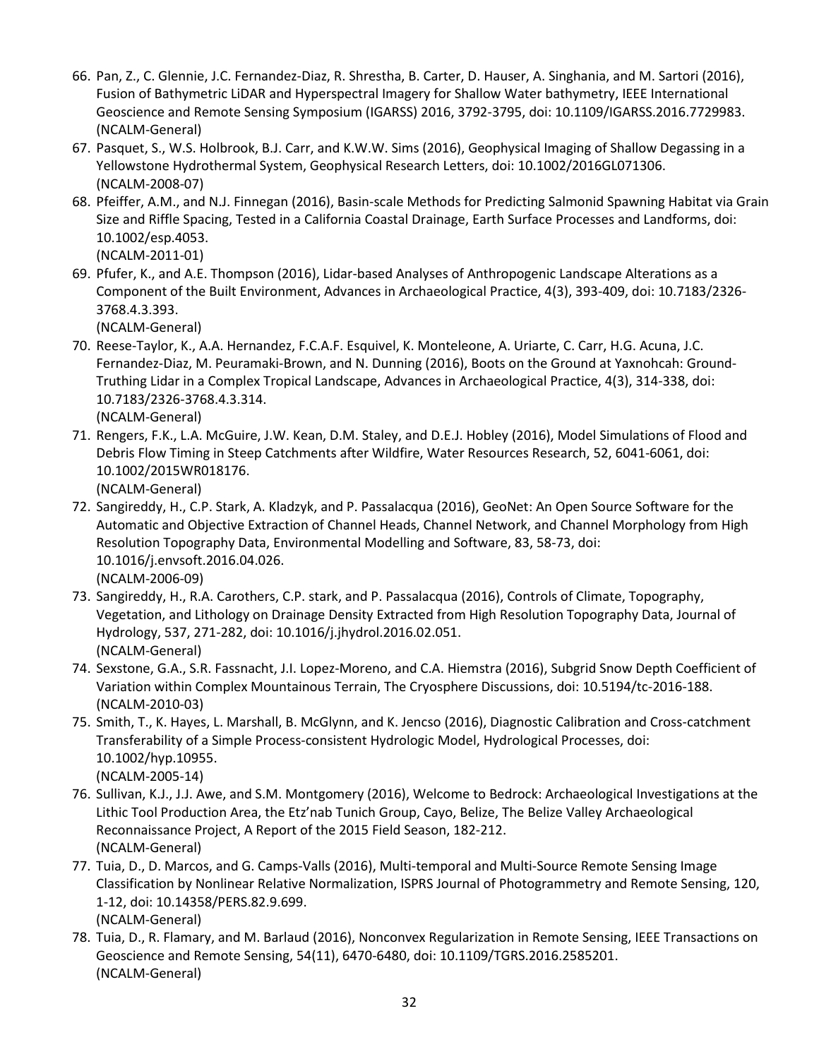66. Pan, Z., C. Glennie, J.C. Fernandez-Diaz, R. Shrestha, B. Carter, D. Hauser, A. Singhania, and M. Sartori (2016), Fusion of Bathymetric LiDAR and Hyperspectral Imagery for Shallow Water bathymetry, IEEE International Geoscience and Remote Sensing Symposium (IGARSS) 2016, 3792-3795, doi: 10.1109/IGARSS.2016.7729983. (NCALM-General)
67. Pasquet, S., W.S. Holbrook, B.J. Carr, and K.W.W. Sims (2016), Geophysical Imaging of Shallow Degassing in a Yellowstone Hydrothermal System, Geophysical Research Letters, doi: 10.1002/2016GL071306. (NCALM-2008-07)
68. Pfeiffer, A.M., and N.J. Finnegan (2016), Basin-scale Methods for Predicting Salmonid Spawning Habitat via Grain Size and Riffle Spacing, Tested in a California Coastal Drainage, Earth Surface Processes and Landforms, doi: 10.1002/esp.4053.
    (NCALM-2011-01)
69. Pfufer, K., and A.E. Thompson (2016), Lidar-based Analyses of Anthropogenic Landscape Alterations as a Component of the Built Environment, Advances in Archaeological Practice, 4(3), 393-409, doi: 10.7183/2326-3768.4.3.393.
    (NCALM-General)
70. Reese-Taylor, K., A.A. Hernandez, F.C.A.F. Esquivel, K. Monteleone, A. Uriarte, C. Carr, H.G. Acuna, J.C. Fernandez-Diaz, M. Peuramaki-Brown, and N. Dunning (2016), Boots on the Ground at Yaxnohcah: Ground-Truthing Lidar in a Complex Tropical Landscape, Advances in Archaeological Practice, 4(3), 314-338, doi: 10.7183/2326-3768.4.3.314.
    (NCALM-General)
71. Rengers, F.K., L.A. McGuire, J.W. Kean, D.M. Staley, and D.E.J. Hobley (2016), Model Simulations of Flood and Debris Flow Timing in Steep Catchments after Wildfire, Water Resources Research, 52, 6041-6061, doi: 10.1002/2015WR018176.
    (NCALM-General)
72. Sangireddy, H., C.P. Stark, A. Kladzyk, and P. Passalacqua (2016), GeoNet: An Open Source Software for the Automatic and Objective Extraction of Channel Heads, Channel Network, and Channel Morphology from High Resolution Topography Data, Environmental Modelling and Software, 83, 58-73, doi: 10.1016/j.envsoft.2016.04.026.
    (NCALM-2006-09)
73. Sangireddy, H., R.A. Carothers, C.P. stark, and P. Passalacqua (2016), Controls of Climate, Topography, Vegetation, and Lithology on Drainage Density Extracted from High Resolution Topography Data, Journal of Hydrology, 537, 271-282, doi: 10.1016/j.jhydrol.2016.02.051.
    (NCALM-General)
74. Sexstone, G.A., S.R. Fassnacht, J.I. Lopez-Moreno, and C.A. Hiemstra (2016), Subgrid Snow Depth Coefficient of Variation within Complex Mountainous Terrain, The Cryosphere Discussions, doi: 10.5194/tc-2016-188. (NCALM-2010-03)
75. Smith, T., K. Hayes, L. Marshall, B. McGlynn, and K. Jencso (2016), Diagnostic Calibration and Cross-catchment Transferability of a Simple Process-consistent Hydrologic Model, Hydrological Processes, doi: 10.1002/hyp.10955.
    (NCALM-2005-14)
76. Sullivan, K.J., J.J. Awe, and S.M. Montgomery (2016), Welcome to Bedrock: Archaeological Investigations at the Lithic Tool Production Area, the Etz'nab Tunich Group, Cayo, Belize, The Belize Valley Archaeological Reconnaissance Project, A Report of the 2015 Field Season, 182-212.
    (NCALM-General)
77. Tuia, D., D. Marcos, and G. Camps-Valls (2016), Multi-temporal and Multi-Source Remote Sensing Image Classification by Nonlinear Relative Normalization, ISPRS Journal of Photogrammetry and Remote Sensing, 120, 1-12, doi: 10.14358/PERS.82.9.699.
    (NCALM-General)
78. Tuia, D., R. Flamary, and M. Barlaud (2016), Nonconvex Regularization in Remote Sensing, IEEE Transactions on Geoscience and Remote Sensing, 54(11), 6470-6480, doi: 10.1109/TGRS.2016.2585201. (NCALM-General)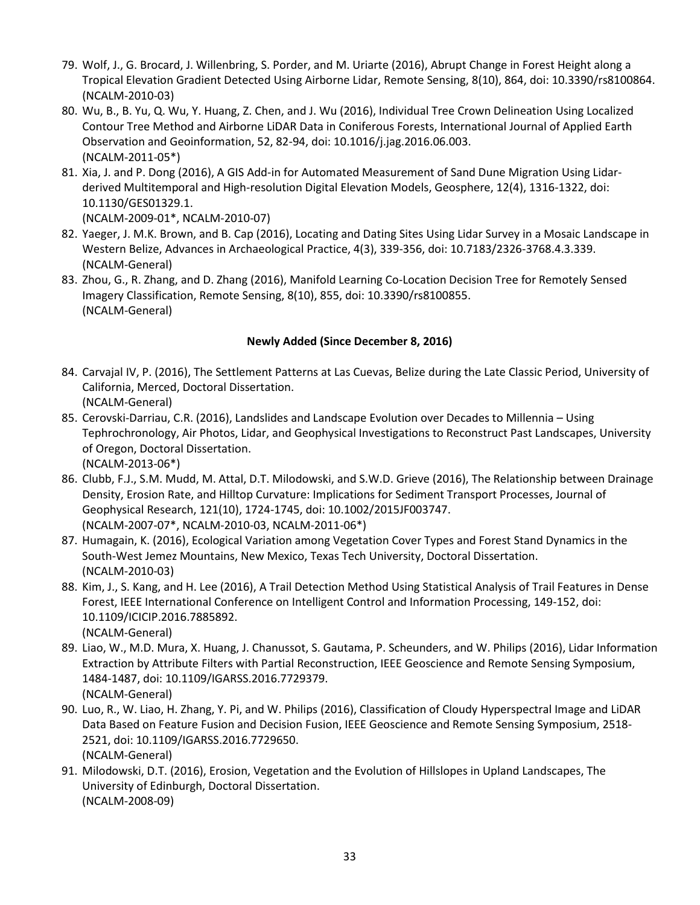79. Wolf, J., G. Brocard, J. Willenbring, S. Porder, and M. Uriarte (2016), Abrupt Change in Forest Height along a Tropical Elevation Gradient Detected Using Airborne Lidar, Remote Sensing, 8(10), 864, doi: 10.3390/rs8100864. (NCALM-2010-03)
80. Wu, B., B. Yu, Q. Wu, Y. Huang, Z. Chen, and J. Wu (2016), Individual Tree Crown Delineation Using Localized Contour Tree Method and Airborne LiDAR Data in Coniferous Forests, International Journal of Applied Earth Observation and Geoinformation, 52, 82-94, doi: 10.1016/j.jag.2016.06.003. (NCALM-2011-05*)
81. Xia, J. and P. Dong (2016), A GIS Add-in for Automated Measurement of Sand Dune Migration Using Lidar-derived Multitemporal and High-resolution Digital Elevation Models, Geosphere, 12(4), 1316-1322, doi: 10.1130/GES01329.1. (NCALM-2009-01*, NCALM-2010-07)
82. Yaeger, J. M.K. Brown, and B. Cap (2016), Locating and Dating Sites Using Lidar Survey in a Mosaic Landscape in Western Belize, Advances in Archaeological Practice, 4(3), 339-356, doi: 10.7183/2326-3768.4.3.339. (NCALM-General)
83. Zhou, G., R. Zhang, and D. Zhang (2016), Manifold Learning Co-Location Decision Tree for Remotely Sensed Imagery Classification, Remote Sensing, 8(10), 855, doi: 10.3390/rs8100855. (NCALM-General)

**Newly Added (Since December 8, 2016)**

84. Carvajal IV, P. (2016), The Settlement Patterns at Las Cuevas, Belize during the Late Classic Period, University of California, Merced, Doctoral Dissertation. (NCALM-General)
85. Cerovski-Darriau, C.R. (2016), Landslides and Landscape Evolution over Decades to Millennia – Using Tephrochronology, Air Photos, Lidar, and Geophysical Investigations to Reconstruct Past Landscapes, University of Oregon, Doctoral Dissertation. (NCALM-2013-06*)
86. Clubb, F.J., S.M. Mudd, M. Attal, D.T. Milodowski, and S.W.D. Grieve (2016), The Relationship between Drainage Density, Erosion Rate, and Hilltop Curvature: Implications for Sediment Transport Processes, Journal of Geophysical Research, 121(10), 1724-1745, doi: 10.1002/2015JF003747. (NCALM-2007-07*, NCALM-2010-03, NCALM-2011-06*)
87. Humagain, K. (2016), Ecological Variation among Vegetation Cover Types and Forest Stand Dynamics in the South-West Jemez Mountains, New Mexico, Texas Tech University, Doctoral Dissertation. (NCALM-2010-03)
88. Kim, J., S. Kang, and H. Lee (2016), A Trail Detection Method Using Statistical Analysis of Trail Features in Dense Forest, IEEE International Conference on Intelligent Control and Information Processing, 149-152, doi: 10.1109/ICICIP.2016.7885892. (NCALM-General)
89. Liao, W., M.D. Mura, X. Huang, J. Chanussot, S. Gautama, P. Scheunders, and W. Philips (2016), Lidar Information Extraction by Attribute Filters with Partial Reconstruction, IEEE Geoscience and Remote Sensing Symposium, 1484-1487, doi: 10.1109/IGARSS.2016.7729379. (NCALM-General)
90. Luo, R., W. Liao, H. Zhang, Y. Pi, and W. Philips (2016), Classification of Cloudy Hyperspectral Image and LiDAR Data Based on Feature Fusion and Decision Fusion, IEEE Geoscience and Remote Sensing Symposium, 2518-2521, doi: 10.1109/IGARSS.2016.7729650. (NCALM-General)
91. Milodowski, D.T. (2016), Erosion, Vegetation and the Evolution of Hillslopes in Upland Landscapes, The University of Edinburgh, Doctoral Dissertation. (NCALM-2008-09)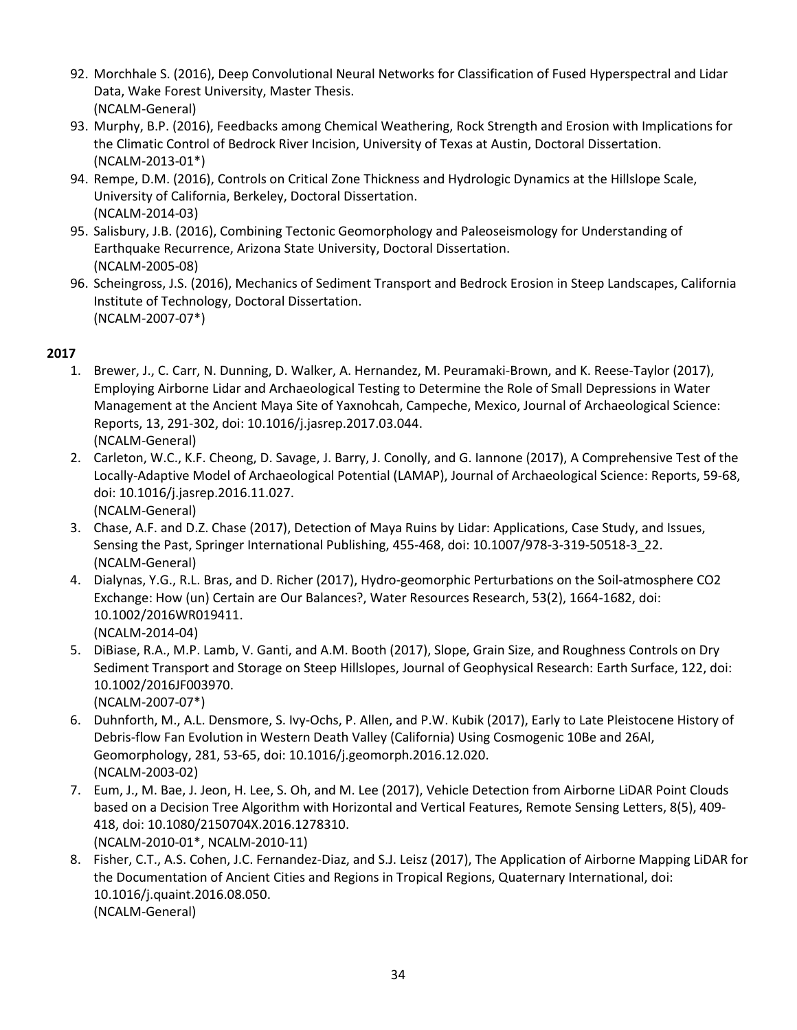92. Morchhale S. (2016), Deep Convolutional Neural Networks for Classification of Fused Hyperspectral and Lidar Data, Wake Forest University, Master Thesis.
(NCALM-General)
93. Murphy, B.P. (2016), Feedbacks among Chemical Weathering, Rock Strength and Erosion with Implications for the Climatic Control of Bedrock River Incision, University of Texas at Austin, Doctoral Dissertation.
(NCALM-2013-01*)
94. Rempe, D.M. (2016), Controls on Critical Zone Thickness and Hydrologic Dynamics at the Hillslope Scale, University of California, Berkeley, Doctoral Dissertation.
(NCALM-2014-03)
95. Salisbury, J.B. (2016), Combining Tectonic Geomorphology and Paleoseismology for Understanding of Earthquake Recurrence, Arizona State University, Doctoral Dissertation.
(NCALM-2005-08)
96. Scheingross, J.S. (2016), Mechanics of Sediment Transport and Bedrock Erosion in Steep Landscapes, California Institute of Technology, Doctoral Dissertation.
(NCALM-2007-07*)

**2017**

1. Brewer, J., C. Carr, N. Dunning, D. Walker, A. Hernandez, M. Peuramaki-Brown, and K. Reese-Taylor (2017), Employing Airborne Lidar and Archaeological Testing to Determine the Role of Small Depressions in Water Management at the Ancient Maya Site of Yaxnohcah, Campeche, Mexico, Journal of Archaeological Science: Reports, 13, 291-302, doi: 10.1016/j.jasrep.2017.03.044.
(NCALM-General)
2. Carleton, W.C., K.F. Cheong, D. Savage, J. Barry, J. Conolly, and G. Iannone (2017), A Comprehensive Test of the Locally-Adaptive Model of Archaeological Potential (LAMAP), Journal of Archaeological Science: Reports, 59-68, doi: 10.1016/j.jasrep.2016.11.027.
(NCALM-General)
3. Chase, A.F. and D.Z. Chase (2017), Detection of Maya Ruins by Lidar: Applications, Case Study, and Issues, Sensing the Past, Springer International Publishing, 455-468, doi: 10.1007/978-3-319-50518-3_22.
(NCALM-General)
4. Dialynas, Y.G., R.L. Bras, and D. Richer (2017), Hydro-geomorphic Perturbations on the Soil-atmosphere $CO_2$ Exchange: How (un) Certain are Our Balances?, Water Resources Research, 53(2), 1664-1682, doi: 10.1002/2016WR019411.
(NCALM-2014-04)
5. DiBiase, R.A., M.P. Lamb, V. Ganti, and A.M. Booth (2017), Slope, Grain Size, and Roughness Controls on Dry Sediment Transport and Storage on Steep Hillslopes, Journal of Geophysical Research: Earth Surface, 122, doi: 10.1002/2016JF003970.
(NCALM-2007-07*)
6. Duhnforth, M., A.L. Densmore, S. Ivy-Ochs, P. Allen, and P.W. Kubik (2017), Early to Late Pleistocene History of Debris-flow Fan Evolution in Western Death Valley (California) Using Cosmogenic 10Be and 26Al, Geomorphology, 281, 53-65, doi: 10.1016/j.geomorph.2016.12.020.
(NCALM-2003-02)
7. Eum, J., M. Bae, J. Jeon, H. Lee, S. Oh, and M. Lee (2017), Vehicle Detection from Airborne LiDAR Point Clouds based on a Decision Tree Algorithm with Horizontal and Vertical Features, Remote Sensing Letters, 8(5), 409-418, doi: 10.1080/2150704X.2016.1278310.
(NCALM-2010-01*, NCALM-2010-11)
8. Fisher, C.T., A.S. Cohen, J.C. Fernandez-Diaz, and S.J. Leisz (2017), The Application of Airborne Mapping LiDAR for the Documentation of Ancient Cities and Regions in Tropical Regions, Quaternary International, doi: 10.1016/j.quaint.2016.08.050.
(NCALM-General)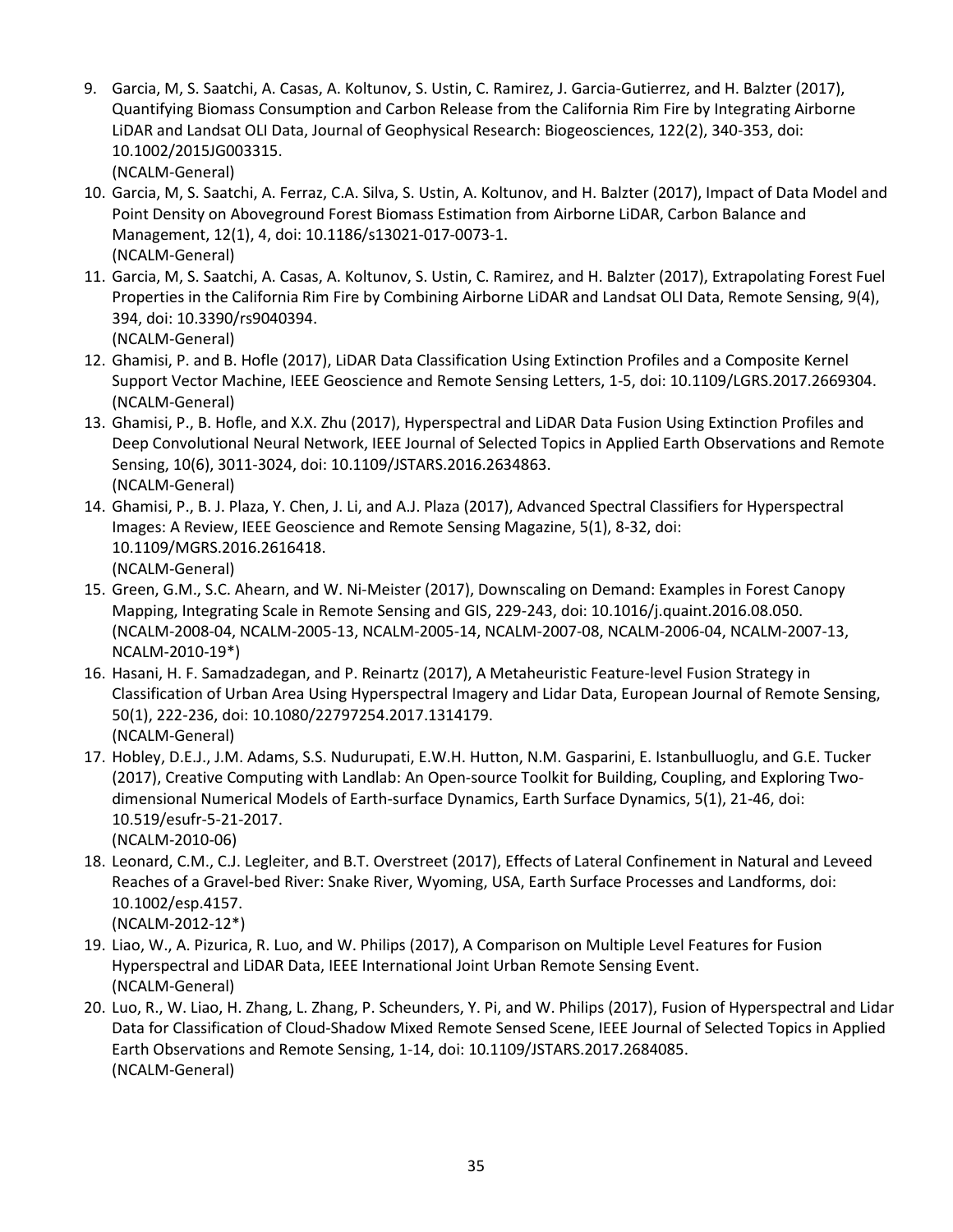9. Garcia, M, S. Saatchi, A. Casas, A. Koltunov, S. Ustin, C. Ramirez, J. Garcia-Gutierrez, and H. Balzter (2017), Quantifying Biomass Consumption and Carbon Release from the California Rim Fire by Integrating Airborne LiDAR and Landsat OLI Data, Journal of Geophysical Research: Biogeosciences, 122(2), 340-353, doi: 10.1002/2015JG003315.
   (NCALM-General)
10. Garcia, M, S. Saatchi, A. Ferraz, C.A. Silva, S. Ustin, A. Koltunov, and H. Balzter (2017), Impact of Data Model and Point Density on Aboveground Forest Biomass Estimation from Airborne LiDAR, Carbon Balance and Management, 12(1), 4, doi: 10.1186/s13021-017-0073-1.
    (NCALM-General)
11. Garcia, M, S. Saatchi, A. Casas, A. Koltunov, S. Ustin, C. Ramirez, and H. Balzter (2017), Extrapolating Forest Fuel Properties in the California Rim Fire by Combining Airborne LiDAR and Landsat OLI Data, Remote Sensing, 9(4), 394, doi: 10.3390/rs9040394.
    (NCALM-General)
12. Ghamisi, P. and B. Hofle (2017), LiDAR Data Classification Using Extinction Profiles and a Composite Kernel Support Vector Machine, IEEE Geoscience and Remote Sensing Letters, 1-5, doi: 10.1109/LGRS.2017.2669304.
    (NCALM-General)
13. Ghamisi, P., B. Hofle, and X.X. Zhu (2017), Hyperspectral and LiDAR Data Fusion Using Extinction Profiles and Deep Convolutional Neural Network, IEEE Journal of Selected Topics in Applied Earth Observations and Remote Sensing, 10(6), 3011-3024, doi: 10.1109/JSTARS.2016.2634863.
    (NCALM-General)
14. Ghamisi, P., B. J. Plaza, Y. Chen, J. Li, and A.J. Plaza (2017), Advanced Spectral Classifiers for Hyperspectral Images: A Review, IEEE Geoscience and Remote Sensing Magazine, 5(1), 8-32, doi: 10.1109/MGRS.2016.2616418.
    (NCALM-General)
15. Green, G.M., S.C. Ahearn, and W. Ni-Meister (2017), Downscaling on Demand: Examples in Forest Canopy Mapping, Integrating Scale in Remote Sensing and GIS, 229-243, doi: 10.1016/j.quaint.2016.08.050.
    (NCALM-2008-04, NCALM-2005-13, NCALM-2005-14, NCALM-2007-08, NCALM-2006-04, NCALM-2007-13, NCALM-2010-19*)
16. Hasani, H. F. Samadzadegan, and P. Reinartz (2017), A Metaheuristic Feature-level Fusion Strategy in Classification of Urban Area Using Hyperspectral Imagery and Lidar Data, European Journal of Remote Sensing, 50(1), 222-236, doi: 10.1080/22797254.2017.1314179.
    (NCALM-General)
17. Hobley, D.E.J., J.M. Adams, S.S. Nudurupati, E.W.H. Hutton, N.M. Gasparini, E. Istanbulluoglu, and G.E. Tucker (2017), Creative Computing with Landlab: An Open-source Toolkit for Building, Coupling, and Exploring Two-dimensional Numerical Models of Earth-surface Dynamics, Earth Surface Dynamics, 5(1), 21-46, doi: 10.519/esufr-5-21-2017.
    (NCALM-2010-06)
18. Leonard, C.M., C.J. Legleiter, and B.T. Overstreet (2017), Effects of Lateral Confinement in Natural and Leveed Reaches of a Gravel-bed River: Snake River, Wyoming, USA, Earth Surface Processes and Landforms, doi: 10.1002/esp.4157.
    (NCALM-2012-12*)
19. Liao, W., A. Pizurica, R. Luo, and W. Philips (2017), A Comparison on Multiple Level Features for Fusion Hyperspectral and LiDAR Data, IEEE International Joint Urban Remote Sensing Event.
    (NCALM-General)
20. Luo, R., W. Liao, H. Zhang, L. Zhang, P. Scheunders, Y. Pi, and W. Philips (2017), Fusion of Hyperspectral and Lidar Data for Classification of Cloud-Shadow Mixed Remote Sensed Scene, IEEE Journal of Selected Topics in Applied Earth Observations and Remote Sensing, 1-14, doi: 10.1109/JSTARS.2017.2684085.
    (NCALM-General)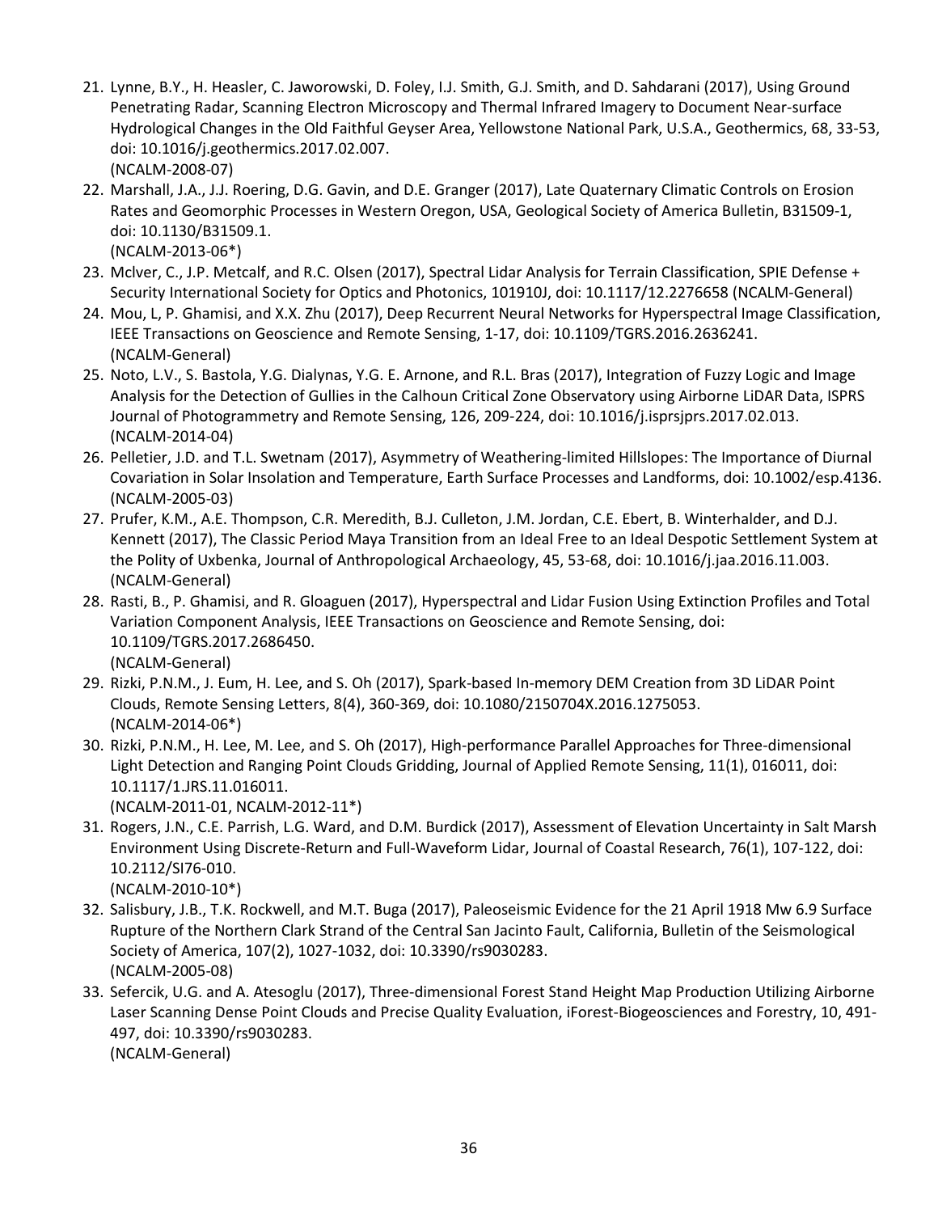21. Lynne, B.Y., H. Heasler, C. Jaworowski, D. Foley, I.J. Smith, G.J. Smith, and D. Sahdarani (2017), Using Ground Penetrating Radar, Scanning Electron Microscopy and Thermal Infrared Imagery to Document Near-surface Hydrological Changes in the Old Faithful Geyser Area, Yellowstone National Park, U.S.A., Geothermics, 68, 33-53, doi: 10.1016/j.geothermics.2017.02.007.
    (NCALM-2008-07)
22. Marshall, J.A., J.J. Roering, D.G. Gavin, and D.E. Granger (2017), Late Quaternary Climatic Controls on Erosion Rates and Geomorphic Processes in Western Oregon, USA, Geological Society of America Bulletin, B31509-1, doi: 10.1130/B31509.1.
    (NCALM-2013-06*)
23. Mclver, C., J.P. Metcalf, and R.C. Olsen (2017), Spectral Lidar Analysis for Terrain Classification, SPIE Defense + Security International Society for Optics and Photonics, 101910J, doi: 10.1117/12.2276658 (NCALM-General)
24. Mou, L, P. Ghamisi, and X.X. Zhu (2017), Deep Recurrent Neural Networks for Hyperspectral Image Classification, IEEE Transactions on Geoscience and Remote Sensing, 1-17, doi: 10.1109/TGRS.2016.2636241.
    (NCALM-General)
25. Noto, L.V., S. Bastola, Y.G. Dialynas, Y.G. E. Arnone, and R.L. Bras (2017), Integration of Fuzzy Logic and Image Analysis for the Detection of Gullies in the Calhoun Critical Zone Observatory using Airborne LiDAR Data, ISPRS Journal of Photogrammetry and Remote Sensing, 126, 209-224, doi: 10.1016/j.isprsjprs.2017.02.013.
    (NCALM-2014-04)
26. Pelletier, J.D. and T.L. Swetnam (2017), Asymmetry of Weathering-limited Hillslopes: The Importance of Diurnal Covariation in Solar Insolation and Temperature, Earth Surface Processes and Landforms, doi: 10.1002/esp.4136.
    (NCALM-2005-03)
27. Prufer, K.M., A.E. Thompson, C.R. Meredith, B.J. Culleton, J.M. Jordan, C.E. Ebert, B. Winterhalder, and D.J. Kennett (2017), The Classic Period Maya Transition from an Ideal Free to an Ideal Despotic Settlement System at the Polity of Uxbenka, Journal of Anthropological Archaeology, 45, 53-68, doi: 10.1016/j.jaa.2016.11.003.
    (NCALM-General)
28. Rasti, B., P. Ghamisi, and R. Gloaguen (2017), Hyperspectral and Lidar Fusion Using Extinction Profiles and Total Variation Component Analysis, IEEE Transactions on Geoscience and Remote Sensing, doi: 10.1109/TGRS.2017.2686450.
    (NCALM-General)
29. Rizki, P.N.M., J. Eum, H. Lee, and S. Oh (2017), Spark-based In-memory DEM Creation from 3D LiDAR Point Clouds, Remote Sensing Letters, 8(4), 360-369, doi: 10.1080/2150704X.2016.1275053.
    (NCALM-2014-06*)
30. Rizki, P.N.M., H. Lee, M. Lee, and S. Oh (2017), High-performance Parallel Approaches for Three-dimensional Light Detection and Ranging Point Clouds Gridding, Journal of Applied Remote Sensing, 11(1), 016011, doi: 10.1117/1.JRS.11.016011.
    (NCALM-2011-01, NCALM-2012-11*)
31. Rogers, J.N., C.E. Parrish, L.G. Ward, and D.M. Burdick (2017), Assessment of Elevation Uncertainty in Salt Marsh Environment Using Discrete-Return and Full-Waveform Lidar, Journal of Coastal Research, 76(1), 107-122, doi: 10.2112/SI76-010.
    (NCALM-2010-10*)
32. Salisbury, J.B., T.K. Rockwell, and M.T. Buga (2017), Paleoseismic Evidence for the 21 April 1918 Mw 6.9 Surface Rupture of the Northern Clark Strand of the Central San Jacinto Fault, California, Bulletin of the Seismological Society of America, 107(2), 1027-1032, doi: 10.3390/rs9030283.
    (NCALM-2005-08)
33. Sefercik, U.G. and A. Atesoglu (2017), Three-dimensional Forest Stand Height Map Production Utilizing Airborne Laser Scanning Dense Point Clouds and Precise Quality Evaluation, iForest-Biogeosciences and Forestry, 10, 491-497, doi: 10.3390/rs9030283.
    (NCALM-General)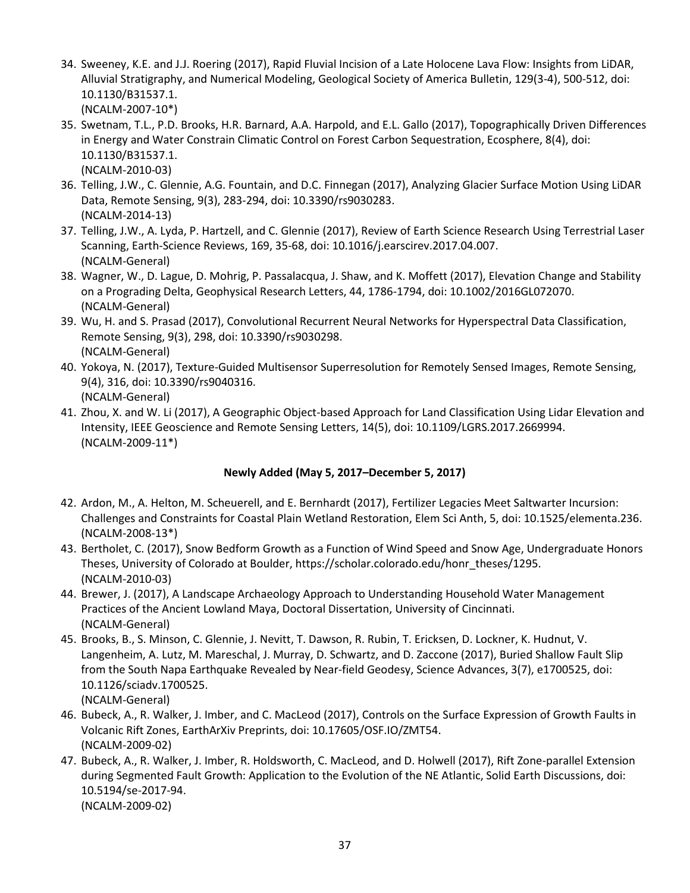34. Sweeney, K.E. and J.J. Roering (2017), Rapid Fluvial Incision of a Late Holocene Lava Flow: Insights from LiDAR, Alluvial Stratigraphy, and Numerical Modeling, Geological Society of America Bulletin, 129(3-4), 500-512, doi: 10.1130/B31537.1.
(NCALM-2007-10*)
35. Swetnam, T.L., P.D. Brooks, H.R. Barnard, A.A. Harpold, and E.L. Gallo (2017), Topographically Driven Differences in Energy and Water Constrain Climatic Control on Forest Carbon Sequestration, Ecosphere, 8(4), doi: 10.1130/B31537.1.
(NCALM-2010-03)
36. Telling, J.W., C. Glennie, A.G. Fountain, and D.C. Finnegan (2017), Analyzing Glacier Surface Motion Using LiDAR Data, Remote Sensing, 9(3), 283-294, doi: 10.3390/rs9030283.
(NCALM-2014-13)
37. Telling, J.W., A. Lyda, P. Hartzell, and C. Glennie (2017), Review of Earth Science Research Using Terrestrial Laser Scanning, Earth-Science Reviews, 169, 35-68, doi: 10.1016/j.earscirev.2017.04.007.
(NCALM-General)
38. Wagner, W., D. Lague, D. Mohrig, P. Passalacqua, J. Shaw, and K. Moffett (2017), Elevation Change and Stability on a Prograding Delta, Geophysical Research Letters, 44, 1786-1794, doi: 10.1002/2016GL072070.
(NCALM-General)
39. Wu, H. and S. Prasad (2017), Convolutional Recurrent Neural Networks for Hyperspectral Data Classification, Remote Sensing, 9(3), 298, doi: 10.3390/rs9030298.
(NCALM-General)
40. Yokoya, N. (2017), Texture-Guided Multisensor Superresolution for Remotely Sensed Images, Remote Sensing, 9(4), 316, doi: 10.3390/rs9040316.
(NCALM-General)
41. Zhou, X. and W. Li (2017), A Geographic Object-based Approach for Land Classification Using Lidar Elevation and Intensity, IEEE Geoscience and Remote Sensing Letters, 14(5), doi: 10.1109/LGRS.2017.2669994.
(NCALM-2009-11*)

**Newly Added (May 5, 2017–December 5, 2017)**

42. Ardon, M., A. Helton, M. Scheuerell, and E. Bernhardt (2017), Fertilizer Legacies Meet Saltwarter Incursion: Challenges and Constraints for Coastal Plain Wetland Restoration, Elem Sci Anth, 5, doi: 10.1525/elementa.236.
(NCALM-2008-13*)
43. Bertholet, C. (2017), Snow Bedform Growth as a Function of Wind Speed and Snow Age, Undergraduate Honors Theses, University of Colorado at Boulder, https://scholar.colorado.edu/honr_theses/1295.
(NCALM-2010-03)
44. Brewer, J. (2017), A Landscape Archaeology Approach to Understanding Household Water Management Practices of the Ancient Lowland Maya, Doctoral Dissertation, University of Cincinnati.
(NCALM-General)
45. Brooks, B., S. Minson, C. Glennie, J. Nevitt, T. Dawson, R. Rubin, T. Ericksen, D. Lockner, K. Hudnut, V. Langenheim, A. Lutz, M. Mareschal, J. Murray, D. Schwartz, and D. Zaccone (2017), Buried Shallow Fault Slip from the South Napa Earthquake Revealed by Near-field Geodesy, Science Advances, 3(7), e1700525, doi: 10.1126/sciadv.1700525.
(NCALM-General)
46. Bubeck, A., R. Walker, J. Imber, and C. MacLeod (2017), Controls on the Surface Expression of Growth Faults in Volcanic Rift Zones, EarthArXiv Preprints, doi: 10.17605/OSF.IO/ZMT54.
(NCALM-2009-02)
47. Bubeck, A., R. Walker, J. Imber, R. Holdsworth, C. MacLeod, and D. Holwell (2017), Rift Zone-parallel Extension during Segmented Fault Growth: Application to the Evolution of the NE Atlantic, Solid Earth Discussions, doi: 10.5194/se-2017-94.
(NCALM-2009-02)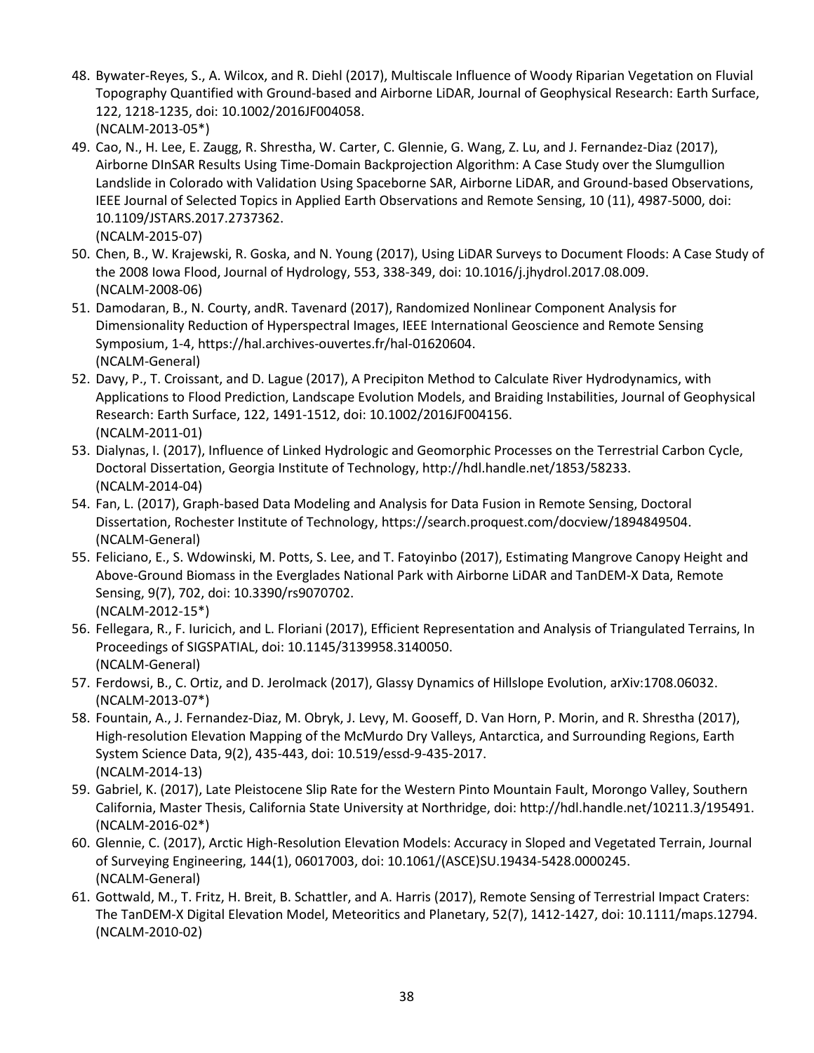48. Bywater-Reyes, S., A. Wilcox, and R. Diehl (2017), Multiscale Influence of Woody Riparian Vegetation on Fluvial Topography Quantified with Ground-based and Airborne LiDAR, Journal of Geophysical Research: Earth Surface, 122, 1218-1235, doi: 10.1002/2016JF004058.
(NCALM-2013-05*)
49. Cao, N., H. Lee, E. Zaugg, R. Shrestha, W. Carter, C. Glennie, G. Wang, Z. Lu, and J. Fernandez-Diaz (2017), Airborne DInSAR Results Using Time-Domain Backprojection Algorithm: A Case Study over the Slumgullion Landslide in Colorado with Validation Using Spaceborne SAR, Airborne LiDAR, and Ground-based Observations, IEEE Journal of Selected Topics in Applied Earth Observations and Remote Sensing, 10 (11), 4987-5000, doi: 10.1109/JSTARS.2017.2737362.
(NCALM-2015-07)
50. Chen, B., W. Krajewski, R. Goska, and N. Young (2017), Using LiDAR Surveys to Document Floods: A Case Study of the 2008 Iowa Flood, Journal of Hydrology, 553, 338-349, doi: 10.1016/j.jhydrol.2017.08.009.
(NCALM-2008-06)
51. Damodaran, B., N. Courty, andR. Tavenard (2017), Randomized Nonlinear Component Analysis for Dimensionality Reduction of Hyperspectral Images, IEEE International Geoscience and Remote Sensing Symposium, 1-4, https://hal.archives-ouvertes.fr/hal-01620604.
(NCALM-General)
52. Davy, P., T. Croissant, and D. Lague (2017), A Precipiton Method to Calculate River Hydrodynamics, with Applications to Flood Prediction, Landscape Evolution Models, and Braiding Instabilities, Journal of Geophysical Research: Earth Surface, 122, 1491-1512, doi: 10.1002/2016JF004156.
(NCALM-2011-01)
53. Dialynas, I. (2017), Influence of Linked Hydrologic and Geomorphic Processes on the Terrestrial Carbon Cycle, Doctoral Dissertation, Georgia Institute of Technology, http://hdl.handle.net/1853/58233.
(NCALM-2014-04)
54. Fan, L. (2017), Graph-based Data Modeling and Analysis for Data Fusion in Remote Sensing, Doctoral Dissertation, Rochester Institute of Technology, https://search.proquest.com/docview/1894849504.
(NCALM-General)
55. Feliciano, E., S. Wdowinski, M. Potts, S. Lee, and T. Fatoyinbo (2017), Estimating Mangrove Canopy Height and Above-Ground Biomass in the Everglades National Park with Airborne LiDAR and TanDEM-X Data, Remote Sensing, 9(7), 702, doi: 10.3390/rs9070702.
(NCALM-2012-15*)
56. Fellegara, R., F. Iuricich, and L. Floriani (2017), Efficient Representation and Analysis of Triangulated Terrains, In Proceedings of SIGSPATIAL, doi: 10.1145/3139958.3140050.
(NCALM-General)
57. Ferdowsi, B., C. Ortiz, and D. Jerolmack (2017), Glassy Dynamics of Hillslope Evolution, arXiv:1708.06032.
(NCALM-2013-07*)
58. Fountain, A., J. Fernandez-Diaz, M. Obryk, J. Levy, M. Gooseff, D. Van Horn, P. Morin, and R. Shrestha (2017), High-resolution Elevation Mapping of the McMurdo Dry Valleys, Antarctica, and Surrounding Regions, Earth System Science Data, 9(2), 435-443, doi: 10.519/essd-9-435-2017.
(NCALM-2014-13)
59. Gabriel, K. (2017), Late Pleistocene Slip Rate for the Western Pinto Mountain Fault, Morongo Valley, Southern California, Master Thesis, California State University at Northridge, doi: http://hdl.handle.net/10211.3/195491.
(NCALM-2016-02*)
60. Glennie, C. (2017), Arctic High-Resolution Elevation Models: Accuracy in Sloped and Vegetated Terrain, Journal of Surveying Engineering, 144(1), 06017003, doi: 10.1061/(ASCE)SU.19434-5428.0000245.
(NCALM-General)
61. Gottwald, M., T. Fritz, H. Breit, B. Schattler, and A. Harris (2017), Remote Sensing of Terrestrial Impact Craters: The TanDEM-X Digital Elevation Model, Meteoritics and Planetary, 52(7), 1412-1427, doi: 10.1111/maps.12794.
(NCALM-2010-02)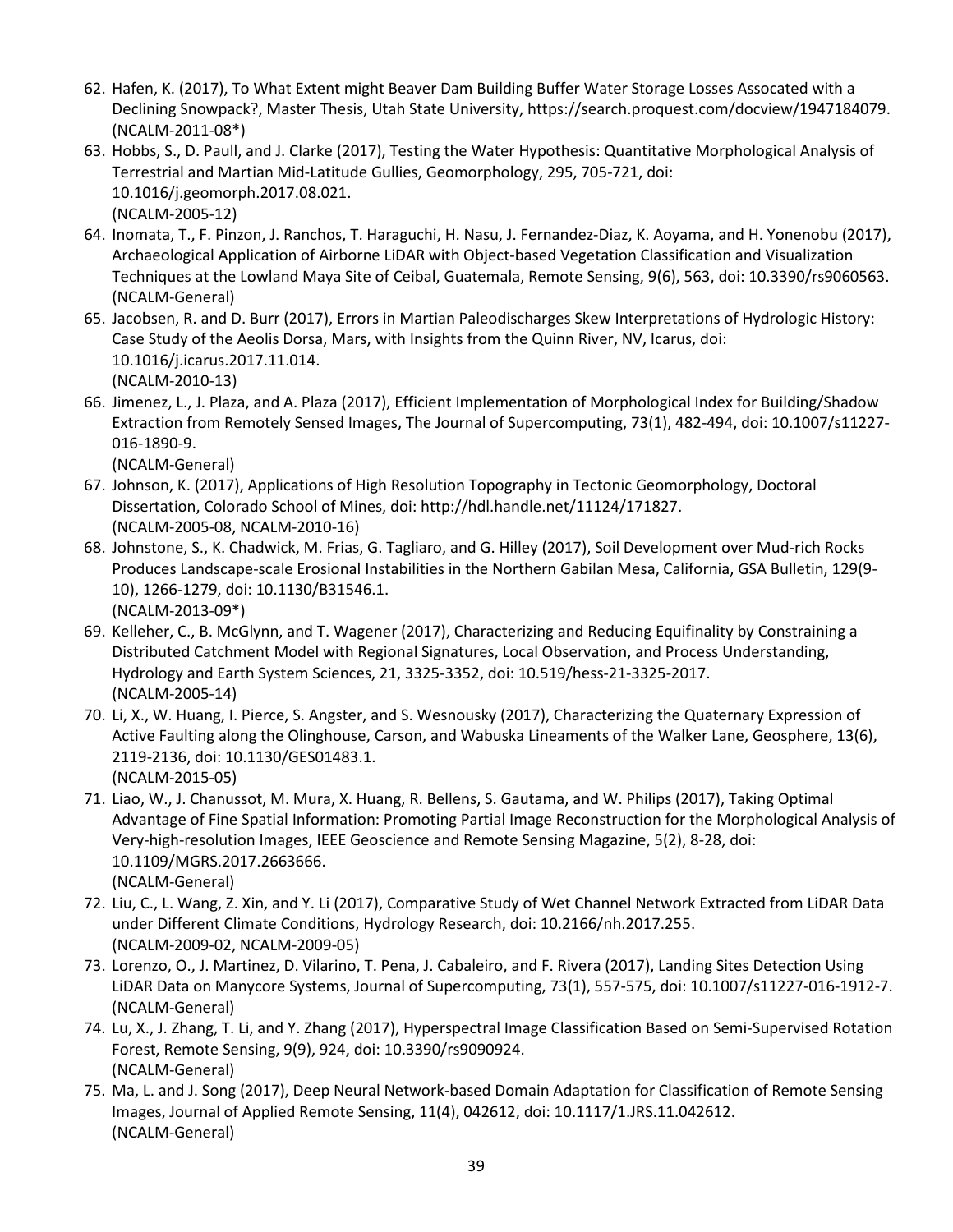62. Hafen, K. (2017), To What Extent might Beaver Dam Building Buffer Water Storage Losses Assocated with a Declining Snowpack?, Master Thesis, Utah State University, https://search.proquest.com/docview/1947184079. (NCALM-2011-08*)
63. Hobbs, S., D. Paull, and J. Clarke (2017), Testing the Water Hypothesis: Quantitative Morphological Analysis of Terrestrial and Martian Mid-Latitude Gullies, Geomorphology, 295, 705-721, doi: 10.1016/j.geomorph.2017.08.021.
(NCALM-2005-12)
64. Inomata, T., F. Pinzon, J. Ranchos, T. Haraguchi, H. Nasu, J. Fernandez-Diaz, K. Aoyama, and H. Yonenobu (2017), Archaeological Application of Airborne LiDAR with Object-based Vegetation Classification and Visualization Techniques at the Lowland Maya Site of Ceibal, Guatemala, Remote Sensing, 9(6), 563, doi: 10.3390/rs9060563. (NCALM-General)
65. Jacobsen, R. and D. Burr (2017), Errors in Martian Paleodischarges Skew Interpretations of Hydrologic History: Case Study of the Aeolis Dorsa, Mars, with Insights from the Quinn River, NV, Icarus, doi: 10.1016/j.icarus.2017.11.014.
(NCALM-2010-13)
66. Jimenez, L., J. Plaza, and A. Plaza (2017), Efficient Implementation of Morphological Index for Building/Shadow Extraction from Remotely Sensed Images, The Journal of Supercomputing, 73(1), 482-494, doi: 10.1007/s11227-016-1890-9.
(NCALM-General)
67. Johnson, K. (2017), Applications of High Resolution Topography in Tectonic Geomorphology, Doctoral Dissertation, Colorado School of Mines, doi: http://hdl.handle.net/11124/171827.
(NCALM-2005-08, NCALM-2010-16)
68. Johnstone, S., K. Chadwick, M. Frias, G. Tagliaro, and G. Hilley (2017), Soil Development over Mud-rich Rocks Produces Landscape-scale Erosional Instabilities in the Northern Gabilan Mesa, California, GSA Bulletin, 129(9-10), 1266-1279, doi: 10.1130/B31546.1.
(NCALM-2013-09*)
69. Kelleher, C., B. McGlynn, and T. Wagener (2017), Characterizing and Reducing Equifinality by Constraining a Distributed Catchment Model with Regional Signatures, Local Observation, and Process Understanding, Hydrology and Earth System Sciences, 21, 3325-3352, doi: 10.519/hess-21-3325-2017.
(NCALM-2005-14)
70. Li, X., W. Huang, I. Pierce, S. Angster, and S. Wesnousky (2017), Characterizing the Quaternary Expression of Active Faulting along the Olinghouse, Carson, and Wabuska Lineaments of the Walker Lane, Geosphere, 13(6), 2119-2136, doi: 10.1130/GES01483.1.
(NCALM-2015-05)
71. Liao, W., J. Chanussot, M. Mura, X. Huang, R. Bellens, S. Gautama, and W. Philips (2017), Taking Optimal Advantage of Fine Spatial Information: Promoting Partial Image Reconstruction for the Morphological Analysis of Very-high-resolution Images, IEEE Geoscience and Remote Sensing Magazine, 5(2), 8-28, doi: 10.1109/MGRS.2017.2663666.
(NCALM-General)
72. Liu, C., L. Wang, Z. Xin, and Y. Li (2017), Comparative Study of Wet Channel Network Extracted from LiDAR Data under Different Climate Conditions, Hydrology Research, doi: 10.2166/nh.2017.255.
(NCALM-2009-02, NCALM-2009-05)
73. Lorenzo, O., J. Martinez, D. Vilarino, T. Pena, J. Cabaleiro, and F. Rivera (2017), Landing Sites Detection Using LiDAR Data on Manycore Systems, Journal of Supercomputing, 73(1), 557-575, doi: 10.1007/s11227-016-1912-7. (NCALM-General)
74. Lu, X., J. Zhang, T. Li, and Y. Zhang (2017), Hyperspectral Image Classification Based on Semi-Supervised Rotation Forest, Remote Sensing, 9(9), 924, doi: 10.3390/rs9090924.
(NCALM-General)
75. Ma, L. and J. Song (2017), Deep Neural Network-based Domain Adaptation for Classification of Remote Sensing Images, Journal of Applied Remote Sensing, 11(4), 042612, doi: 10.1117/1.JRS.11.042612.
(NCALM-General)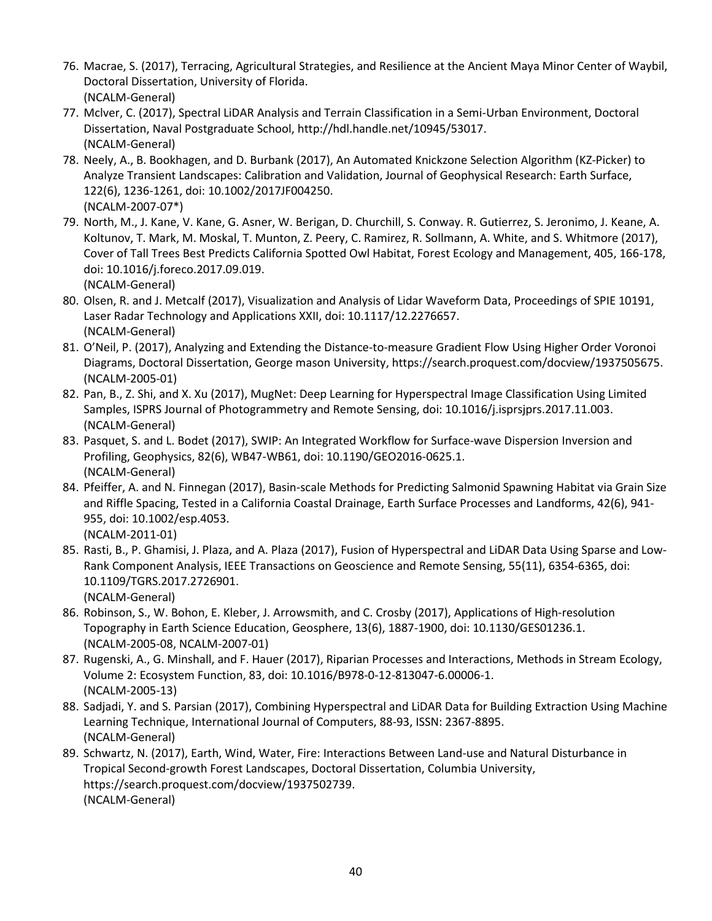76. Macrae, S. (2017), Terracing, Agricultural Strategies, and Resilience at the Ancient Maya Minor Center of Waybil, Doctoral Dissertation, University of Florida.
(NCALM-General)
77. McIver, C. (2017), Spectral LiDAR Analysis and Terrain Classification in a Semi-Urban Environment, Doctoral Dissertation, Naval Postgraduate School, http://hdl.handle.net/10945/53017.
(NCALM-General)
78. Neely, A., B. Bookhagen, and D. Burbank (2017), An Automated Knickzone Selection Algorithm (KZ-Picker) to Analyze Transient Landscapes: Calibration and Validation, Journal of Geophysical Research: Earth Surface, 122(6), 1236-1261, doi: 10.1002/2017JF004250.
(NCALM-2007-07*)
79. North, M., J. Kane, V. Kane, G. Asner, W. Berigan, D. Churchill, S. Conway. R. Gutierrez, S. Jeronimo, J. Keane, A. Koltunov, T. Mark, M. Moskal, T. Munton, Z. Peery, C. Ramirez, R. Sollmann, A. White, and S. Whitmore (2017), Cover of Tall Trees Best Predicts California Spotted Owl Habitat, Forest Ecology and Management, 405, 166-178, doi: 10.1016/j.foreco.2017.09.019.
(NCALM-General)
80. Olsen, R. and J. Metcalf (2017), Visualization and Analysis of Lidar Waveform Data, Proceedings of SPIE 10191, Laser Radar Technology and Applications XXII, doi: 10.1117/12.2276657.
(NCALM-General)
81. O'Neil, P. (2017), Analyzing and Extending the Distance-to-measure Gradient Flow Using Higher Order Voronoi Diagrams, Doctoral Dissertation, George mason University, https://search.proquest.com/docview/1937505675.
(NCALM-2005-01)
82. Pan, B., Z. Shi, and X. Xu (2017), MugNet: Deep Learning for Hyperspectral Image Classification Using Limited Samples, ISPRS Journal of Photogrammetry and Remote Sensing, doi: 10.1016/j.isprsjprs.2017.11.003.
(NCALM-General)
83. Pasquet, S. and L. Bodet (2017), SWIP: An Integrated Workflow for Surface-wave Dispersion Inversion and Profiling, Geophysics, 82(6), WB47-WB61, doi: 10.1190/GEO2016-0625.1.
(NCALM-General)
84. Pfeiffer, A. and N. Finnegan (2017), Basin-scale Methods for Predicting Salmonid Spawning Habitat via Grain Size and Riffle Spacing, Tested in a California Coastal Drainage, Earth Surface Processes and Landforms, 42(6), 941-955, doi: 10.1002/esp.4053.
(NCALM-2011-01)
85. Rasti, B., P. Ghamisi, J. Plaza, and A. Plaza (2017), Fusion of Hyperspectral and LiDAR Data Using Sparse and Low-Rank Component Analysis, IEEE Transactions on Geoscience and Remote Sensing, 55(11), 6354-6365, doi: 10.1109/TGRS.2017.2726901.
(NCALM-General)
86. Robinson, S., W. Bohon, E. Kleber, J. Arrowsmith, and C. Crosby (2017), Applications of High-resolution Topography in Earth Science Education, Geosphere, 13(6), 1887-1900, doi: 10.1130/GES01236.1.
(NCALM-2005-08, NCALM-2007-01)
87. Rugenski, A., G. Minshall, and F. Hauer (2017), Riparian Processes and Interactions, Methods in Stream Ecology, Volume 2: Ecosystem Function, 83, doi: 10.1016/B978-0-12-813047-6.00006-1.
(NCALM-2005-13)
88. Sadjadi, Y. and S. Parsian (2017), Combining Hyperspectral and LiDAR Data for Building Extraction Using Machine Learning Technique, International Journal of Computers, 88-93, ISSN: 2367-8895.
(NCALM-General)
89. Schwartz, N. (2017), Earth, Wind, Water, Fire: Interactions Between Land-use and Natural Disturbance in Tropical Second-growth Forest Landscapes, Doctoral Dissertation, Columbia University, https://search.proquest.com/docview/1937502739.
(NCALM-General)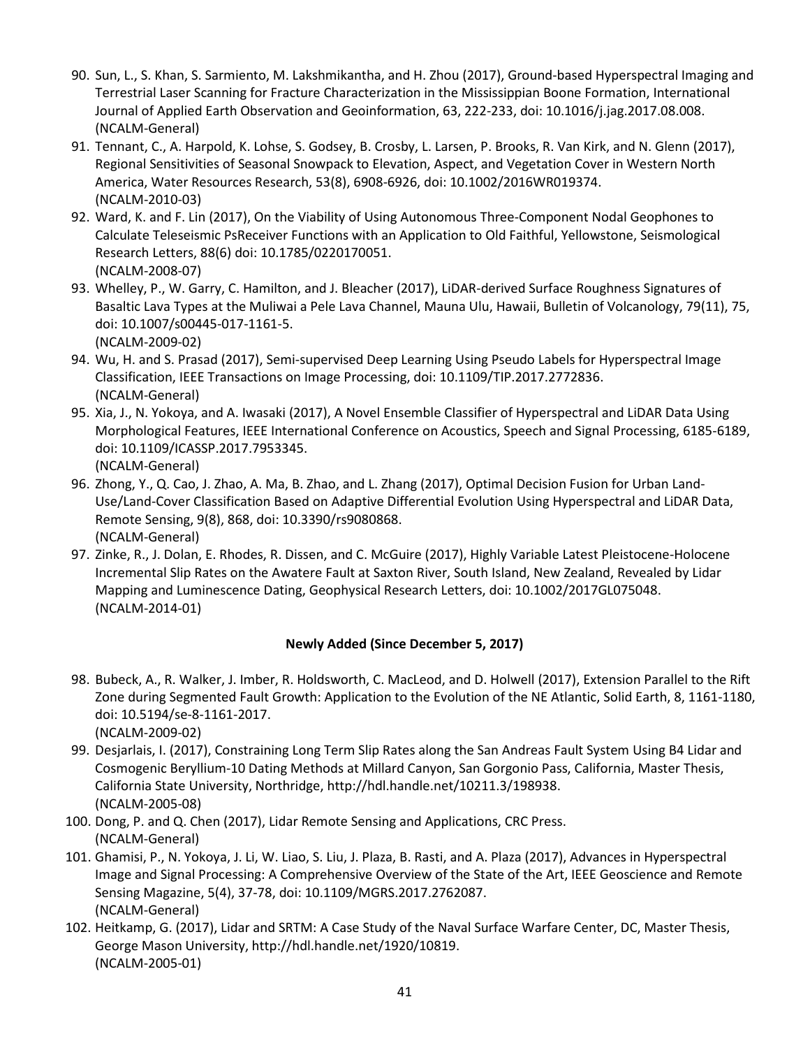90. Sun, L., S. Khan, S. Sarmiento, M. Lakshmikantha, and H. Zhou (2017), Ground-based Hyperspectral Imaging and Terrestrial Laser Scanning for Fracture Characterization in the Mississippian Boone Formation, International Journal of Applied Earth Observation and Geoinformation, 63, 222-233, doi: 10.1016/j.jag.2017.08.008.
(NCALM-General)
91. Tennant, C., A. Harpold, K. Lohse, S. Godsey, B. Crosby, L. Larsen, P. Brooks, R. Van Kirk, and N. Glenn (2017), Regional Sensitivities of Seasonal Snowpack to Elevation, Aspect, and Vegetation Cover in Western North America, Water Resources Research, 53(8), 6908-6926, doi: 10.1002/2016WR019374.
(NCALM-2010-03)
92. Ward, K. and F. Lin (2017), On the Viability of Using Autonomous Three-Component Nodal Geophones to Calculate Teleseismic PsReceiver Functions with an Application to Old Faithful, Yellowstone, Seismological Research Letters, 88(6) doi: 10.1785/0220170051.
(NCALM-2008-07)
93. Whelley, P., W. Garry, C. Hamilton, and J. Bleacher (2017), LiDAR-derived Surface Roughness Signatures of Basaltic Lava Types at the Muliwai a Pele Lava Channel, Mauna Ulu, Hawaii, Bulletin of Volcanology, 79(11), 75, doi: 10.1007/s00445-017-1161-5.
(NCALM-2009-02)
94. Wu, H. and S. Prasad (2017), Semi-supervised Deep Learning Using Pseudo Labels for Hyperspectral Image Classification, IEEE Transactions on Image Processing, doi: 10.1109/TIP.2017.2772836.
(NCALM-General)
95. Xia, J., N. Yokoya, and A. Iwasaki (2017), A Novel Ensemble Classifier of Hyperspectral and LiDAR Data Using Morphological Features, IEEE International Conference on Acoustics, Speech and Signal Processing, 6185-6189, doi: 10.1109/ICASSP.2017.7953345.
(NCALM-General)
96. Zhong, Y., Q. Cao, J. Zhao, A. Ma, B. Zhao, and L. Zhang (2017), Optimal Decision Fusion for Urban Land-Use/Land-Cover Classification Based on Adaptive Differential Evolution Using Hyperspectral and LiDAR Data, Remote Sensing, 9(8), 868, doi: 10.3390/rs9080868.
(NCALM-General)
97. Zinke, R., J. Dolan, E. Rhodes, R. Dissen, and C. McGuire (2017), Highly Variable Latest Pleistocene-Holocene Incremental Slip Rates on the Awatere Fault at Saxton River, South Island, New Zealand, Revealed by Lidar Mapping and Luminescence Dating, Geophysical Research Letters, doi: 10.1002/2017GL075048.
(NCALM-2014-01)

**Newly Added (Since December 5, 2017)**

98. Bubeck, A., R. Walker, J. Imber, R. Holdsworth, C. MacLeod, and D. Holwell (2017), Extension Parallel to the Rift Zone during Segmented Fault Growth: Application to the Evolution of the NE Atlantic, Solid Earth, 8, 1161-1180, doi: 10.5194/se-8-1161-2017.
(NCALM-2009-02)
99. Desjarlais, I. (2017), Constraining Long Term Slip Rates along the San Andreas Fault System Using B4 Lidar and Cosmogenic Beryllium-10 Dating Methods at Millard Canyon, San Gorgonio Pass, California, Master Thesis, California State University, Northridge, http://hdl.handle.net/10211.3/198938.
(NCALM-2005-08)
100. Dong, P. and Q. Chen (2017), Lidar Remote Sensing and Applications, CRC Press.
(NCALM-General)
101. Ghamisi, P., N. Yokoya, J. Li, W. Liao, S. Liu, J. Plaza, B. Rasti, and A. Plaza (2017), Advances in Hyperspectral Image and Signal Processing: A Comprehensive Overview of the State of the Art, IEEE Geoscience and Remote Sensing Magazine, 5(4), 37-78, doi: 10.1109/MGRS.2017.2762087.
(NCALM-General)
102. Heitkamp, G. (2017), Lidar and SRTM: A Case Study of the Naval Surface Warfare Center, DC, Master Thesis, George Mason University, http://hdl.handle.net/1920/10819.
(NCALM-2005-01)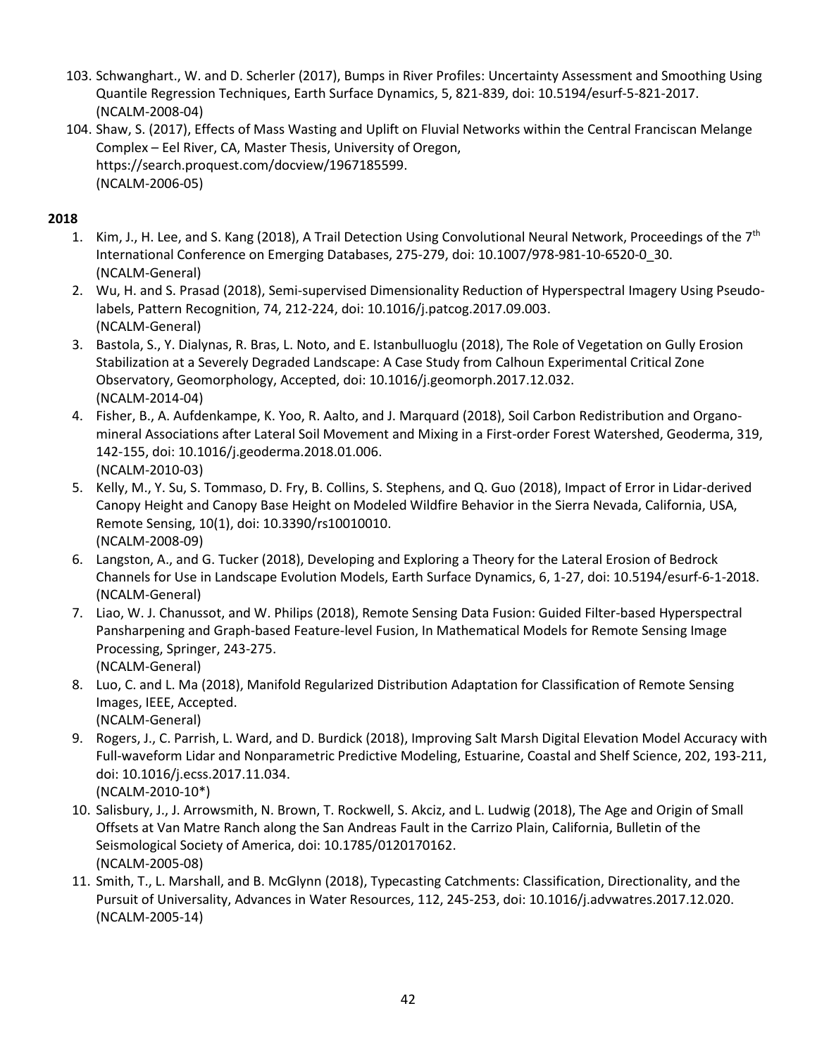103. Schwanghart., W. and D. Scherler (2017), Bumps in River Profiles: Uncertainty Assessment and Smoothing Using Quantile Regression Techniques, Earth Surface Dynamics, 5, 821-839, doi: 10.5194/esurf-5-821-2017. (NCALM-2008-04)
104. Shaw, S. (2017), Effects of Mass Wasting and Uplift on Fluvial Networks within the Central Franciscan Melange Complex – Eel River, CA, Master Thesis, University of Oregon, https://search.proquest.com/docview/1967185599. (NCALM-2006-05)

**2018**

1. Kim, J., H. Lee, and S. Kang (2018), A Trail Detection Using Convolutional Neural Network, Proceedings of the 7th International Conference on Emerging Databases, 275-279, doi: 10.1007/978-981-10-6520-0_30. (NCALM-General)
2. Wu, H. and S. Prasad (2018), Semi-supervised Dimensionality Reduction of Hyperspectral Imagery Using Pseudo-labels, Pattern Recognition, 74, 212-224, doi: 10.1016/j.patcog.2017.09.003. (NCALM-General)
3. Bastola, S., Y. Dialynas, R. Bras, L. Noto, and E. Istanbulluoglu (2018), The Role of Vegetation on Gully Erosion Stabilization at a Severely Degraded Landscape: A Case Study from Calhoun Experimental Critical Zone Observatory, Geomorphology, Accepted, doi: 10.1016/j.geomorph.2017.12.032. (NCALM-2014-04)
4. Fisher, B., A. Aufdenkampe, K. Yoo, R. Aalto, and J. Marquard (2018), Soil Carbon Redistribution and Organo-mineral Associations after Lateral Soil Movement and Mixing in a First-order Forest Watershed, Geoderma, 319, 142-155, doi: 10.1016/j.geoderma.2018.01.006. (NCALM-2010-03)
5. Kelly, M., Y. Su, S. Tommaso, D. Fry, B. Collins, S. Stephens, and Q. Guo (2018), Impact of Error in Lidar-derived Canopy Height and Canopy Base Height on Modeled Wildfire Behavior in the Sierra Nevada, California, USA, Remote Sensing, 10(1), doi: 10.3390/rs10010010. (NCALM-2008-09)
6. Langston, A., and G. Tucker (2018), Developing and Exploring a Theory for the Lateral Erosion of Bedrock Channels for Use in Landscape Evolution Models, Earth Surface Dynamics, 6, 1-27, doi: 10.5194/esurf-6-1-2018. (NCALM-General)
7. Liao, W. J. Chanussot, and W. Philips (2018), Remote Sensing Data Fusion: Guided Filter-based Hyperspectral Pansharpening and Graph-based Feature-level Fusion, In Mathematical Models for Remote Sensing Image Processing, Springer, 243-275. (NCALM-General)
8. Luo, C. and L. Ma (2018), Manifold Regularized Distribution Adaptation for Classification of Remote Sensing Images, IEEE, Accepted. (NCALM-General)
9. Rogers, J., C. Parrish, L. Ward, and D. Burdick (2018), Improving Salt Marsh Digital Elevation Model Accuracy with Full-waveform Lidar and Nonparametric Predictive Modeling, Estuarine, Coastal and Shelf Science, 202, 193-211, doi: 10.1016/j.ecss.2017.11.034. (NCALM-2010-10*)
10. Salisbury, J., J. Arrowsmith, N. Brown, T. Rockwell, S. Akciz, and L. Ludwig (2018), The Age and Origin of Small Offsets at Van Matre Ranch along the San Andreas Fault in the Carrizo Plain, California, Bulletin of the Seismological Society of America, doi: 10.1785/0120170162. (NCALM-2005-08)
11. Smith, T., L. Marshall, and B. McGlynn (2018), Typecasting Catchments: Classification, Directionality, and the Pursuit of Universality, Advances in Water Resources, 112, 245-253, doi: 10.1016/j.advwatres.2017.12.020. (NCALM-2005-14)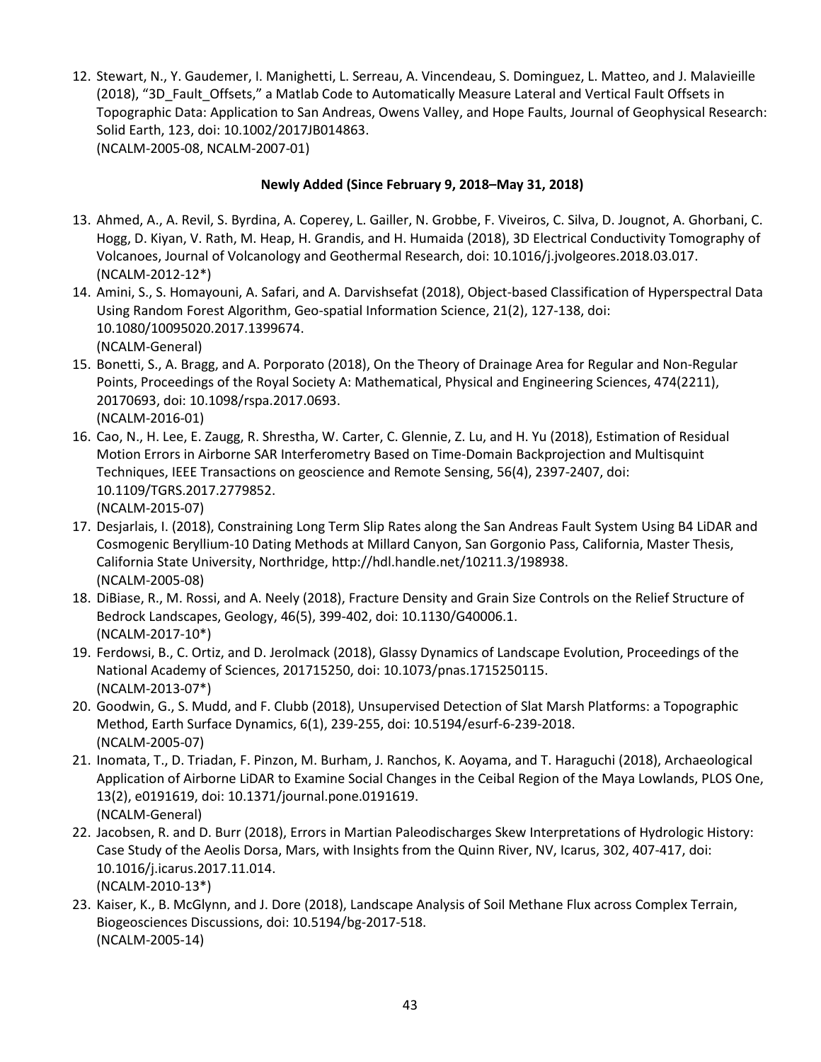12. Stewart, N., Y. Gaudemer, I. Manighetti, L. Serreau, A. Vincendeau, S. Dominguez, L. Matteo, and J. Malavieille (2018), "3D_Fault_Offsets," a Matlab Code to Automatically Measure Lateral and Vertical Fault Offsets in Topographic Data: Application to San Andreas, Owens Valley, and Hope Faults, Journal of Geophysical Research: Solid Earth, 123, doi: 10.1002/2017JB014863.
(NCALM-2005-08, NCALM-2007-01)

**Newly Added (Since February 9, 2018–May 31, 2018)**

13. Ahmed, A., A. Revil, S. Byrdina, A. Coperey, L. Gailler, N. Grobbe, F. Viveiros, C. Silva, D. Jougnot, A. Ghorbani, C. Hogg, D. Kiyan, V. Rath, M. Heap, H. Grandis, and H. Humaida (2018), 3D Electrical Conductivity Tomography of Volcanoes, Journal of Volcanology and Geothermal Research, doi: 10.1016/j.jvolgeores.2018.03.017.
(NCALM-2012-12*)
14. Amini, S., S. Homayouni, A. Safari, and A. Darvishsefat (2018), Object-based Classification of Hyperspectral Data Using Random Forest Algorithm, Geo-spatial Information Science, 21(2), 127-138, doi: 10.1080/10095020.2017.1399674.
(NCALM-General)
15. Bonetti, S., A. Bragg, and A. Porporato (2018), On the Theory of Drainage Area for Regular and Non-Regular Points, Proceedings of the Royal Society A: Mathematical, Physical and Engineering Sciences, 474(2211), 20170693, doi: 10.1098/rspa.2017.0693.
(NCALM-2016-01)
16. Cao, N., H. Lee, E. Zaugg, R. Shrestha, W. Carter, C. Glennie, Z. Lu, and H. Yu (2018), Estimation of Residual Motion Errors in Airborne SAR Interferometry Based on Time-Domain Backprojection and Multisquint Techniques, IEEE Transactions on geoscience and Remote Sensing, 56(4), 2397-2407, doi: 10.1109/TGRS.2017.2779852.
(NCALM-2015-07)
17. Desjarlais, I. (2018), Constraining Long Term Slip Rates along the San Andreas Fault System Using B4 LiDAR and Cosmogenic Beryllium-10 Dating Methods at Millard Canyon, San Gorgonio Pass, California, Master Thesis, California State University, Northridge, http://hdl.handle.net/10211.3/198938.
(NCALM-2005-08)
18. DiBiase, R., M. Rossi, and A. Neely (2018), Fracture Density and Grain Size Controls on the Relief Structure of Bedrock Landscapes, Geology, 46(5), 399-402, doi: 10.1130/G40006.1.
(NCALM-2017-10*)
19. Ferdowsi, B., C. Ortiz, and D. Jerolmack (2018), Glassy Dynamics of Landscape Evolution, Proceedings of the National Academy of Sciences, 201715250, doi: 10.1073/pnas.1715250115.
(NCALM-2013-07*)
20. Goodwin, G., S. Mudd, and F. Clubb (2018), Unsupervised Detection of Slat Marsh Platforms: a Topographic Method, Earth Surface Dynamics, 6(1), 239-255, doi: 10.5194/esurf-6-239-2018.
(NCALM-2005-07)
21. Inomata, T., D. Triadan, F. Pinzon, M. Burham, J. Ranchos, K. Aoyama, and T. Haraguchi (2018), Archaeological Application of Airborne LiDAR to Examine Social Changes in the Ceibal Region of the Maya Lowlands, PLOS One, 13(2), e0191619, doi: 10.1371/journal.pone.0191619.
(NCALM-General)
22. Jacobsen, R. and D. Burr (2018), Errors in Martian Paleodischarges Skew Interpretations of Hydrologic History: Case Study of the Aeolis Dorsa, Mars, with Insights from the Quinn River, NV, Icarus, 302, 407-417, doi: 10.1016/j.icarus.2017.11.014.
(NCALM-2010-13*)
23. Kaiser, K., B. McGlynn, and J. Dore (2018), Landscape Analysis of Soil Methane Flux across Complex Terrain, Biogeosciences Discussions, doi: 10.5194/bg-2017-518.
(NCALM-2005-14)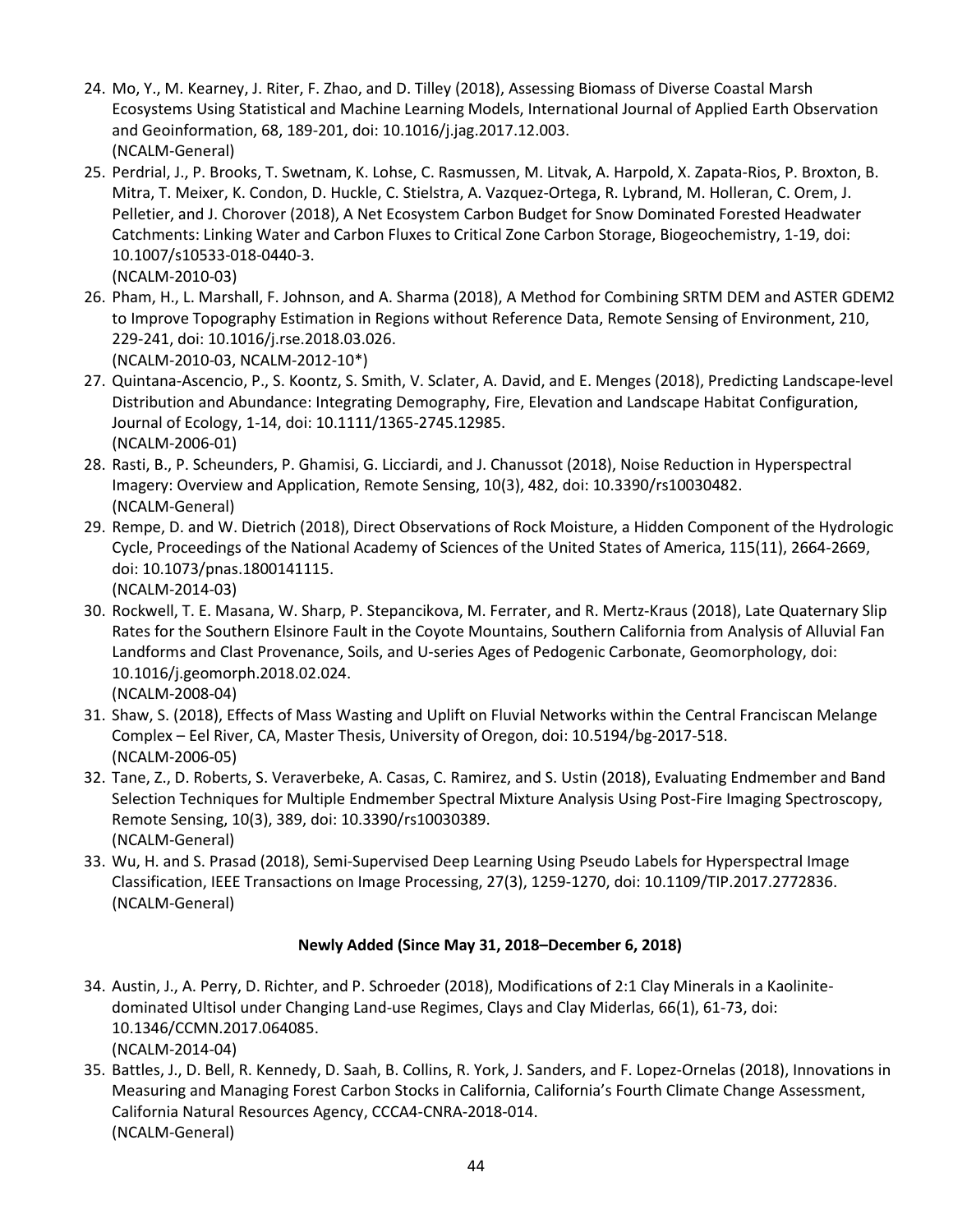24. Mo, Y., M. Kearney, J. Riter, F. Zhao, and D. Tilley (2018), Assessing Biomass of Diverse Coastal Marsh Ecosystems Using Statistical and Machine Learning Models, International Journal of Applied Earth Observation and Geoinformation, 68, 189-201, doi: 10.1016/j.jag.2017.12.003.
(NCALM-General)
25. Perdrial, J., P. Brooks, T. Swetnam, K. Lohse, C. Rasmussen, M. Litvak, A. Harpold, X. Zapata-Rios, P. Broxton, B. Mitra, T. Meixer, K. Condon, D. Huckle, C. Stielstra, A. Vazquez-Ortega, R. Lybrand, M. Holleran, C. Orem, J. Pelletier, and J. Chorover (2018), A Net Ecosystem Carbon Budget for Snow Dominated Forested Headwater Catchments: Linking Water and Carbon Fluxes to Critical Zone Carbon Storage, Biogeochemistry, 1-19, doi: 10.1007/s10533-018-0440-3.
(NCALM-2010-03)
26. Pham, H., L. Marshall, F. Johnson, and A. Sharma (2018), A Method for Combining SRTM DEM and ASTER GDEM2 to Improve Topography Estimation in Regions without Reference Data, Remote Sensing of Environment, 210, 229-241, doi: 10.1016/j.rse.2018.03.026.
(NCALM-2010-03, NCALM-2012-10*)
27. Quintana-Ascencio, P., S. Koontz, S. Smith, V. Sclater, A. David, and E. Menges (2018), Predicting Landscape-level Distribution and Abundance: Integrating Demography, Fire, Elevation and Landscape Habitat Configuration, Journal of Ecology, 1-14, doi: 10.1111/1365-2745.12985.
(NCALM-2006-01)
28. Rasti, B., P. Scheunders, P. Ghamisi, G. Licciardi, and J. Chanussot (2018), Noise Reduction in Hyperspectral Imagery: Overview and Application, Remote Sensing, 10(3), 482, doi: 10.3390/rs10030482.
(NCALM-General)
29. Rempe, D. and W. Dietrich (2018), Direct Observations of Rock Moisture, a Hidden Component of the Hydrologic Cycle, Proceedings of the National Academy of Sciences of the United States of America, 115(11), 2664-2669, doi: 10.1073/pnas.1800141115.
(NCALM-2014-03)
30. Rockwell, T. E. Masana, W. Sharp, P. Stepancikova, M. Ferrater, and R. Mertz-Kraus (2018), Late Quaternary Slip Rates for the Southern Elsinore Fault in the Coyote Mountains, Southern California from Analysis of Alluvial Fan Landforms and Clast Provenance, Soils, and U-series Ages of Pedogenic Carbonate, Geomorphology, doi: 10.1016/j.geomorph.2018.02.024.
(NCALM-2008-04)
31. Shaw, S. (2018), Effects of Mass Wasting and Uplift on Fluvial Networks within the Central Franciscan Melange Complex – Eel River, CA, Master Thesis, University of Oregon, doi: 10.5194/bg-2017-518.
(NCALM-2006-05)
32. Tane, Z., D. Roberts, S. Veraverbeke, A. Casas, C. Ramirez, and S. Ustin (2018), Evaluating Endmember and Band Selection Techniques for Multiple Endmember Spectral Mixture Analysis Using Post-Fire Imaging Spectroscopy, Remote Sensing, 10(3), 389, doi: 10.3390/rs10030389.
(NCALM-General)
33. Wu, H. and S. Prasad (2018), Semi-Supervised Deep Learning Using Pseudo Labels for Hyperspectral Image Classification, IEEE Transactions on Image Processing, 27(3), 1259-1270, doi: 10.1109/TIP.2017.2772836.
(NCALM-General)

**Newly Added (Since May 31, 2018–December 6, 2018)**

34. Austin, J., A. Perry, D. Richter, and P. Schroeder (2018), Modifications of 2:1 Clay Minerals in a Kaolinite-dominated Ultisol under Changing Land-use Regimes, Clays and Clay Miderlas, 66(1), 61-73, doi: 10.1346/CCMN.2017.064085.
(NCALM-2014-04)
35. Battles, J., D. Bell, R. Kennedy, D. Saah, B. Collins, R. York, J. Sanders, and F. Lopez-Ornelas (2018), Innovations in Measuring and Managing Forest Carbon Stocks in California, California's Fourth Climate Change Assessment, California Natural Resources Agency, CCCA4-CNRA-2018-014.
(NCALM-General)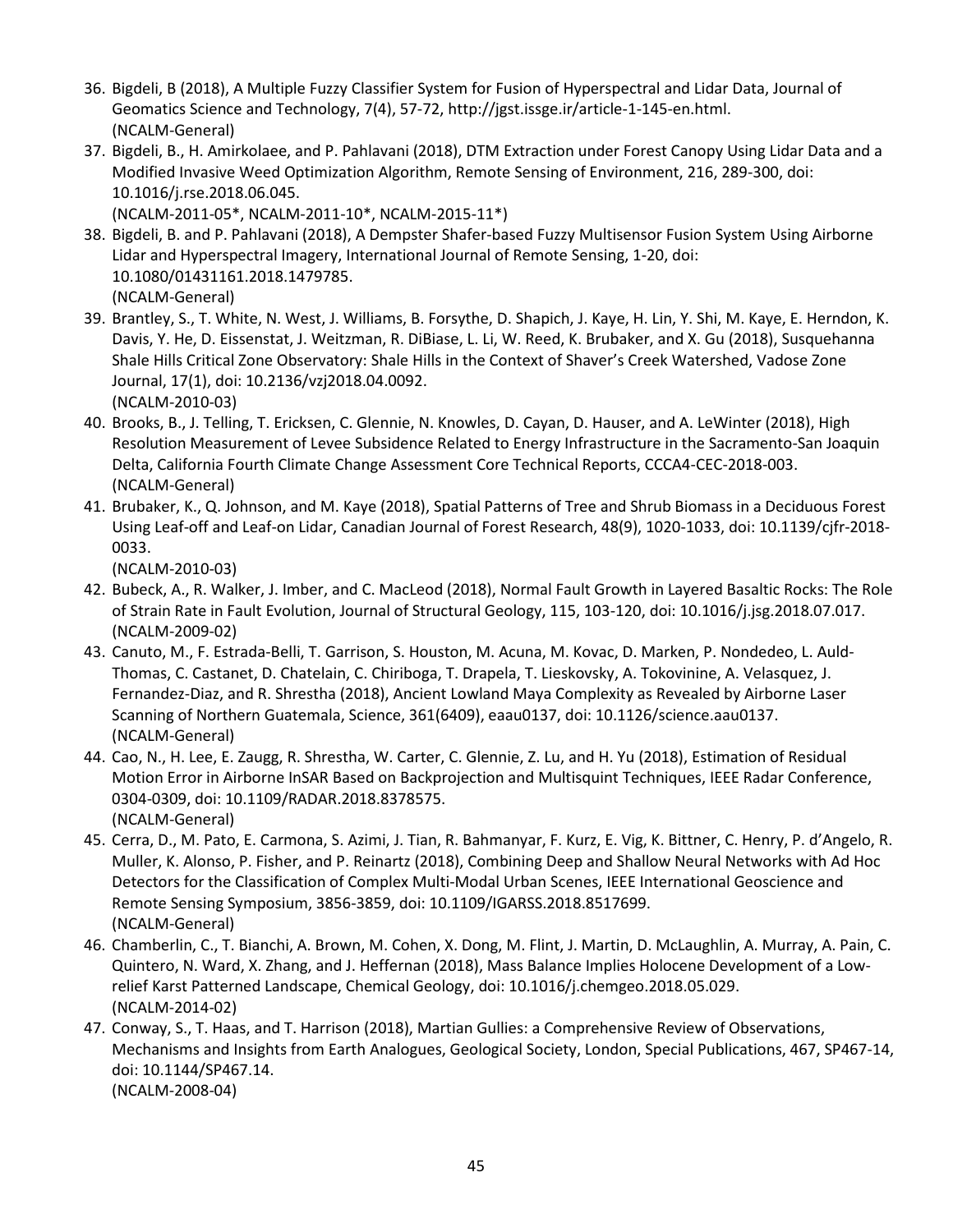36. Bigdeli, B (2018), A Multiple Fuzzy Classifier System for Fusion of Hyperspectral and Lidar Data, Journal of Geomatics Science and Technology, 7(4), 57-72, http://jgst.issge.ir/article-1-145-en.html.
(NCALM-General)
37. Bigdeli, B., H. Amirkolaee, and P. Pahlavani (2018), DTM Extraction under Forest Canopy Using Lidar Data and a Modified Invasive Weed Optimization Algorithm, Remote Sensing of Environment, 216, 289-300, doi: 10.1016/j.rse.2018.06.045.
(NCALM-2011-05*, NCALM-2011-10*, NCALM-2015-11*)
38. Bigdeli, B. and P. Pahlavani (2018), A Dempster Shafer-based Fuzzy Multisensor Fusion System Using Airborne Lidar and Hyperspectral Imagery, International Journal of Remote Sensing, 1-20, doi: 10.1080/01431161.2018.1479785.
(NCALM-General)
39. Brantley, S., T. White, N. West, J. Williams, B. Forsythe, D. Shapich, J. Kaye, H. Lin, Y. Shi, M. Kaye, E. Herndon, K. Davis, Y. He, D. Eissenstat, J. Weitzman, R. DiBiase, L. Li, W. Reed, K. Brubaker, and X. Gu (2018), Susquehanna Shale Hills Critical Zone Observatory: Shale Hills in the Context of Shaver's Creek Watershed, Vadose Zone Journal, 17(1), doi: 10.2136/vzj2018.04.0092.
(NCALM-2010-03)
40. Brooks, B., J. Telling, T. Ericksen, C. Glennie, N. Knowles, D. Cayan, D. Hauser, and A. LeWinter (2018), High Resolution Measurement of Levee Subsidence Related to Energy Infrastructure in the Sacramento-San Joaquin Delta, California Fourth Climate Change Assessment Core Technical Reports, CCCA4-CEC-2018-003.
(NCALM-General)
41. Brubaker, K., Q. Johnson, and M. Kaye (2018), Spatial Patterns of Tree and Shrub Biomass in a Deciduous Forest Using Leaf-off and Leaf-on Lidar, Canadian Journal of Forest Research, 48(9), 1020-1033, doi: 10.1139/cjfr-2018-0033.
(NCALM-2010-03)
42. Bubeck, A., R. Walker, J. Imber, and C. MacLeod (2018), Normal Fault Growth in Layered Basaltic Rocks: The Role of Strain Rate in Fault Evolution, Journal of Structural Geology, 115, 103-120, doi: 10.1016/j.jsg.2018.07.017.
(NCALM-2009-02)
43. Canuto, M., F. Estrada-Belli, T. Garrison, S. Houston, M. Acuna, M. Kovac, D. Marken, P. Nondedeo, L. Auld-Thomas, C. Castanet, D. Chatelain, C. Chiriboga, T. Drapela, T. Lieskovsky, A. Tokovinine, A. Velasquez, J. Fernandez-Diaz, and R. Shrestha (2018), Ancient Lowland Maya Complexity as Revealed by Airborne Laser Scanning of Northern Guatemala, Science, 361(6409), eaau0137, doi: 10.1126/science.aau0137.
(NCALM-General)
44. Cao, N., H. Lee, E. Zaugg, R. Shrestha, W. Carter, C. Glennie, Z. Lu, and H. Yu (2018), Estimation of Residual Motion Error in Airborne InSAR Based on Backprojection and Multisquint Techniques, IEEE Radar Conference, 0304-0309, doi: 10.1109/RADAR.2018.8378575.
(NCALM-General)
45. Cerra, D., M. Pato, E. Carmona, S. Azimi, J. Tian, R. Bahmanyar, F. Kurz, E. Vig, K. Bittner, C. Henry, P. d'Angelo, R. Muller, K. Alonso, P. Fisher, and P. Reinartz (2018), Combining Deep and Shallow Neural Networks with Ad Hoc Detectors for the Classification of Complex Multi-Modal Urban Scenes, IEEE International Geoscience and Remote Sensing Symposium, 3856-3859, doi: 10.1109/IGARSS.2018.8517699.
(NCALM-General)
46. Chamberlin, C., T. Bianchi, A. Brown, M. Cohen, X. Dong, M. Flint, J. Martin, D. McLaughlin, A. Murray, A. Pain, C. Quintero, N. Ward, X. Zhang, and J. Heffernan (2018), Mass Balance Implies Holocene Development of a Low-relief Karst Patterned Landscape, Chemical Geology, doi: 10.1016/j.chemgeo.2018.05.029.
(NCALM-2014-02)
47. Conway, S., T. Haas, and T. Harrison (2018), Martian Gullies: a Comprehensive Review of Observations, Mechanisms and Insights from Earth Analogues, Geological Society, London, Special Publications, 467, SP467-14, doi: 10.1144/SP467.14.
(NCALM-2008-04)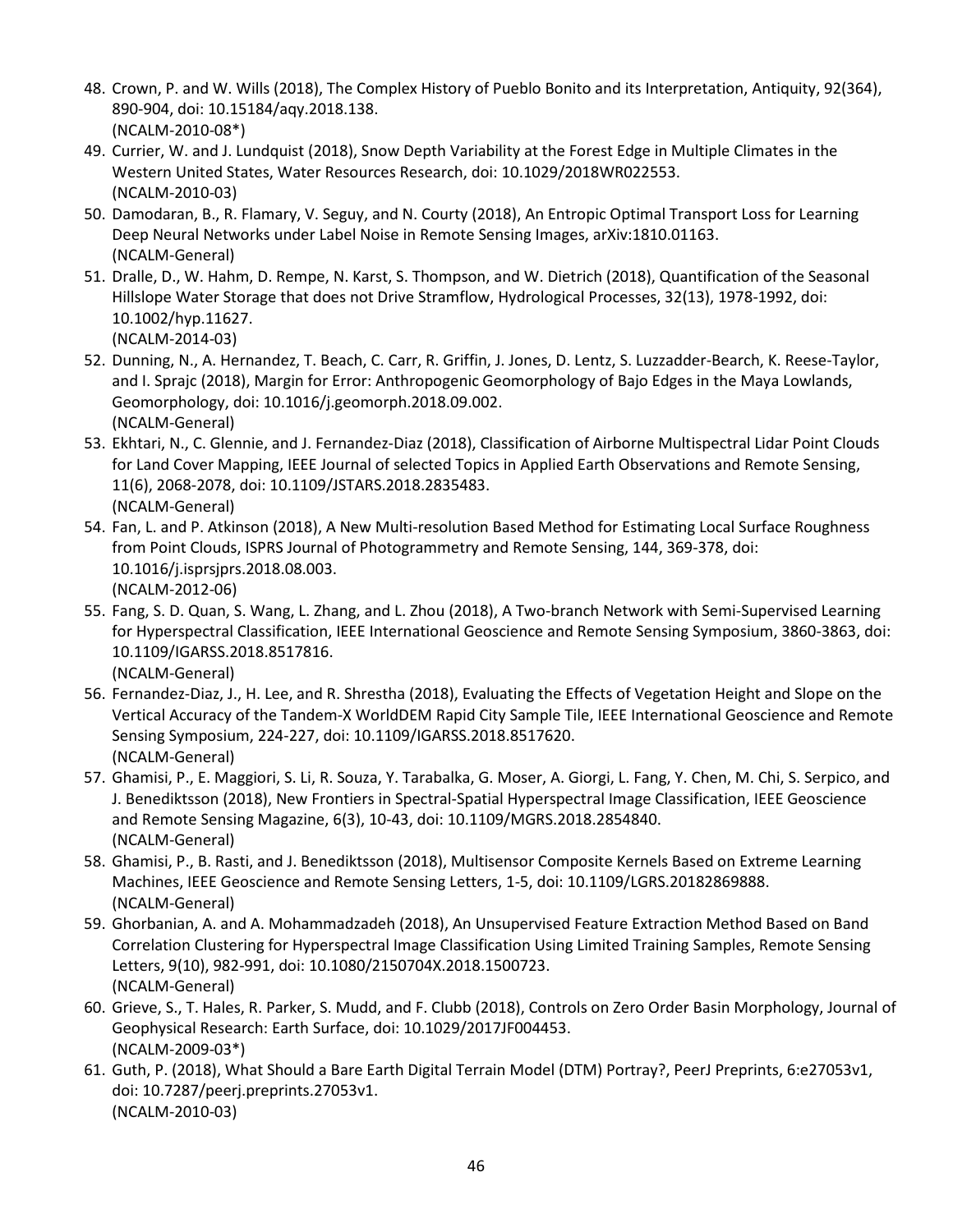48. Crown, P. and W. Wills (2018), The Complex History of Pueblo Bonito and its Interpretation, Antiquity, 92(364), 890-904, doi: 10.15184/aqy.2018.138.
(NCALM-2010-08*)
49. Currier, W. and J. Lundquist (2018), Snow Depth Variability at the Forest Edge in Multiple Climates in the Western United States, Water Resources Research, doi: 10.1029/2018WR022553.
(NCALM-2010-03)
50. Damodaran, B., R. Flamary, V. Seguy, and N. Courty (2018), An Entropic Optimal Transport Loss for Learning Deep Neural Networks under Label Noise in Remote Sensing Images, arXiv:1810.01163.
(NCALM-General)
51. Dralle, D., W. Hahm, D. Rempe, N. Karst, S. Thompson, and W. Dietrich (2018), Quantification of the Seasonal Hillslope Water Storage that does not Drive Stramflow, Hydrological Processes, 32(13), 1978-1992, doi: 10.1002/hyp.11627.
(NCALM-2014-03)
52. Dunning, N., A. Hernandez, T. Beach, C. Carr, R. Griffin, J. Jones, D. Lentz, S. Luzzadder-Bearch, K. Reese-Taylor, and I. Sprajc (2018), Margin for Error: Anthropogenic Geomorphology of Bajo Edges in the Maya Lowlands, Geomorphology, doi: 10.1016/j.geomorph.2018.09.002.
(NCALM-General)
53. Ekhtari, N., C. Glennie, and J. Fernandez-Diaz (2018), Classification of Airborne Multispectral Lidar Point Clouds for Land Cover Mapping, IEEE Journal of selected Topics in Applied Earth Observations and Remote Sensing, 11(6), 2068-2078, doi: 10.1109/JSTARS.2018.2835483.
(NCALM-General)
54. Fan, L. and P. Atkinson (2018), A New Multi-resolution Based Method for Estimating Local Surface Roughness from Point Clouds, ISPRS Journal of Photogrammetry and Remote Sensing, 144, 369-378, doi: 10.1016/j.isprsjprs.2018.08.003.
(NCALM-2012-06)
55. Fang, S. D. Quan, S. Wang, L. Zhang, and L. Zhou (2018), A Two-branch Network with Semi-Supervised Learning for Hyperspectral Classification, IEEE International Geoscience and Remote Sensing Symposium, 3860-3863, doi: 10.1109/IGARSS.2018.8517816.
(NCALM-General)
56. Fernandez-Diaz, J., H. Lee, and R. Shrestha (2018), Evaluating the Effects of Vegetation Height and Slope on the Vertical Accuracy of the Tandem-X WorldDEM Rapid City Sample Tile, IEEE International Geoscience and Remote Sensing Symposium, 224-227, doi: 10.1109/IGARSS.2018.8517620.
(NCALM-General)
57. Ghamisi, P., E. Maggiori, S. Li, R. Souza, Y. Tarabalka, G. Moser, A. Giorgi, L. Fang, Y. Chen, M. Chi, S. Serpico, and J. Benediktsson (2018), New Frontiers in Spectral-Spatial Hyperspectral Image Classification, IEEE Geoscience and Remote Sensing Magazine, 6(3), 10-43, doi: 10.1109/MGRS.2018.2854840.
(NCALM-General)
58. Ghamisi, P., B. Rasti, and J. Benediktsson (2018), Multisensor Composite Kernels Based on Extreme Learning Machines, IEEE Geoscience and Remote Sensing Letters, 1-5, doi: 10.1109/LGRS.20182869888.
(NCALM-General)
59. Ghorbanian, A. and A. Mohammadzadeh (2018), An Unsupervised Feature Extraction Method Based on Band Correlation Clustering for Hyperspectral Image Classification Using Limited Training Samples, Remote Sensing Letters, 9(10), 982-991, doi: 10.1080/2150704X.2018.1500723.
(NCALM-General)
60. Grieve, S., T. Hales, R. Parker, S. Mudd, and F. Clubb (2018), Controls on Zero Order Basin Morphology, Journal of Geophysical Research: Earth Surface, doi: 10.1029/2017JF004453.
(NCALM-2009-03*)
61. Guth, P. (2018), What Should a Bare Earth Digital Terrain Model (DTM) Portray?, PeerJ Preprints, 6:e27053v1, doi: 10.7287/peerj.preprints.27053v1.
(NCALM-2010-03)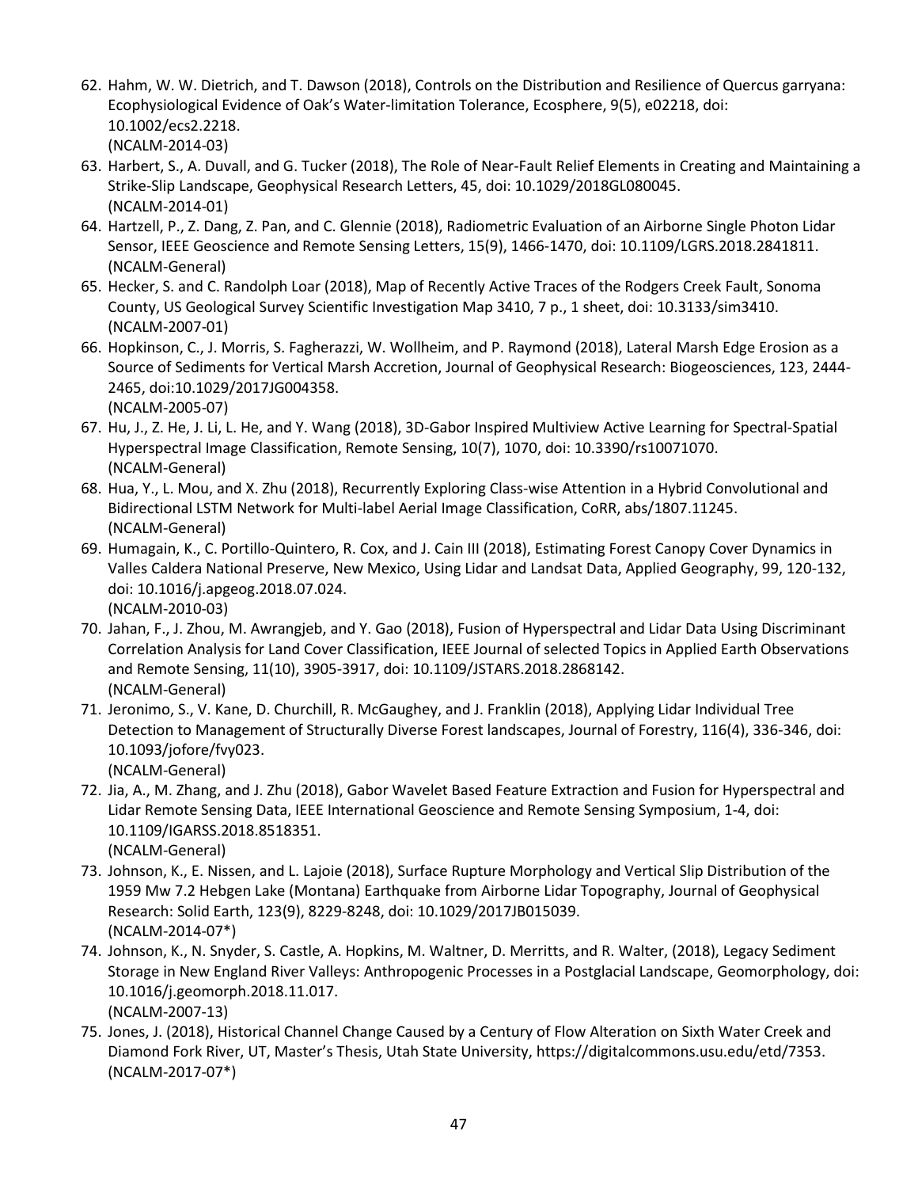62. Hahm, W. W. Dietrich, and T. Dawson (2018), Controls on the Distribution and Resilience of Quercus garryana: Ecophysiological Evidence of Oak's Water-limitation Tolerance, Ecosphere, 9(5), e02218, doi: 10.1002/ecs2.2218.
(NCALM-2014-03)
63. Harbert, S., A. Duvall, and G. Tucker (2018), The Role of Near-Fault Relief Elements in Creating and Maintaining a Strike-Slip Landscape, Geophysical Research Letters, 45, doi: 10.1029/2018GL080045.
(NCALM-2014-01)
64. Hartzell, P., Z. Dang, Z. Pan, and C. Glennie (2018), Radiometric Evaluation of an Airborne Single Photon Lidar Sensor, IEEE Geoscience and Remote Sensing Letters, 15(9), 1466-1470, doi: 10.1109/LGRS.2018.2841811.
(NCALM-General)
65. Hecker, S. and C. Randolph Loar (2018), Map of Recently Active Traces of the Rodgers Creek Fault, Sonoma County, US Geological Survey Scientific Investigation Map 3410, 7 p., 1 sheet, doi: 10.3133/sim3410.
(NCALM-2007-01)
66. Hopkinson, C., J. Morris, S. Fagherazzi, W. Wollheim, and P. Raymond (2018), Lateral Marsh Edge Erosion as a Source of Sediments for Vertical Marsh Accretion, Journal of Geophysical Research: Biogeosciences, 123, 2444-2465, doi:10.1029/2017JG004358.
(NCALM-2005-07)
67. Hu, J., Z. He, J. Li, L. He, and Y. Wang (2018), 3D-Gabor Inspired Multiview Active Learning for Spectral-Spatial Hyperspectral Image Classification, Remote Sensing, 10(7), 1070, doi: 10.3390/rs10071070.
(NCALM-General)
68. Hua, Y., L. Mou, and X. Zhu (2018), Recurrently Exploring Class-wise Attention in a Hybrid Convolutional and Bidirectional LSTM Network for Multi-label Aerial Image Classification, CoRR, abs/1807.11245.
(NCALM-General)
69. Humagain, K., C. Portillo-Quintero, R. Cox, and J. Cain III (2018), Estimating Forest Canopy Cover Dynamics in Valles Caldera National Preserve, New Mexico, Using Lidar and Landsat Data, Applied Geography, 99, 120-132, doi: 10.1016/j.apgeog.2018.07.024.
(NCALM-2010-03)
70. Jahan, F., J. Zhou, M. Awrangjeb, and Y. Gao (2018), Fusion of Hyperspectral and Lidar Data Using Discriminant Correlation Analysis for Land Cover Classification, IEEE Journal of selected Topics in Applied Earth Observations and Remote Sensing, 11(10), 3905-3917, doi: 10.1109/JSTARS.2018.2868142.
(NCALM-General)
71. Jeronimo, S., V. Kane, D. Churchill, R. McGaughey, and J. Franklin (2018), Applying Lidar Individual Tree Detection to Management of Structurally Diverse Forest landscapes, Journal of Forestry, 116(4), 336-346, doi: 10.1093/jofore/fvy023.
(NCALM-General)
72. Jia, A., M. Zhang, and J. Zhu (2018), Gabor Wavelet Based Feature Extraction and Fusion for Hyperspectral and Lidar Remote Sensing Data, IEEE International Geoscience and Remote Sensing Symposium, 1-4, doi: 10.1109/IGARSS.2018.8518351.
(NCALM-General)
73. Johnson, K., E. Nissen, and L. Lajoie (2018), Surface Rupture Morphology and Vertical Slip Distribution of the 1959 Mw 7.2 Hebgen Lake (Montana) Earthquake from Airborne Lidar Topography, Journal of Geophysical Research: Solid Earth, 123(9), 8229-8248, doi: 10.1029/2017JB015039.
(NCALM-2014-07*)
74. Johnson, K., N. Snyder, S. Castle, A. Hopkins, M. Waltner, D. Merritts, and R. Walter, (2018), Legacy Sediment Storage in New England River Valleys: Anthropogenic Processes in a Postglacial Landscape, Geomorphology, doi: 10.1016/j.geomorph.2018.11.017.
(NCALM-2007-13)
75. Jones, J. (2018), Historical Channel Change Caused by a Century of Flow Alteration on Sixth Water Creek and Diamond Fork River, UT, Master's Thesis, Utah State University, https://digitalcommons.usu.edu/etd/7353.
(NCALM-2017-07*)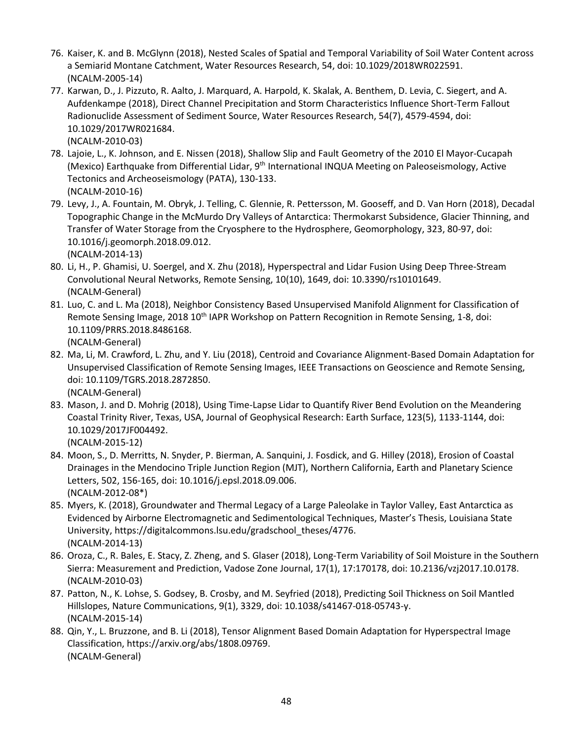76. Kaiser, K. and B. McGlynn (2018), Nested Scales of Spatial and Temporal Variability of Soil Water Content across a Semiarid Montane Catchment, Water Resources Research, 54, doi: 10.1029/2018WR022591. (NCALM-2005-14)
77. Karwan, D., J. Pizzuto, R. Aalto, J. Marquard, A. Harpold, K. Skalak, A. Benthem, D. Levia, C. Siegert, and A. Aufdenkampe (2018), Direct Channel Precipitation and Storm Characteristics Influence Short-Term Fallout Radionuclide Assessment of Sediment Source, Water Resources Research, 54(7), 4579-4594, doi: 10.1029/2017WR021684. (NCALM-2010-03)
78. Lajoie, L., K. Johnson, and E. Nissen (2018), Shallow Slip and Fault Geometry of the 2010 El Mayor-Cucapah (Mexico) Earthquake from Differential Lidar, 9th International INQUA Meeting on Paleoseismology, Active Tectonics and Archeoseismology (PATA), 130-133. (NCALM-2010-16)
79. Levy, J., A. Fountain, M. Obryk, J. Telling, C. Glennie, R. Pettersson, M. Gooseff, and D. Van Horn (2018), Decadal Topographic Change in the McMurdo Dry Valleys of Antarctica: Thermokarst Subsidence, Glacier Thinning, and Transfer of Water Storage from the Cryosphere to the Hydrosphere, Geomorphology, 323, 80-97, doi: 10.1016/j.geomorph.2018.09.012. (NCALM-2014-13)
80. Li, H., P. Ghamisi, U. Soergel, and X. Zhu (2018), Hyperspectral and Lidar Fusion Using Deep Three-Stream Convolutional Neural Networks, Remote Sensing, 10(10), 1649, doi: 10.3390/rs10101649. (NCALM-General)
81. Luo, C. and L. Ma (2018), Neighbor Consistency Based Unsupervised Manifold Alignment for Classification of Remote Sensing Image, 2018 10th IAPR Workshop on Pattern Recognition in Remote Sensing, 1-8, doi: 10.1109/PRRS.2018.8486168. (NCALM-General)
82. Ma, Li, M. Crawford, L. Zhu, and Y. Liu (2018), Centroid and Covariance Alignment-Based Domain Adaptation for Unsupervised Classification of Remote Sensing Images, IEEE Transactions on Geoscience and Remote Sensing, doi: 10.1109/TGRS.2018.2872850. (NCALM-General)
83. Mason, J. and D. Mohrig (2018), Using Time-Lapse Lidar to Quantify River Bend Evolution on the Meandering Coastal Trinity River, Texas, USA, Journal of Geophysical Research: Earth Surface, 123(5), 1133-1144, doi: 10.1029/2017JF004492. (NCALM-2015-12)
84. Moon, S., D. Merritts, N. Snyder, P. Bierman, A. Sanquini, J. Fosdick, and G. Hilley (2018), Erosion of Coastal Drainages in the Mendocino Triple Junction Region (MJT), Northern California, Earth and Planetary Science Letters, 502, 156-165, doi: 10.1016/j.epsl.2018.09.006. (NCALM-2012-08*)
85. Myers, K. (2018), Groundwater and Thermal Legacy of a Large Paleolake in Taylor Valley, East Antarctica as Evidenced by Airborne Electromagnetic and Sedimentological Techniques, Master's Thesis, Louisiana State University, https://digitalcommons.lsu.edu/gradschool_theses/4776. (NCALM-2014-13)
86. Oroza, C., R. Bales, E. Stacy, Z. Zheng, and S. Glaser (2018), Long-Term Variability of Soil Moisture in the Southern Sierra: Measurement and Prediction, Vadose Zone Journal, 17(1), 17:170178, doi: 10.2136/vzj2017.10.0178. (NCALM-2010-03)
87. Patton, N., K. Lohse, S. Godsey, B. Crosby, and M. Seyfried (2018), Predicting Soil Thickness on Soil Mantled Hillslopes, Nature Communications, 9(1), 3329, doi: 10.1038/s41467-018-05743-y. (NCALM-2015-14)
88. Qin, Y., L. Bruzzone, and B. Li (2018), Tensor Alignment Based Domain Adaptation for Hyperspectral Image Classification, https://arxiv.org/abs/1808.09769. (NCALM-General)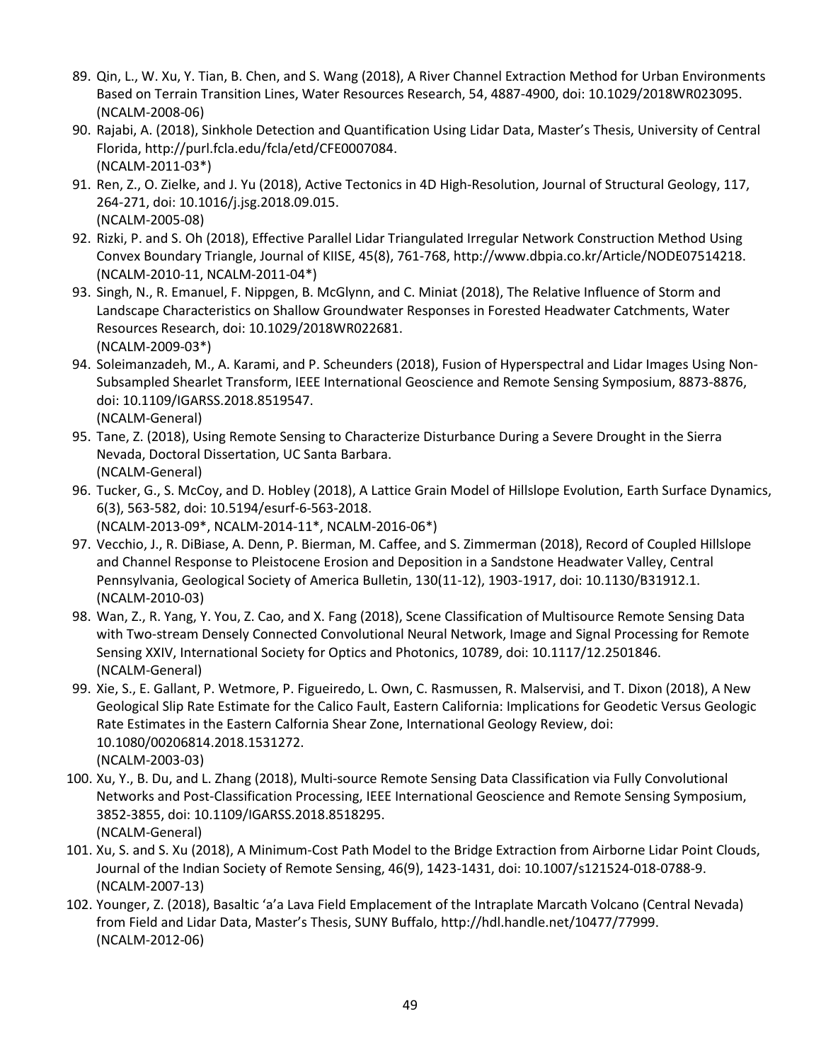89. Qin, L., W. Xu, Y. Tian, B. Chen, and S. Wang (2018), A River Channel Extraction Method for Urban Environments Based on Terrain Transition Lines, Water Resources Research, 54, 4887-4900, doi: 10.1029/2018WR023095. (NCALM-2008-06)
90. Rajabi, A. (2018), Sinkhole Detection and Quantification Using Lidar Data, Master's Thesis, University of Central Florida, http://purl.fcla.edu/fcla/etd/CFE0007084. (NCALM-2011-03*)
91. Ren, Z., O. Zielke, and J. Yu (2018), Active Tectonics in 4D High-Resolution, Journal of Structural Geology, 117, 264-271, doi: 10.1016/j.jsg.2018.09.015. (NCALM-2005-08)
92. Rizki, P. and S. Oh (2018), Effective Parallel Lidar Triangulated Irregular Network Construction Method Using Convex Boundary Triangle, Journal of KIISE, 45(8), 761-768, http://www.dbpia.co.kr/Article/NODE07514218. (NCALM-2010-11, NCALM-2011-04*)
93. Singh, N., R. Emanuel, F. Nippgen, B. McGlynn, and C. Miniat (2018), The Relative Influence of Storm and Landscape Characteristics on Shallow Groundwater Responses in Forested Headwater Catchments, Water Resources Research, doi: 10.1029/2018WR022681. (NCALM-2009-03*)
94. Soleimanzadeh, M., A. Karami, and P. Scheunders (2018), Fusion of Hyperspectral and Lidar Images Using Non-Subsampled Shearlet Transform, IEEE International Geoscience and Remote Sensing Symposium, 8873-8876, doi: 10.1109/IGARSS.2018.8519547. (NCALM-General)
95. Tane, Z. (2018), Using Remote Sensing to Characterize Disturbance During a Severe Drought in the Sierra Nevada, Doctoral Dissertation, UC Santa Barbara. (NCALM-General)
96. Tucker, G., S. McCoy, and D. Hobley (2018), A Lattice Grain Model of Hillslope Evolution, Earth Surface Dynamics, 6(3), 563-582, doi: 10.5194/esurf-6-563-2018. (NCALM-2013-09*, NCALM-2014-11*, NCALM-2016-06*)
97. Vecchio, J., R. DiBiase, A. Denn, P. Bierman, M. Caffee, and S. Zimmerman (2018), Record of Coupled Hillslope and Channel Response to Pleistocene Erosion and Deposition in a Sandstone Headwater Valley, Central Pennsylvania, Geological Society of America Bulletin, 130(11-12), 1903-1917, doi: 10.1130/B31912.1. (NCALM-2010-03)
98. Wan, Z., R. Yang, Y. You, Z. Cao, and X. Fang (2018), Scene Classification of Multisource Remote Sensing Data with Two-stream Densely Connected Convolutional Neural Network, Image and Signal Processing for Remote Sensing XXIV, International Society for Optics and Photonics, 10789, doi: 10.1117/12.2501846. (NCALM-General)
99. Xie, S., E. Gallant, P. Wetmore, P. Figueiredo, L. Own, C. Rasmussen, R. Malservisi, and T. Dixon (2018), A New Geological Slip Rate Estimate for the Calico Fault, Eastern California: Implications for Geodetic Versus Geologic Rate Estimates in the Eastern Calfornia Shear Zone, International Geology Review, doi: 10.1080/00206814.2018.1531272. (NCALM-2003-03)
100. Xu, Y., B. Du, and L. Zhang (2018), Multi-source Remote Sensing Data Classification via Fully Convolutional Networks and Post-Classification Processing, IEEE International Geoscience and Remote Sensing Symposium, 3852-3855, doi: 10.1109/IGARSS.2018.8518295. (NCALM-General)
101. Xu, S. and S. Xu (2018), A Minimum-Cost Path Model to the Bridge Extraction from Airborne Lidar Point Clouds, Journal of the Indian Society of Remote Sensing, 46(9), 1423-1431, doi: 10.1007/s121524-018-0788-9. (NCALM-2007-13)
102. Younger, Z. (2018), Basaltic 'a'a Lava Field Emplacement of the Intraplate Marcath Volcano (Central Nevada) from Field and Lidar Data, Master's Thesis, SUNY Buffalo, http://hdl.handle.net/10477/77999. (NCALM-2012-06)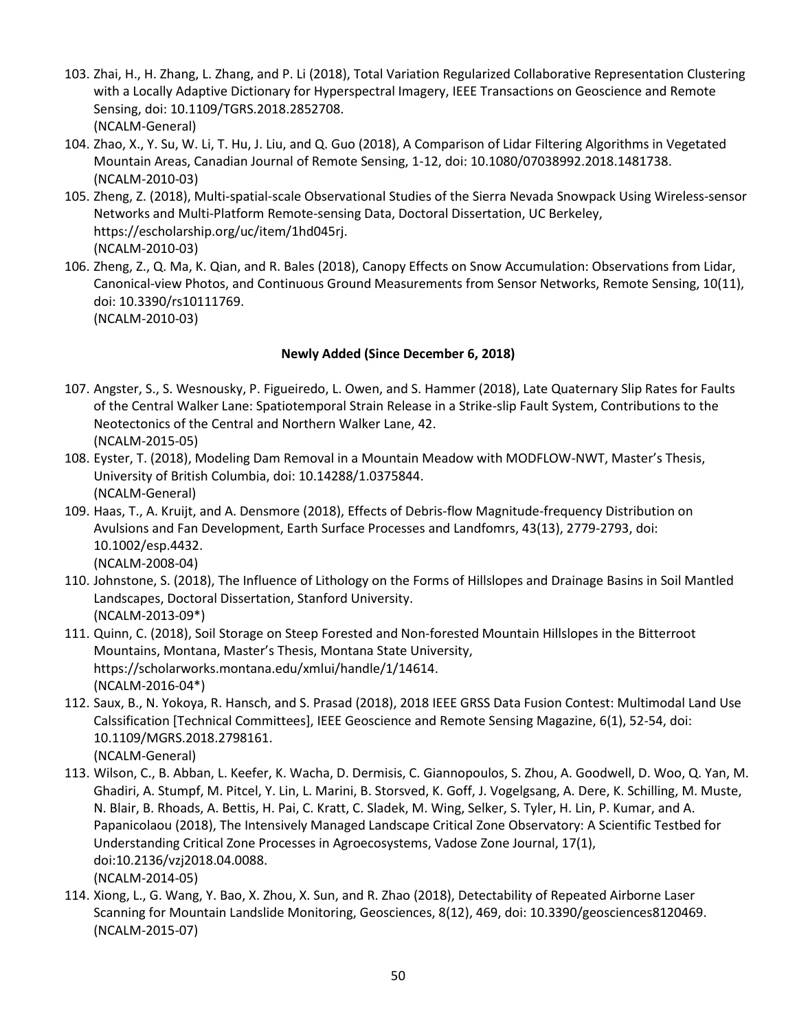103. Zhai, H., H. Zhang, L. Zhang, and P. Li (2018), Total Variation Regularized Collaborative Representation Clustering with a Locally Adaptive Dictionary for Hyperspectral Imagery, IEEE Transactions on Geoscience and Remote Sensing, doi: 10.1109/TGRS.2018.2852708.
(NCALM-General)
104. Zhao, X., Y. Su, W. Li, T. Hu, J. Liu, and Q. Guo (2018), A Comparison of Lidar Filtering Algorithms in Vegetated Mountain Areas, Canadian Journal of Remote Sensing, 1-12, doi: 10.1080/07038992.2018.1481738.
(NCALM-2010-03)
105. Zheng, Z. (2018), Multi-spatial-scale Observational Studies of the Sierra Nevada Snowpack Using Wireless-sensor Networks and Multi-Platform Remote-sensing Data, Doctoral Dissertation, UC Berkeley, https://escholarship.org/uc/item/1hd045rj.
(NCALM-2010-03)
106. Zheng, Z., Q. Ma, K. Qian, and R. Bales (2018), Canopy Effects on Snow Accumulation: Observations from Lidar, Canonical-view Photos, and Continuous Ground Measurements from Sensor Networks, Remote Sensing, 10(11), doi: 10.3390/rs10111769.
(NCALM-2010-03)

**Newly Added (Since December 6, 2018)**

107. Angster, S., S. Wesnousky, P. Figueiredo, L. Owen, and S. Hammer (2018), Late Quaternary Slip Rates for Faults of the Central Walker Lane: Spatiotemporal Strain Release in a Strike-slip Fault System, Contributions to the Neotectonics of the Central and Northern Walker Lane, 42.
(NCALM-2015-05)
108. Eyster, T. (2018), Modeling Dam Removal in a Mountain Meadow with MODFLOW-NWT, Master's Thesis, University of British Columbia, doi: 10.14288/1.0375844.
(NCALM-General)
109. Haas, T., A. Kruijt, and A. Densmore (2018), Effects of Debris-flow Magnitude-frequency Distribution on Avulsions and Fan Development, Earth Surface Processes and Landfomrs, 43(13), 2779-2793, doi: 10.1002/esp.4432.
(NCALM-2008-04)
110. Johnstone, S. (2018), The Influence of Lithology on the Forms of Hillslopes and Drainage Basins in Soil Mantled Landscapes, Doctoral Dissertation, Stanford University.
(NCALM-2013-09*)
111. Quinn, C. (2018), Soil Storage on Steep Forested and Non-forested Mountain Hillslopes in the Bitterroot Mountains, Montana, Master's Thesis, Montana State University, https://scholarworks.montana.edu/xmlui/handle/1/14614.
(NCALM-2016-04*)
112. Saux, B., N. Yokoya, R. Hansch, and S. Prasad (2018), 2018 IEEE GRSS Data Fusion Contest: Multimodal Land Use Calssification [Technical Committees], IEEE Geoscience and Remote Sensing Magazine, 6(1), 52-54, doi: 10.1109/MGRS.2018.2798161.
(NCALM-General)
113. Wilson, C., B. Abban, L. Keefer, K. Wacha, D. Dermisis, C. Giannopoulos, S. Zhou, A. Goodwell, D. Woo, Q. Yan, M. Ghadiri, A. Stumpf, M. Pitcel, Y. Lin, L. Marini, B. Storsved, K. Goff, J. Vogelgsang, A. Dere, K. Schilling, M. Muste, N. Blair, B. Rhoads, A. Bettis, H. Pai, C. Kratt, C. Sladek, M. Wing, Selker, S. Tyler, H. Lin, P. Kumar, and A. Papanicolaou (2018), The Intensively Managed Landscape Critical Zone Observatory: A Scientific Testbed for Understanding Critical Zone Processes in Agroecosystems, Vadose Zone Journal, 17(1), doi:10.2136/vzj2018.04.0088.
(NCALM-2014-05)
114. Xiong, L., G. Wang, Y. Bao, X. Zhou, X. Sun, and R. Zhao (2018), Detectability of Repeated Airborne Laser Scanning for Mountain Landslide Monitoring, Geosciences, 8(12), 469, doi: 10.3390/geosciences8120469.
(NCALM-2015-07)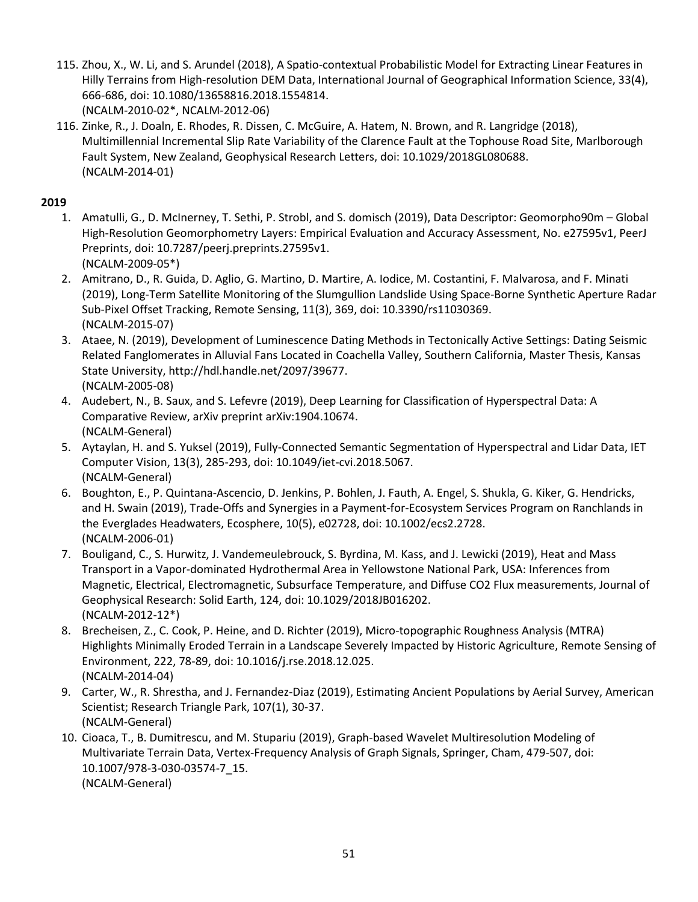115. Zhou, X., W. Li, and S. Arundel (2018), A Spatio-contextual Probabilistic Model for Extracting Linear Features in Hilly Terrains from High-resolution DEM Data, International Journal of Geographical Information Science, 33(4), 666-686, doi: 10.1080/13658816.2018.1554814.
    (NCALM-2010-02*, NCALM-2012-06)
116. Zinke, R., J. Doaln, E. Rhodes, R. Dissen, C. McGuire, A. Hatem, N. Brown, and R. Langridge (2018), Multimillennial Incremental Slip Rate Variability of the Clarence Fault at the Tophouse Road Site, Marlborough Fault System, New Zealand, Geophysical Research Letters, doi: 10.1029/2018GL080688.
    (NCALM-2014-01)

**2019**

1. Amatulli, G., D. McInerney, T. Sethi, P. Strobl, and S. domisch (2019), Data Descriptor: Geomorpho90m – Global High-Resolution Geomorphometry Layers: Empirical Evaluation and Accuracy Assessment, No. e27595v1, PeerJ Preprints, doi: 10.7287/peerj.preprints.27595v1.
   (NCALM-2009-05*)
2. Amitrano, D., R. Guida, D. Aglio, G. Martino, D. Martire, A. Iodice, M. Costantini, F. Malvarosa, and F. Minati (2019), Long-Term Satellite Monitoring of the Slumgullion Landslide Using Space-Borne Synthetic Aperture Radar Sub-Pixel Offset Tracking, Remote Sensing, 11(3), 369, doi: 10.3390/rs11030369.
   (NCALM-2015-07)
3. Ataee, N. (2019), Development of Luminescence Dating Methods in Tectonically Active Settings: Dating Seismic Related Fanglomerates in Alluvial Fans Located in Coachella Valley, Southern California, Master Thesis, Kansas State University, http://hdl.handle.net/2097/39677.
   (NCALM-2005-08)
4. Audebert, N., B. Saux, and S. Lefevre (2019), Deep Learning for Classification of Hyperspectral Data: A Comparative Review, arXiv preprint arXiv:1904.10674.
   (NCALM-General)
5. Aytaylan, H. and S. Yuksel (2019), Fully-Connected Semantic Segmentation of Hyperspectral and Lidar Data, IET Computer Vision, 13(3), 285-293, doi: 10.1049/iet-cvi.2018.5067.
   (NCALM-General)
6. Boughton, E., P. Quintana-Ascencio, D. Jenkins, P. Bohlen, J. Fauth, A. Engel, S. Shukla, G. Kiker, G. Hendricks, and H. Swain (2019), Trade-Offs and Synergies in a Payment-for-Ecosystem Services Program on Ranchlands in the Everglades Headwaters, Ecosphere, 10(5), e02728, doi: 10.1002/ecs2.2728.
   (NCALM-2006-01)
7. Bouligand, C., S. Hurwitz, J. Vandemeulebrouck, S. Byrdina, M. Kass, and J. Lewicki (2019), Heat and Mass Transport in a Vapor-dominated Hydrothermal Area in Yellowstone National Park, USA: Inferences from Magnetic, Electrical, Electromagnetic, Subsurface Temperature, and Diffuse $CO_2$ Flux measurements, Journal of Geophysical Research: Solid Earth, 124, doi: 10.1029/2018JB016202.
   (NCALM-2012-12*)
8. Brecheisen, Z., C. Cook, P. Heine, and D. Richter (2019), Micro-topographic Roughness Analysis (MTRA) Highlights Minimally Eroded Terrain in a Landscape Severely Impacted by Historic Agriculture, Remote Sensing of Environment, 222, 78-89, doi: 10.1016/j.rse.2018.12.025.
   (NCALM-2014-04)
9. Carter, W., R. Shrestha, and J. Fernandez-Diaz (2019), Estimating Ancient Populations by Aerial Survey, American Scientist; Research Triangle Park, 107(1), 30-37.
   (NCALM-General)
10. Cioaca, T., B. Dumitrescu, and M. Stupariu (2019), Graph-based Wavelet Multiresolution Modeling of Multivariate Terrain Data, Vertex-Frequency Analysis of Graph Signals, Springer, Cham, 479-507, doi: 10.1007/978-3-030-03574-7_15.
    (NCALM-General)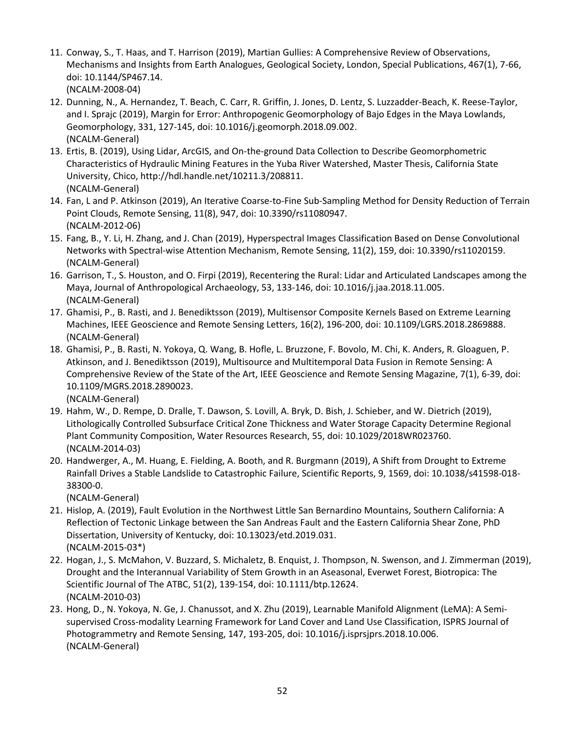11. Conway, S., T. Haas, and T. Harrison (2019), Martian Gullies: A Comprehensive Review of Observations, Mechanisms and Insights from Earth Analogues, Geological Society, London, Special Publications, 467(1), 7-66, doi: 10.1144/SP467.14.
    (NCALM-2008-04)
12. Dunning, N., A. Hernandez, T. Beach, C. Carr, R. Griffin, J. Jones, D. Lentz, S. Luzzadder-Beach, K. Reese-Taylor, and I. Sprajc (2019), Margin for Error: Anthropogenic Geomorphology of Bajo Edges in the Maya Lowlands, Geomorphology, 331, 127-145, doi: 10.1016/j.geomorph.2018.09.002.
    (NCALM-General)
13. Ertis, B. (2019), Using Lidar, ArcGIS, and On-the-ground Data Collection to Describe Geomorphometric Characteristics of Hydraulic Mining Features in the Yuba River Watershed, Master Thesis, California State University, Chico, http://hdl.handle.net/10211.3/208811.
    (NCALM-General)
14. Fan, L and P. Atkinson (2019), An Iterative Coarse-to-Fine Sub-Sampling Method for Density Reduction of Terrain Point Clouds, Remote Sensing, 11(8), 947, doi: 10.3390/rs11080947.
    (NCALM-2012-06)
15. Fang, B., Y. Li, H. Zhang, and J. Chan (2019), Hyperspectral Images Classification Based on Dense Convolutional Networks with Spectral-wise Attention Mechanism, Remote Sensing, 11(2), 159, doi: 10.3390/rs11020159.
    (NCALM-General)
16. Garrison, T., S. Houston, and O. Firpi (2019), Recentering the Rural: Lidar and Articulated Landscapes among the Maya, Journal of Anthropological Archaeology, 53, 133-146, doi: 10.1016/j.jaa.2018.11.005.
    (NCALM-General)
17. Ghamisi, P., B. Rasti, and J. Benediktsson (2019), Multisensor Composite Kernels Based on Extreme Learning Machines, IEEE Geoscience and Remote Sensing Letters, 16(2), 196-200, doi: 10.1109/LGRS.2018.2869888.
    (NCALM-General)
18. Ghamisi, P., B. Rasti, N. Yokoya, Q. Wang, B. Hofle, L. Bruzzone, F. Bovolo, M. Chi, K. Anders, R. Gloaguen, P. Atkinson, and J. Benediktsson (2019), Multisource and Multitemporal Data Fusion in Remote Sensing: A Comprehensive Review of the State of the Art, IEEE Geoscience and Remote Sensing Magazine, 7(1), 6-39, doi: 10.1109/MGRS.2018.2890023.
    (NCALM-General)
19. Hahm, W., D. Rempe, D. Dralle, T. Dawson, S. Lovill, A. Bryk, D. Bish, J. Schieber, and W. Dietrich (2019), Lithologically Controlled Subsurface Critical Zone Thickness and Water Storage Capacity Determine Regional Plant Community Composition, Water Resources Research, 55, doi: 10.1029/2018WR023760.
    (NCALM-2014-03)
20. Handwerger, A., M. Huang, E. Fielding, A. Booth, and R. Burgmann (2019), A Shift from Drought to Extreme Rainfall Drives a Stable Landslide to Catastrophic Failure, Scientific Reports, 9, 1569, doi: 10.1038/s41598-018-38300-0.
    (NCALM-General)
21. Hislop, A. (2019), Fault Evolution in the Northwest Little San Bernardino Mountains, Southern California: A Reflection of Tectonic Linkage between the San Andreas Fault and the Eastern California Shear Zone, PhD Dissertation, University of Kentucky, doi: 10.13023/etd.2019.031.
    (NCALM-2015-03*)
22. Hogan, J., S. McMahon, V. Buzzard, S. Michaletz, B. Enquist, J. Thompson, N. Swenson, and J. Zimmerman (2019), Drought and the Interannual Variability of Stem Growth in an Aseasonal, Everwet Forest, Biotropica: The Scientific Journal of The ATBC, 51(2), 139-154, doi: 10.1111/btp.12624.
    (NCALM-2010-03)
23. Hong, D., N. Yokoya, N. Ge, J. Chanussot, and X. Zhu (2019), Learnable Manifold Alignment (LeMA): A Semi-supervised Cross-modality Learning Framework for Land Cover and Land Use Classification, ISPRS Journal of Photogrammetry and Remote Sensing, 147, 193-205, doi: 10.1016/j.isprsjprs.2018.10.006.
    (NCALM-General)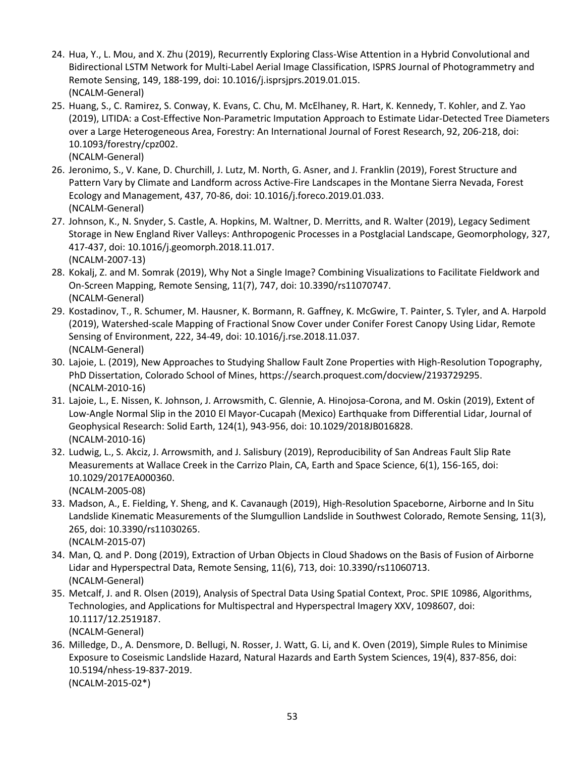24. Hua, Y., L. Mou, and X. Zhu (2019), Recurrently Exploring Class-Wise Attention in a Hybrid Convolutional and Bidirectional LSTM Network for Multi-Label Aerial Image Classification, ISPRS Journal of Photogrammetry and Remote Sensing, 149, 188-199, doi: 10.1016/j.isprsjprs.2019.01.015.
(NCALM-General)
25. Huang, S., C. Ramirez, S. Conway, K. Evans, C. Chu, M. McElhaney, R. Hart, K. Kennedy, T. Kohler, and Z. Yao (2019), LITIDA: a Cost-Effective Non-Parametric Imputation Approach to Estimate Lidar-Detected Tree Diameters over a Large Heterogeneous Area, Forestry: An International Journal of Forest Research, 92, 206-218, doi: 10.1093/forestry/cpz002.
(NCALM-General)
26. Jeronimo, S., V. Kane, D. Churchill, J. Lutz, M. North, G. Asner, and J. Franklin (2019), Forest Structure and Pattern Vary by Climate and Landform across Active-Fire Landscapes in the Montane Sierra Nevada, Forest Ecology and Management, 437, 70-86, doi: 10.1016/j.foreco.2019.01.033.
(NCALM-General)
27. Johnson, K., N. Snyder, S. Castle, A. Hopkins, M. Waltner, D. Merritts, and R. Walter (2019), Legacy Sediment Storage in New England River Valleys: Anthropogenic Processes in a Postglacial Landscape, Geomorphology, 327, 417-437, doi: 10.1016/j.geomorph.2018.11.017.
(NCALM-2007-13)
28. Kokalj, Z. and M. Somrak (2019), Why Not a Single Image? Combining Visualizations to Facilitate Fieldwork and On-Screen Mapping, Remote Sensing, 11(7), 747, doi: 10.3390/rs11070747.
(NCALM-General)
29. Kostadinov, T., R. Schumer, M. Hausner, K. Bormann, R. Gaffney, K. McGwire, T. Painter, S. Tyler, and A. Harpold (2019), Watershed-scale Mapping of Fractional Snow Cover under Conifer Forest Canopy Using Lidar, Remote Sensing of Environment, 222, 34-49, doi: 10.1016/j.rse.2018.11.037.
(NCALM-General)
30. Lajoie, L. (2019), New Approaches to Studying Shallow Fault Zone Properties with High-Resolution Topography, PhD Dissertation, Colorado School of Mines, https://search.proquest.com/docview/2193729295.
(NCALM-2010-16)
31. Lajoie, L., E. Nissen, K. Johnson, J. Arrowsmith, C. Glennie, A. Hinojosa-Corona, and M. Oskin (2019), Extent of Low-Angle Normal Slip in the 2010 El Mayor-Cucapah (Mexico) Earthquake from Differential Lidar, Journal of Geophysical Research: Solid Earth, 124(1), 943-956, doi: 10.1029/2018JB016828.
(NCALM-2010-16)
32. Ludwig, L., S. Akciz, J. Arrowsmith, and J. Salisbury (2019), Reproducibility of San Andreas Fault Slip Rate Measurements at Wallace Creek in the Carrizo Plain, CA, Earth and Space Science, 6(1), 156-165, doi: 10.1029/2017EA000360.
(NCALM-2005-08)
33. Madson, A., E. Fielding, Y. Sheng, and K. Cavanaugh (2019), High-Resolution Spaceborne, Airborne and In Situ Landslide Kinematic Measurements of the Slumgullion Landslide in Southwest Colorado, Remote Sensing, 11(3), 265, doi: 10.3390/rs11030265.
(NCALM-2015-07)
34. Man, Q. and P. Dong (2019), Extraction of Urban Objects in Cloud Shadows on the Basis of Fusion of Airborne Lidar and Hyperspectral Data, Remote Sensing, 11(6), 713, doi: 10.3390/rs11060713.
(NCALM-General)
35. Metcalf, J. and R. Olsen (2019), Analysis of Spectral Data Using Spatial Context, Proc. SPIE 10986, Algorithms, Technologies, and Applications for Multispectral and Hyperspectral Imagery XXV, 1098607, doi: 10.1117/12.2519187.
(NCALM-General)
36. Milledge, D., A. Densmore, D. Bellugi, N. Rosser, J. Watt, G. Li, and K. Oven (2019), Simple Rules to Minimise Exposure to Coseismic Landslide Hazard, Natural Hazards and Earth System Sciences, 19(4), 837-856, doi: 10.5194/nhess-19-837-2019.
(NCALM-2015-02*)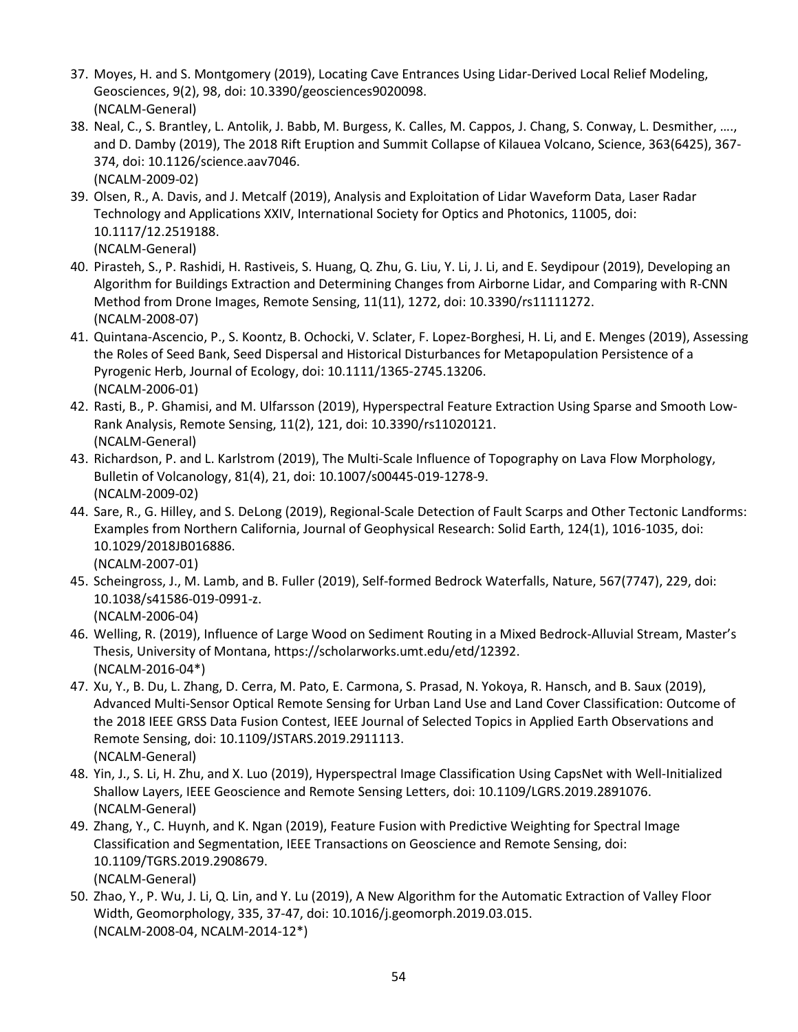37. Moyes, H. and S. Montgomery (2019), Locating Cave Entrances Using Lidar-Derived Local Relief Modeling, Geosciences, 9(2), 98, doi: 10.3390/geosciences9020098.
    (NCALM-General)
38. Neal, C., S. Brantley, L. Antolik, J. Babb, M. Burgess, K. Calles, M. Cappos, J. Chang, S. Conway, L. Desmither, …., and D. Damby (2019), The 2018 Rift Eruption and Summit Collapse of Kilauea Volcano, Science, 363(6425), 367-374, doi: 10.1126/science.aav7046.
    (NCALM-2009-02)
39. Olsen, R., A. Davis, and J. Metcalf (2019), Analysis and Exploitation of Lidar Waveform Data, Laser Radar Technology and Applications XXIV, International Society for Optics and Photonics, 11005, doi: 10.1117/12.2519188.
    (NCALM-General)
40. Pirasteh, S., P. Rashidi, H. Rastiveis, S. Huang, Q. Zhu, G. Liu, Y. Li, J. Li, and E. Seydipour (2019), Developing an Algorithm for Buildings Extraction and Determining Changes from Airborne Lidar, and Comparing with R-CNN Method from Drone Images, Remote Sensing, 11(11), 1272, doi: 10.3390/rs11111272.
    (NCALM-2008-07)
41. Quintana-Ascencio, P., S. Koontz, B. Ochocki, V. Sclater, F. Lopez-Borghesi, H. Li, and E. Menges (2019), Assessing the Roles of Seed Bank, Seed Dispersal and Historical Disturbances for Metapopulation Persistence of a Pyrogenic Herb, Journal of Ecology, doi: 10.1111/1365-2745.13206.
    (NCALM-2006-01)
42. Rasti, B., P. Ghamisi, and M. Ulfarsson (2019), Hyperspectral Feature Extraction Using Sparse and Smooth Low-Rank Analysis, Remote Sensing, 11(2), 121, doi: 10.3390/rs11020121.
    (NCALM-General)
43. Richardson, P. and L. Karlstrom (2019), The Multi-Scale Influence of Topography on Lava Flow Morphology, Bulletin of Volcanology, 81(4), 21, doi: 10.1007/s00445-019-1278-9.
    (NCALM-2009-02)
44. Sare, R., G. Hilley, and S. DeLong (2019), Regional-Scale Detection of Fault Scarps and Other Tectonic Landforms: Examples from Northern California, Journal of Geophysical Research: Solid Earth, 124(1), 1016-1035, doi: 10.1029/2018JB016886.
    (NCALM-2007-01)
45. Scheingross, J., M. Lamb, and B. Fuller (2019), Self-formed Bedrock Waterfalls, Nature, 567(7747), 229, doi: 10.1038/s41586-019-0991-z.
    (NCALM-2006-04)
46. Welling, R. (2019), Influence of Large Wood on Sediment Routing in a Mixed Bedrock-Alluvial Stream, Master's Thesis, University of Montana, https://scholarworks.umt.edu/etd/12392.
    (NCALM-2016-04*)
47. Xu, Y., B. Du, L. Zhang, D. Cerra, M. Pato, E. Carmona, S. Prasad, N. Yokoya, R. Hansch, and B. Saux (2019), Advanced Multi-Sensor Optical Remote Sensing for Urban Land Use and Land Cover Classification: Outcome of the 2018 IEEE GRSS Data Fusion Contest, IEEE Journal of Selected Topics in Applied Earth Observations and Remote Sensing, doi: 10.1109/JSTARS.2019.2911113.
    (NCALM-General)
48. Yin, J., S. Li, H. Zhu, and X. Luo (2019), Hyperspectral Image Classification Using CapsNet with Well-Initialized Shallow Layers, IEEE Geoscience and Remote Sensing Letters, doi: 10.1109/LGRS.2019.2891076.
    (NCALM-General)
49. Zhang, Y., C. Huynh, and K. Ngan (2019), Feature Fusion with Predictive Weighting for Spectral Image Classification and Segmentation, IEEE Transactions on Geoscience and Remote Sensing, doi: 10.1109/TGRS.2019.2908679.
    (NCALM-General)
50. Zhao, Y., P. Wu, J. Li, Q. Lin, and Y. Lu (2019), A New Algorithm for the Automatic Extraction of Valley Floor Width, Geomorphology, 335, 37-47, doi: 10.1016/j.geomorph.2019.03.015.
    (NCALM-2008-04, NCALM-2014-12*)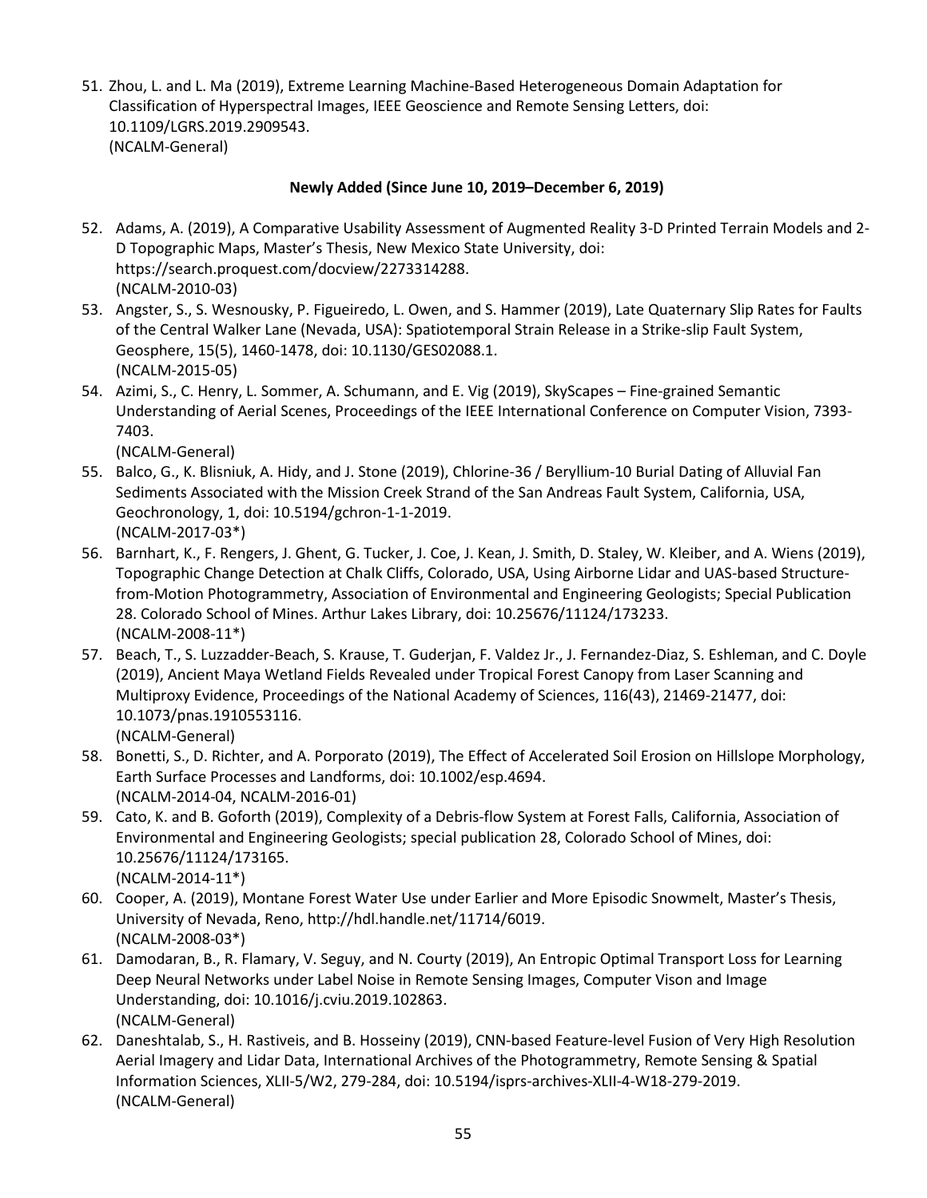51. Zhou, L. and L. Ma (2019), Extreme Learning Machine-Based Heterogeneous Domain Adaptation for Classification of Hyperspectral Images, IEEE Geoscience and Remote Sensing Letters, doi: 10.1109/LGRS.2019.2909543.
    (NCALM-General)

**Newly Added (Since June 10, 2019–December 6, 2019)**

52. Adams, A. (2019), A Comparative Usability Assessment of Augmented Reality 3-D Printed Terrain Models and 2-D Topographic Maps, Master's Thesis, New Mexico State University, doi: https://search.proquest.com/docview/2273314288.
    (NCALM-2010-03)
53. Angster, S., S. Wesnousky, P. Figueiredo, L. Owen, and S. Hammer (2019), Late Quaternary Slip Rates for Faults of the Central Walker Lane (Nevada, USA): Spatiotemporal Strain Release in a Strike-slip Fault System, Geosphere, 15(5), 1460-1478, doi: 10.1130/GES02088.1.
    (NCALM-2015-05)
54. Azimi, S., C. Henry, L. Sommer, A. Schumann, and E. Vig (2019), SkyScapes – Fine-grained Semantic Understanding of Aerial Scenes, Proceedings of the IEEE International Conference on Computer Vision, 7393-7403.
    (NCALM-General)
55. Balco, G., K. Blisniuk, A. Hidy, and J. Stone (2019), Chlorine-36 / Beryllium-10 Burial Dating of Alluvial Fan Sediments Associated with the Mission Creek Strand of the San Andreas Fault System, California, USA, Geochronology, 1, doi: 10.5194/gchron-1-1-2019.
    (NCALM-2017-03*)
56. Barnhart, K., F. Rengers, J. Ghent, G. Tucker, J. Coe, J. Kean, J. Smith, D. Staley, W. Kleiber, and A. Wiens (2019), Topographic Change Detection at Chalk Cliffs, Colorado, USA, Using Airborne Lidar and UAS-based Structure-from-Motion Photogrammetry, Association of Environmental and Engineering Geologists; Special Publication 28. Colorado School of Mines. Arthur Lakes Library, doi: 10.25676/11124/173233.
    (NCALM-2008-11*)
57. Beach, T., S. Luzzadder-Beach, S. Krause, T. Guderjan, F. Valdez Jr., J. Fernandez-Diaz, S. Eshleman, and C. Doyle (2019), Ancient Maya Wetland Fields Revealed under Tropical Forest Canopy from Laser Scanning and Multiproxy Evidence, Proceedings of the National Academy of Sciences, 116(43), 21469-21477, doi: 10.1073/pnas.1910553116.
    (NCALM-General)
58. Bonetti, S., D. Richter, and A. Porporato (2019), The Effect of Accelerated Soil Erosion on Hillslope Morphology, Earth Surface Processes and Landforms, doi: 10.1002/esp.4694.
    (NCALM-2014-04, NCALM-2016-01)
59. Cato, K. and B. Goforth (2019), Complexity of a Debris-flow System at Forest Falls, California, Association of Environmental and Engineering Geologists; special publication 28, Colorado School of Mines, doi: 10.25676/11124/173165.
    (NCALM-2014-11*)
60. Cooper, A. (2019), Montane Forest Water Use under Earlier and More Episodic Snowmelt, Master's Thesis, University of Nevada, Reno, http://hdl.handle.net/11714/6019.
    (NCALM-2008-03*)
61. Damodaran, B., R. Flamary, V. Seguy, and N. Courty (2019), An Entropic Optimal Transport Loss for Learning Deep Neural Networks under Label Noise in Remote Sensing Images, Computer Vison and Image Understanding, doi: 10.1016/j.cviu.2019.102863.
    (NCALM-General)
62. Daneshtalab, S., H. Rastiveis, and B. Hosseiny (2019), CNN-based Feature-level Fusion of Very High Resolution Aerial Imagery and Lidar Data, International Archives of the Photogrammetry, Remote Sensing & Spatial Information Sciences, XLII-5/W2, 279-284, doi: 10.5194/isprs-archives-XLII-4-W18-279-2019.
    (NCALM-General)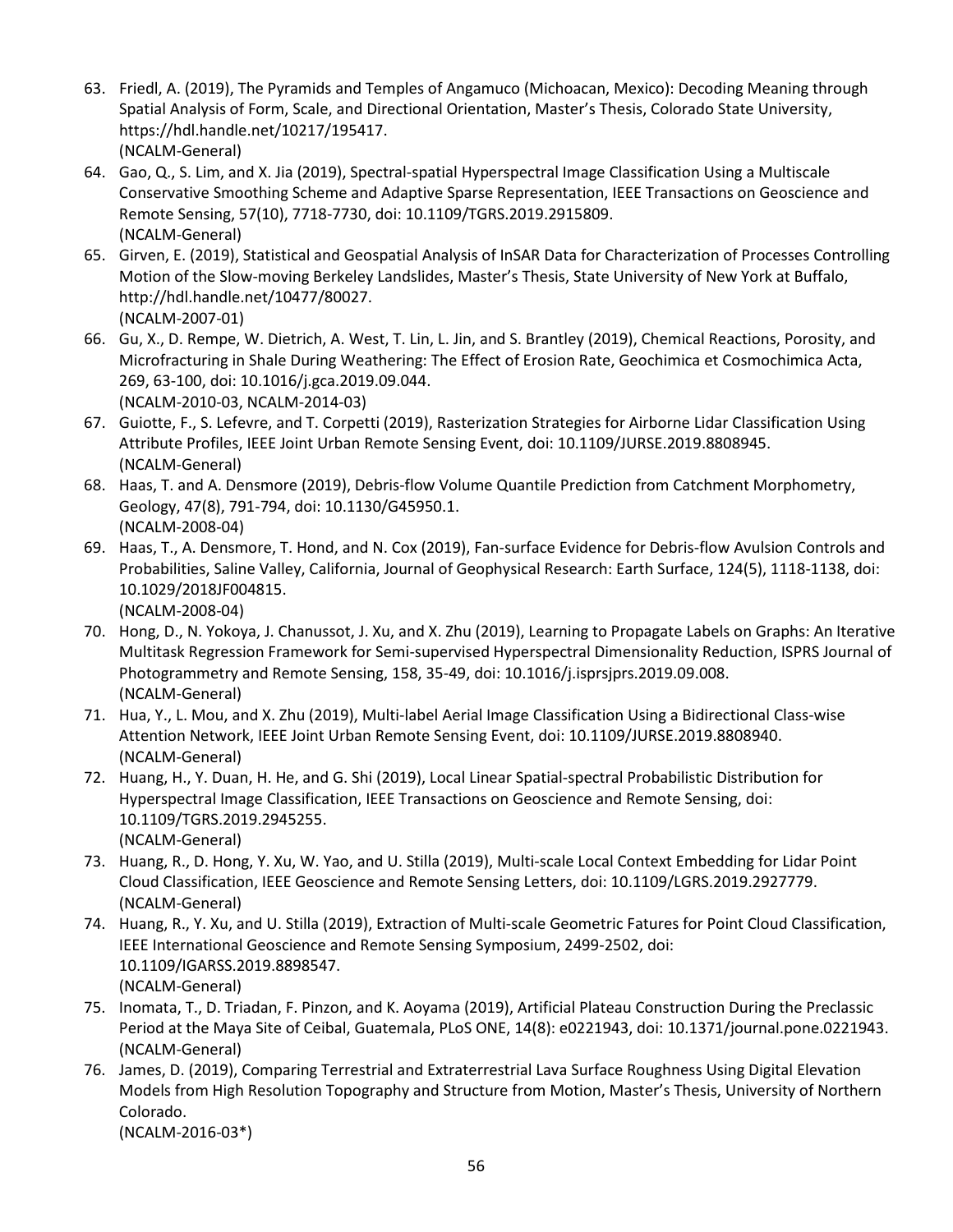63. Friedl, A. (2019), The Pyramids and Temples of Angamuco (Michoacan, Mexico): Decoding Meaning through Spatial Analysis of Form, Scale, and Directional Orientation, Master's Thesis, Colorado State University, https://hdl.handle.net/10217/195417.
    (NCALM-General)
64. Gao, Q., S. Lim, and X. Jia (2019), Spectral-spatial Hyperspectral Image Classification Using a Multiscale Conservative Smoothing Scheme and Adaptive Sparse Representation, IEEE Transactions on Geoscience and Remote Sensing, 57(10), 7718-7730, doi: 10.1109/TGRS.2019.2915809.
    (NCALM-General)
65. Girven, E. (2019), Statistical and Geospatial Analysis of InSAR Data for Characterization of Processes Controlling Motion of the Slow-moving Berkeley Landslides, Master's Thesis, State University of New York at Buffalo, http://hdl.handle.net/10477/80027.
    (NCALM-2007-01)
66. Gu, X., D. Rempe, W. Dietrich, A. West, T. Lin, L. Jin, and S. Brantley (2019), Chemical Reactions, Porosity, and Microfracturing in Shale During Weathering: The Effect of Erosion Rate, Geochimica et Cosmochimica Acta, 269, 63-100, doi: 10.1016/j.gca.2019.09.044.
    (NCALM-2010-03, NCALM-2014-03)
67. Guiotte, F., S. Lefevre, and T. Corpetti (2019), Rasterization Strategies for Airborne Lidar Classification Using Attribute Profiles, IEEE Joint Urban Remote Sensing Event, doi: 10.1109/JURSE.2019.8808945.
    (NCALM-General)
68. Haas, T. and A. Densmore (2019), Debris-flow Volume Quantile Prediction from Catchment Morphometry, Geology, 47(8), 791-794, doi: 10.1130/G45950.1.
    (NCALM-2008-04)
69. Haas, T., A. Densmore, T. Hond, and N. Cox (2019), Fan-surface Evidence for Debris-flow Avulsion Controls and Probabilities, Saline Valley, California, Journal of Geophysical Research: Earth Surface, 124(5), 1118-1138, doi: 10.1029/2018JF004815.
    (NCALM-2008-04)
70. Hong, D., N. Yokoya, J. Chanussot, J. Xu, and X. Zhu (2019), Learning to Propagate Labels on Graphs: An Iterative Multitask Regression Framework for Semi-supervised Hyperspectral Dimensionality Reduction, ISPRS Journal of Photogrammetry and Remote Sensing, 158, 35-49, doi: 10.1016/j.isprsjprs.2019.09.008.
    (NCALM-General)
71. Hua, Y., L. Mou, and X. Zhu (2019), Multi-label Aerial Image Classification Using a Bidirectional Class-wise Attention Network, IEEE Joint Urban Remote Sensing Event, doi: 10.1109/JURSE.2019.8808940.
    (NCALM-General)
72. Huang, H., Y. Duan, H. He, and G. Shi (2019), Local Linear Spatial-spectral Probabilistic Distribution for Hyperspectral Image Classification, IEEE Transactions on Geoscience and Remote Sensing, doi: 10.1109/TGRS.2019.2945255.
    (NCALM-General)
73. Huang, R., D. Hong, Y. Xu, W. Yao, and U. Stilla (2019), Multi-scale Local Context Embedding for Lidar Point Cloud Classification, IEEE Geoscience and Remote Sensing Letters, doi: 10.1109/LGRS.2019.2927779.
    (NCALM-General)
74. Huang, R., Y. Xu, and U. Stilla (2019), Extraction of Multi-scale Geometric Fatures for Point Cloud Classification, IEEE International Geoscience and Remote Sensing Symposium, 2499-2502, doi: 10.1109/IGARSS.2019.8898547.
    (NCALM-General)
75. Inomata, T., D. Triadan, F. Pinzon, and K. Aoyama (2019), Artificial Plateau Construction During the Preclassic Period at the Maya Site of Ceibal, Guatemala, PLoS ONE, 14(8): e0221943, doi: 10.1371/journal.pone.0221943.
    (NCALM-General)
76. James, D. (2019), Comparing Terrestrial and Extraterrestrial Lava Surface Roughness Using Digital Elevation Models from High Resolution Topography and Structure from Motion, Master's Thesis, University of Northern Colorado.
    (NCALM-2016-03*)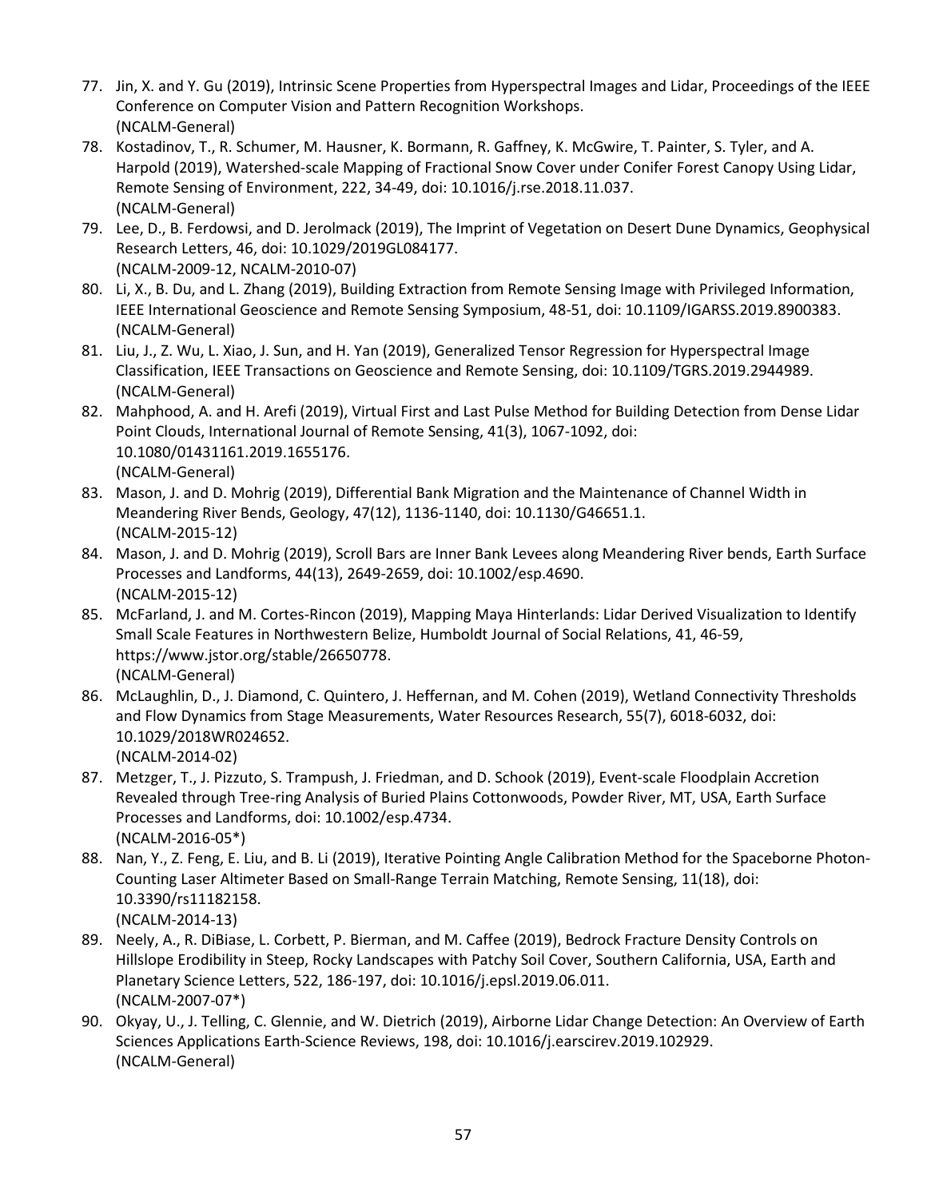77. Jin, X. and Y. Gu (2019), Intrinsic Scene Properties from Hyperspectral Images and Lidar, Proceedings of the IEEE Conference on Computer Vision and Pattern Recognition Workshops.
    (NCALM-General)
78. Kostadinov, T., R. Schumer, M. Hausner, K. Bormann, R. Gaffney, K. McGwire, T. Painter, S. Tyler, and A. Harpold (2019), Watershed-scale Mapping of Fractional Snow Cover under Conifer Forest Canopy Using Lidar, Remote Sensing of Environment, 222, 34-49, doi: 10.1016/j.rse.2018.11.037.
    (NCALM-General)
79. Lee, D., B. Ferdowsi, and D. Jerolmack (2019), The Imprint of Vegetation on Desert Dune Dynamics, Geophysical Research Letters, 46, doi: 10.1029/2019GL084177.
    (NCALM-2009-12, NCALM-2010-07)
80. Li, X., B. Du, and L. Zhang (2019), Building Extraction from Remote Sensing Image with Privileged Information, IEEE International Geoscience and Remote Sensing Symposium, 48-51, doi: 10.1109/IGARSS.2019.8900383.
    (NCALM-General)
81. Liu, J., Z. Wu, L. Xiao, J. Sun, and H. Yan (2019), Generalized Tensor Regression for Hyperspectral Image Classification, IEEE Transactions on Geoscience and Remote Sensing, doi: 10.1109/TGRS.2019.2944989.
    (NCALM-General)
82. Mahphood, A. and H. Arefi (2019), Virtual First and Last Pulse Method for Building Detection from Dense Lidar Point Clouds, International Journal of Remote Sensing, 41(3), 1067-1092, doi: 10.1080/01431161.2019.1655176.
    (NCALM-General)
83. Mason, J. and D. Mohrig (2019), Differential Bank Migration and the Maintenance of Channel Width in Meandering River Bends, Geology, 47(12), 1136-1140, doi: 10.1130/G46651.1.
    (NCALM-2015-12)
84. Mason, J. and D. Mohrig (2019), Scroll Bars are Inner Bank Levees along Meandering River bends, Earth Surface Processes and Landforms, 44(13), 2649-2659, doi: 10.1002/esp.4690.
    (NCALM-2015-12)
85. McFarland, J. and M. Cortes-Rincon (2019), Mapping Maya Hinterlands: Lidar Derived Visualization to Identify Small Scale Features in Northwestern Belize, Humboldt Journal of Social Relations, 41, 46-59, https://www.jstor.org/stable/26650778.
    (NCALM-General)
86. McLaughlin, D., J. Diamond, C. Quintero, J. Heffernan, and M. Cohen (2019), Wetland Connectivity Thresholds and Flow Dynamics from Stage Measurements, Water Resources Research, 55(7), 6018-6032, doi: 10.1029/2018WR024652.
    (NCALM-2014-02)
87. Metzger, T., J. Pizzuto, S. Trampush, J. Friedman, and D. Schook (2019), Event-scale Floodplain Accretion Revealed through Tree-ring Analysis of Buried Plains Cottonwoods, Powder River, MT, USA, Earth Surface Processes and Landforms, doi: 10.1002/esp.4734.
    (NCALM-2016-05*)
88. Nan, Y., Z. Feng, E. Liu, and B. Li (2019), Iterative Pointing Angle Calibration Method for the Spaceborne Photon-Counting Laser Altimeter Based on Small-Range Terrain Matching, Remote Sensing, 11(18), doi: 10.3390/rs11182158.
    (NCALM-2014-13)
89. Neely, A., R. DiBiase, L. Corbett, P. Bierman, and M. Caffee (2019), Bedrock Fracture Density Controls on Hillslope Erodibility in Steep, Rocky Landscapes with Patchy Soil Cover, Southern California, USA, Earth and Planetary Science Letters, 522, 186-197, doi: 10.1016/j.epsl.2019.06.011.
    (NCALM-2007-07*)
90. Okyay, U., J. Telling, C. Glennie, and W. Dietrich (2019), Airborne Lidar Change Detection: An Overview of Earth Sciences Applications Earth-Science Reviews, 198, doi: 10.1016/j.earscirev.2019.102929.
    (NCALM-General)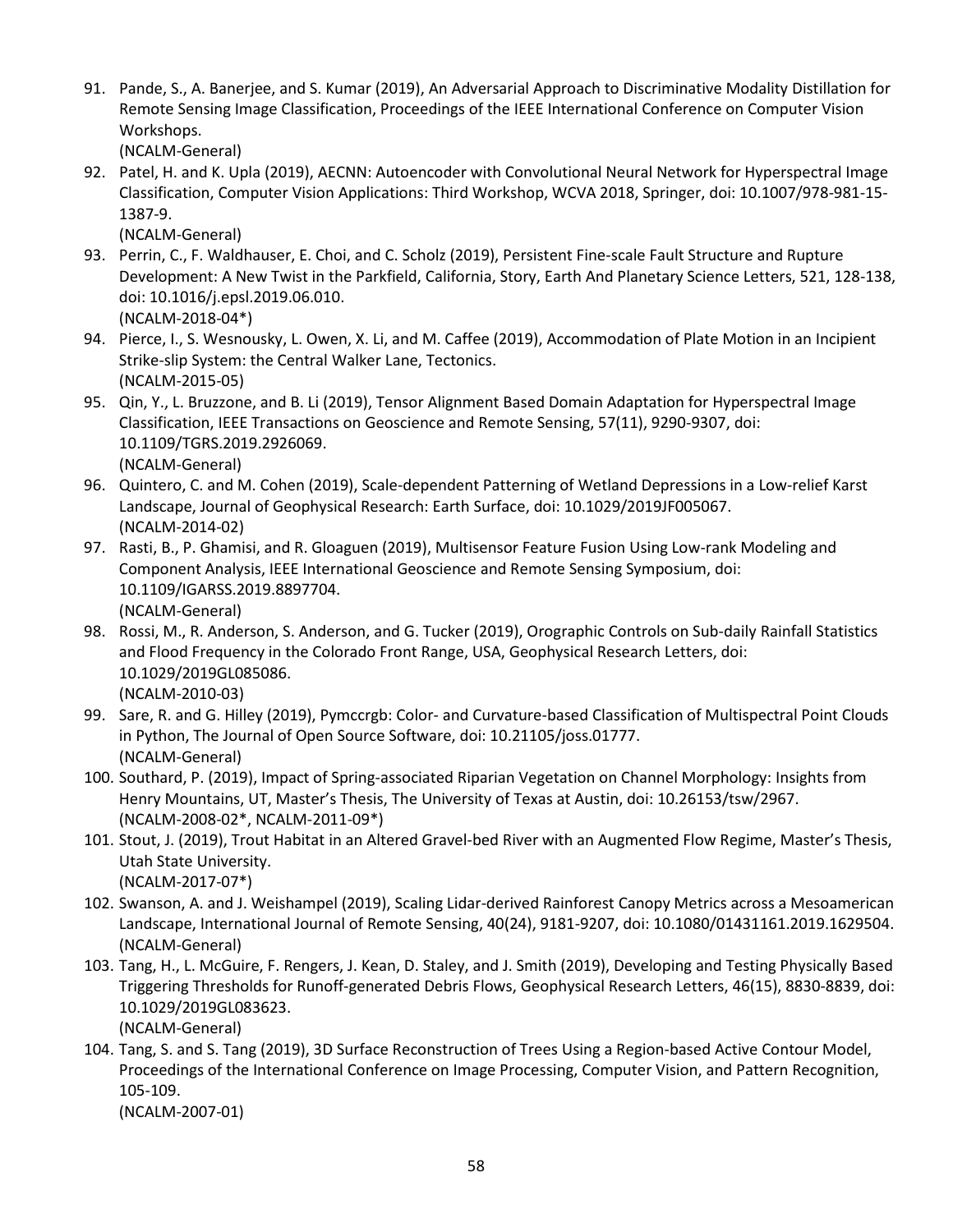91. Pande, S., A. Banerjee, and S. Kumar (2019), An Adversarial Approach to Discriminative Modality Distillation for Remote Sensing Image Classification, Proceedings of the IEEE International Conference on Computer Vision Workshops.
    (NCALM-General)
92. Patel, H. and K. Upla (2019), AECNN: Autoencoder with Convolutional Neural Network for Hyperspectral Image Classification, Computer Vision Applications: Third Workshop, WCVA 2018, Springer, doi: 10.1007/978-981-15-1387-9.
    (NCALM-General)
93. Perrin, C., F. Waldhauser, E. Choi, and C. Scholz (2019), Persistent Fine-scale Fault Structure and Rupture Development: A New Twist in the Parkfield, California, Story, Earth And Planetary Science Letters, 521, 128-138, doi: 10.1016/j.epsl.2019.06.010.
    (NCALM-2018-04*)
94. Pierce, I., S. Wesnousky, L. Owen, X. Li, and M. Caffee (2019), Accommodation of Plate Motion in an Incipient Strike-slip System: the Central Walker Lane, Tectonics.
    (NCALM-2015-05)
95. Qin, Y., L. Bruzzone, and B. Li (2019), Tensor Alignment Based Domain Adaptation for Hyperspectral Image Classification, IEEE Transactions on Geoscience and Remote Sensing, 57(11), 9290-9307, doi: 10.1109/TGRS.2019.2926069.
    (NCALM-General)
96. Quintero, C. and M. Cohen (2019), Scale-dependent Patterning of Wetland Depressions in a Low-relief Karst Landscape, Journal of Geophysical Research: Earth Surface, doi: 10.1029/2019JF005067.
    (NCALM-2014-02)
97. Rasti, B., P. Ghamisi, and R. Gloaguen (2019), Multisensor Feature Fusion Using Low-rank Modeling and Component Analysis, IEEE International Geoscience and Remote Sensing Symposium, doi: 10.1109/IGARSS.2019.8897704.
    (NCALM-General)
98. Rossi, M., R. Anderson, S. Anderson, and G. Tucker (2019), Orographic Controls on Sub-daily Rainfall Statistics and Flood Frequency in the Colorado Front Range, USA, Geophysical Research Letters, doi: 10.1029/2019GL085086.
    (NCALM-2010-03)
99. Sare, R. and G. Hilley (2019), Pymccrgb: Color- and Curvature-based Classification of Multispectral Point Clouds in Python, The Journal of Open Source Software, doi: 10.21105/joss.01777.
    (NCALM-General)
100. Southard, P. (2019), Impact of Spring-associated Riparian Vegetation on Channel Morphology: Insights from Henry Mountains, UT, Master's Thesis, The University of Texas at Austin, doi: 10.26153/tsw/2967.
    (NCALM-2008-02*, NCALM-2011-09*)
101. Stout, J. (2019), Trout Habitat in an Altered Gravel-bed River with an Augmented Flow Regime, Master's Thesis, Utah State University.
    (NCALM-2017-07*)
102. Swanson, A. and J. Weishampel (2019), Scaling Lidar-derived Rainforest Canopy Metrics across a Mesoamerican Landscape, International Journal of Remote Sensing, 40(24), 9181-9207, doi: 10.1080/01431161.2019.1629504.
    (NCALM-General)
103. Tang, H., L. McGuire, F. Rengers, J. Kean, D. Staley, and J. Smith (2019), Developing and Testing Physically Based Triggering Thresholds for Runoff-generated Debris Flows, Geophysical Research Letters, 46(15), 8830-8839, doi: 10.1029/2019GL083623.
    (NCALM-General)
104. Tang, S. and S. Tang (2019), 3D Surface Reconstruction of Trees Using a Region-based Active Contour Model, Proceedings of the International Conference on Image Processing, Computer Vision, and Pattern Recognition, 105-109.
    (NCALM-2007-01)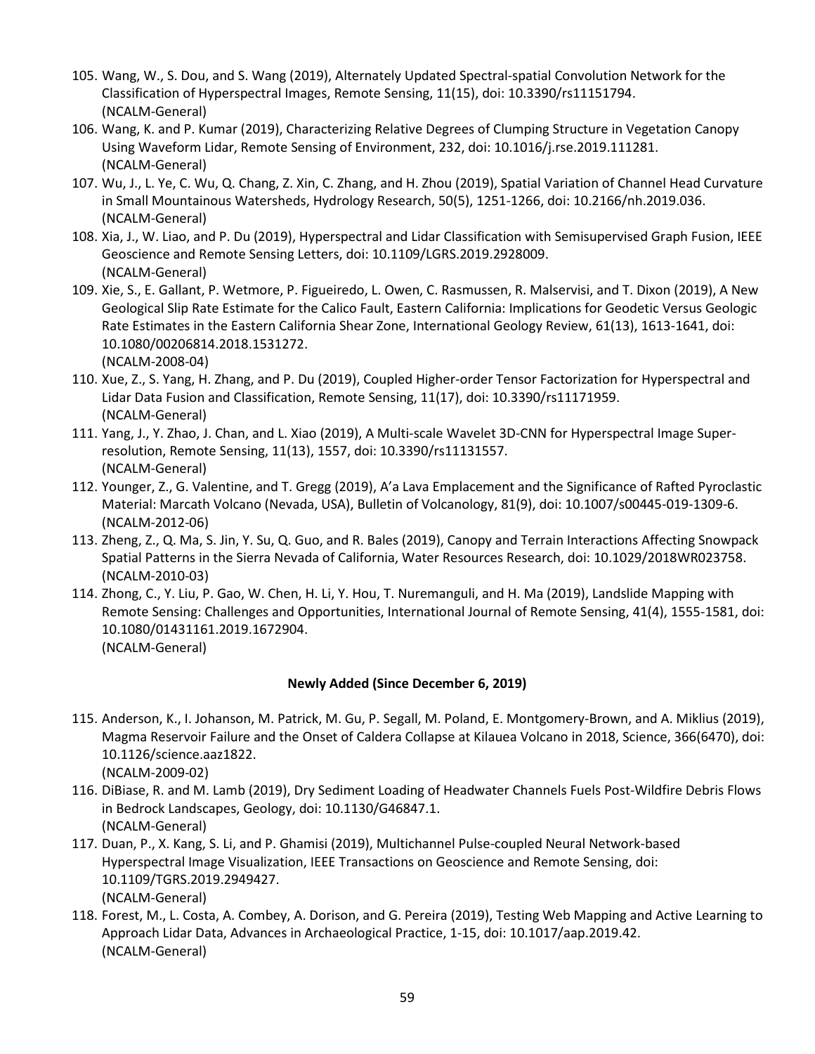105. Wang, W., S. Dou, and S. Wang (2019), Alternately Updated Spectral-spatial Convolution Network for the Classification of Hyperspectral Images, Remote Sensing, 11(15), doi: 10.3390/rs11151794. (NCALM-General)
106. Wang, K. and P. Kumar (2019), Characterizing Relative Degrees of Clumping Structure in Vegetation Canopy Using Waveform Lidar, Remote Sensing of Environment, 232, doi: 10.1016/j.rse.2019.111281. (NCALM-General)
107. Wu, J., L. Ye, C. Wu, Q. Chang, Z. Xin, C. Zhang, and H. Zhou (2019), Spatial Variation of Channel Head Curvature in Small Mountainous Watersheds, Hydrology Research, 50(5), 1251-1266, doi: 10.2166/nh.2019.036. (NCALM-General)
108. Xia, J., W. Liao, and P. Du (2019), Hyperspectral and Lidar Classification with Semisupervised Graph Fusion, IEEE Geoscience and Remote Sensing Letters, doi: 10.1109/LGRS.2019.2928009. (NCALM-General)
109. Xie, S., E. Gallant, P. Wetmore, P. Figueiredo, L. Owen, C. Rasmussen, R. Malservisi, and T. Dixon (2019), A New Geological Slip Rate Estimate for the Calico Fault, Eastern California: Implications for Geodetic Versus Geologic Rate Estimates in the Eastern California Shear Zone, International Geology Review, 61(13), 1613-1641, doi: 10.1080/00206814.2018.1531272. (NCALM-2008-04)
110. Xue, Z., S. Yang, H. Zhang, and P. Du (2019), Coupled Higher-order Tensor Factorization for Hyperspectral and Lidar Data Fusion and Classification, Remote Sensing, 11(17), doi: 10.3390/rs11171959. (NCALM-General)
111. Yang, J., Y. Zhao, J. Chan, and L. Xiao (2019), A Multi-scale Wavelet 3D-CNN for Hyperspectral Image Super-resolution, Remote Sensing, 11(13), 1557, doi: 10.3390/rs11131557. (NCALM-General)
112. Younger, Z., G. Valentine, and T. Gregg (2019), A'a Lava Emplacement and the Significance of Rafted Pyroclastic Material: Marcath Volcano (Nevada, USA), Bulletin of Volcanology, 81(9), doi: 10.1007/s00445-019-1309-6. (NCALM-2012-06)
113. Zheng, Z., Q. Ma, S. Jin, Y. Su, Q. Guo, and R. Bales (2019), Canopy and Terrain Interactions Affecting Snowpack Spatial Patterns in the Sierra Nevada of California, Water Resources Research, doi: 10.1029/2018WR023758. (NCALM-2010-03)
114. Zhong, C., Y. Liu, P. Gao, W. Chen, H. Li, Y. Hou, T. Nuremanguli, and H. Ma (2019), Landslide Mapping with Remote Sensing: Challenges and Opportunities, International Journal of Remote Sensing, 41(4), 1555-1581, doi: 10.1080/01431161.2019.1672904. (NCALM-General)

**Newly Added (Since December 6, 2019)**

115. Anderson, K., I. Johanson, M. Patrick, M. Gu, P. Segall, M. Poland, E. Montgomery-Brown, and A. Miklius (2019), Magma Reservoir Failure and the Onset of Caldera Collapse at Kilauea Volcano in 2018, Science, 366(6470), doi: 10.1126/science.aaz1822. (NCALM-2009-02)
116. DiBiase, R. and M. Lamb (2019), Dry Sediment Loading of Headwater Channels Fuels Post-Wildfire Debris Flows in Bedrock Landscapes, Geology, doi: 10.1130/G46847.1. (NCALM-General)
117. Duan, P., X. Kang, S. Li, and P. Ghamisi (2019), Multichannel Pulse-coupled Neural Network-based Hyperspectral Image Visualization, IEEE Transactions on Geoscience and Remote Sensing, doi: 10.1109/TGRS.2019.2949427. (NCALM-General)
118. Forest, M., L. Costa, A. Combey, A. Dorison, and G. Pereira (2019), Testing Web Mapping and Active Learning to Approach Lidar Data, Advances in Archaeological Practice, 1-15, doi: 10.1017/aap.2019.42. (NCALM-General)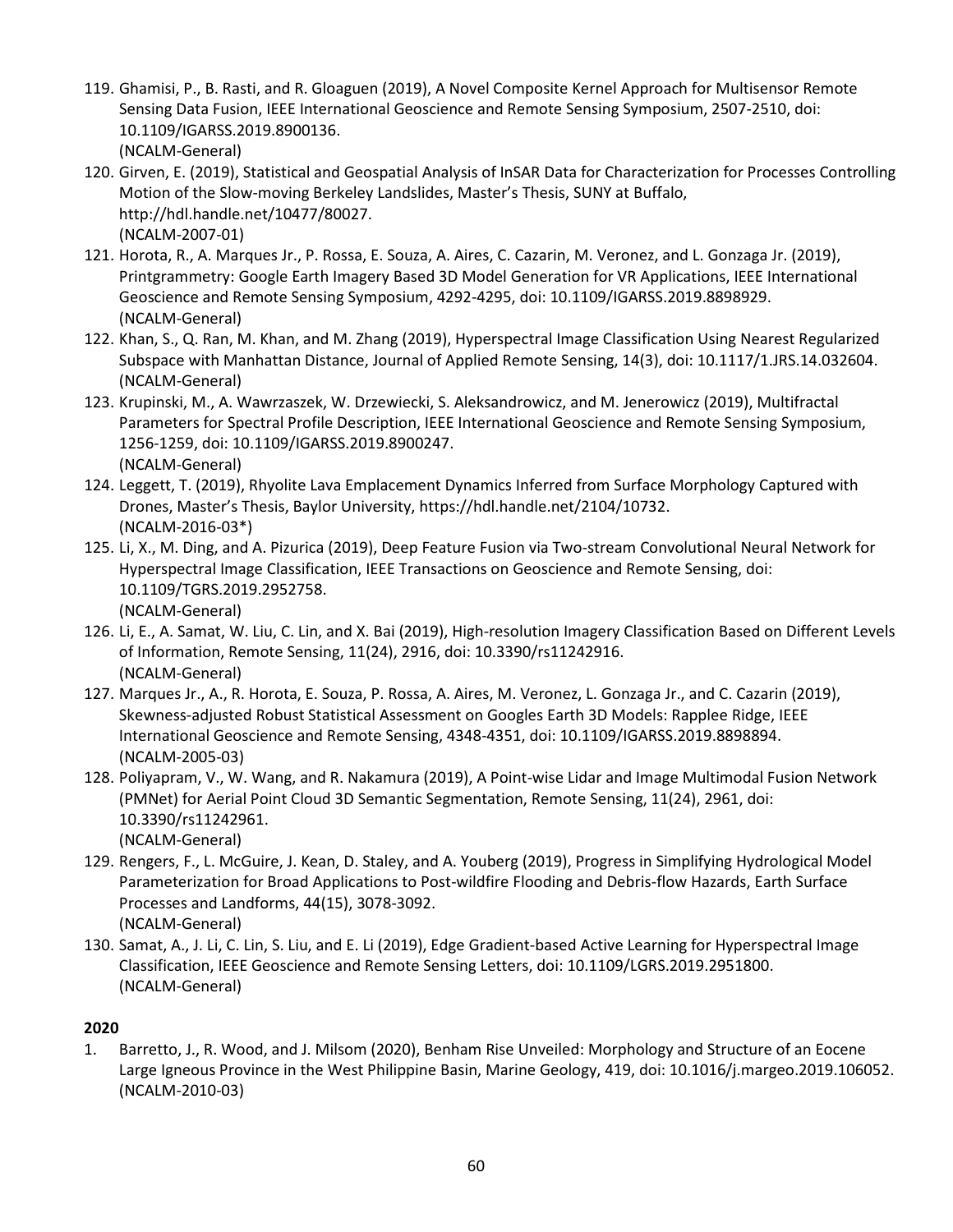119. Ghamisi, P., B. Rasti, and R. Gloaguen (2019), A Novel Composite Kernel Approach for Multisensor Remote Sensing Data Fusion, IEEE International Geoscience and Remote Sensing Symposium, 2507-2510, doi: 10.1109/IGARSS.2019.8900136.
(NCALM-General)
120. Girven, E. (2019), Statistical and Geospatial Analysis of InSAR Data for Characterization for Processes Controlling Motion of the Slow-moving Berkeley Landslides, Master's Thesis, SUNY at Buffalo, http://hdl.handle.net/10477/80027.
(NCALM-2007-01)
121. Horota, R., A. Marques Jr., P. Rossa, E. Souza, A. Aires, C. Cazarin, M. Veronez, and L. Gonzaga Jr. (2019), Printgrammetry: Google Earth Imagery Based 3D Model Generation for VR Applications, IEEE International Geoscience and Remote Sensing Symposium, 4292-4295, doi: 10.1109/IGARSS.2019.8898929.
(NCALM-General)
122. Khan, S., Q. Ran, M. Khan, and M. Zhang (2019), Hyperspectral Image Classification Using Nearest Regularized Subspace with Manhattan Distance, Journal of Applied Remote Sensing, 14(3), doi: 10.1117/1.JRS.14.032604.
(NCALM-General)
123. Krupinski, M., A. Wawrzaszek, W. Drzewiecki, S. Aleksandrowicz, and M. Jenerowicz (2019), Multifractal Parameters for Spectral Profile Description, IEEE International Geoscience and Remote Sensing Symposium, 1256-1259, doi: 10.1109/IGARSS.2019.8900247.
(NCALM-General)
124. Leggett, T. (2019), Rhyolite Lava Emplacement Dynamics Inferred from Surface Morphology Captured with Drones, Master's Thesis, Baylor University, https://hdl.handle.net/2104/10732.
(NCALM-2016-03*)
125. Li, X., M. Ding, and A. Pizurica (2019), Deep Feature Fusion via Two-stream Convolutional Neural Network for Hyperspectral Image Classification, IEEE Transactions on Geoscience and Remote Sensing, doi: 10.1109/TGRS.2019.2952758.
(NCALM-General)
126. Li, E., A. Samat, W. Liu, C. Lin, and X. Bai (2019), High-resolution Imagery Classification Based on Different Levels of Information, Remote Sensing, 11(24), 2916, doi: 10.3390/rs11242916.
(NCALM-General)
127. Marques Jr., A., R. Horota, E. Souza, P. Rossa, A. Aires, M. Veronez, L. Gonzaga Jr., and C. Cazarin (2019), Skewness-adjusted Robust Statistical Assessment on Googles Earth 3D Models: Rapplee Ridge, IEEE International Geoscience and Remote Sensing, 4348-4351, doi: 10.1109/IGARSS.2019.8898894.
(NCALM-2005-03)
128. Poliyapram, V., W. Wang, and R. Nakamura (2019), A Point-wise Lidar and Image Multimodal Fusion Network (PMNet) for Aerial Point Cloud 3D Semantic Segmentation, Remote Sensing, 11(24), 2961, doi: 10.3390/rs11242961.
(NCALM-General)
129. Rengers, F., L. McGuire, J. Kean, D. Staley, and A. Youberg (2019), Progress in Simplifying Hydrological Model Parameterization for Broad Applications to Post-wildfire Flooding and Debris-flow Hazards, Earth Surface Processes and Landforms, 44(15), 3078-3092.
(NCALM-General)
130. Samat, A., J. Li, C. Lin, S. Liu, and E. Li (2019), Edge Gradient-based Active Learning for Hyperspectral Image Classification, IEEE Geoscience and Remote Sensing Letters, doi: 10.1109/LGRS.2019.2951800.
(NCALM-General)

**2020**

1. Barretto, J., R. Wood, and J. Milsom (2020), Benham Rise Unveiled: Morphology and Structure of an Eocene Large Igneous Province in the West Philippine Basin, Marine Geology, 419, doi: 10.1016/j.margeo.2019.106052.
(NCALM-2010-03)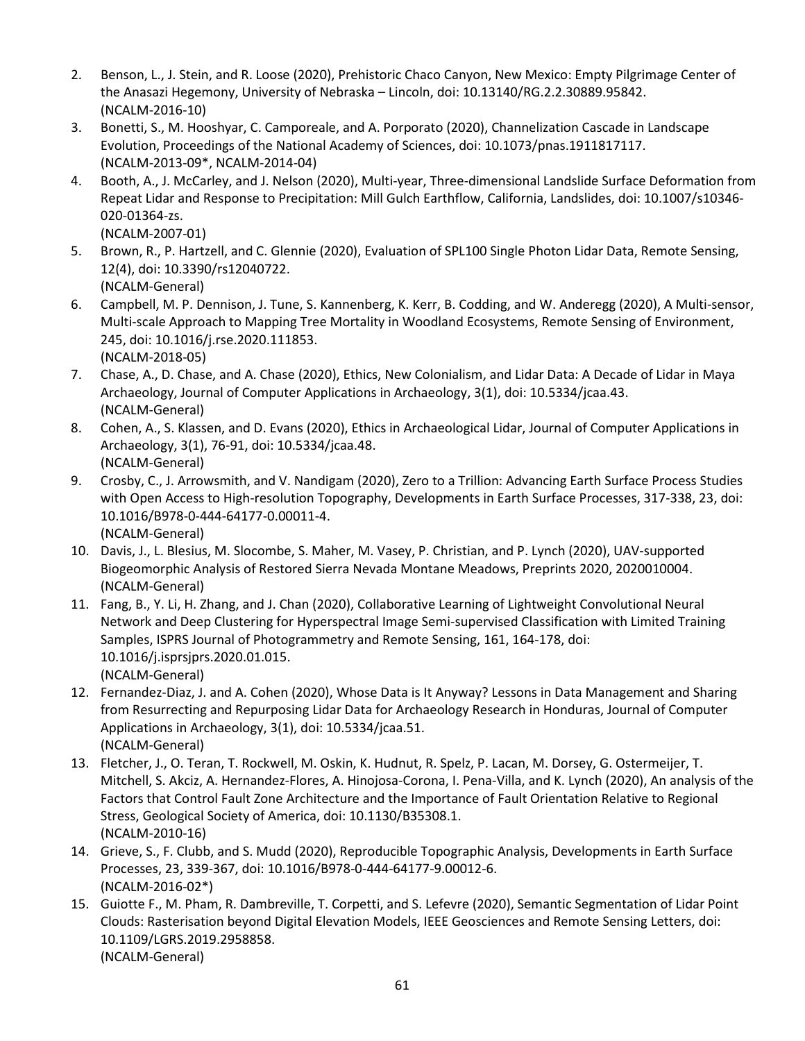2. Benson, L., J. Stein, and R. Loose (2020), Prehistoric Chaco Canyon, New Mexico: Empty Pilgrimage Center of the Anasazi Hegemony, University of Nebraska – Lincoln, doi: 10.13140/RG.2.2.30889.95842.
(NCALM-2016-10)
3. Bonetti, S., M. Hooshyar, C. Camporeale, and A. Porporato (2020), Channelization Cascade in Landscape Evolution, Proceedings of the National Academy of Sciences, doi: 10.1073/pnas.1911817117.
(NCALM-2013-09*, NCALM-2014-04)
4. Booth, A., J. McCarley, and J. Nelson (2020), Multi-year, Three-dimensional Landslide Surface Deformation from Repeat Lidar and Response to Precipitation: Mill Gulch Earthflow, California, Landslides, doi: 10.1007/s10346-020-01364-zs.
(NCALM-2007-01)
5. Brown, R., P. Hartzell, and C. Glennie (2020), Evaluation of SPL100 Single Photon Lidar Data, Remote Sensing, 12(4), doi: 10.3390/rs12040722.
(NCALM-General)
6. Campbell, M. P. Dennison, J. Tune, S. Kannenberg, K. Kerr, B. Codding, and W. Anderegg (2020), A Multi-sensor, Multi-scale Approach to Mapping Tree Mortality in Woodland Ecosystems, Remote Sensing of Environment, 245, doi: 10.1016/j.rse.2020.111853.
(NCALM-2018-05)
7. Chase, A., D. Chase, and A. Chase (2020), Ethics, New Colonialism, and Lidar Data: A Decade of Lidar in Maya Archaeology, Journal of Computer Applications in Archaeology, 3(1), doi: 10.5334/jcaa.43.
(NCALM-General)
8. Cohen, A., S. Klassen, and D. Evans (2020), Ethics in Archaeological Lidar, Journal of Computer Applications in Archaeology, 3(1), 76-91, doi: 10.5334/jcaa.48.
(NCALM-General)
9. Crosby, C., J. Arrowsmith, and V. Nandigam (2020), Zero to a Trillion: Advancing Earth Surface Process Studies with Open Access to High-resolution Topography, Developments in Earth Surface Processes, 317-338, 23, doi: 10.1016/B978-0-444-64177-0.00011-4.
(NCALM-General)
10. Davis, J., L. Blesius, M. Slocombe, S. Maher, M. Vasey, P. Christian, and P. Lynch (2020), UAV-supported Biogeomorphic Analysis of Restored Sierra Nevada Montane Meadows, Preprints 2020, 2020010004.
(NCALM-General)
11. Fang, B., Y. Li, H. Zhang, and J. Chan (2020), Collaborative Learning of Lightweight Convolutional Neural Network and Deep Clustering for Hyperspectral Image Semi-supervised Classification with Limited Training Samples, ISPRS Journal of Photogrammetry and Remote Sensing, 161, 164-178, doi: 10.1016/j.isprsjprs.2020.01.015.
(NCALM-General)
12. Fernandez-Diaz, J. and A. Cohen (2020), Whose Data is It Anyway? Lessons in Data Management and Sharing from Resurrecting and Repurposing Lidar Data for Archaeology Research in Honduras, Journal of Computer Applications in Archaeology, 3(1), doi: 10.5334/jcaa.51.
(NCALM-General)
13. Fletcher, J., O. Teran, T. Rockwell, M. Oskin, K. Hudnut, R. Spelz, P. Lacan, M. Dorsey, G. Ostermeijer, T. Mitchell, S. Akciz, A. Hernandez-Flores, A. Hinojosa-Corona, I. Pena-Villa, and K. Lynch (2020), An analysis of the Factors that Control Fault Zone Architecture and the Importance of Fault Orientation Relative to Regional Stress, Geological Society of America, doi: 10.1130/B35308.1.
(NCALM-2010-16)
14. Grieve, S., F. Clubb, and S. Mudd (2020), Reproducible Topographic Analysis, Developments in Earth Surface Processes, 23, 339-367, doi: 10.1016/B978-0-444-64177-9.00012-6.
(NCALM-2016-02*)
15. Guiotte F., M. Pham, R. Dambreville, T. Corpetti, and S. Lefevre (2020), Semantic Segmentation of Lidar Point Clouds: Rasterisation beyond Digital Elevation Models, IEEE Geosciences and Remote Sensing Letters, doi: 10.1109/LGRS.2019.2958858.
(NCALM-General)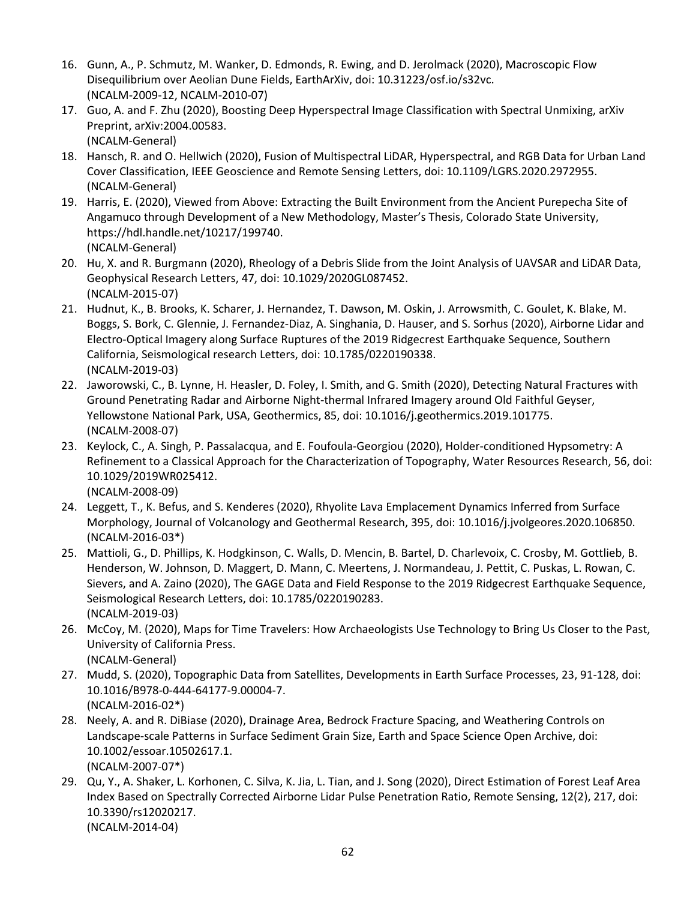16. Gunn, A., P. Schmutz, M. Wanker, D. Edmonds, R. Ewing, and D. Jerolmack (2020), Macroscopic Flow Disequilibrium over Aeolian Dune Fields, EarthArXiv, doi: 10.31223/osf.io/s32vc.
    (NCALM-2009-12, NCALM-2010-07)
17. Guo, A. and F. Zhu (2020), Boosting Deep Hyperspectral Image Classification with Spectral Unmixing, arXiv Preprint, arXiv:2004.00583.
    (NCALM-General)
18. Hansch, R. and O. Hellwich (2020), Fusion of Multispectral LiDAR, Hyperspectral, and RGB Data for Urban Land Cover Classification, IEEE Geoscience and Remote Sensing Letters, doi: 10.1109/LGRS.2020.2972955.
    (NCALM-General)
19. Harris, E. (2020), Viewed from Above: Extracting the Built Environment from the Ancient Purepecha Site of Angamuco through Development of a New Methodology, Master's Thesis, Colorado State University, https://hdl.handle.net/10217/199740.
    (NCALM-General)
20. Hu, X. and R. Burgmann (2020), Rheology of a Debris Slide from the Joint Analysis of UAVSAR and LiDAR Data, Geophysical Research Letters, 47, doi: 10.1029/2020GL087452.
    (NCALM-2015-07)
21. Hudnut, K., B. Brooks, K. Scharer, J. Hernandez, T. Dawson, M. Oskin, J. Arrowsmith, C. Goulet, K. Blake, M. Boggs, S. Bork, C. Glennie, J. Fernandez-Diaz, A. Singhania, D. Hauser, and S. Sorhus (2020), Airborne Lidar and Electro-Optical Imagery along Surface Ruptures of the 2019 Ridgecrest Earthquake Sequence, Southern California, Seismological research Letters, doi: 10.1785/0220190338.
    (NCALM-2019-03)
22. Jaworowski, C., B. Lynne, H. Heasler, D. Foley, I. Smith, and G. Smith (2020), Detecting Natural Fractures with Ground Penetrating Radar and Airborne Night-thermal Infrared Imagery around Old Faithful Geyser, Yellowstone National Park, USA, Geothermics, 85, doi: 10.1016/j.geothermics.2019.101775.
    (NCALM-2008-07)
23. Keylock, C., A. Singh, P. Passalacqua, and E. Foufoula-Georgiou (2020), Holder-conditioned Hypsometry: A Refinement to a Classical Approach for the Characterization of Topography, Water Resources Research, 56, doi: 10.1029/2019WR025412.
    (NCALM-2008-09)
24. Leggett, T., K. Befus, and S. Kenderes (2020), Rhyolite Lava Emplacement Dynamics Inferred from Surface Morphology, Journal of Volcanology and Geothermal Research, 395, doi: 10.1016/j.jvolgeores.2020.106850.
    (NCALM-2016-03*)
25. Mattioli, G., D. Phillips, K. Hodgkinson, C. Walls, D. Mencin, B. Bartel, D. Charlevoix, C. Crosby, M. Gottlieb, B. Henderson, W. Johnson, D. Maggert, D. Mann, C. Meertens, J. Normandeau, J. Pettit, C. Puskas, L. Rowan, C. Sievers, and A. Zaino (2020), The GAGE Data and Field Response to the 2019 Ridgecrest Earthquake Sequence, Seismological Research Letters, doi: 10.1785/0220190283.
    (NCALM-2019-03)
26. McCoy, M. (2020), Maps for Time Travelers: How Archaeologists Use Technology to Bring Us Closer to the Past, University of California Press.
    (NCALM-General)
27. Mudd, S. (2020), Topographic Data from Satellites, Developments in Earth Surface Processes, 23, 91-128, doi: 10.1016/B978-0-444-64177-9.00004-7.
    (NCALM-2016-02*)
28. Neely, A. and R. DiBiase (2020), Drainage Area, Bedrock Fracture Spacing, and Weathering Controls on Landscape-scale Patterns in Surface Sediment Grain Size, Earth and Space Science Open Archive, doi: 10.1002/essoar.10502617.1.
    (NCALM-2007-07*)
29. Qu, Y., A. Shaker, L. Korhonen, C. Silva, K. Jia, L. Tian, and J. Song (2020), Direct Estimation of Forest Leaf Area Index Based on Spectrally Corrected Airborne Lidar Pulse Penetration Ratio, Remote Sensing, 12(2), 217, doi: 10.3390/rs12020217.
    (NCALM-2014-04)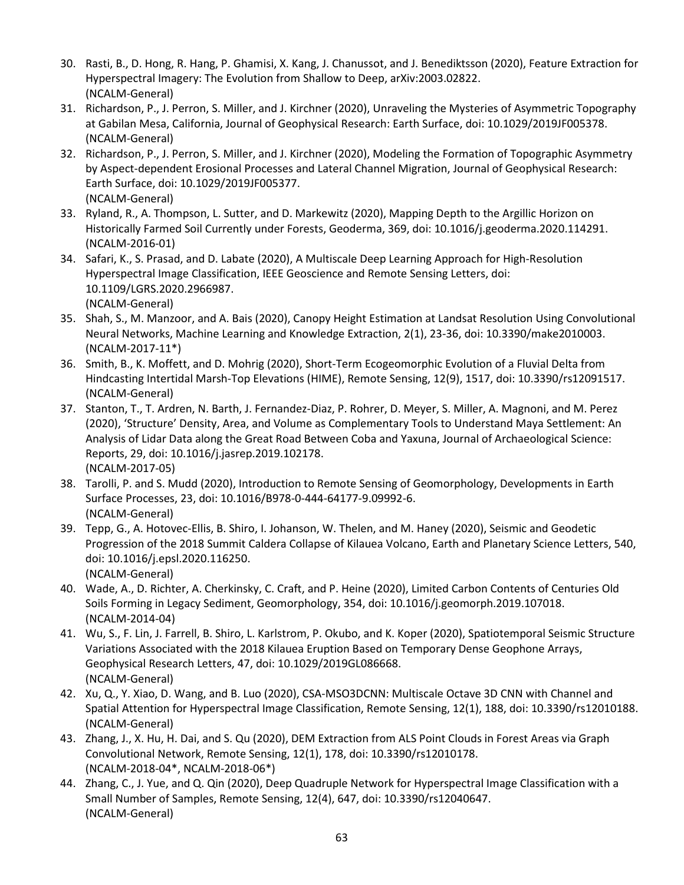30. Rasti, B., D. Hong, R. Hang, P. Ghamisi, X. Kang, J. Chanussot, and J. Benediktsson (2020), Feature Extraction for Hyperspectral Imagery: The Evolution from Shallow to Deep, arXiv:2003.02822.
    (NCALM-General)
31. Richardson, P., J. Perron, S. Miller, and J. Kirchner (2020), Unraveling the Mysteries of Asymmetric Topography at Gabilan Mesa, California, Journal of Geophysical Research: Earth Surface, doi: 10.1029/2019JF005378.
    (NCALM-General)
32. Richardson, P., J. Perron, S. Miller, and J. Kirchner (2020), Modeling the Formation of Topographic Asymmetry by Aspect-dependent Erosional Processes and Lateral Channel Migration, Journal of Geophysical Research: Earth Surface, doi: 10.1029/2019JF005377.
    (NCALM-General)
33. Ryland, R., A. Thompson, L. Sutter, and D. Markewitz (2020), Mapping Depth to the Argillic Horizon on Historically Farmed Soil Currently under Forests, Geoderma, 369, doi: 10.1016/j.geoderma.2020.114291.
    (NCALM-2016-01)
34. Safari, K., S. Prasad, and D. Labate (2020), A Multiscale Deep Learning Approach for High-Resolution Hyperspectral Image Classification, IEEE Geoscience and Remote Sensing Letters, doi: 10.1109/LGRS.2020.2966987.
    (NCALM-General)
35. Shah, S., M. Manzoor, and A. Bais (2020), Canopy Height Estimation at Landsat Resolution Using Convolutional Neural Networks, Machine Learning and Knowledge Extraction, 2(1), 23-36, doi: 10.3390/make2010003.
    (NCALM-2017-11*)
36. Smith, B., K. Moffett, and D. Mohrig (2020), Short-Term Ecogeomorphic Evolution of a Fluvial Delta from Hindcasting Intertidal Marsh-Top Elevations (HIME), Remote Sensing, 12(9), 1517, doi: 10.3390/rs12091517.
    (NCALM-General)
37. Stanton, T., T. Ardren, N. Barth, J. Fernandez-Diaz, P. Rohrer, D. Meyer, S. Miller, A. Magnoni, and M. Perez (2020), 'Structure' Density, Area, and Volume as Complementary Tools to Understand Maya Settlement: An Analysis of Lidar Data along the Great Road Between Coba and Yaxuna, Journal of Archaeological Science: Reports, 29, doi: 10.1016/j.jasrep.2019.102178.
    (NCALM-2017-05)
38. Tarolli, P. and S. Mudd (2020), Introduction to Remote Sensing of Geomorphology, Developments in Earth Surface Processes, 23, doi: 10.1016/B978-0-444-64177-9.09992-6.
    (NCALM-General)
39. Tepp, G., A. Hotovec-Ellis, B. Shiro, I. Johanson, W. Thelen, and M. Haney (2020), Seismic and Geodetic Progression of the 2018 Summit Caldera Collapse of Kilauea Volcano, Earth and Planetary Science Letters, 540, doi: 10.1016/j.epsl.2020.116250.
    (NCALM-General)
40. Wade, A., D. Richter, A. Cherkinsky, C. Craft, and P. Heine (2020), Limited Carbon Contents of Centuries Old Soils Forming in Legacy Sediment, Geomorphology, 354, doi: 10.1016/j.geomorph.2019.107018.
    (NCALM-2014-04)
41. Wu, S., F. Lin, J. Farrell, B. Shiro, L. Karlstrom, P. Okubo, and K. Koper (2020), Spatiotemporal Seismic Structure Variations Associated with the 2018 Kilauea Eruption Based on Temporary Dense Geophone Arrays, Geophysical Research Letters, 47, doi: 10.1029/2019GL086668.
    (NCALM-General)
42. Xu, Q., Y. Xiao, D. Wang, and B. Luo (2020), CSA-MSO3DCNN: Multiscale Octave 3D CNN with Channel and Spatial Attention for Hyperspectral Image Classification, Remote Sensing, 12(1), 188, doi: 10.3390/rs12010188.
    (NCALM-General)
43. Zhang, J., X. Hu, H. Dai, and S. Qu (2020), DEM Extraction from ALS Point Clouds in Forest Areas via Graph Convolutional Network, Remote Sensing, 12(1), 178, doi: 10.3390/rs12010178.
    (NCALM-2018-04*, NCALM-2018-06*)
44. Zhang, C., J. Yue, and Q. Qin (2020), Deep Quadruple Network for Hyperspectral Image Classification with a Small Number of Samples, Remote Sensing, 12(4), 647, doi: 10.3390/rs12040647.
    (NCALM-General)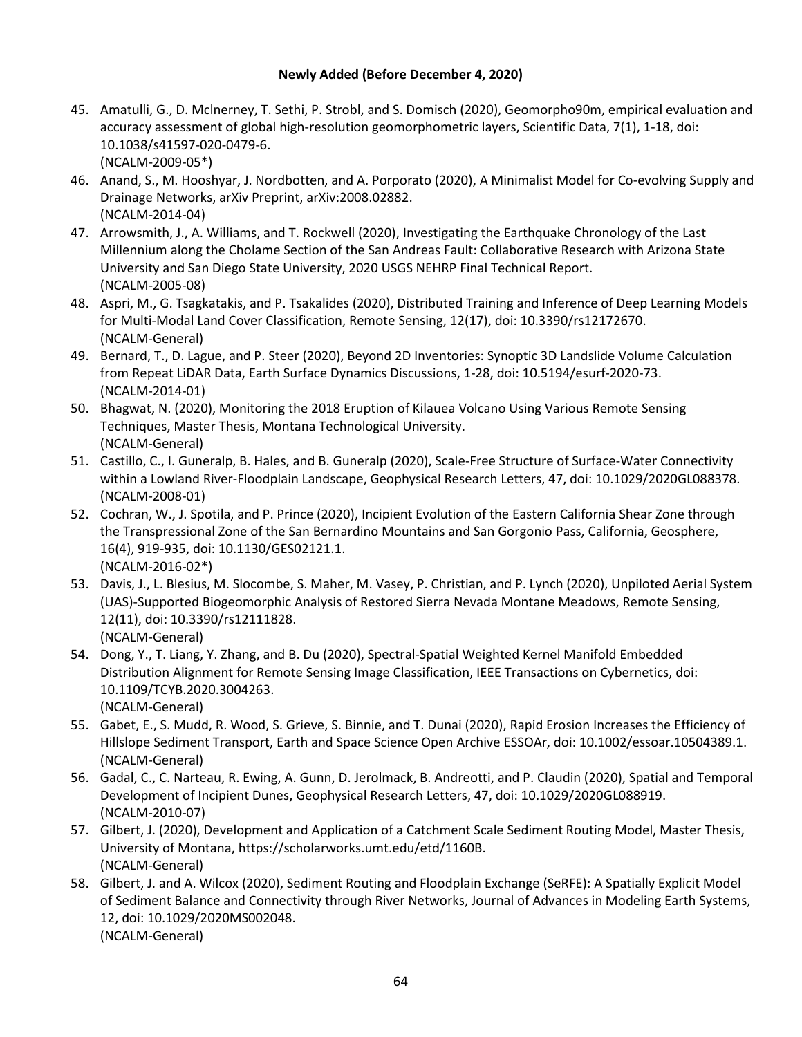**Newly Added (Before December 4, 2020)**

45. Amatulli, G., D. McInerney, T. Sethi, P. Strobl, and S. Domisch (2020), Geomorpho90m, empirical evaluation and accuracy assessment of global high-resolution geomorphometric layers, Scientific Data, 7(1), 1-18, doi: 10.1038/s41597-020-0479-6.
    (NCALM-2009-05*)
46. Anand, S., M. Hooshyar, J. Nordbotten, and A. Porporato (2020), A Minimalist Model for Co-evolving Supply and Drainage Networks, arXiv Preprint, arXiv:2008.02882.
    (NCALM-2014-04)
47. Arrowsmith, J., A. Williams, and T. Rockwell (2020), Investigating the Earthquake Chronology of the Last Millennium along the Cholame Section of the San Andreas Fault: Collaborative Research with Arizona State University and San Diego State University, 2020 USGS NEHRP Final Technical Report.
    (NCALM-2005-08)
48. Aspri, M., G. Tsagkatakis, and P. Tsakalides (2020), Distributed Training and Inference of Deep Learning Models for Multi-Modal Land Cover Classification, Remote Sensing, 12(17), doi: 10.3390/rs12172670.
    (NCALM-General)
49. Bernard, T., D. Lague, and P. Steer (2020), Beyond 2D Inventories: Synoptic 3D Landslide Volume Calculation from Repeat LiDAR Data, Earth Surface Dynamics Discussions, 1-28, doi: 10.5194/esurf-2020-73.
    (NCALM-2014-01)
50. Bhagwat, N. (2020), Monitoring the 2018 Eruption of Kilauea Volcano Using Various Remote Sensing Techniques, Master Thesis, Montana Technological University.
    (NCALM-General)
51. Castillo, C., I. Guneralp, B. Hales, and B. Guneralp (2020), Scale-Free Structure of Surface-Water Connectivity within a Lowland River-Floodplain Landscape, Geophysical Research Letters, 47, doi: 10.1029/2020GL088378.
    (NCALM-2008-01)
52. Cochran, W., J. Spotila, and P. Prince (2020), Incipient Evolution of the Eastern California Shear Zone through the Transpressional Zone of the San Bernardino Mountains and San Gorgonio Pass, California, Geosphere, 16(4), 919-935, doi: 10.1130/GES02121.1.
    (NCALM-2016-02*)
53. Davis, J., L. Blesius, M. Slocombe, S. Maher, M. Vasey, P. Christian, and P. Lynch (2020), Unpiloted Aerial System (UAS)-Supported Biogeomorphic Analysis of Restored Sierra Nevada Montane Meadows, Remote Sensing, 12(11), doi: 10.3390/rs12111828.
    (NCALM-General)
54. Dong, Y., T. Liang, Y. Zhang, and B. Du (2020), Spectral-Spatial Weighted Kernel Manifold Embedded Distribution Alignment for Remote Sensing Image Classification, IEEE Transactions on Cybernetics, doi: 10.1109/TCYB.2020.3004263.
    (NCALM-General)
55. Gabet, E., S. Mudd, R. Wood, S. Grieve, S. Binnie, and T. Dunai (2020), Rapid Erosion Increases the Efficiency of Hillslope Sediment Transport, Earth and Space Science Open Archive ESSOAr, doi: 10.1002/essoar.10504389.1.
    (NCALM-General)
56. Gadal, C., C. Narteau, R. Ewing, A. Gunn, D. Jerolmack, B. Andreotti, and P. Claudin (2020), Spatial and Temporal Development of Incipient Dunes, Geophysical Research Letters, 47, doi: 10.1029/2020GL088919.
    (NCALM-2010-07)
57. Gilbert, J. (2020), Development and Application of a Catchment Scale Sediment Routing Model, Master Thesis, University of Montana, https://scholarworks.umt.edu/etd/1160B.
    (NCALM-General)
58. Gilbert, J. and A. Wilcox (2020), Sediment Routing and Floodplain Exchange (SeRFE): A Spatially Explicit Model of Sediment Balance and Connectivity through River Networks, Journal of Advances in Modeling Earth Systems, 12, doi: 10.1029/2020MS002048.
    (NCALM-General)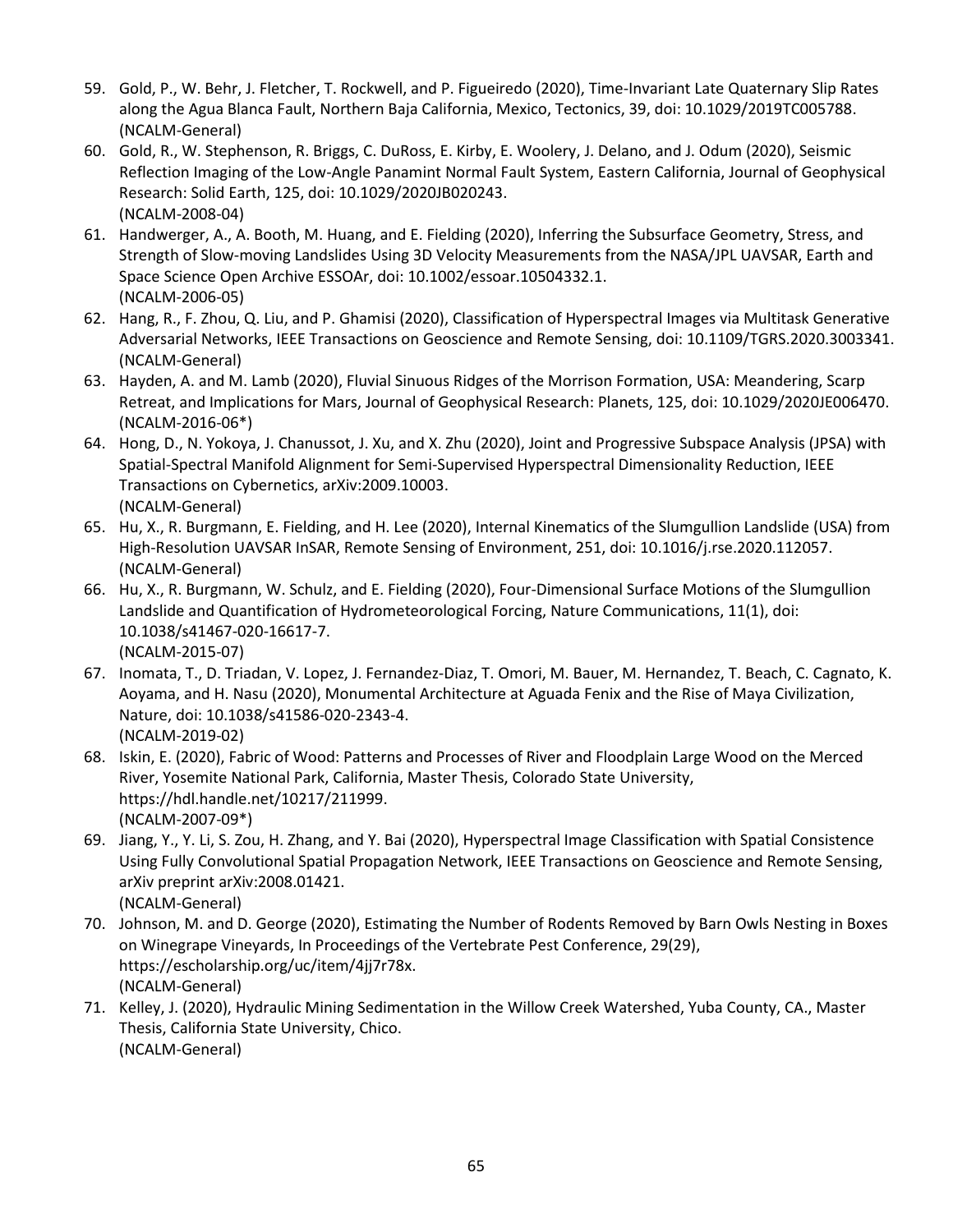59. Gold, P., W. Behr, J. Fletcher, T. Rockwell, and P. Figueiredo (2020), Time-Invariant Late Quaternary Slip Rates along the Agua Blanca Fault, Northern Baja California, Mexico, Tectonics, 39, doi: 10.1029/2019TC005788. (NCALM-General)
60. Gold, R., W. Stephenson, R. Briggs, C. DuRoss, E. Kirby, E. Woolery, J. Delano, and J. Odum (2020), Seismic Reflection Imaging of the Low-Angle Panamint Normal Fault System, Eastern California, Journal of Geophysical Research: Solid Earth, 125, doi: 10.1029/2020JB020243.
(NCALM-2008-04)
61. Handwerger, A., A. Booth, M. Huang, and E. Fielding (2020), Inferring the Subsurface Geometry, Stress, and Strength of Slow-moving Landslides Using 3D Velocity Measurements from the NASA/JPL UAVSAR, Earth and Space Science Open Archive ESSOAr, doi: 10.1002/essoar.10504332.1.
(NCALM-2006-05)
62. Hang, R., F. Zhou, Q. Liu, and P. Ghamisi (2020), Classification of Hyperspectral Images via Multitask Generative Adversarial Networks, IEEE Transactions on Geoscience and Remote Sensing, doi: 10.1109/TGRS.2020.3003341. (NCALM-General)
63. Hayden, A. and M. Lamb (2020), Fluvial Sinuous Ridges of the Morrison Formation, USA: Meandering, Scarp Retreat, and Implications for Mars, Journal of Geophysical Research: Planets, 125, doi: 10.1029/2020JE006470. (NCALM-2016-06*)
64. Hong, D., N. Yokoya, J. Chanussot, J. Xu, and X. Zhu (2020), Joint and Progressive Subspace Analysis (JPSA) with Spatial-Spectral Manifold Alignment for Semi-Supervised Hyperspectral Dimensionality Reduction, IEEE Transactions on Cybernetics, arXiv:2009.10003.
(NCALM-General)
65. Hu, X., R. Burgmann, E. Fielding, and H. Lee (2020), Internal Kinematics of the Slumgullion Landslide (USA) from High-Resolution UAVSAR InSAR, Remote Sensing of Environment, 251, doi: 10.1016/j.rse.2020.112057. (NCALM-General)
66. Hu, X., R. Burgmann, W. Schulz, and E. Fielding (2020), Four-Dimensional Surface Motions of the Slumgullion Landslide and Quantification of Hydrometeorological Forcing, Nature Communications, 11(1), doi: 10.1038/s41467-020-16617-7.
(NCALM-2015-07)
67. Inomata, T., D. Triadan, V. Lopez, J. Fernandez-Diaz, T. Omori, M. Bauer, M. Hernandez, T. Beach, C. Cagnato, K. Aoyama, and H. Nasu (2020), Monumental Architecture at Aguada Fenix and the Rise of Maya Civilization, Nature, doi: 10.1038/s41586-020-2343-4.
(NCALM-2019-02)
68. Iskin, E. (2020), Fabric of Wood: Patterns and Processes of River and Floodplain Large Wood on the Merced River, Yosemite National Park, California, Master Thesis, Colorado State University, https://hdl.handle.net/10217/211999.
(NCALM-2007-09*)
69. Jiang, Y., Y. Li, S. Zou, H. Zhang, and Y. Bai (2020), Hyperspectral Image Classification with Spatial Consistence Using Fully Convolutional Spatial Propagation Network, IEEE Transactions on Geoscience and Remote Sensing, arXiv preprint arXiv:2008.01421.
(NCALM-General)
70. Johnson, M. and D. George (2020), Estimating the Number of Rodents Removed by Barn Owls Nesting in Boxes on Winegrape Vineyards, In Proceedings of the Vertebrate Pest Conference, 29(29), https://escholarship.org/uc/item/4jj7r78x.
(NCALM-General)
71. Kelley, J. (2020), Hydraulic Mining Sedimentation in the Willow Creek Watershed, Yuba County, CA., Master Thesis, California State University, Chico.
(NCALM-General)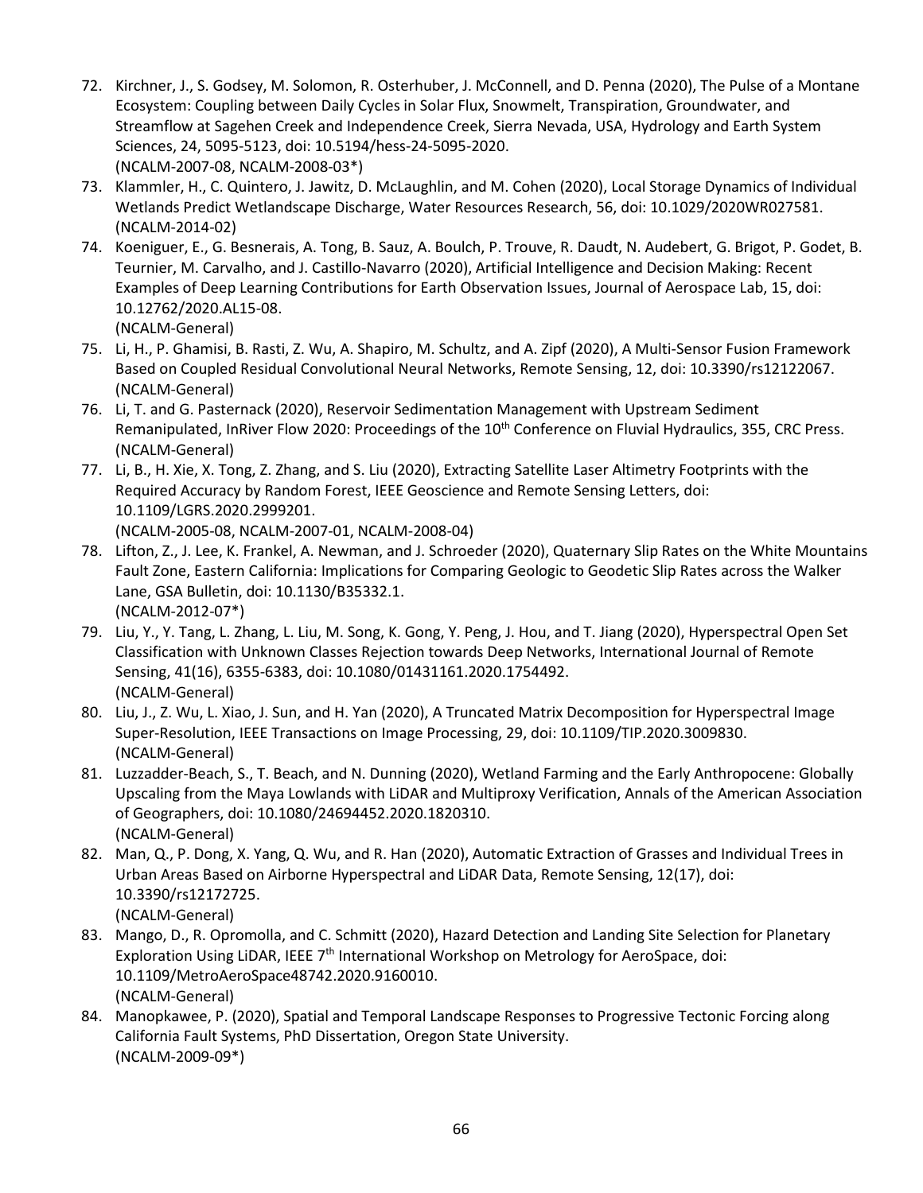72. Kirchner, J., S. Godsey, M. Solomon, R. Osterhuber, J. McConnell, and D. Penna (2020), The Pulse of a Montane Ecosystem: Coupling between Daily Cycles in Solar Flux, Snowmelt, Transpiration, Groundwater, and Streamflow at Sagehen Creek and Independence Creek, Sierra Nevada, USA, Hydrology and Earth System Sciences, 24, 5095-5123, doi: 10.5194/hess-24-5095-2020.
(NCALM-2007-08, NCALM-2008-03*)
73. Klammler, H., C. Quintero, J. Jawitz, D. McLaughlin, and M. Cohen (2020), Local Storage Dynamics of Individual Wetlands Predict Wetlandscape Discharge, Water Resources Research, 56, doi: 10.1029/2020WR027581.
(NCALM-2014-02)
74. Koeniguer, E., G. Besnerais, A. Tong, B. Sauz, A. Boulch, P. Trouve, R. Daudt, N. Audebert, G. Brigot, P. Godet, B. Teurnier, M. Carvalho, and J. Castillo-Navarro (2020), Artificial Intelligence and Decision Making: Recent Examples of Deep Learning Contributions for Earth Observation Issues, Journal of Aerospace Lab, 15, doi: 10.12762/2020.AL15-08.
(NCALM-General)
75. Li, H., P. Ghamisi, B. Rasti, Z. Wu, A. Shapiro, M. Schultz, and A. Zipf (2020), A Multi-Sensor Fusion Framework Based on Coupled Residual Convolutional Neural Networks, Remote Sensing, 12, doi: 10.3390/rs12122067.
(NCALM-General)
76. Li, T. and G. Pasternack (2020), Reservoir Sedimentation Management with Upstream Sediment Remanipulated, InRiver Flow 2020: Proceedings of the 10th Conference on Fluvial Hydraulics, 355, CRC Press.
(NCALM-General)
77. Li, B., H. Xie, X. Tong, Z. Zhang, and S. Liu (2020), Extracting Satellite Laser Altimetry Footprints with the Required Accuracy by Random Forest, IEEE Geoscience and Remote Sensing Letters, doi: 10.1109/LGRS.2020.2999201.
(NCALM-2005-08, NCALM-2007-01, NCALM-2008-04)
78. Lifton, Z., J. Lee, K. Frankel, A. Newman, and J. Schroeder (2020), Quaternary Slip Rates on the White Mountains Fault Zone, Eastern California: Implications for Comparing Geologic to Geodetic Slip Rates across the Walker Lane, GSA Bulletin, doi: 10.1130/B35332.1.
(NCALM-2012-07*)
79. Liu, Y., Y. Tang, L. Zhang, L. Liu, M. Song, K. Gong, Y. Peng, J. Hou, and T. Jiang (2020), Hyperspectral Open Set Classification with Unknown Classes Rejection towards Deep Networks, International Journal of Remote Sensing, 41(16), 6355-6383, doi: 10.1080/01431161.2020.1754492.
(NCALM-General)
80. Liu, J., Z. Wu, L. Xiao, J. Sun, and H. Yan (2020), A Truncated Matrix Decomposition for Hyperspectral Image Super-Resolution, IEEE Transactions on Image Processing, 29, doi: 10.1109/TIP.2020.3009830.
(NCALM-General)
81. Luzzadder-Beach, S., T. Beach, and N. Dunning (2020), Wetland Farming and the Early Anthropocene: Globally Upscaling from the Maya Lowlands with LiDAR and Multiproxy Verification, Annals of the American Association of Geographers, doi: 10.1080/24694452.2020.1820310.
(NCALM-General)
82. Man, Q., P. Dong, X. Yang, Q. Wu, and R. Han (2020), Automatic Extraction of Grasses and Individual Trees in Urban Areas Based on Airborne Hyperspectral and LiDAR Data, Remote Sensing, 12(17), doi: 10.3390/rs12172725.
(NCALM-General)
83. Mango, D., R. Opromolla, and C. Schmitt (2020), Hazard Detection and Landing Site Selection for Planetary Exploration Using LiDAR, IEEE 7th International Workshop on Metrology for AeroSpace, doi: 10.1109/MetroAeroSpace48742.2020.9160010.
(NCALM-General)
84. Manopkawee, P. (2020), Spatial and Temporal Landscape Responses to Progressive Tectonic Forcing along California Fault Systems, PhD Dissertation, Oregon State University.
(NCALM-2009-09*)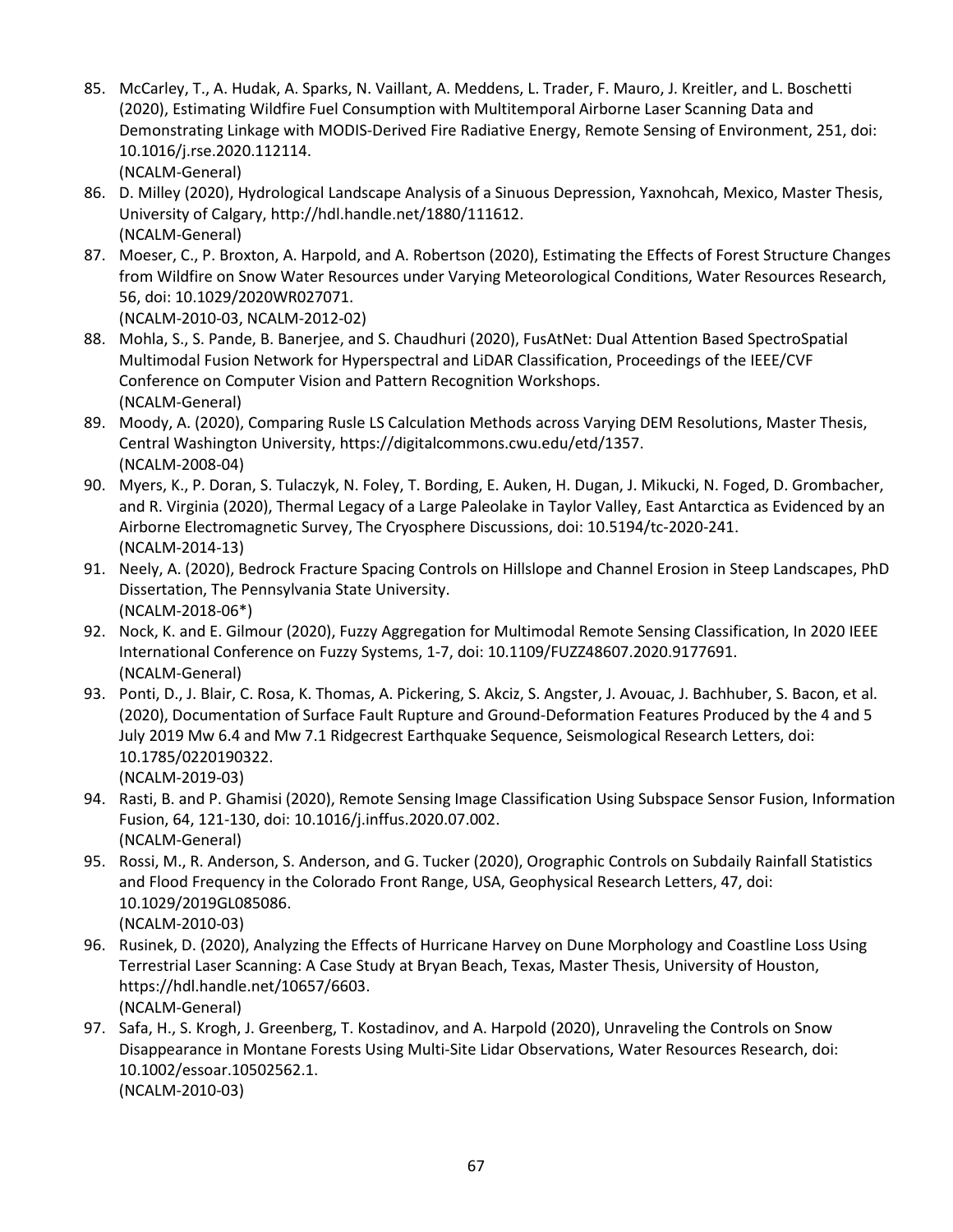85. McCarley, T., A. Hudak, A. Sparks, N. Vaillant, A. Meddens, L. Trader, F. Mauro, J. Kreitler, and L. Boschetti (2020), Estimating Wildfire Fuel Consumption with Multitemporal Airborne Laser Scanning Data and Demonstrating Linkage with MODIS-Derived Fire Radiative Energy, Remote Sensing of Environment, 251, doi: 10.1016/j.rse.2020.112114.
    (NCALM-General)
86. D. Milley (2020), Hydrological Landscape Analysis of a Sinuous Depression, Yaxnohcah, Mexico, Master Thesis, University of Calgary, http://hdl.handle.net/1880/111612.
    (NCALM-General)
87. Moeser, C., P. Broxton, A. Harpold, and A. Robertson (2020), Estimating the Effects of Forest Structure Changes from Wildfire on Snow Water Resources under Varying Meteorological Conditions, Water Resources Research, 56, doi: 10.1029/2020WR027071.
    (NCALM-2010-03, NCALM-2012-02)
88. Mohla, S., S. Pande, B. Banerjee, and S. Chaudhuri (2020), FusAtNet: Dual Attention Based SpectroSpatial Multimodal Fusion Network for Hyperspectral and LiDAR Classification, Proceedings of the IEEE/CVF Conference on Computer Vision and Pattern Recognition Workshops.
    (NCALM-General)
89. Moody, A. (2020), Comparing Rusle LS Calculation Methods across Varying DEM Resolutions, Master Thesis, Central Washington University, https://digitalcommons.cwu.edu/etd/1357.
    (NCALM-2008-04)
90. Myers, K., P. Doran, S. Tulaczyk, N. Foley, T. Bording, E. Auken, H. Dugan, J. Mikucki, N. Foged, D. Grombacher, and R. Virginia (2020), Thermal Legacy of a Large Paleolake in Taylor Valley, East Antarctica as Evidenced by an Airborne Electromagnetic Survey, The Cryosphere Discussions, doi: 10.5194/tc-2020-241.
    (NCALM-2014-13)
91. Neely, A. (2020), Bedrock Fracture Spacing Controls on Hillslope and Channel Erosion in Steep Landscapes, PhD Dissertation, The Pennsylvania State University.
    (NCALM-2018-06*)
92. Nock, K. and E. Gilmour (2020), Fuzzy Aggregation for Multimodal Remote Sensing Classification, In 2020 IEEE International Conference on Fuzzy Systems, 1-7, doi: 10.1109/FUZZ48607.2020.9177691.
    (NCALM-General)
93. Ponti, D., J. Blair, C. Rosa, K. Thomas, A. Pickering, S. Akciz, S. Angster, J. Avouac, J. Bachhuber, S. Bacon, et al. (2020), Documentation of Surface Fault Rupture and Ground-Deformation Features Produced by the 4 and 5 July 2019 Mw 6.4 and Mw 7.1 Ridgecrest Earthquake Sequence, Seismological Research Letters, doi: 10.1785/0220190322.
    (NCALM-2019-03)
94. Rasti, B. and P. Ghamisi (2020), Remote Sensing Image Classification Using Subspace Sensor Fusion, Information Fusion, 64, 121-130, doi: 10.1016/j.inffus.2020.07.002.
    (NCALM-General)
95. Rossi, M., R. Anderson, S. Anderson, and G. Tucker (2020), Orographic Controls on Subdaily Rainfall Statistics and Flood Frequency in the Colorado Front Range, USA, Geophysical Research Letters, 47, doi: 10.1029/2019GL085086.
    (NCALM-2010-03)
96. Rusinek, D. (2020), Analyzing the Effects of Hurricane Harvey on Dune Morphology and Coastline Loss Using Terrestrial Laser Scanning: A Case Study at Bryan Beach, Texas, Master Thesis, University of Houston, https://hdl.handle.net/10657/6603.
    (NCALM-General)
97. Safa, H., S. Krogh, J. Greenberg, T. Kostadinov, and A. Harpold (2020), Unraveling the Controls on Snow Disappearance in Montane Forests Using Multi-Site Lidar Observations, Water Resources Research, doi: 10.1002/essoar.10502562.1.
    (NCALM-2010-03)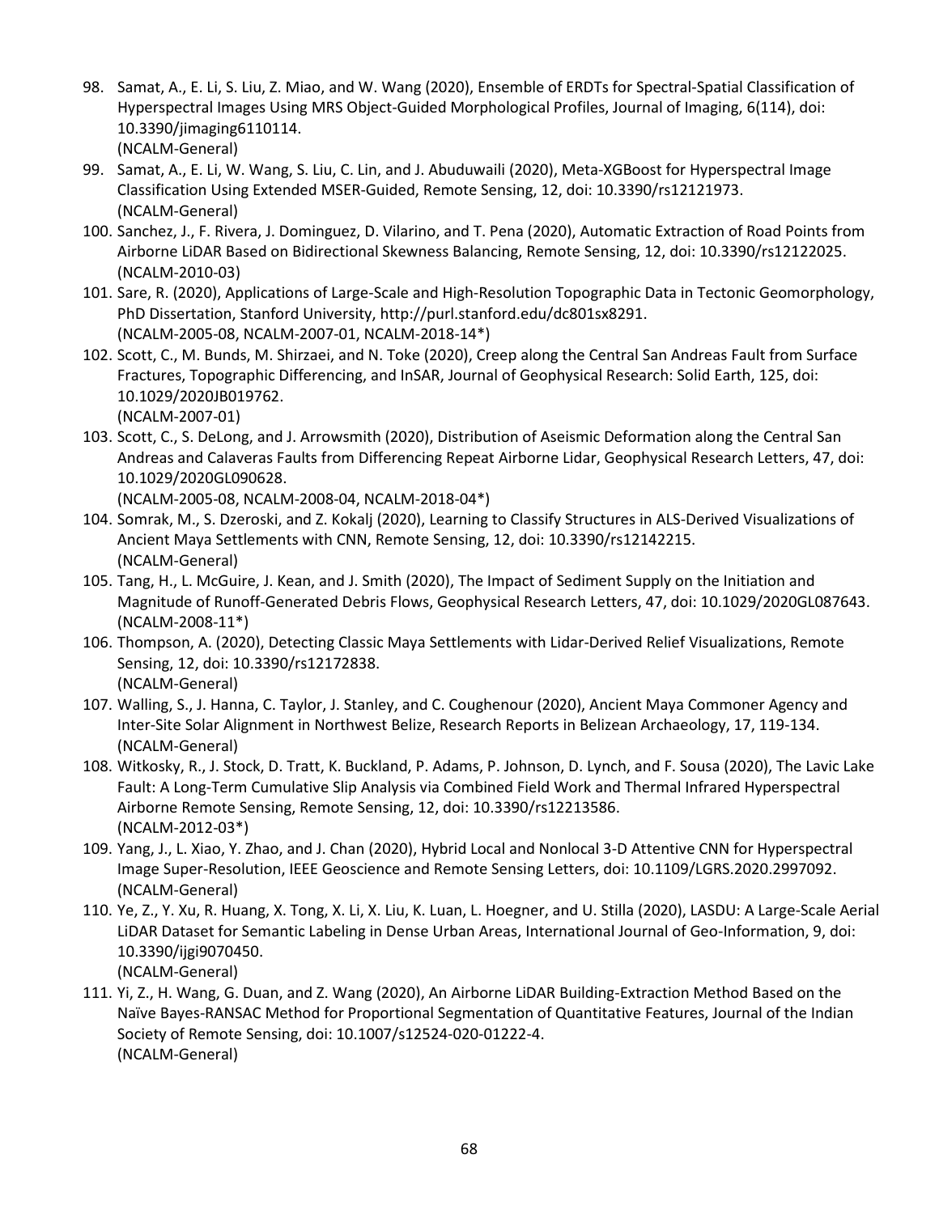98. Samat, A., E. Li, S. Liu, Z. Miao, and W. Wang (2020), Ensemble of ERDTs for Spectral-Spatial Classification of Hyperspectral Images Using MRS Object-Guided Morphological Profiles, Journal of Imaging, 6(114), doi: 10.3390/jimaging6110114.
(NCALM-General)
99. Samat, A., E. Li, W. Wang, S. Liu, C. Lin, and J. Abuduwaili (2020), Meta-XGBoost for Hyperspectral Image Classification Using Extended MSER-Guided, Remote Sensing, 12, doi: 10.3390/rs12121973.
(NCALM-General)
100. Sanchez, J., F. Rivera, J. Dominguez, D. Vilarino, and T. Pena (2020), Automatic Extraction of Road Points from Airborne LiDAR Based on Bidirectional Skewness Balancing, Remote Sensing, 12, doi: 10.3390/rs12122025.
(NCALM-2010-03)
101. Sare, R. (2020), Applications of Large-Scale and High-Resolution Topographic Data in Tectonic Geomorphology, PhD Dissertation, Stanford University, http://purl.stanford.edu/dc801sx8291.
(NCALM-2005-08, NCALM-2007-01, NCALM-2018-14*)
102. Scott, C., M. Bunds, M. Shirzaei, and N. Toke (2020), Creep along the Central San Andreas Fault from Surface Fractures, Topographic Differencing, and InSAR, Journal of Geophysical Research: Solid Earth, 125, doi: 10.1029/2020JB019762.
(NCALM-2007-01)
103. Scott, C., S. DeLong, and J. Arrowsmith (2020), Distribution of Aseismic Deformation along the Central San Andreas and Calaveras Faults from Differencing Repeat Airborne Lidar, Geophysical Research Letters, 47, doi: 10.1029/2020GL090628.
(NCALM-2005-08, NCALM-2008-04, NCALM-2018-04*)
104. Somrak, M., S. Dzeroski, and Z. Kokalj (2020), Learning to Classify Structures in ALS-Derived Visualizations of Ancient Maya Settlements with CNN, Remote Sensing, 12, doi: 10.3390/rs12142215.
(NCALM-General)
105. Tang, H., L. McGuire, J. Kean, and J. Smith (2020), The Impact of Sediment Supply on the Initiation and Magnitude of Runoff-Generated Debris Flows, Geophysical Research Letters, 47, doi: 10.1029/2020GL087643.
(NCALM-2008-11*)
106. Thompson, A. (2020), Detecting Classic Maya Settlements with Lidar-Derived Relief Visualizations, Remote Sensing, 12, doi: 10.3390/rs12172838.
(NCALM-General)
107. Walling, S., J. Hanna, C. Taylor, J. Stanley, and C. Coughenour (2020), Ancient Maya Commoner Agency and Inter-Site Solar Alignment in Northwest Belize, Research Reports in Belizean Archaeology, 17, 119-134.
(NCALM-General)
108. Witkosky, R., J. Stock, D. Tratt, K. Buckland, P. Adams, P. Johnson, D. Lynch, and F. Sousa (2020), The Lavic Lake Fault: A Long-Term Cumulative Slip Analysis via Combined Field Work and Thermal Infrared Hyperspectral Airborne Remote Sensing, Remote Sensing, 12, doi: 10.3390/rs12213586.
(NCALM-2012-03*)
109. Yang, J., L. Xiao, Y. Zhao, and J. Chan (2020), Hybrid Local and Nonlocal 3-D Attentive CNN for Hyperspectral Image Super-Resolution, IEEE Geoscience and Remote Sensing Letters, doi: 10.1109/LGRS.2020.2997092.
(NCALM-General)
110. Ye, Z., Y. Xu, R. Huang, X. Tong, X. Li, X. Liu, K. Luan, L. Hoegner, and U. Stilla (2020), LASDU: A Large-Scale Aerial LiDAR Dataset for Semantic Labeling in Dense Urban Areas, International Journal of Geo-Information, 9, doi: 10.3390/ijgi9070450.
(NCALM-General)
111. Yi, Z., H. Wang, G. Duan, and Z. Wang (2020), An Airborne LiDAR Building-Extraction Method Based on the Naïve Bayes-RANSAC Method for Proportional Segmentation of Quantitative Features, Journal of the Indian Society of Remote Sensing, doi: 10.1007/s12524-020-01222-4.
(NCALM-General)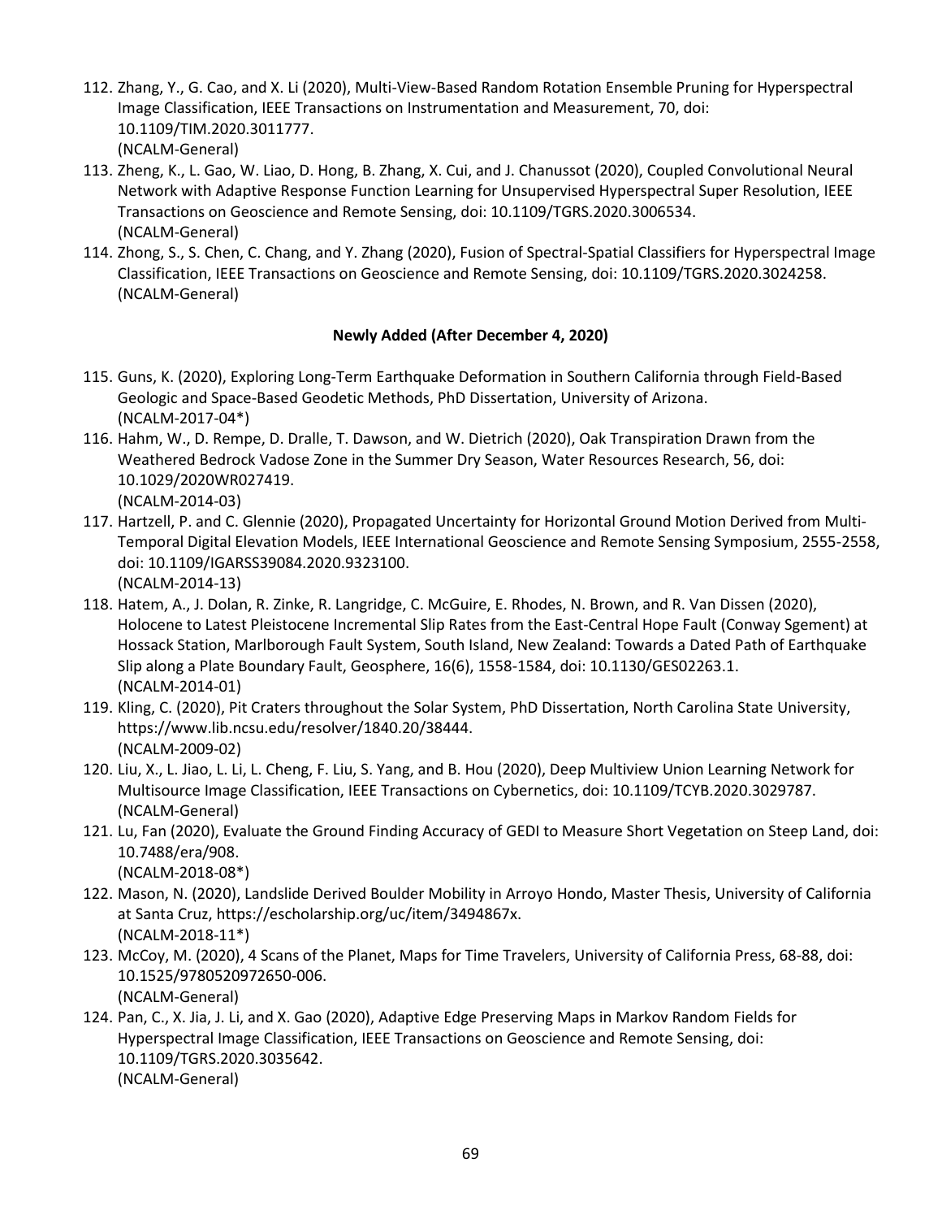112. Zhang, Y., G. Cao, and X. Li (2020), Multi-View-Based Random Rotation Ensemble Pruning for Hyperspectral Image Classification, IEEE Transactions on Instrumentation and Measurement, 70, doi: 10.1109/TIM.2020.3011777.
(NCALM-General)
113. Zheng, K., L. Gao, W. Liao, D. Hong, B. Zhang, X. Cui, and J. Chanussot (2020), Coupled Convolutional Neural Network with Adaptive Response Function Learning for Unsupervised Hyperspectral Super Resolution, IEEE Transactions on Geoscience and Remote Sensing, doi: 10.1109/TGRS.2020.3006534.
(NCALM-General)
114. Zhong, S., S. Chen, C. Chang, and Y. Zhang (2020), Fusion of Spectral-Spatial Classifiers for Hyperspectral Image Classification, IEEE Transactions on Geoscience and Remote Sensing, doi: 10.1109/TGRS.2020.3024258.
(NCALM-General)

**Newly Added (After December 4, 2020)**

115. Guns, K. (2020), Exploring Long-Term Earthquake Deformation in Southern California through Field-Based Geologic and Space-Based Geodetic Methods, PhD Dissertation, University of Arizona.
(NCALM-2017-04*)
116. Hahm, W., D. Rempe, D. Dralle, T. Dawson, and W. Dietrich (2020), Oak Transpiration Drawn from the Weathered Bedrock Vadose Zone in the Summer Dry Season, Water Resources Research, 56, doi: 10.1029/2020WR027419.
(NCALM-2014-03)
117. Hartzell, P. and C. Glennie (2020), Propagated Uncertainty for Horizontal Ground Motion Derived from Multi-Temporal Digital Elevation Models, IEEE International Geoscience and Remote Sensing Symposium, 2555-2558, doi: 10.1109/IGARSS39084.2020.9323100.
(NCALM-2014-13)
118. Hatem, A., J. Dolan, R. Zinke, R. Langridge, C. McGuire, E. Rhodes, N. Brown, and R. Van Dissen (2020), Holocene to Latest Pleistocene Incremental Slip Rates from the East-Central Hope Fault (Conway Sgement) at Hossack Station, Marlborough Fault System, South Island, New Zealand: Towards a Dated Path of Earthquake Slip along a Plate Boundary Fault, Geosphere, 16(6), 1558-1584, doi: 10.1130/GES02263.1.
(NCALM-2014-01)
119. Kling, C. (2020), Pit Craters throughout the Solar System, PhD Dissertation, North Carolina State University, https://www.lib.ncsu.edu/resolver/1840.20/38444.
(NCALM-2009-02)
120. Liu, X., L. Jiao, L. Li, L. Cheng, F. Liu, S. Yang, and B. Hou (2020), Deep Multiview Union Learning Network for Multisource Image Classification, IEEE Transactions on Cybernetics, doi: 10.1109/TCYB.2020.3029787.
(NCALM-General)
121. Lu, Fan (2020), Evaluate the Ground Finding Accuracy of GEDI to Measure Short Vegetation on Steep Land, doi: 10.7488/era/908.
(NCALM-2018-08*)
122. Mason, N. (2020), Landslide Derived Boulder Mobility in Arroyo Hondo, Master Thesis, University of California at Santa Cruz, https://escholarship.org/uc/item/3494867x.
(NCALM-2018-11*)
123. McCoy, M. (2020), 4 Scans of the Planet, Maps for Time Travelers, University of California Press, 68-88, doi: 10.1525/9780520972650-006.
(NCALM-General)
124. Pan, C., X. Jia, J. Li, and X. Gao (2020), Adaptive Edge Preserving Maps in Markov Random Fields for Hyperspectral Image Classification, IEEE Transactions on Geoscience and Remote Sensing, doi: 10.1109/TGRS.2020.3035642.
(NCALM-General)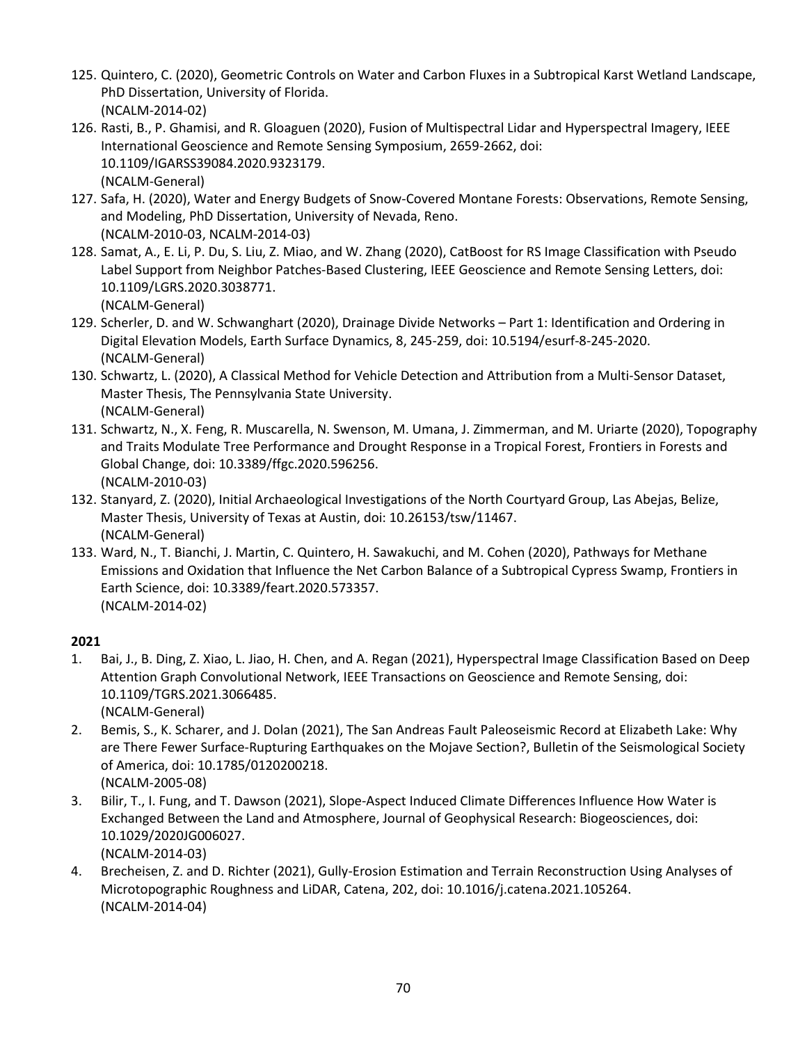125. Quintero, C. (2020), Geometric Controls on Water and Carbon Fluxes in a Subtropical Karst Wetland Landscape, PhD Dissertation, University of Florida.
(NCALM-2014-02)
126. Rasti, B., P. Ghamisi, and R. Gloaguen (2020), Fusion of Multispectral Lidar and Hyperspectral Imagery, IEEE International Geoscience and Remote Sensing Symposium, 2659-2662, doi: 10.1109/IGARSS39084.2020.9323179.
(NCALM-General)
127. Safa, H. (2020), Water and Energy Budgets of Snow-Covered Montane Forests: Observations, Remote Sensing, and Modeling, PhD Dissertation, University of Nevada, Reno.
(NCALM-2010-03, NCALM-2014-03)
128. Samat, A., E. Li, P. Du, S. Liu, Z. Miao, and W. Zhang (2020), CatBoost for RS Image Classification with Pseudo Label Support from Neighbor Patches-Based Clustering, IEEE Geoscience and Remote Sensing Letters, doi: 10.1109/LGRS.2020.3038771.
(NCALM-General)
129. Scherler, D. and W. Schwanghart (2020), Drainage Divide Networks – Part 1: Identification and Ordering in Digital Elevation Models, Earth Surface Dynamics, 8, 245-259, doi: 10.5194/esurf-8-245-2020.
(NCALM-General)
130. Schwartz, L. (2020), A Classical Method for Vehicle Detection and Attribution from a Multi-Sensor Dataset, Master Thesis, The Pennsylvania State University.
(NCALM-General)
131. Schwartz, N., X. Feng, R. Muscarella, N. Swenson, M. Umana, J. Zimmerman, and M. Uriarte (2020), Topography and Traits Modulate Tree Performance and Drought Response in a Tropical Forest, Frontiers in Forests and Global Change, doi: 10.3389/ffgc.2020.596256.
(NCALM-2010-03)
132. Stanyard, Z. (2020), Initial Archaeological Investigations of the North Courtyard Group, Las Abejas, Belize, Master Thesis, University of Texas at Austin, doi: 10.26153/tsw/11467.
(NCALM-General)
133. Ward, N., T. Bianchi, J. Martin, C. Quintero, H. Sawakuchi, and M. Cohen (2020), Pathways for Methane Emissions and Oxidation that Influence the Net Carbon Balance of a Subtropical Cypress Swamp, Frontiers in Earth Science, doi: 10.3389/feart.2020.573357.
(NCALM-2014-02)

**2021**

1. Bai, J., B. Ding, Z. Xiao, L. Jiao, H. Chen, and A. Regan (2021), Hyperspectral Image Classification Based on Deep Attention Graph Convolutional Network, IEEE Transactions on Geoscience and Remote Sensing, doi: 10.1109/TGRS.2021.3066485.
(NCALM-General)
2. Bemis, S., K. Scharer, and J. Dolan (2021), The San Andreas Fault Paleoseismic Record at Elizabeth Lake: Why are There Fewer Surface-Rupturing Earthquakes on the Mojave Section?, Bulletin of the Seismological Society of America, doi: 10.1785/0120200218.
(NCALM-2005-08)
3. Bilir, T., I. Fung, and T. Dawson (2021), Slope-Aspect Induced Climate Differences Influence How Water is Exchanged Between the Land and Atmosphere, Journal of Geophysical Research: Biogeosciences, doi: 10.1029/2020JG006027.
(NCALM-2014-03)
4. Brecheisen, Z. and D. Richter (2021), Gully-Erosion Estimation and Terrain Reconstruction Using Analyses of Microtopographic Roughness and LiDAR, Catena, 202, doi: 10.1016/j.catena.2021.105264.
(NCALM-2014-04)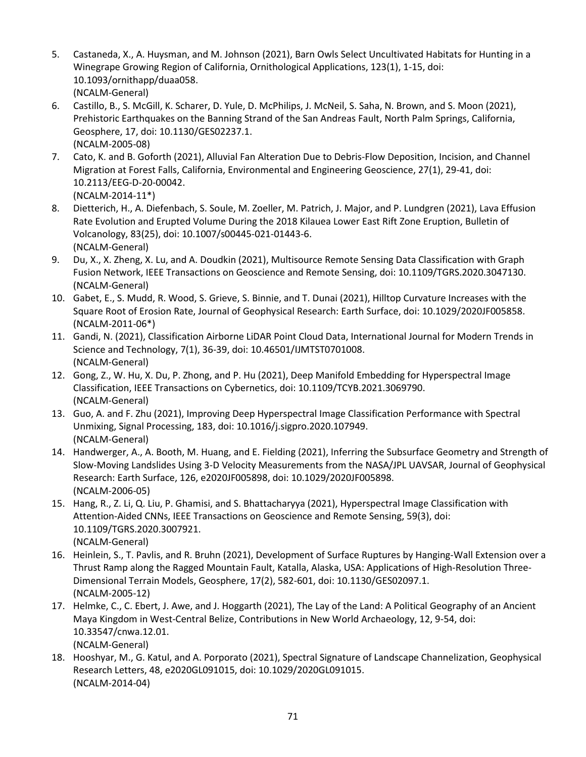5. Castaneda, X., A. Huysman, and M. Johnson (2021), Barn Owls Select Uncultivated Habitats for Hunting in a Winegrape Growing Region of California, Ornithological Applications, 123(1), 1-15, doi: 10.1093/ornithapp/duaa058.
   (NCALM-General)
6. Castillo, B., S. McGill, K. Scharer, D. Yule, D. McPhilips, J. McNeil, S. Saha, N. Brown, and S. Moon (2021), Prehistoric Earthquakes on the Banning Strand of the San Andreas Fault, North Palm Springs, California, Geosphere, 17, doi: 10.1130/GES02237.1.
   (NCALM-2005-08)
7. Cato, K. and B. Goforth (2021), Alluvial Fan Alteration Due to Debris-Flow Deposition, Incision, and Channel Migration at Forest Falls, California, Environmental and Engineering Geoscience, 27(1), 29-41, doi: 10.2113/EEG-D-20-00042.
   (NCALM-2014-11*)
8. Dietterich, H., A. Diefenbach, S. Soule, M. Zoeller, M. Patrich, J. Major, and P. Lundgren (2021), Lava Effusion Rate Evolution and Erupted Volume During the 2018 Kilauea Lower East Rift Zone Eruption, Bulletin of Volcanology, 83(25), doi: 10.1007/s00445-021-01443-6.
   (NCALM-General)
9. Du, X., X. Zheng, X. Lu, and A. Doudkin (2021), Multisource Remote Sensing Data Classification with Graph Fusion Network, IEEE Transactions on Geoscience and Remote Sensing, doi: 10.1109/TGRS.2020.3047130.
   (NCALM-General)
10. Gabet, E., S. Mudd, R. Wood, S. Grieve, S. Binnie, and T. Dunai (2021), Hilltop Curvature Increases with the Square Root of Erosion Rate, Journal of Geophysical Research: Earth Surface, doi: 10.1029/2020JF005858.
    (NCALM-2011-06*)
11. Gandi, N. (2021), Classification Airborne LiDAR Point Cloud Data, International Journal for Modern Trends in Science and Technology, 7(1), 36-39, doi: 10.46501/IJMTST0701008.
    (NCALM-General)
12. Gong, Z., W. Hu, X. Du, P. Zhong, and P. Hu (2021), Deep Manifold Embedding for Hyperspectral Image Classification, IEEE Transactions on Cybernetics, doi: 10.1109/TCYB.2021.3069790.
    (NCALM-General)
13. Guo, A. and F. Zhu (2021), Improving Deep Hyperspectral Image Classification Performance with Spectral Unmixing, Signal Processing, 183, doi: 10.1016/j.sigpro.2020.107949.
    (NCALM-General)
14. Handwerger, A., A. Booth, M. Huang, and E. Fielding (2021), Inferring the Subsurface Geometry and Strength of Slow-Moving Landslides Using 3-D Velocity Measurements from the NASA/JPL UAVSAR, Journal of Geophysical Research: Earth Surface, 126, e2020JF005898, doi: 10.1029/2020JF005898.
    (NCALM-2006-05)
15. Hang, R., Z. Li, Q. Liu, P. Ghamisi, and S. Bhattacharyya (2021), Hyperspectral Image Classification with Attention-Aided CNNs, IEEE Transactions on Geoscience and Remote Sensing, 59(3), doi: 10.1109/TGRS.2020.3007921.
    (NCALM-General)
16. Heinlein, S., T. Pavlis, and R. Bruhn (2021), Development of Surface Ruptures by Hanging-Wall Extension over a Thrust Ramp along the Ragged Mountain Fault, Katalla, Alaska, USA: Applications of High-Resolution Three-Dimensional Terrain Models, Geosphere, 17(2), 582-601, doi: 10.1130/GES02097.1.
    (NCALM-2005-12)
17. Helmke, C., C. Ebert, J. Awe, and J. Hoggarth (2021), The Lay of the Land: A Political Geography of an Ancient Maya Kingdom in West-Central Belize, Contributions in New World Archaeology, 12, 9-54, doi: 10.33547/cnwa.12.01.
    (NCALM-General)
18. Hooshyar, M., G. Katul, and A. Porporato (2021), Spectral Signature of Landscape Channelization, Geophysical Research Letters, 48, e2020GL091015, doi: 10.1029/2020GL091015.
    (NCALM-2014-04)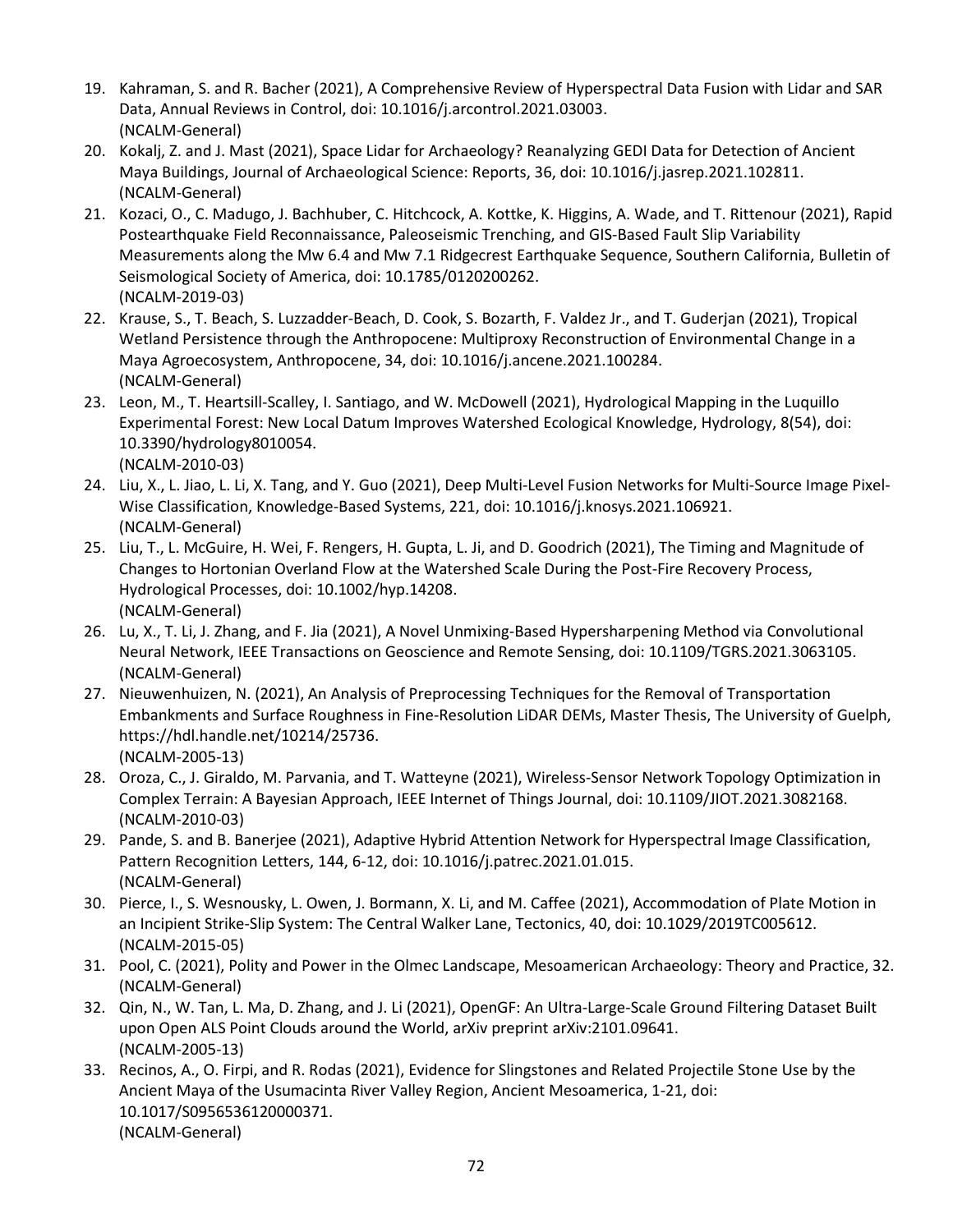19. Kahraman, S. and R. Bacher (2021), A Comprehensive Review of Hyperspectral Data Fusion with Lidar and SAR Data, Annual Reviews in Control, doi: 10.1016/j.arcontrol.2021.03003.
(NCALM-General)
20. Kokalj, Z. and J. Mast (2021), Space Lidar for Archaeology? Reanalyzing GEDI Data for Detection of Ancient Maya Buildings, Journal of Archaeological Science: Reports, 36, doi: 10.1016/j.jasrep.2021.102811.
(NCALM-General)
21. Kozaci, O., C. Madugo, J. Bachhuber, C. Hitchcock, A. Kottke, K. Higgins, A. Wade, and T. Rittenour (2021), Rapid Postearthquake Field Reconnaissance, Paleoseismic Trenching, and GIS-Based Fault Slip Variability Measurements along the Mw 6.4 and Mw 7.1 Ridgecrest Earthquake Sequence, Southern California, Bulletin of Seismological Society of America, doi: 10.1785/0120200262.
(NCALM-2019-03)
22. Krause, S., T. Beach, S. Luzzadder-Beach, D. Cook, S. Bozarth, F. Valdez Jr., and T. Guderjan (2021), Tropical Wetland Persistence through the Anthropocene: Multiproxy Reconstruction of Environmental Change in a Maya Agroecosystem, Anthropocene, 34, doi: 10.1016/j.ancene.2021.100284.
(NCALM-General)
23. Leon, M., T. Heartsill-Scalley, I. Santiago, and W. McDowell (2021), Hydrological Mapping in the Luquillo Experimental Forest: New Local Datum Improves Watershed Ecological Knowledge, Hydrology, 8(54), doi: 10.3390/hydrology8010054.
(NCALM-2010-03)
24. Liu, X., L. Jiao, L. Li, X. Tang, and Y. Guo (2021), Deep Multi-Level Fusion Networks for Multi-Source Image Pixel-Wise Classification, Knowledge-Based Systems, 221, doi: 10.1016/j.knosys.2021.106921.
(NCALM-General)
25. Liu, T., L. McGuire, H. Wei, F. Rengers, H. Gupta, L. Ji, and D. Goodrich (2021), The Timing and Magnitude of Changes to Hortonian Overland Flow at the Watershed Scale During the Post-Fire Recovery Process, Hydrological Processes, doi: 10.1002/hyp.14208.
(NCALM-General)
26. Lu, X., T. Li, J. Zhang, and F. Jia (2021), A Novel Unmixing-Based Hypersharpening Method via Convolutional Neural Network, IEEE Transactions on Geoscience and Remote Sensing, doi: 10.1109/TGRS.2021.3063105.
(NCALM-General)
27. Nieuwenhuizen, N. (2021), An Analysis of Preprocessing Techniques for the Removal of Transportation Embankments and Surface Roughness in Fine-Resolution LiDAR DEMs, Master Thesis, The University of Guelph, https://hdl.handle.net/10214/25736.
(NCALM-2005-13)
28. Oroza, C., J. Giraldo, M. Parvania, and T. Watteyne (2021), Wireless-Sensor Network Topology Optimization in Complex Terrain: A Bayesian Approach, IEEE Internet of Things Journal, doi: 10.1109/JIOT.2021.3082168.
(NCALM-2010-03)
29. Pande, S. and B. Banerjee (2021), Adaptive Hybrid Attention Network for Hyperspectral Image Classification, Pattern Recognition Letters, 144, 6-12, doi: 10.1016/j.patrec.2021.01.015.
(NCALM-General)
30. Pierce, I., S. Wesnousky, L. Owen, J. Bormann, X. Li, and M. Caffee (2021), Accommodation of Plate Motion in an Incipient Strike-Slip System: The Central Walker Lane, Tectonics, 40, doi: 10.1029/2019TC005612.
(NCALM-2015-05)
31. Pool, C. (2021), Polity and Power in the Olmec Landscape, Mesoamerican Archaeology: Theory and Practice, 32.
(NCALM-General)
32. Qin, N., W. Tan, L. Ma, D. Zhang, and J. Li (2021), OpenGF: An Ultra-Large-Scale Ground Filtering Dataset Built upon Open ALS Point Clouds around the World, arXiv preprint arXiv:2101.09641.
(NCALM-2005-13)
33. Recinos, A., O. Firpi, and R. Rodas (2021), Evidence for Slingstones and Related Projectile Stone Use by the Ancient Maya of the Usumacinta River Valley Region, Ancient Mesoamerica, 1-21, doi: 10.1017/S0956536120000371.
(NCALM-General)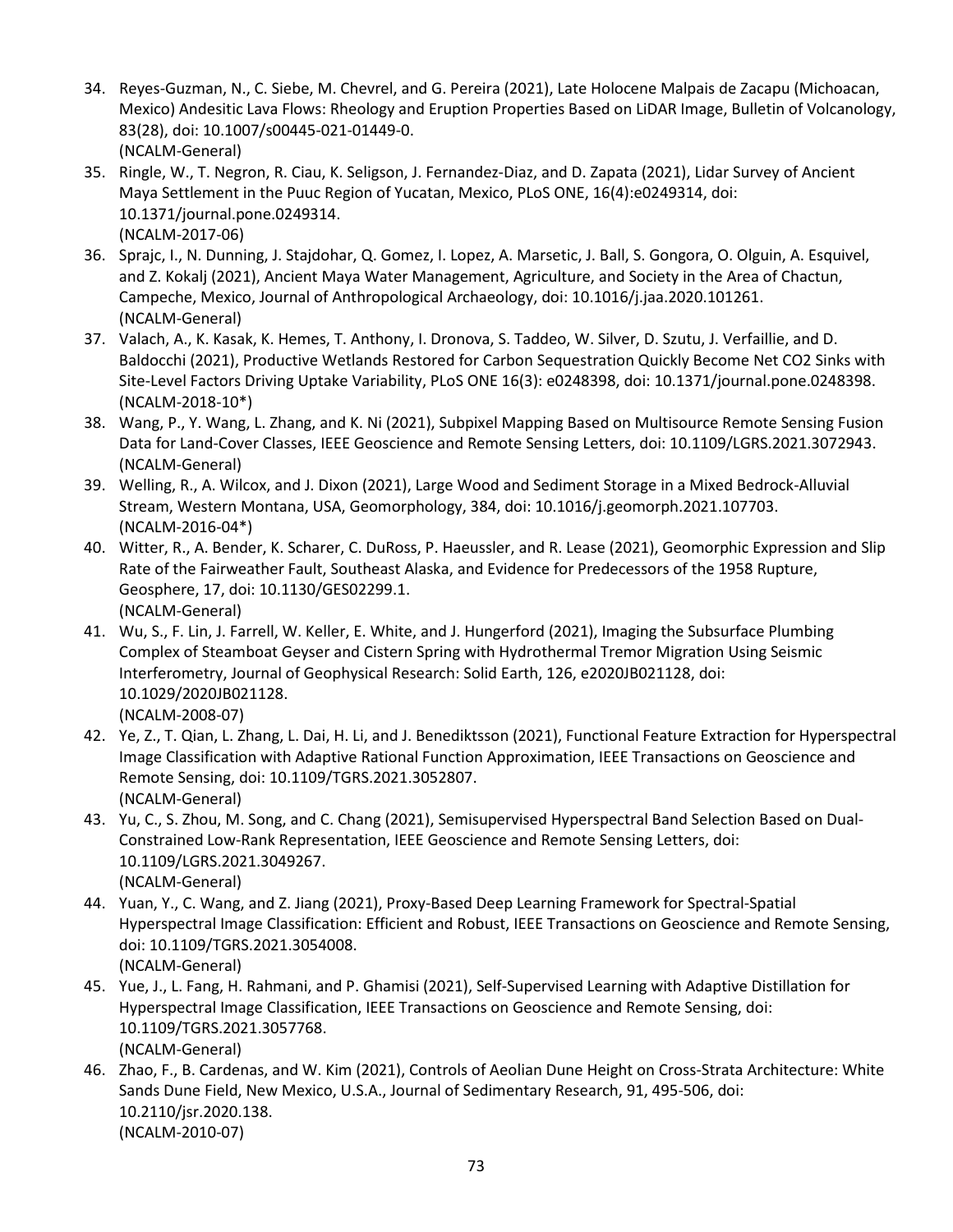34. Reyes-Guzman, N., C. Siebe, M. Chevrel, and G. Pereira (2021), Late Holocene Malpais de Zacapu (Michoacan, Mexico) Andesitic Lava Flows: Rheology and Eruption Properties Based on LiDAR Image, Bulletin of Volcanology, 83(28), doi: 10.1007/s00445-021-01449-0.
    (NCALM-General)
35. Ringle, W., T. Negron, R. Ciau, K. Seligson, J. Fernandez-Diaz, and D. Zapata (2021), Lidar Survey of Ancient Maya Settlement in the Puuc Region of Yucatan, Mexico, PLoS ONE, 16(4):e0249314, doi: 10.1371/journal.pone.0249314.
    (NCALM-2017-06)
36. Sprajc, I., N. Dunning, J. Stajdohar, Q. Gomez, I. Lopez, A. Marsetic, J. Ball, S. Gongora, O. Olguin, A. Esquivel, and Z. Kokalj (2021), Ancient Maya Water Management, Agriculture, and Society in the Area of Chactun, Campeche, Mexico, Journal of Anthropological Archaeology, doi: 10.1016/j.jaa.2020.101261.
    (NCALM-General)
37. Valach, A., K. Kasak, K. Hemes, T. Anthony, I. Dronova, S. Taddeo, W. Silver, D. Szutu, J. Verfaillie, and D. Baldocchi (2021), Productive Wetlands Restored for Carbon Sequestration Quickly Become Net CO2 Sinks with Site-Level Factors Driving Uptake Variability, PLoS ONE 16(3): e0248398, doi: 10.1371/journal.pone.0248398.
    (NCALM-2018-10*)
38. Wang, P., Y. Wang, L. Zhang, and K. Ni (2021), Subpixel Mapping Based on Multisource Remote Sensing Fusion Data for Land-Cover Classes, IEEE Geoscience and Remote Sensing Letters, doi: 10.1109/LGRS.2021.3072943.
    (NCALM-General)
39. Welling, R., A. Wilcox, and J. Dixon (2021), Large Wood and Sediment Storage in a Mixed Bedrock-Alluvial Stream, Western Montana, USA, Geomorphology, 384, doi: 10.1016/j.geomorph.2021.107703.
    (NCALM-2016-04*)
40. Witter, R., A. Bender, K. Scharer, C. DuRoss, P. Haeussler, and R. Lease (2021), Geomorphic Expression and Slip Rate of the Fairweather Fault, Southeast Alaska, and Evidence for Predecessors of the 1958 Rupture, Geosphere, 17, doi: 10.1130/GES02299.1.
    (NCALM-General)
41. Wu, S., F. Lin, J. Farrell, W. Keller, E. White, and J. Hungerford (2021), Imaging the Subsurface Plumbing Complex of Steamboat Geyser and Cistern Spring with Hydrothermal Tremor Migration Using Seismic Interferometry, Journal of Geophysical Research: Solid Earth, 126, e2020JB021128, doi: 10.1029/2020JB021128.
    (NCALM-2008-07)
42. Ye, Z., T. Qian, L. Zhang, L. Dai, H. Li, and J. Benediktsson (2021), Functional Feature Extraction for Hyperspectral Image Classification with Adaptive Rational Function Approximation, IEEE Transactions on Geoscience and Remote Sensing, doi: 10.1109/TGRS.2021.3052807.
    (NCALM-General)
43. Yu, C., S. Zhou, M. Song, and C. Chang (2021), Semisupervised Hyperspectral Band Selection Based on Dual-Constrained Low-Rank Representation, IEEE Geoscience and Remote Sensing Letters, doi: 10.1109/LGRS.2021.3049267.
    (NCALM-General)
44. Yuan, Y., C. Wang, and Z. Jiang (2021), Proxy-Based Deep Learning Framework for Spectral-Spatial Hyperspectral Image Classification: Efficient and Robust, IEEE Transactions on Geoscience and Remote Sensing, doi: 10.1109/TGRS.2021.3054008.
    (NCALM-General)
45. Yue, J., L. Fang, H. Rahmani, and P. Ghamisi (2021), Self-Supervised Learning with Adaptive Distillation for Hyperspectral Image Classification, IEEE Transactions on Geoscience and Remote Sensing, doi: 10.1109/TGRS.2021.3057768.
    (NCALM-General)
46. Zhao, F., B. Cardenas, and W. Kim (2021), Controls of Aeolian Dune Height on Cross-Strata Architecture: White Sands Dune Field, New Mexico, U.S.A., Journal of Sedimentary Research, 91, 495-506, doi: 10.2110/jsr.2020.138.
    (NCALM-2010-07)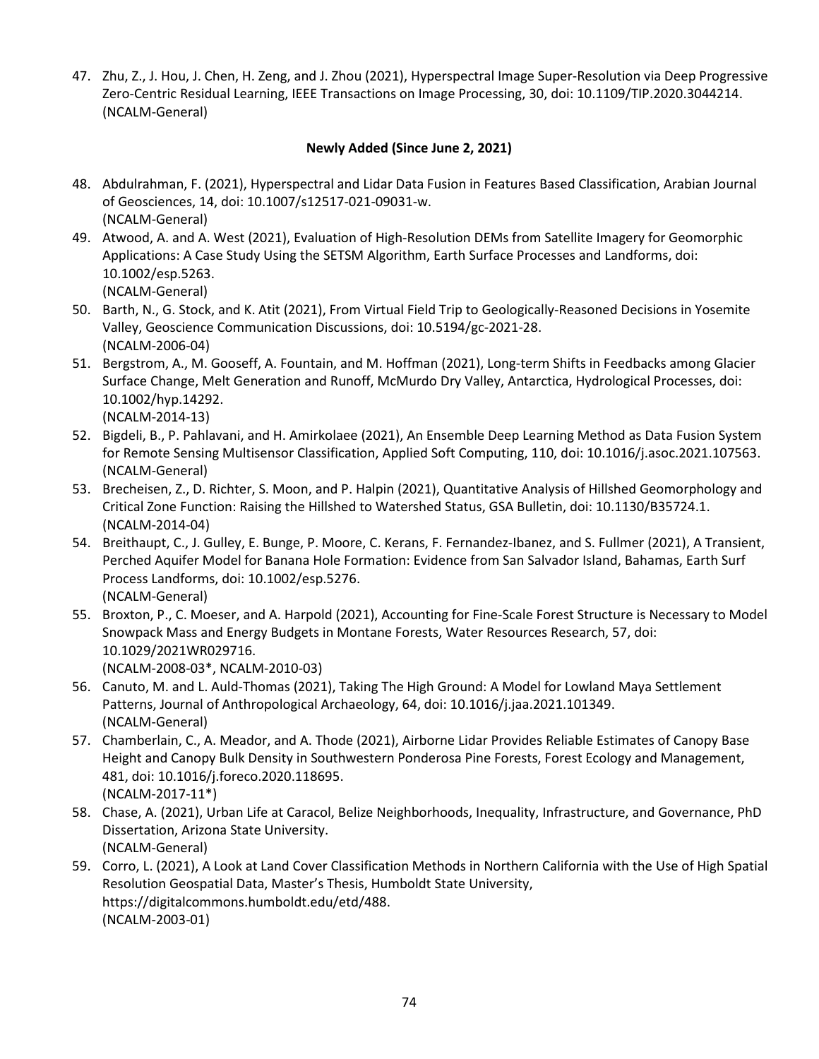47. Zhu, Z., J. Hou, J. Chen, H. Zeng, and J. Zhou (2021), Hyperspectral Image Super-Resolution via Deep Progressive Zero-Centric Residual Learning, IEEE Transactions on Image Processing, 30, doi: 10.1109/TIP.2020.3044214. (NCALM-General)

**Newly Added (Since June 2, 2021)**

48. Abdulrahman, F. (2021), Hyperspectral and Lidar Data Fusion in Features Based Classification, Arabian Journal of Geosciences, 14, doi: 10.1007/s12517-021-09031-w.
(NCALM-General)
49. Atwood, A. and A. West (2021), Evaluation of High-Resolution DEMs from Satellite Imagery for Geomorphic Applications: A Case Study Using the SETSM Algorithm, Earth Surface Processes and Landforms, doi: 10.1002/esp.5263.
(NCALM-General)
50. Barth, N., G. Stock, and K. Atit (2021), From Virtual Field Trip to Geologically-Reasoned Decisions in Yosemite Valley, Geoscience Communication Discussions, doi: 10.5194/gc-2021-28.
(NCALM-2006-04)
51. Bergstrom, A., M. Gooseff, A. Fountain, and M. Hoffman (2021), Long-term Shifts in Feedbacks among Glacier Surface Change, Melt Generation and Runoff, McMurdo Dry Valley, Antarctica, Hydrological Processes, doi: 10.1002/hyp.14292.
(NCALM-2014-13)
52. Bigdeli, B., P. Pahlavani, and H. Amirkolaee (2021), An Ensemble Deep Learning Method as Data Fusion System for Remote Sensing Multisensor Classification, Applied Soft Computing, 110, doi: 10.1016/j.asoc.2021.107563.
(NCALM-General)
53. Brecheisen, Z., D. Richter, S. Moon, and P. Halpin (2021), Quantitative Analysis of Hillshed Geomorphology and Critical Zone Function: Raising the Hillshed to Watershed Status, GSA Bulletin, doi: 10.1130/B35724.1.
(NCALM-2014-04)
54. Breithaupt, C., J. Gulley, E. Bunge, P. Moore, C. Kerans, F. Fernandez-Ibanez, and S. Fullmer (2021), A Transient, Perched Aquifer Model for Banana Hole Formation: Evidence from San Salvador Island, Bahamas, Earth Surf Process Landforms, doi: 10.1002/esp.5276.
(NCALM-General)
55. Broxton, P., C. Moeser, and A. Harpold (2021), Accounting for Fine-Scale Forest Structure is Necessary to Model Snowpack Mass and Energy Budgets in Montane Forests, Water Resources Research, 57, doi: 10.1029/2021WR029716.
(NCALM-2008-03*, NCALM-2010-03)
56. Canuto, M. and L. Auld-Thomas (2021), Taking The High Ground: A Model for Lowland Maya Settlement Patterns, Journal of Anthropological Archaeology, 64, doi: 10.1016/j.jaa.2021.101349.
(NCALM-General)
57. Chamberlain, C., A. Meador, and A. Thode (2021), Airborne Lidar Provides Reliable Estimates of Canopy Base Height and Canopy Bulk Density in Southwestern Ponderosa Pine Forests, Forest Ecology and Management, 481, doi: 10.1016/j.foreco.2020.118695.
(NCALM-2017-11*)
58. Chase, A. (2021), Urban Life at Caracol, Belize Neighborhoods, Inequality, Infrastructure, and Governance, PhD Dissertation, Arizona State University.
(NCALM-General)
59. Corro, L. (2021), A Look at Land Cover Classification Methods in Northern California with the Use of High Spatial Resolution Geospatial Data, Master's Thesis, Humboldt State University, https://digitalcommons.humboldt.edu/etd/488.
(NCALM-2003-01)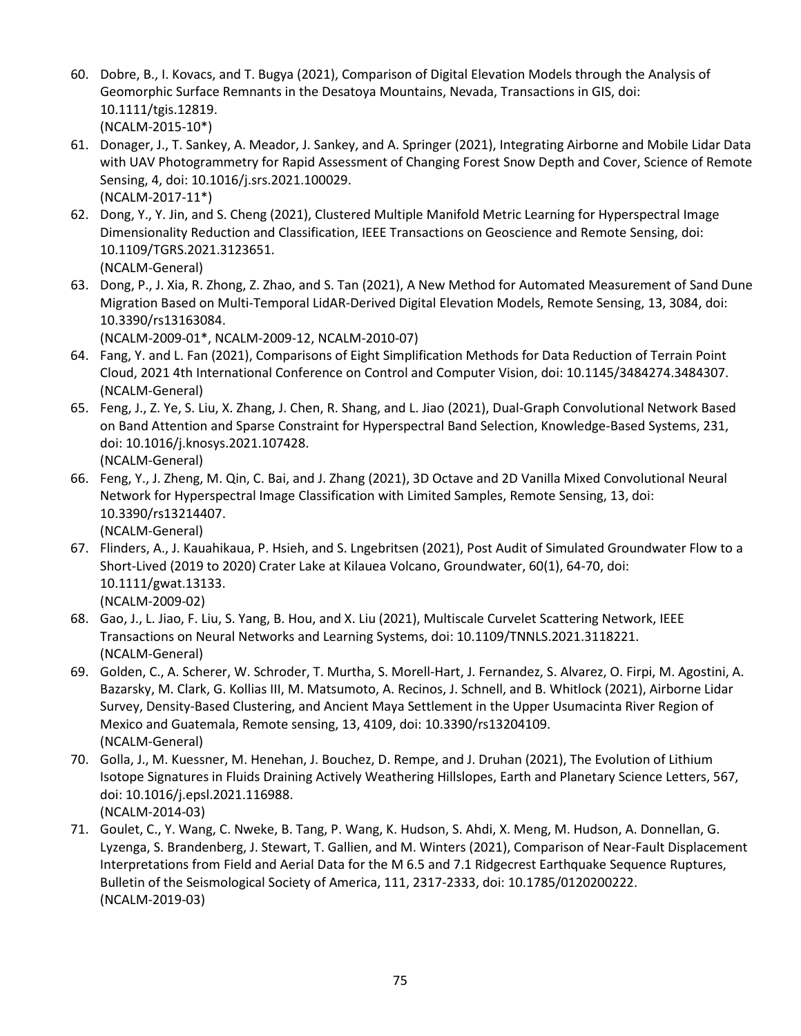60. Dobre, B., I. Kovacs, and T. Bugya (2021), Comparison of Digital Elevation Models through the Analysis of Geomorphic Surface Remnants in the Desatoya Mountains, Nevada, Transactions in GIS, doi: 10.1111/tgis.12819.
(NCALM-2015-10*)
61. Donager, J., T. Sankey, A. Meador, J. Sankey, and A. Springer (2021), Integrating Airborne and Mobile Lidar Data with UAV Photogrammetry for Rapid Assessment of Changing Forest Snow Depth and Cover, Science of Remote Sensing, 4, doi: 10.1016/j.srs.2021.100029.
(NCALM-2017-11*)
62. Dong, Y., Y. Jin, and S. Cheng (2021), Clustered Multiple Manifold Metric Learning for Hyperspectral Image Dimensionality Reduction and Classification, IEEE Transactions on Geoscience and Remote Sensing, doi: 10.1109/TGRS.2021.3123651.
(NCALM-General)
63. Dong, P., J. Xia, R. Zhong, Z. Zhao, and S. Tan (2021), A New Method for Automated Measurement of Sand Dune Migration Based on Multi-Temporal LidAR-Derived Digital Elevation Models, Remote Sensing, 13, 3084, doi: 10.3390/rs13163084.
(NCALM-2009-01*, NCALM-2009-12, NCALM-2010-07)
64. Fang, Y. and L. Fan (2021), Comparisons of Eight Simplification Methods for Data Reduction of Terrain Point Cloud, 2021 4th International Conference on Control and Computer Vision, doi: 10.1145/3484274.3484307.
(NCALM-General)
65. Feng, J., Z. Ye, S. Liu, X. Zhang, J. Chen, R. Shang, and L. Jiao (2021), Dual-Graph Convolutional Network Based on Band Attention and Sparse Constraint for Hyperspectral Band Selection, Knowledge-Based Systems, 231, doi: 10.1016/j.knosys.2021.107428.
(NCALM-General)
66. Feng, Y., J. Zheng, M. Qin, C. Bai, and J. Zhang (2021), 3D Octave and 2D Vanilla Mixed Convolutional Neural Network for Hyperspectral Image Classification with Limited Samples, Remote Sensing, 13, doi: 10.3390/rs13214407.
(NCALM-General)
67. Flinders, A., J. Kauahikaua, P. Hsieh, and S. Lngebritsen (2021), Post Audit of Simulated Groundwater Flow to a Short-Lived (2019 to 2020) Crater Lake at Kilauea Volcano, Groundwater, 60(1), 64-70, doi: 10.1111/gwat.13133.
(NCALM-2009-02)
68. Gao, J., L. Jiao, F. Liu, S. Yang, B. Hou, and X. Liu (2021), Multiscale Curvelet Scattering Network, IEEE Transactions on Neural Networks and Learning Systems, doi: 10.1109/TNNLS.2021.3118221.
(NCALM-General)
69. Golden, C., A. Scherer, W. Schroder, T. Murtha, S. Morell-Hart, J. Fernandez, S. Alvarez, O. Firpi, M. Agostini, A. Bazarsky, M. Clark, G. Kollias III, M. Matsumoto, A. Recinos, J. Schnell, and B. Whitlock (2021), Airborne Lidar Survey, Density-Based Clustering, and Ancient Maya Settlement in the Upper Usumacinta River Region of Mexico and Guatemala, Remote sensing, 13, 4109, doi: 10.3390/rs13204109.
(NCALM-General)
70. Golla, J., M. Kuessner, M. Henehan, J. Bouchez, D. Rempe, and J. Druhan (2021), The Evolution of Lithium Isotope Signatures in Fluids Draining Actively Weathering Hillslopes, Earth and Planetary Science Letters, 567, doi: 10.1016/j.epsl.2021.116988.
(NCALM-2014-03)
71. Goulet, C., Y. Wang, C. Nweke, B. Tang, P. Wang, K. Hudson, S. Ahdi, X. Meng, M. Hudson, A. Donnellan, G. Lyzenga, S. Brandenberg, J. Stewart, T. Gallien, and M. Winters (2021), Comparison of Near-Fault Displacement Interpretations from Field and Aerial Data for the M 6.5 and 7.1 Ridgecrest Earthquake Sequence Ruptures, Bulletin of the Seismological Society of America, 111, 2317-2333, doi: 10.1785/0120200222.
(NCALM-2019-03)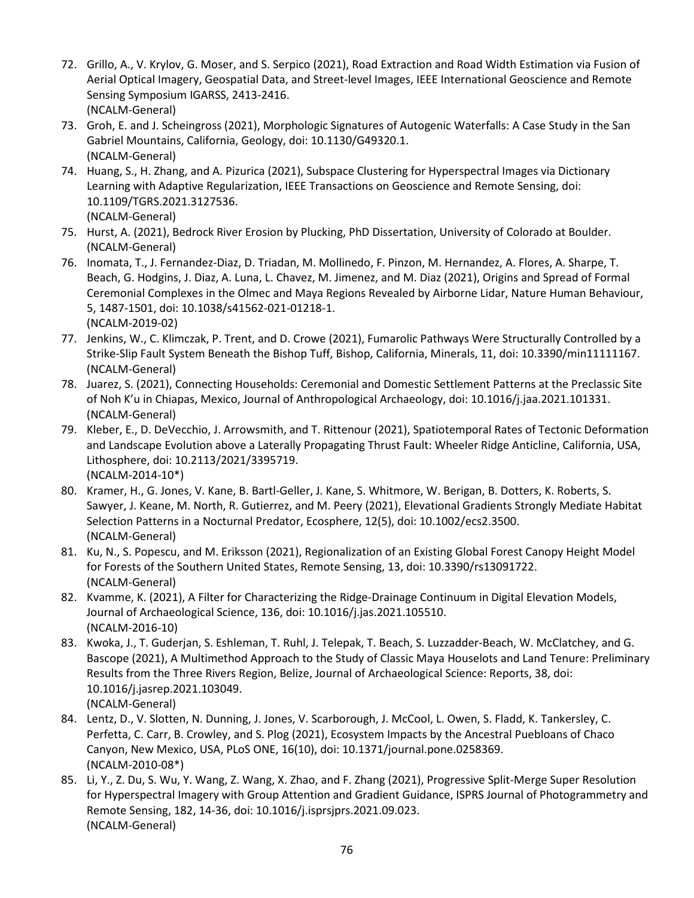72. Grillo, A., V. Krylov, G. Moser, and S. Serpico (2021), Road Extraction and Road Width Estimation via Fusion of Aerial Optical Imagery, Geospatial Data, and Street-level Images, IEEE International Geoscience and Remote Sensing Symposium IGARSS, 2413-2416.
    (NCALM-General)
73. Groh, E. and J. Scheingross (2021), Morphologic Signatures of Autogenic Waterfalls: A Case Study in the San Gabriel Mountains, California, Geology, doi: 10.1130/G49320.1.
    (NCALM-General)
74. Huang, S., H. Zhang, and A. Pizurica (2021), Subspace Clustering for Hyperspectral Images via Dictionary Learning with Adaptive Regularization, IEEE Transactions on Geoscience and Remote Sensing, doi: 10.1109/TGRS.2021.3127536.
    (NCALM-General)
75. Hurst, A. (2021), Bedrock River Erosion by Plucking, PhD Dissertation, University of Colorado at Boulder.
    (NCALM-General)
76. Inomata, T., J. Fernandez-Diaz, D. Triadan, M. Mollinedo, F. Pinzon, M. Hernandez, A. Flores, A. Sharpe, T. Beach, G. Hodgins, J. Diaz, A. Luna, L. Chavez, M. Jimenez, and M. Diaz (2021), Origins and Spread of Formal Ceremonial Complexes in the Olmec and Maya Regions Revealed by Airborne Lidar, Nature Human Behaviour, 5, 1487-1501, doi: 10.1038/s41562-021-01218-1.
    (NCALM-2019-02)
77. Jenkins, W., C. Klimczak, P. Trent, and D. Crowe (2021), Fumarolic Pathways Were Structurally Controlled by a Strike-Slip Fault System Beneath the Bishop Tuff, Bishop, California, Minerals, 11, doi: 10.3390/min11111167.
    (NCALM-General)
78. Juarez, S. (2021), Connecting Households: Ceremonial and Domestic Settlement Patterns at the Preclassic Site of Noh K'u in Chiapas, Mexico, Journal of Anthropological Archaeology, doi: 10.1016/j.jaa.2021.101331.
    (NCALM-General)
79. Kleber, E., D. DeVecchio, J. Arrowsmith, and T. Rittenour (2021), Spatiotemporal Rates of Tectonic Deformation and Landscape Evolution above a Laterally Propagating Thrust Fault: Wheeler Ridge Anticline, California, USA, Lithosphere, doi: 10.2113/2021/3395719.
    (NCALM-2014-10*)
80. Kramer, H., G. Jones, V. Kane, B. Bartl-Geller, J. Kane, S. Whitmore, W. Berigan, B. Dotters, K. Roberts, S. Sawyer, J. Keane, M. North, R. Gutierrez, and M. Peery (2021), Elevational Gradients Strongly Mediate Habitat Selection Patterns in a Nocturnal Predator, Ecosphere, 12(5), doi: 10.1002/ecs2.3500.
    (NCALM-General)
81. Ku, N., S. Popescu, and M. Eriksson (2021), Regionalization of an Existing Global Forest Canopy Height Model for Forests of the Southern United States, Remote Sensing, 13, doi: 10.3390/rs13091722.
    (NCALM-General)
82. Kvamme, K. (2021), A Filter for Characterizing the Ridge-Drainage Continuum in Digital Elevation Models, Journal of Archaeological Science, 136, doi: 10.1016/j.jas.2021.105510.
    (NCALM-2016-10)
83. Kwoka, J., T. Guderjan, S. Eshleman, T. Ruhl, J. Telepak, T. Beach, S. Luzzadder-Beach, W. McClatchey, and G. Bascope (2021), A Multimethod Approach to the Study of Classic Maya Houselots and Land Tenure: Preliminary Results from the Three Rivers Region, Belize, Journal of Archaeological Science: Reports, 38, doi: 10.1016/j.jasrep.2021.103049.
    (NCALM-General)
84. Lentz, D., V. Slotten, N. Dunning, J. Jones, V. Scarborough, J. McCool, L. Owen, S. Fladd, K. Tankersley, C. Perfetta, C. Carr, B. Crowley, and S. Plog (2021), Ecosystem Impacts by the Ancestral Puebloans of Chaco Canyon, New Mexico, USA, PLoS ONE, 16(10), doi: 10.1371/journal.pone.0258369.
    (NCALM-2010-08*)
85. Li, Y., Z. Du, S. Wu, Y. Wang, Z. Wang, X. Zhao, and F. Zhang (2021), Progressive Split-Merge Super Resolution for Hyperspectral Imagery with Group Attention and Gradient Guidance, ISPRS Journal of Photogrammetry and Remote Sensing, 182, 14-36, doi: 10.1016/j.isprsjprs.2021.09.023.
    (NCALM-General)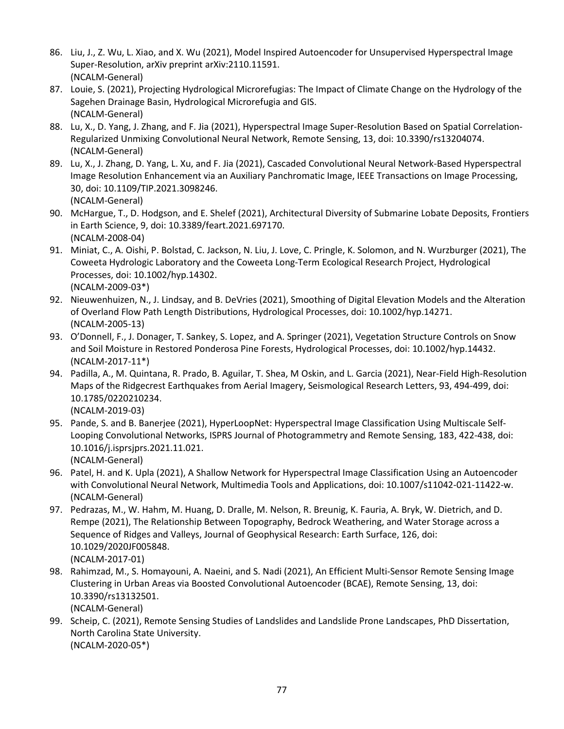86. Liu, J., Z. Wu, L. Xiao, and X. Wu (2021), Model Inspired Autoencoder for Unsupervised Hyperspectral Image Super-Resolution, arXiv preprint arXiv:2110.11591.
    (NCALM-General)
87. Louie, S. (2021), Projecting Hydrological Microrefugias: The Impact of Climate Change on the Hydrology of the Sagehen Drainage Basin, Hydrological Microrefugia and GIS.
    (NCALM-General)
88. Lu, X., D. Yang, J. Zhang, and F. Jia (2021), Hyperspectral Image Super-Resolution Based on Spatial Correlation-Regularized Unmixing Convolutional Neural Network, Remote Sensing, 13, doi: 10.3390/rs13204074.
    (NCALM-General)
89. Lu, X., J. Zhang, D. Yang, L. Xu, and F. Jia (2021), Cascaded Convolutional Neural Network-Based Hyperspectral Image Resolution Enhancement via an Auxiliary Panchromatic Image, IEEE Transactions on Image Processing, 30, doi: 10.1109/TIP.2021.3098246.
    (NCALM-General)
90. McHargue, T., D. Hodgson, and E. Shelef (2021), Architectural Diversity of Submarine Lobate Deposits, Frontiers in Earth Science, 9, doi: 10.3389/feart.2021.697170.
    (NCALM-2008-04)
91. Miniat, C., A. Oishi, P. Bolstad, C. Jackson, N. Liu, J. Love, C. Pringle, K. Solomon, and N. Wurzburger (2021), The Coweeta Hydrologic Laboratory and the Coweeta Long-Term Ecological Research Project, Hydrological Processes, doi: 10.1002/hyp.14302.
    (NCALM-2009-03*)
92. Nieuwenhuizen, N., J. Lindsay, and B. DeVries (2021), Smoothing of Digital Elevation Models and the Alteration of Overland Flow Path Length Distributions, Hydrological Processes, doi: 10.1002/hyp.14271.
    (NCALM-2005-13)
93. O'Donnell, F., J. Donager, T. Sankey, S. Lopez, and A. Springer (2021), Vegetation Structure Controls on Snow and Soil Moisture in Restored Ponderosa Pine Forests, Hydrological Processes, doi: 10.1002/hyp.14432.
    (NCALM-2017-11*)
94. Padilla, A., M. Quintana, R. Prado, B. Aguilar, T. Shea, M Oskin, and L. Garcia (2021), Near-Field High-Resolution Maps of the Ridgecrest Earthquakes from Aerial Imagery, Seismological Research Letters, 93, 494-499, doi: 10.1785/0220210234.
    (NCALM-2019-03)
95. Pande, S. and B. Banerjee (2021), HyperLoopNet: Hyperspectral Image Classification Using Multiscale Self-Looping Convolutional Networks, ISPRS Journal of Photogrammetry and Remote Sensing, 183, 422-438, doi: 10.1016/j.isprsjprs.2021.11.021.
    (NCALM-General)
96. Patel, H. and K. Upla (2021), A Shallow Network for Hyperspectral Image Classification Using an Autoencoder with Convolutional Neural Network, Multimedia Tools and Applications, doi: 10.1007/s11042-021-11422-w.
    (NCALM-General)
97. Pedrazas, M., W. Hahm, M. Huang, D. Dralle, M. Nelson, R. Breunig, K. Fauria, A. Bryk, W. Dietrich, and D. Rempe (2021), The Relationship Between Topography, Bedrock Weathering, and Water Storage across a Sequence of Ridges and Valleys, Journal of Geophysical Research: Earth Surface, 126, doi: 10.1029/2020JF005848.
    (NCALM-2017-01)
98. Rahimzad, M., S. Homayouni, A. Naeini, and S. Nadi (2021), An Efficient Multi-Sensor Remote Sensing Image Clustering in Urban Areas via Boosted Convolutional Autoencoder (BCAE), Remote Sensing, 13, doi: 10.3390/rs13132501.
    (NCALM-General)
99. Scheip, C. (2021), Remote Sensing Studies of Landslides and Landslide Prone Landscapes, PhD Dissertation, North Carolina State University.
    (NCALM-2020-05*)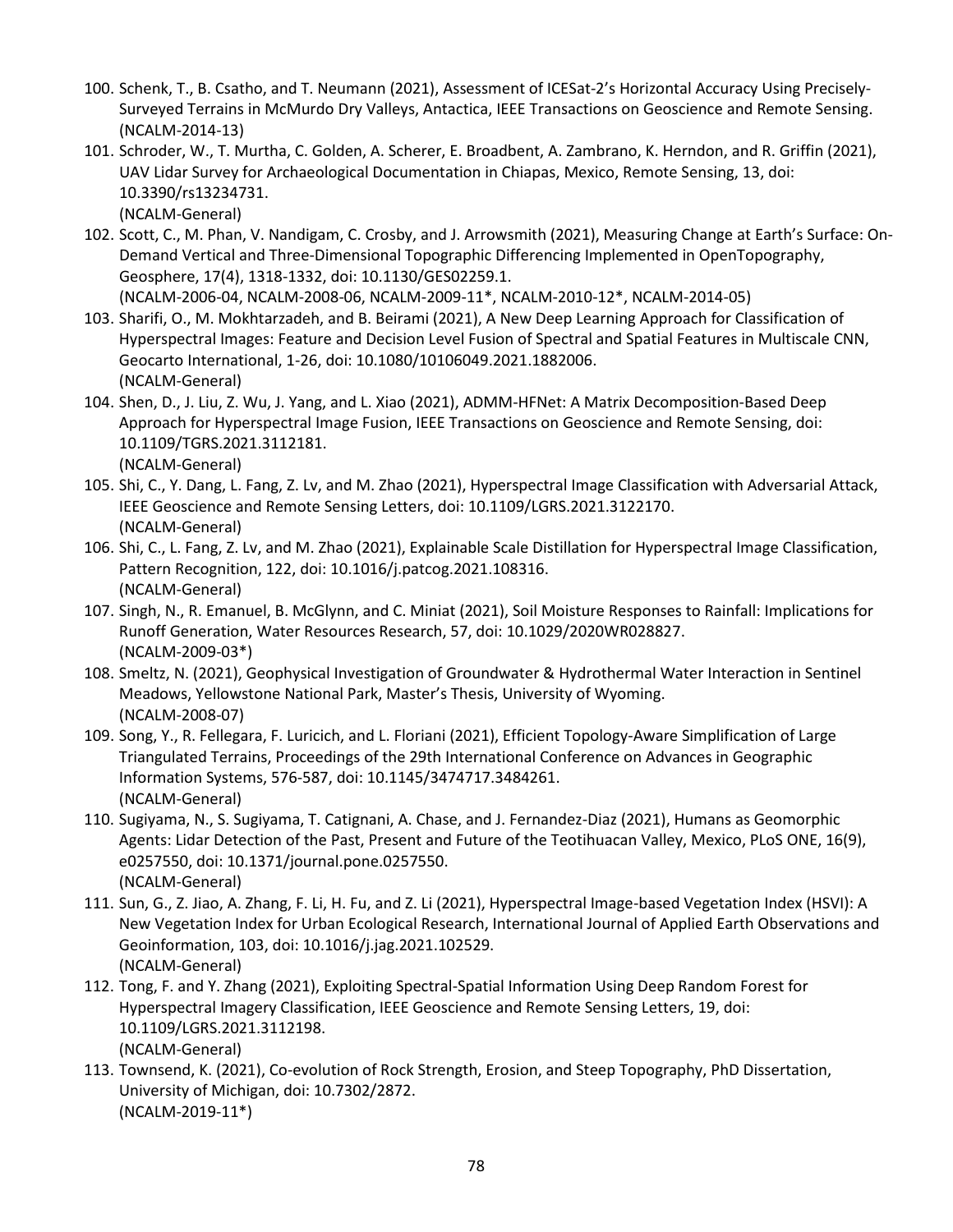100. Schenk, T., B. Csatho, and T. Neumann (2021), Assessment of ICESat-2's Horizontal Accuracy Using Precisely-Surveyed Terrains in McMurdo Dry Valleys, Antactica, IEEE Transactions on Geoscience and Remote Sensing. (NCALM-2014-13)
101. Schroder, W., T. Murtha, C. Golden, A. Scherer, E. Broadbent, A. Zambrano, K. Herndon, and R. Griffin (2021), UAV Lidar Survey for Archaeological Documentation in Chiapas, Mexico, Remote Sensing, 13, doi: 10.3390/rs13234731.
    (NCALM-General)
102. Scott, C., M. Phan, V. Nandigam, C. Crosby, and J. Arrowsmith (2021), Measuring Change at Earth's Surface: On-Demand Vertical and Three-Dimensional Topographic Differencing Implemented in OpenTopography, Geosphere, 17(4), 1318-1332, doi: 10.1130/GES02259.1.
    (NCALM-2006-04, NCALM-2008-06, NCALM-2009-11*, NCALM-2010-12*, NCALM-2014-05)
103. Sharifi, O., M. Mokhtarzadeh, and B. Beirami (2021), A New Deep Learning Approach for Classification of Hyperspectral Images: Feature and Decision Level Fusion of Spectral and Spatial Features in Multiscale CNN, Geocarto International, 1-26, doi: 10.1080/10106049.2021.1882006.
    (NCALM-General)
104. Shen, D., J. Liu, Z. Wu, J. Yang, and L. Xiao (2021), ADMM-HFNet: A Matrix Decomposition-Based Deep Approach for Hyperspectral Image Fusion, IEEE Transactions on Geoscience and Remote Sensing, doi: 10.1109/TGRS.2021.3112181.
    (NCALM-General)
105. Shi, C., Y. Dang, L. Fang, Z. Lv, and M. Zhao (2021), Hyperspectral Image Classification with Adversarial Attack, IEEE Geoscience and Remote Sensing Letters, doi: 10.1109/LGRS.2021.3122170.
    (NCALM-General)
106. Shi, C., L. Fang, Z. Lv, and M. Zhao (2021), Explainable Scale Distillation for Hyperspectral Image Classification, Pattern Recognition, 122, doi: 10.1016/j.patcog.2021.108316.
    (NCALM-General)
107. Singh, N., R. Emanuel, B. McGlynn, and C. Miniat (2021), Soil Moisture Responses to Rainfall: Implications for Runoff Generation, Water Resources Research, 57, doi: 10.1029/2020WR028827.
    (NCALM-2009-03*)
108. Smeltz, N. (2021), Geophysical Investigation of Groundwater & Hydrothermal Water Interaction in Sentinel Meadows, Yellowstone National Park, Master's Thesis, University of Wyoming.
    (NCALM-2008-07)
109. Song, Y., R. Fellegara, F. Luricich, and L. Floriani (2021), Efficient Topology-Aware Simplification of Large Triangulated Terrains, Proceedings of the 29th International Conference on Advances in Geographic Information Systems, 576-587, doi: 10.1145/3474717.3484261.
    (NCALM-General)
110. Sugiyama, N., S. Sugiyama, T. Catignani, A. Chase, and J. Fernandez-Diaz (2021), Humans as Geomorphic Agents: Lidar Detection of the Past, Present and Future of the Teotihuacan Valley, Mexico, PLoS ONE, 16(9), e0257550, doi: 10.1371/journal.pone.0257550.
     (NCALM-General)
111. Sun, G., Z. Jiao, A. Zhang, F. Li, H. Fu, and Z. Li (2021), Hyperspectral Image-based Vegetation Index (HSVI): A New Vegetation Index for Urban Ecological Research, International Journal of Applied Earth Observations and Geoinformation, 103, doi: 10.1016/j.jag.2021.102529.
     (NCALM-General)
112. Tong, F. and Y. Zhang (2021), Exploiting Spectral-Spatial Information Using Deep Random Forest for Hyperspectral Imagery Classification, IEEE Geoscience and Remote Sensing Letters, 19, doi: 10.1109/LGRS.2021.3112198.
     (NCALM-General)
113. Townsend, K. (2021), Co-evolution of Rock Strength, Erosion, and Steep Topography, PhD Dissertation, University of Michigan, doi: 10.7302/2872.
     (NCALM-2019-11*)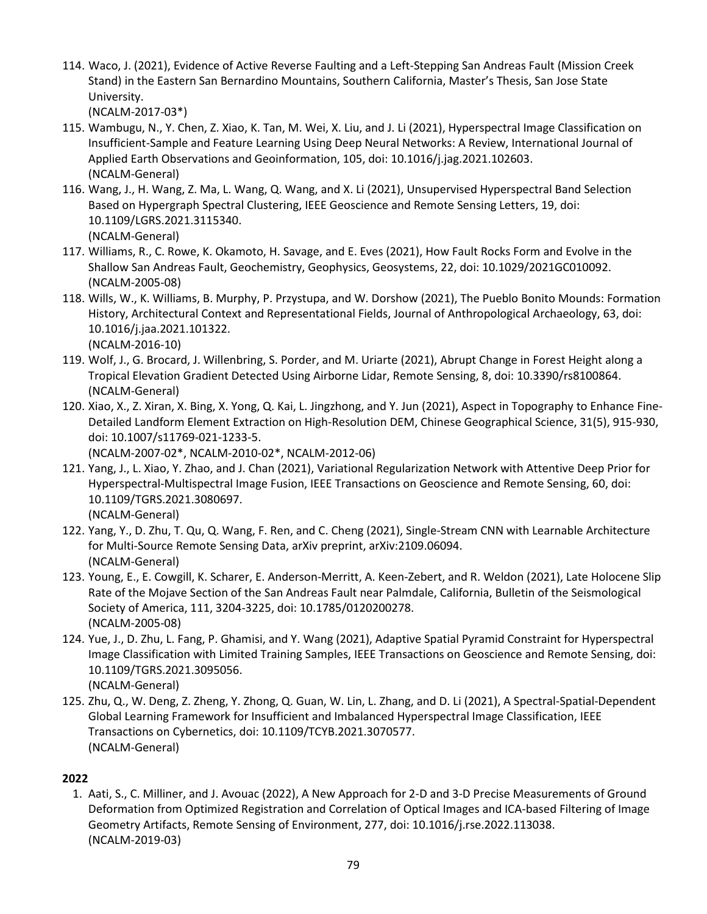114. Waco, J. (2021), Evidence of Active Reverse Faulting and a Left-Stepping San Andreas Fault (Mission Creek Stand) in the Eastern San Bernardino Mountains, Southern California, Master's Thesis, San Jose State University.
(NCALM-2017-03*)
115. Wambugu, N., Y. Chen, Z. Xiao, K. Tan, M. Wei, X. Liu, and J. Li (2021), Hyperspectral Image Classification on Insufficient-Sample and Feature Learning Using Deep Neural Networks: A Review, International Journal of Applied Earth Observations and Geoinformation, 105, doi: 10.1016/j.jag.2021.102603.
(NCALM-General)
116. Wang, J., H. Wang, Z. Ma, L. Wang, Q. Wang, and X. Li (2021), Unsupervised Hyperspectral Band Selection Based on Hypergraph Spectral Clustering, IEEE Geoscience and Remote Sensing Letters, 19, doi: 10.1109/LGRS.2021.3115340.
(NCALM-General)
117. Williams, R., C. Rowe, K. Okamoto, H. Savage, and E. Eves (2021), How Fault Rocks Form and Evolve in the Shallow San Andreas Fault, Geochemistry, Geophysics, Geosystems, 22, doi: 10.1029/2021GC010092.
(NCALM-2005-08)
118. Wills, W., K. Williams, B. Murphy, P. Przystupa, and W. Dorshow (2021), The Pueblo Bonito Mounds: Formation History, Architectural Context and Representational Fields, Journal of Anthropological Archaeology, 63, doi: 10.1016/j.jaa.2021.101322.
(NCALM-2016-10)
119. Wolf, J., G. Brocard, J. Willenbring, S. Porder, and M. Uriarte (2021), Abrupt Change in Forest Height along a Tropical Elevation Gradient Detected Using Airborne Lidar, Remote Sensing, 8, doi: 10.3390/rs8100864.
(NCALM-General)
120. Xiao, X., Z. Xiran, X. Bing, X. Yong, Q. Kai, L. Jingzhong, and Y. Jun (2021), Aspect in Topography to Enhance Fine-Detailed Landform Element Extraction on High-Resolution DEM, Chinese Geographical Science, 31(5), 915-930, doi: 10.1007/s11769-021-1233-5.
(NCALM-2007-02*, NCALM-2010-02*, NCALM-2012-06)
121. Yang, J., L. Xiao, Y. Zhao, and J. Chan (2021), Variational Regularization Network with Attentive Deep Prior for Hyperspectral-Multispectral Image Fusion, IEEE Transactions on Geoscience and Remote Sensing, 60, doi: 10.1109/TGRS.2021.3080697.
(NCALM-General)
122. Yang, Y., D. Zhu, T. Qu, Q. Wang, F. Ren, and C. Cheng (2021), Single-Stream CNN with Learnable Architecture for Multi-Source Remote Sensing Data, arXiv preprint, arXiv:2109.06094.
(NCALM-General)
123. Young, E., E. Cowgill, K. Scharer, E. Anderson-Merritt, A. Keen-Zebert, and R. Weldon (2021), Late Holocene Slip Rate of the Mojave Section of the San Andreas Fault near Palmdale, California, Bulletin of the Seismological Society of America, 111, 3204-3225, doi: 10.1785/0120200278.
(NCALM-2005-08)
124. Yue, J., D. Zhu, L. Fang, P. Ghamisi, and Y. Wang (2021), Adaptive Spatial Pyramid Constraint for Hyperspectral Image Classification with Limited Training Samples, IEEE Transactions on Geoscience and Remote Sensing, doi: 10.1109/TGRS.2021.3095056.
(NCALM-General)
125. Zhu, Q., W. Deng, Z. Zheng, Y. Zhong, Q. Guan, W. Lin, L. Zhang, and D. Li (2021), A Spectral-Spatial-Dependent Global Learning Framework for Insufficient and Imbalanced Hyperspectral Image Classification, IEEE Transactions on Cybernetics, doi: 10.1109/TCYB.2021.3070577.
(NCALM-General)

**2022**

1. Aati, S., C. Milliner, and J. Avouac (2022), A New Approach for 2-D and 3-D Precise Measurements of Ground Deformation from Optimized Registration and Correlation of Optical Images and ICA-based Filtering of Image Geometry Artifacts, Remote Sensing of Environment, 277, doi: 10.1016/j.rse.2022.113038.
(NCALM-2019-03)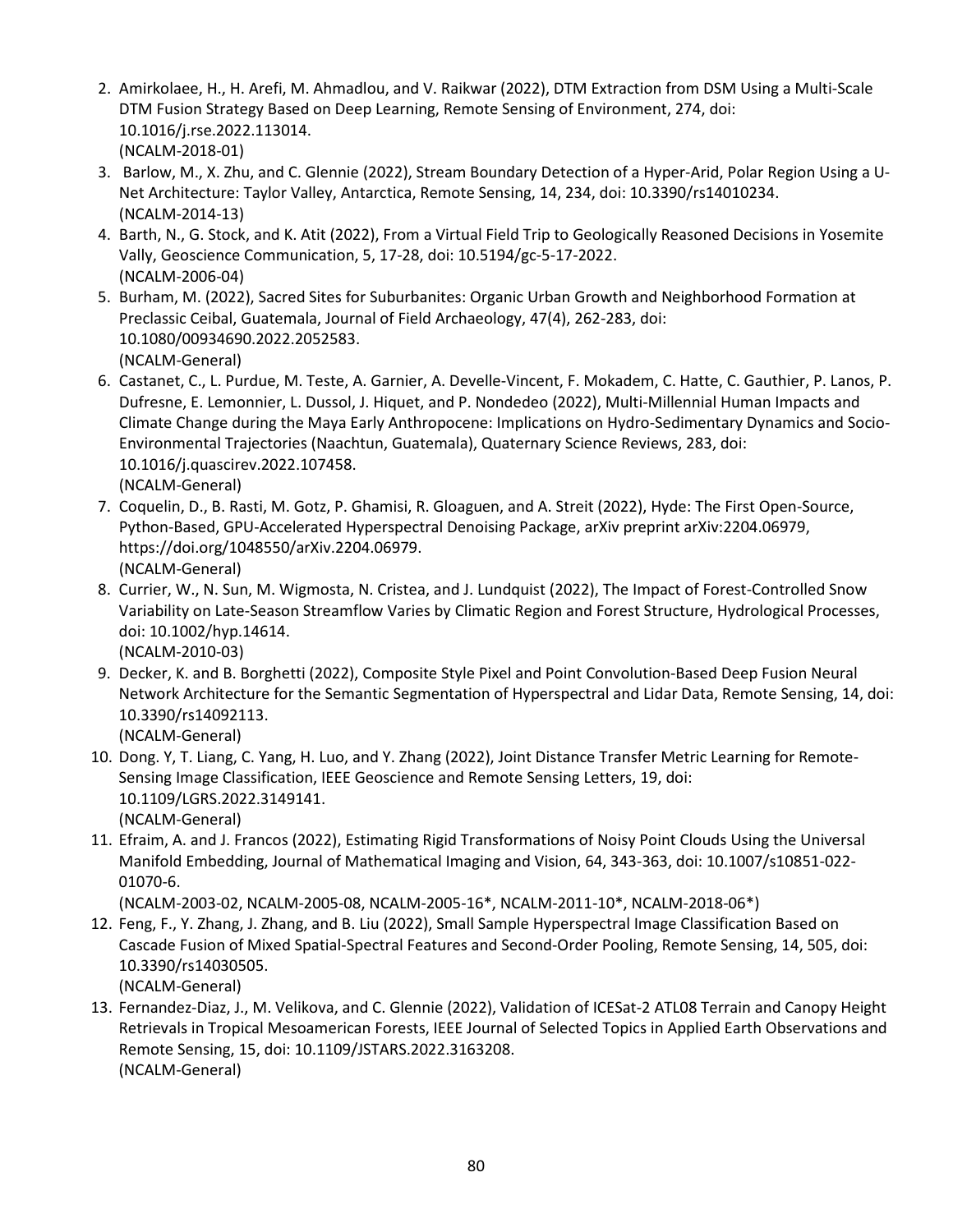2. Amirkolaee, H., H. Arefi, M. Ahmadlou, and V. Raikwar (2022), DTM Extraction from DSM Using a Multi-Scale DTM Fusion Strategy Based on Deep Learning, Remote Sensing of Environment, 274, doi: 10.1016/j.rse.2022.113014.
   (NCALM-2018-01)
3. Barlow, M., X. Zhu, and C. Glennie (2022), Stream Boundary Detection of a Hyper-Arid, Polar Region Using a U-Net Architecture: Taylor Valley, Antarctica, Remote Sensing, 14, 234, doi: 10.3390/rs14010234.
   (NCALM-2014-13)
4. Barth, N., G. Stock, and K. Atit (2022), From a Virtual Field Trip to Geologically Reasoned Decisions in Yosemite Vally, Geoscience Communication, 5, 17-28, doi: 10.5194/gc-5-17-2022.
   (NCALM-2006-04)
5. Burham, M. (2022), Sacred Sites for Suburbanites: Organic Urban Growth and Neighborhood Formation at Preclassic Ceibal, Guatemala, Journal of Field Archaeology, 47(4), 262-283, doi: 10.1080/00934690.2022.2052583.
   (NCALM-General)
6. Castanet, C., L. Purdue, M. Teste, A. Garnier, A. Develle-Vincent, F. Mokadem, C. Hatte, C. Gauthier, P. Lanos, P. Dufresne, E. Lemonnier, L. Dussol, J. Hiquet, and P. Nondedeo (2022), Multi-Millennial Human Impacts and Climate Change during the Maya Early Anthropocene: Implications on Hydro-Sedimentary Dynamics and Socio-Environmental Trajectories (Naachtun, Guatemala), Quaternary Science Reviews, 283, doi: 10.1016/j.quascirev.2022.107458.
   (NCALM-General)
7. Coquelin, D., B. Rasti, M. Gotz, P. Ghamisi, R. Gloaguen, and A. Streit (2022), Hyde: The First Open-Source, Python-Based, GPU-Accelerated Hyperspectral Denoising Package, arXiv preprint arXiv:2204.06979, https://doi.org/1048550/arXiv.2204.06979.
   (NCALM-General)
8. Currier, W., N. Sun, M. Wigmosta, N. Cristea, and J. Lundquist (2022), The Impact of Forest-Controlled Snow Variability on Late-Season Streamflow Varies by Climatic Region and Forest Structure, Hydrological Processes, doi: 10.1002/hyp.14614.
   (NCALM-2010-03)
9. Decker, K. and B. Borghetti (2022), Composite Style Pixel and Point Convolution-Based Deep Fusion Neural Network Architecture for the Semantic Segmentation of Hyperspectral and Lidar Data, Remote Sensing, 14, doi: 10.3390/rs14092113.
   (NCALM-General)
10. Dong. Y, T. Liang, C. Yang, H. Luo, and Y. Zhang (2022), Joint Distance Transfer Metric Learning for Remote-Sensing Image Classification, IEEE Geoscience and Remote Sensing Letters, 19, doi: 10.1109/LGRS.2022.3149141.
    (NCALM-General)
11. Efraim, A. and J. Francos (2022), Estimating Rigid Transformations of Noisy Point Clouds Using the Universal Manifold Embedding, Journal of Mathematical Imaging and Vision, 64, 343-363, doi: 10.1007/s10851-022-01070-6.
    (NCALM-2003-02, NCALM-2005-08, NCALM-2005-16*, NCALM-2011-10*, NCALM-2018-06*)
12. Feng, F., Y. Zhang, J. Zhang, and B. Liu (2022), Small Sample Hyperspectral Image Classification Based on Cascade Fusion of Mixed Spatial-Spectral Features and Second-Order Pooling, Remote Sensing, 14, 505, doi: 10.3390/rs14030505.
    (NCALM-General)
13. Fernandez-Diaz, J., M. Velikova, and C. Glennie (2022), Validation of ICESat-2 ATL08 Terrain and Canopy Height Retrievals in Tropical Mesoamerican Forests, IEEE Journal of Selected Topics in Applied Earth Observations and Remote Sensing, 15, doi: 10.1109/JSTARS.2022.3163208.
    (NCALM-General)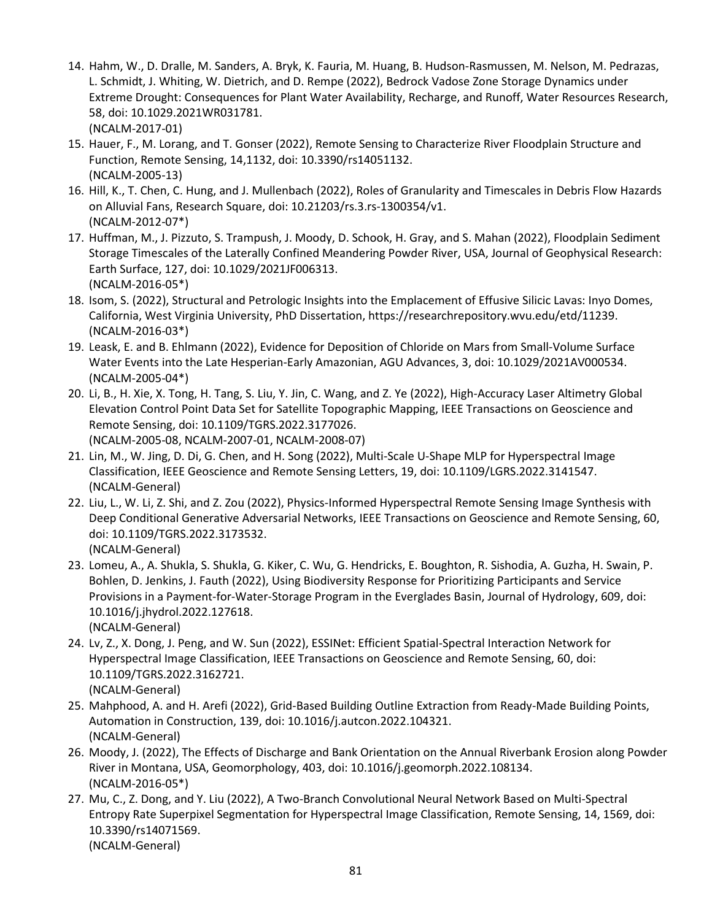14. Hahm, W., D. Dralle, M. Sanders, A. Bryk, K. Fauria, M. Huang, B. Hudson-Rasmussen, M. Nelson, M. Pedrazas, L. Schmidt, J. Whiting, W. Dietrich, and D. Rempe (2022), Bedrock Vadose Zone Storage Dynamics under Extreme Drought: Consequences for Plant Water Availability, Recharge, and Runoff, Water Resources Research, 58, doi: 10.1029.2021WR031781.
    (NCALM-2017-01)
15. Hauer, F., M. Lorang, and T. Gonser (2022), Remote Sensing to Characterize River Floodplain Structure and Function, Remote Sensing, 14,1132, doi: 10.3390/rs14051132.
    (NCALM-2005-13)
16. Hill, K., T. Chen, C. Hung, and J. Mullenbach (2022), Roles of Granularity and Timescales in Debris Flow Hazards on Alluvial Fans, Research Square, doi: 10.21203/rs.3.rs-1300354/v1.
    (NCALM-2012-07*)
17. Huffman, M., J. Pizzuto, S. Trampush, J. Moody, D. Schook, H. Gray, and S. Mahan (2022), Floodplain Sediment Storage Timescales of the Laterally Confined Meandering Powder River, USA, Journal of Geophysical Research: Earth Surface, 127, doi: 10.1029/2021JF006313.
    (NCALM-2016-05*)
18. Isom, S. (2022), Structural and Petrologic Insights into the Emplacement of Effusive Silicic Lavas: Inyo Domes, California, West Virginia University, PhD Dissertation, https://researchrepository.wvu.edu/etd/11239.
    (NCALM-2016-03*)
19. Leask, E. and B. Ehlmann (2022), Evidence for Deposition of Chloride on Mars from Small-Volume Surface Water Events into the Late Hesperian-Early Amazonian, AGU Advances, 3, doi: 10.1029/2021AV000534.
    (NCALM-2005-04*)
20. Li, B., H. Xie, X. Tong, H. Tang, S. Liu, Y. Jin, C. Wang, and Z. Ye (2022), High-Accuracy Laser Altimetry Global Elevation Control Point Data Set for Satellite Topographic Mapping, IEEE Transactions on Geoscience and Remote Sensing, doi: 10.1109/TGRS.2022.3177026.
    (NCALM-2005-08, NCALM-2007-01, NCALM-2008-07)
21. Lin, M., W. Jing, D. Di, G. Chen, and H. Song (2022), Multi-Scale U-Shape MLP for Hyperspectral Image Classification, IEEE Geoscience and Remote Sensing Letters, 19, doi: 10.1109/LGRS.2022.3141547.
    (NCALM-General)
22. Liu, L., W. Li, Z. Shi, and Z. Zou (2022), Physics-Informed Hyperspectral Remote Sensing Image Synthesis with Deep Conditional Generative Adversarial Networks, IEEE Transactions on Geoscience and Remote Sensing, 60, doi: 10.1109/TGRS.2022.3173532.
    (NCALM-General)
23. Lomeu, A., A. Shukla, S. Shukla, G. Kiker, C. Wu, G. Hendricks, E. Boughton, R. Sishodia, A. Guzha, H. Swain, P. Bohlen, D. Jenkins, J. Fauth (2022), Using Biodiversity Response for Prioritizing Participants and Service Provisions in a Payment-for-Water-Storage Program in the Everglades Basin, Journal of Hydrology, 609, doi: 10.1016/j.jhydrol.2022.127618.
    (NCALM-General)
24. Lv, Z., X. Dong, J. Peng, and W. Sun (2022), ESSINet: Efficient Spatial-Spectral Interaction Network for Hyperspectral Image Classification, IEEE Transactions on Geoscience and Remote Sensing, 60, doi: 10.1109/TGRS.2022.3162721.
    (NCALM-General)
25. Mahphood, A. and H. Arefi (2022), Grid-Based Building Outline Extraction from Ready-Made Building Points, Automation in Construction, 139, doi: 10.1016/j.autcon.2022.104321.
    (NCALM-General)
26. Moody, J. (2022), The Effects of Discharge and Bank Orientation on the Annual Riverbank Erosion along Powder River in Montana, USA, Geomorphology, 403, doi: 10.1016/j.geomorph.2022.108134.
    (NCALM-2016-05*)
27. Mu, C., Z. Dong, and Y. Liu (2022), A Two-Branch Convolutional Neural Network Based on Multi-Spectral Entropy Rate Superpixel Segmentation for Hyperspectral Image Classification, Remote Sensing, 14, 1569, doi: 10.3390/rs14071569.
    (NCALM-General)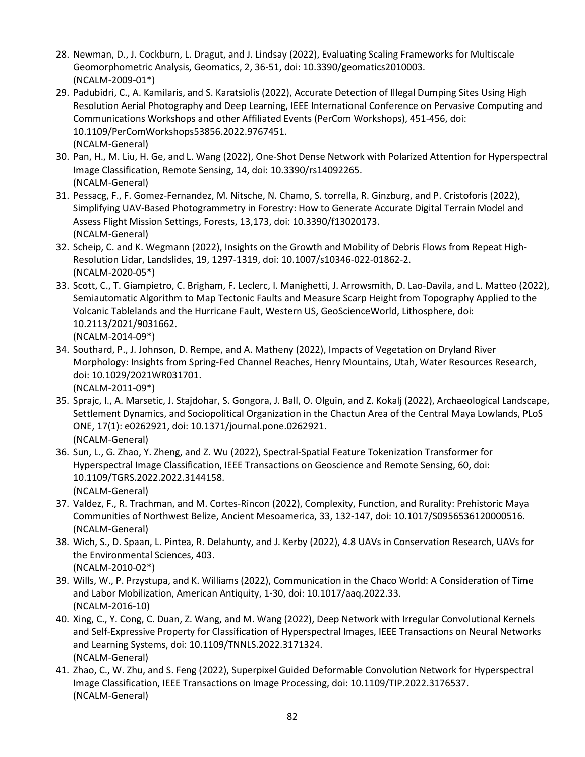28. Newman, D., J. Cockburn, L. Dragut, and J. Lindsay (2022), Evaluating Scaling Frameworks for Multiscale Geomorphometric Analysis, Geomatics, 2, 36-51, doi: 10.3390/geomatics2010003. (NCALM-2009-01*)
29. Padubidri, C., A. Kamilaris, and S. Karatsiolis (2022), Accurate Detection of Illegal Dumping Sites Using High Resolution Aerial Photography and Deep Learning, IEEE International Conference on Pervasive Computing and Communications Workshops and other Affiliated Events (PerCom Workshops), 451-456, doi: 10.1109/PerComWorkshops53856.2022.9767451. (NCALM-General)
30. Pan, H., M. Liu, H. Ge, and L. Wang (2022), One-Shot Dense Network with Polarized Attention for Hyperspectral Image Classification, Remote Sensing, 14, doi: 10.3390/rs14092265. (NCALM-General)
31. Pessacg, F., F. Gomez-Fernandez, M. Nitsche, N. Chamo, S. torrella, R. Ginzburg, and P. Cristoforis (2022), Simplifying UAV-Based Photogrammetry in Forestry: How to Generate Accurate Digital Terrain Model and Assess Flight Mission Settings, Forests, 13,173, doi: 10.3390/f13020173. (NCALM-General)
32. Scheip, C. and K. Wegmann (2022), Insights on the Growth and Mobility of Debris Flows from Repeat High-Resolution Lidar, Landslides, 19, 1297-1319, doi: 10.1007/s10346-022-01862-2. (NCALM-2020-05*)
33. Scott, C., T. Giampietro, C. Brigham, F. Leclerc, I. Manighetti, J. Arrowsmith, D. Lao-Davila, and L. Matteo (2022), Semiautomatic Algorithm to Map Tectonic Faults and Measure Scarp Height from Topography Applied to the Volcanic Tablelands and the Hurricane Fault, Western US, GeoScienceWorld, Lithosphere, doi: 10.2113/2021/9031662. (NCALM-2014-09*)
34. Southard, P., J. Johnson, D. Rempe, and A. Matheny (2022), Impacts of Vegetation on Dryland River Morphology: Insights from Spring-Fed Channel Reaches, Henry Mountains, Utah, Water Resources Research, doi: 10.1029/2021WR031701. (NCALM-2011-09*)
35. Sprajc, I., A. Marsetic, J. Stajdohar, S. Gongora, J. Ball, O. Olguin, and Z. Kokalj (2022), Archaeological Landscape, Settlement Dynamics, and Sociopolitical Organization in the Chactun Area of the Central Maya Lowlands, PLoS ONE, 17(1): e0262921, doi: 10.1371/journal.pone.0262921. (NCALM-General)
36. Sun, L., G. Zhao, Y. Zheng, and Z. Wu (2022), Spectral-Spatial Feature Tokenization Transformer for Hyperspectral Image Classification, IEEE Transactions on Geoscience and Remote Sensing, 60, doi: 10.1109/TGRS.2022.2022.3144158. (NCALM-General)
37. Valdez, F., R. Trachman, and M. Cortes-Rincon (2022), Complexity, Function, and Rurality: Prehistoric Maya Communities of Northwest Belize, Ancient Mesoamerica, 33, 132-147, doi: 10.1017/S0956536120000516. (NCALM-General)
38. Wich, S., D. Spaan, L. Pintea, R. Delahunty, and J. Kerby (2022), 4.8 UAVs in Conservation Research, UAVs for the Environmental Sciences, 403. (NCALM-2010-02*)
39. Wills, W., P. Przystupa, and K. Williams (2022), Communication in the Chaco World: A Consideration of Time and Labor Mobilization, American Antiquity, 1-30, doi: 10.1017/aaq.2022.33. (NCALM-2016-10)
40. Xing, C., Y. Cong, C. Duan, Z. Wang, and M. Wang (2022), Deep Network with Irregular Convolutional Kernels and Self-Expressive Property for Classification of Hyperspectral Images, IEEE Transactions on Neural Networks and Learning Systems, doi: 10.1109/TNNLS.2022.3171324. (NCALM-General)
41. Zhao, C., W. Zhu, and S. Feng (2022), Superpixel Guided Deformable Convolution Network for Hyperspectral Image Classification, IEEE Transactions on Image Processing, doi: 10.1109/TIP.2022.3176537. (NCALM-General)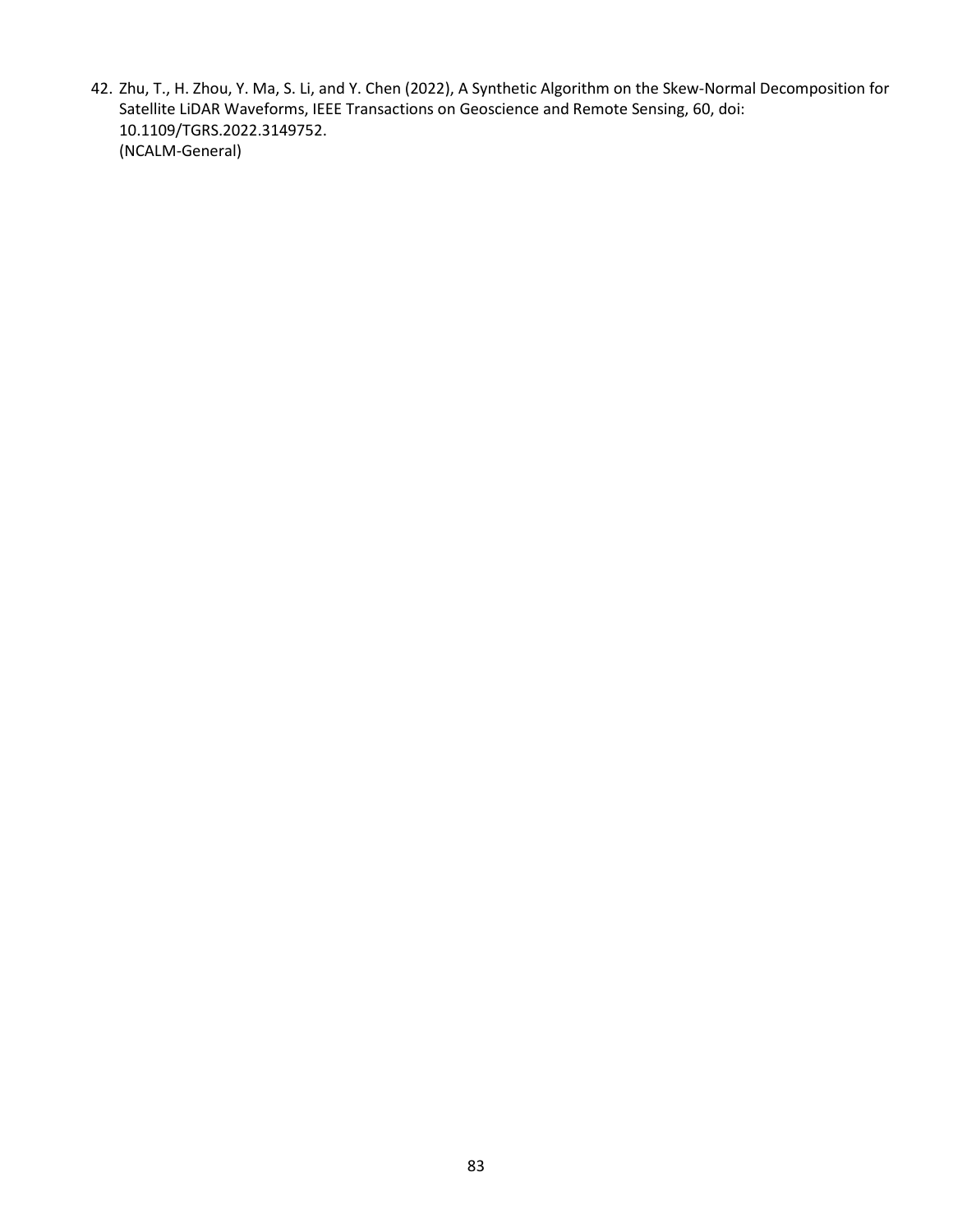42. Zhu, T., H. Zhou, Y. Ma, S. Li, and Y. Chen (2022), A Synthetic Algorithm on the Skew-Normal Decomposition for Satellite LiDAR Waveforms, IEEE Transactions on Geoscience and Remote Sensing, 60, doi: 10.1109/TGRS.2022.3149752.
    (NCALM-General)